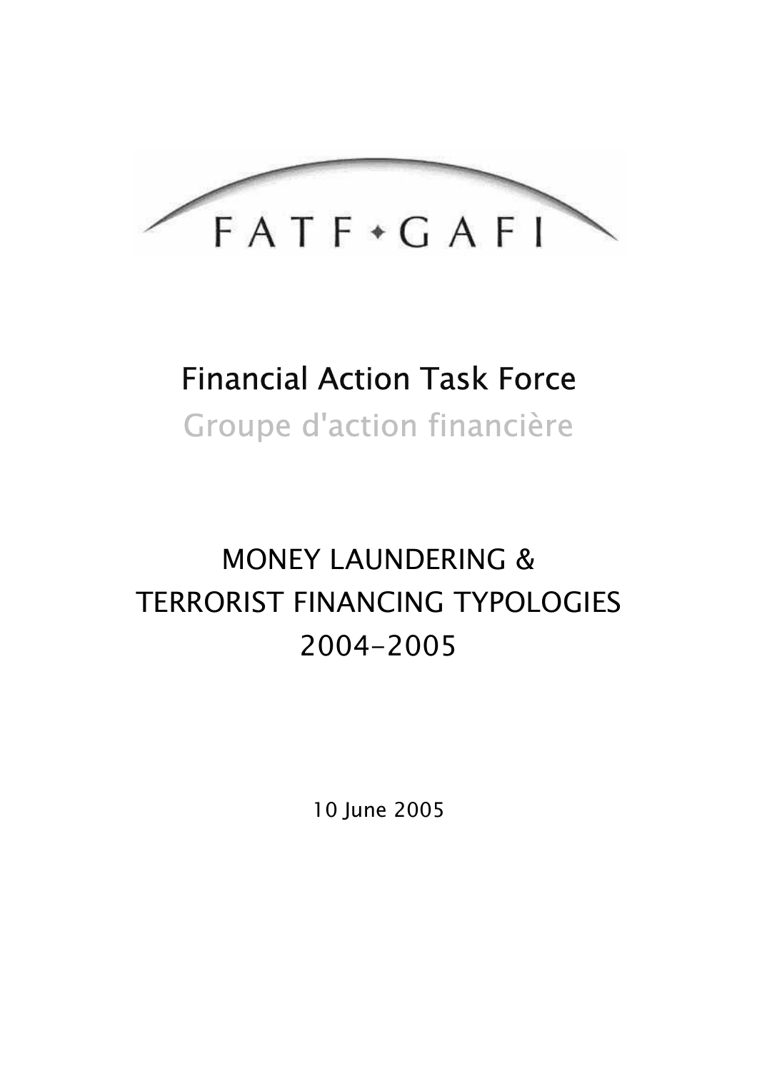FATF • GAFI

# Financial Action Task Force

Groupe d'action financière

# MONEY LAUNDERING & TERRORIST FINANCING TYPOLOGIES 2004-2005

10 June 2005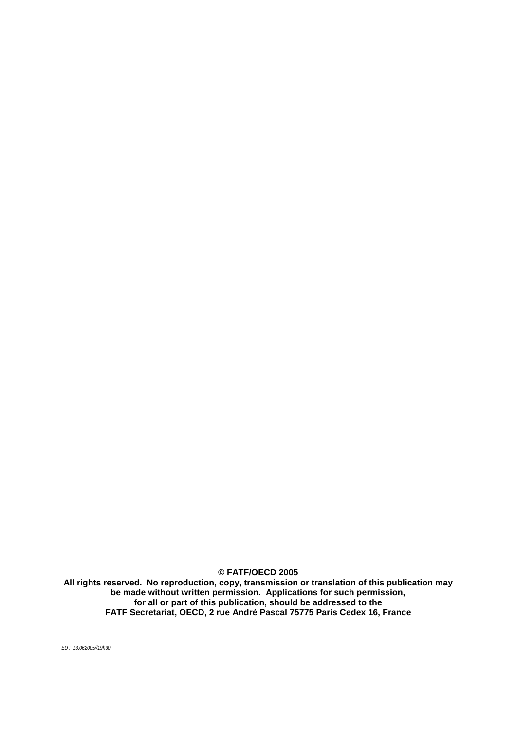**© FATF/OECD 2005**

**All rights reserved. No reproduction, copy, transmission or translation of this publication may be made without written permission. Applications for such permission, for all or part of this publication, should be addressed to the FATF Secretariat, OECD, 2 rue André Pascal 75775 Paris Cedex 16, France**

*ED : 13.062005//19h30*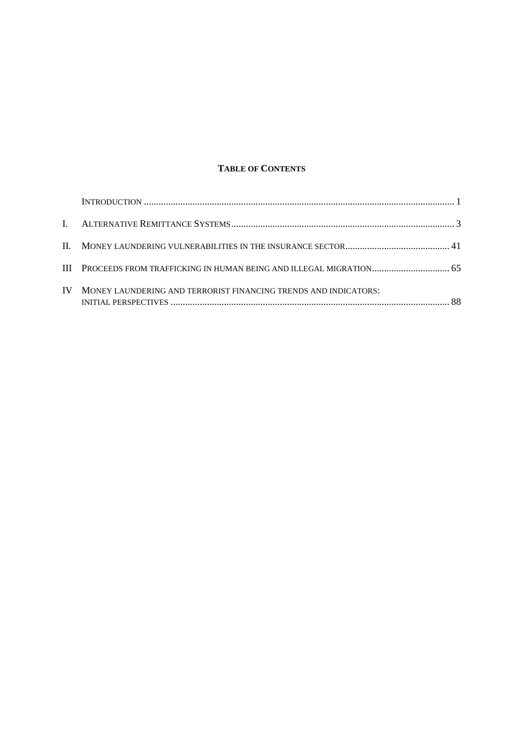**TABLE OF CONTENTS**

| | | |
|---|---|---|
| | INTRODUCTION | 1 |
| I. | ALTERNATIVE REMITTANCE SYSTEMS | 3 |
| II. | MONEY LAUNDERING VULNERABILITIES IN THE INSURANCE SECTOR | 41 |
| III | PROCEEDS FROM TRAFFICKING IN HUMAN BEING AND ILLEGAL MIGRATION | 65 |
| IV | MONEY LAUNDERING AND TERRORIST FINANCING TRENDS AND INDICATORS: INITIAL PERSPECTIVES | 88 |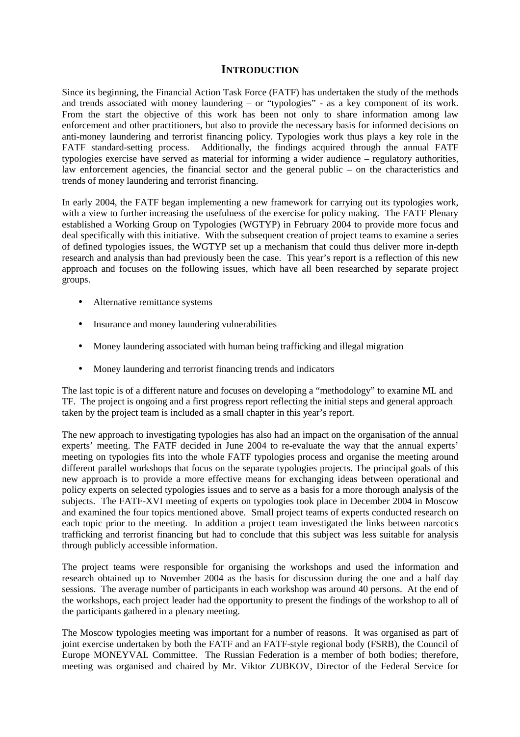# INTRODUCTION

Since its beginning, the Financial Action Task Force (FATF) has undertaken the study of the methods and trends associated with money laundering – or "typologies" - as a key component of its work. From the start the objective of this work has been not only to share information among law enforcement and other practitioners, but also to provide the necessary basis for informed decisions on anti-money laundering and terrorist financing policy. Typologies work thus plays a key role in the FATF standard-setting process. Additionally, the findings acquired through the annual FATF typologies exercise have served as material for informing a wider audience – regulatory authorities, law enforcement agencies, the financial sector and the general public – on the characteristics and trends of money laundering and terrorist financing.

In early 2004, the FATF began implementing a new framework for carrying out its typologies work, with a view to further increasing the usefulness of the exercise for policy making. The FATF Plenary established a Working Group on Typologies (WGTYP) in February 2004 to provide more focus and deal specifically with this initiative. With the subsequent creation of project teams to examine a series of defined typologies issues, the WGTYP set up a mechanism that could thus deliver more in-depth research and analysis than had previously been the case. This year's report is a reflection of this new approach and focuses on the following issues, which have all been researched by separate project groups.

- Alternative remittance systems
- Insurance and money laundering vulnerabilities
- Money laundering associated with human being trafficking and illegal migration
- Money laundering and terrorist financing trends and indicators

The last topic is of a different nature and focuses on developing a "methodology" to examine ML and TF. The project is ongoing and a first progress report reflecting the initial steps and general approach taken by the project team is included as a small chapter in this year's report.

The new approach to investigating typologies has also had an impact on the organisation of the annual experts' meeting. The FATF decided in June 2004 to re-evaluate the way that the annual experts' meeting on typologies fits into the whole FATF typologies process and organise the meeting around different parallel workshops that focus on the separate typologies projects. The principal goals of this new approach is to provide a more effective means for exchanging ideas between operational and policy experts on selected typologies issues and to serve as a basis for a more thorough analysis of the subjects. The FATF-XVI meeting of experts on typologies took place in December 2004 in Moscow and examined the four topics mentioned above. Small project teams of experts conducted research on each topic prior to the meeting. In addition a project team investigated the links between narcotics trafficking and terrorist financing but had to conclude that this subject was less suitable for analysis through publicly accessible information.

The project teams were responsible for organising the workshops and used the information and research obtained up to November 2004 as the basis for discussion during the one and a half day sessions. The average number of participants in each workshop was around 40 persons. At the end of the workshops, each project leader had the opportunity to present the findings of the workshop to all of the participants gathered in a plenary meeting.

The Moscow typologies meeting was important for a number of reasons. It was organised as part of joint exercise undertaken by both the FATF and an FATF-style regional body (FSRB), the Council of Europe MONEYVAL Committee. The Russian Federation is a member of both bodies; therefore, meeting was organised and chaired by Mr. Viktor ZUBKOV, Director of the Federal Service for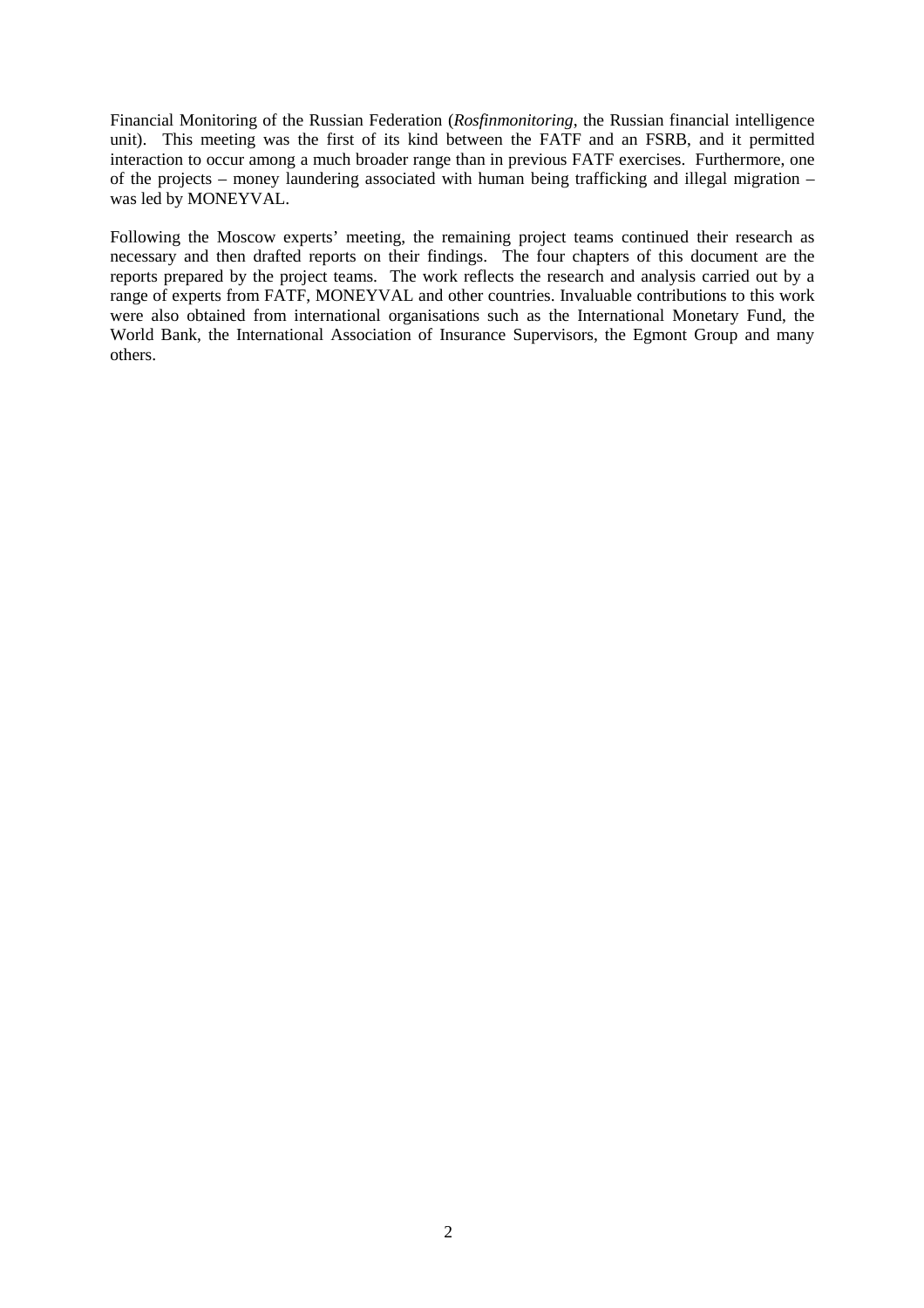Financial Monitoring of the Russian Federation (*Rosfinmonitoring*, the Russian financial intelligence unit). This meeting was the first of its kind between the FATF and an FSRB, and it permitted interaction to occur among a much broader range than in previous FATF exercises. Furthermore, one of the projects – money laundering associated with human being trafficking and illegal migration – was led by MONEYVAL.

Following the Moscow experts' meeting, the remaining project teams continued their research as necessary and then drafted reports on their findings. The four chapters of this document are the reports prepared by the project teams. The work reflects the research and analysis carried out by a range of experts from FATF, MONEYVAL and other countries. Invaluable contributions to this work were also obtained from international organisations such as the International Monetary Fund, the World Bank, the International Association of Insurance Supervisors, the Egmont Group and many others.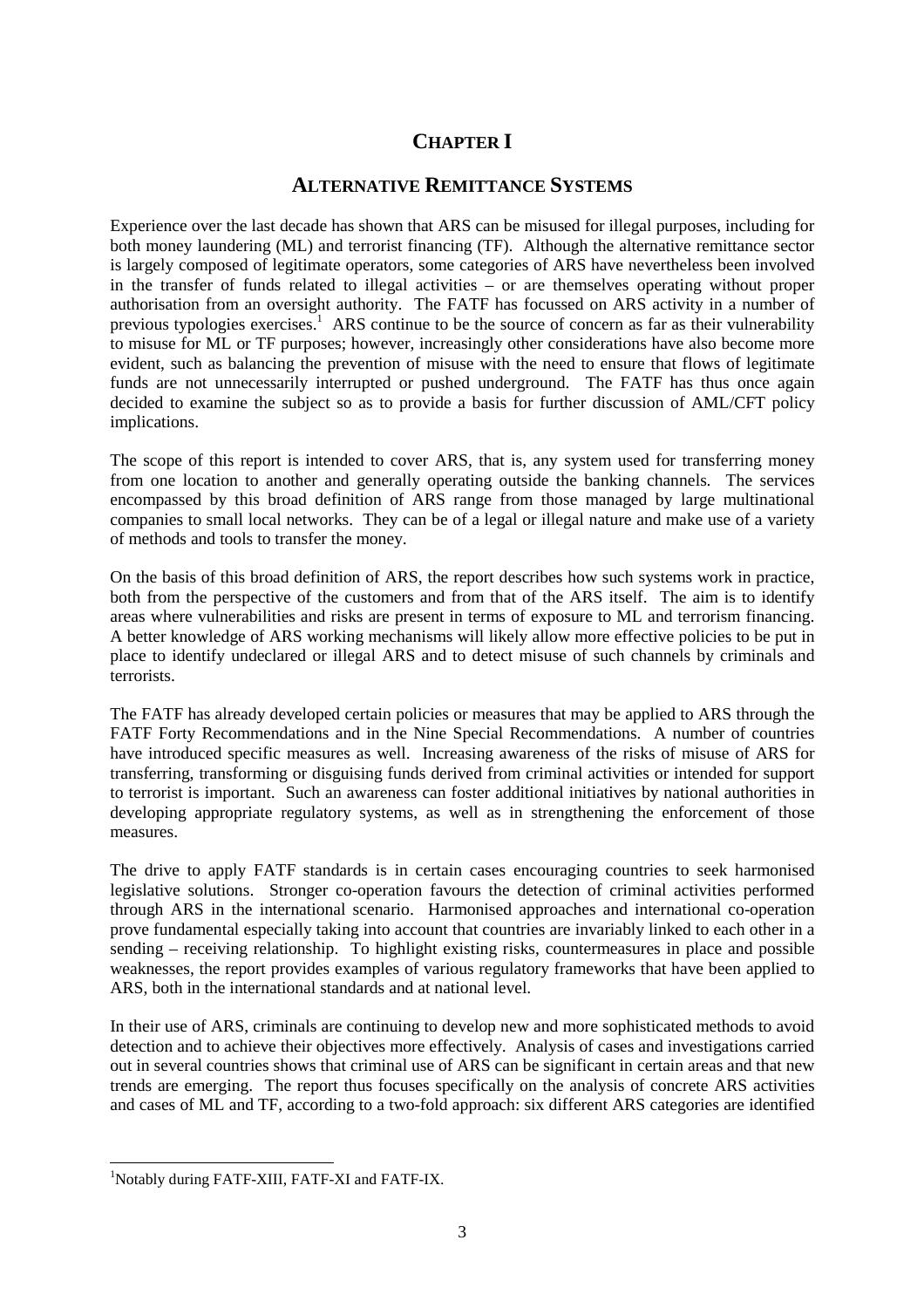# CHAPTER I

## ALTERNATIVE REMITTANCE SYSTEMS

Experience over the last decade has shown that ARS can be misused for illegal purposes, including for both money laundering (ML) and terrorist financing (TF). Although the alternative remittance sector is largely composed of legitimate operators, some categories of ARS have nevertheless been involved in the transfer of funds related to illegal activities – or are themselves operating without proper authorisation from an oversight authority. The FATF has focussed on ARS activity in a number of previous typologies exercises.[1] ARS continue to be the source of concern as far as their vulnerability to misuse for ML or TF purposes; however, increasingly other considerations have also become more evident, such as balancing the prevention of misuse with the need to ensure that flows of legitimate funds are not unnecessarily interrupted or pushed underground. The FATF has thus once again decided to examine the subject so as to provide a basis for further discussion of AML/CFT policy implications.

The scope of this report is intended to cover ARS, that is, any system used for transferring money from one location to another and generally operating outside the banking channels. The services encompassed by this broad definition of ARS range from those managed by large multinational companies to small local networks. They can be of a legal or illegal nature and make use of a variety of methods and tools to transfer the money.

On the basis of this broad definition of ARS, the report describes how such systems work in practice, both from the perspective of the customers and from that of the ARS itself. The aim is to identify areas where vulnerabilities and risks are present in terms of exposure to ML and terrorism financing. A better knowledge of ARS working mechanisms will likely allow more effective policies to be put in place to identify undeclared or illegal ARS and to detect misuse of such channels by criminals and terrorists.

The FATF has already developed certain policies or measures that may be applied to ARS through the FATF Forty Recommendations and in the Nine Special Recommendations. A number of countries have introduced specific measures as well. Increasing awareness of the risks of misuse of ARS for transferring, transforming or disguising funds derived from criminal activities or intended for support to terrorist is important. Such an awareness can foster additional initiatives by national authorities in developing appropriate regulatory systems, as well as in strengthening the enforcement of those measures.

The drive to apply FATF standards is in certain cases encouraging countries to seek harmonised legislative solutions. Stronger co-operation favours the detection of criminal activities performed through ARS in the international scenario. Harmonised approaches and international co-operation prove fundamental especially taking into account that countries are invariably linked to each other in a sending – receiving relationship. To highlight existing risks, countermeasures in place and possible weaknesses, the report provides examples of various regulatory frameworks that have been applied to ARS, both in the international standards and at national level.

In their use of ARS, criminals are continuing to develop new and more sophisticated methods to avoid detection and to achieve their objectives more effectively. Analysis of cases and investigations carried out in several countries shows that criminal use of ARS can be significant in certain areas and that new trends are emerging. The report thus focuses specifically on the analysis of concrete ARS activities and cases of ML and TF, according to a two-fold approach: six different ARS categories are identified

[1]Notably during FATF-XIII, FATF-XI and FATF-IX.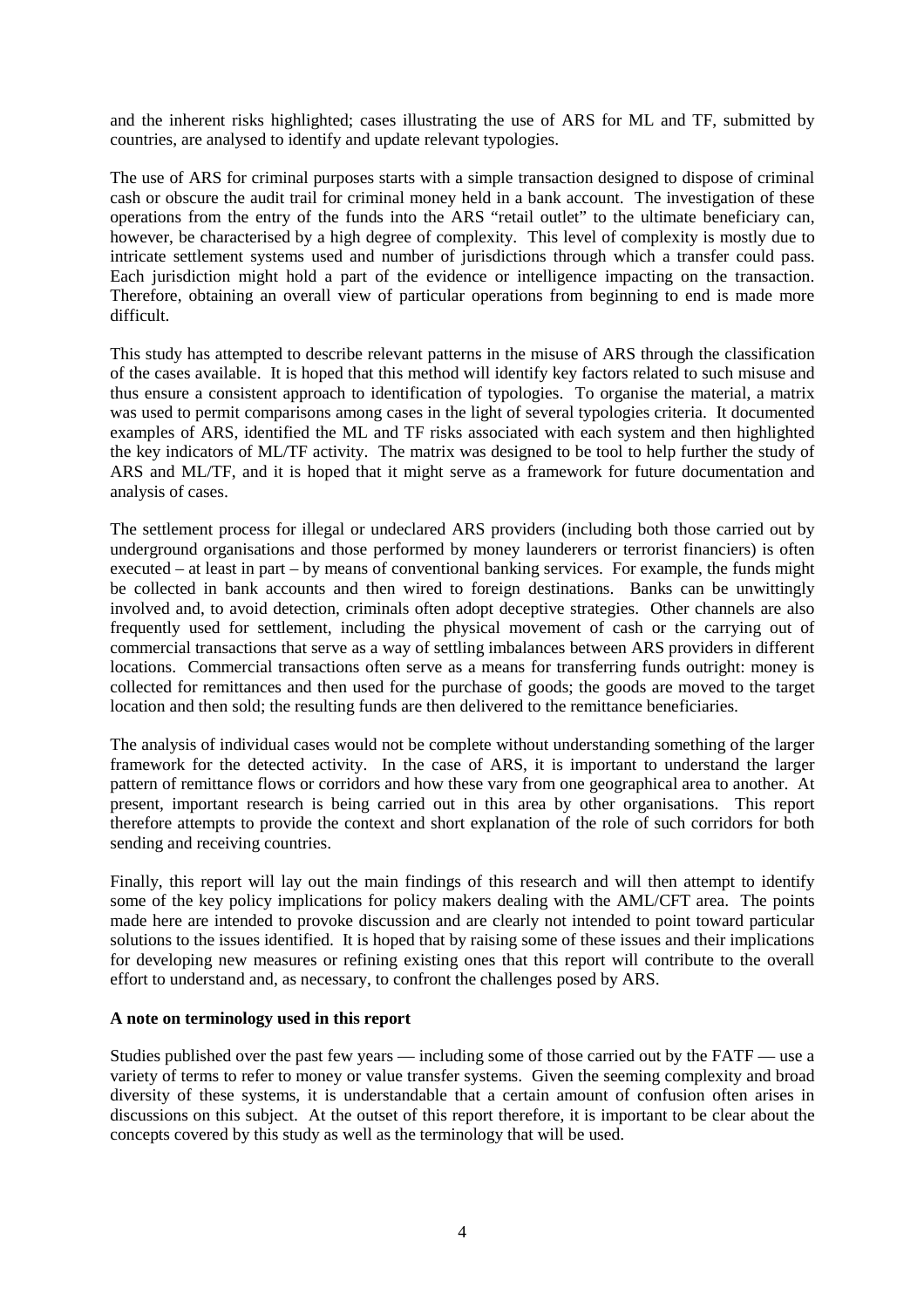and the inherent risks highlighted; cases illustrating the use of ARS for ML and TF, submitted by countries, are analysed to identify and update relevant typologies.

The use of ARS for criminal purposes starts with a simple transaction designed to dispose of criminal cash or obscure the audit trail for criminal money held in a bank account. The investigation of these operations from the entry of the funds into the ARS "retail outlet" to the ultimate beneficiary can, however, be characterised by a high degree of complexity. This level of complexity is mostly due to intricate settlement systems used and number of jurisdictions through which a transfer could pass. Each jurisdiction might hold a part of the evidence or intelligence impacting on the transaction. Therefore, obtaining an overall view of particular operations from beginning to end is made more difficult.

This study has attempted to describe relevant patterns in the misuse of ARS through the classification of the cases available. It is hoped that this method will identify key factors related to such misuse and thus ensure a consistent approach to identification of typologies. To organise the material, a matrix was used to permit comparisons among cases in the light of several typologies criteria. It documented examples of ARS, identified the ML and TF risks associated with each system and then highlighted the key indicators of ML/TF activity. The matrix was designed to be tool to help further the study of ARS and ML/TF, and it is hoped that it might serve as a framework for future documentation and analysis of cases.

The settlement process for illegal or undeclared ARS providers (including both those carried out by underground organisations and those performed by money launderers or terrorist financiers) is often executed – at least in part – by means of conventional banking services. For example, the funds might be collected in bank accounts and then wired to foreign destinations. Banks can be unwittingly involved and, to avoid detection, criminals often adopt deceptive strategies. Other channels are also frequently used for settlement, including the physical movement of cash or the carrying out of commercial transactions that serve as a way of settling imbalances between ARS providers in different locations. Commercial transactions often serve as a means for transferring funds outright: money is collected for remittances and then used for the purchase of goods; the goods are moved to the target location and then sold; the resulting funds are then delivered to the remittance beneficiaries.

The analysis of individual cases would not be complete without understanding something of the larger framework for the detected activity. In the case of ARS, it is important to understand the larger pattern of remittance flows or corridors and how these vary from one geographical area to another. At present, important research is being carried out in this area by other organisations. This report therefore attempts to provide the context and short explanation of the role of such corridors for both sending and receiving countries.

Finally, this report will lay out the main findings of this research and will then attempt to identify some of the key policy implications for policy makers dealing with the AML/CFT area. The points made here are intended to provoke discussion and are clearly not intended to point toward particular solutions to the issues identified. It is hoped that by raising some of these issues and their implications for developing new measures or refining existing ones that this report will contribute to the overall effort to understand and, as necessary, to confront the challenges posed by ARS.

**A note on terminology used in this report**

Studies published over the past few years — including some of those carried out by the FATF — use a variety of terms to refer to money or value transfer systems. Given the seeming complexity and broad diversity of these systems, it is understandable that a certain amount of confusion often arises in discussions on this subject. At the outset of this report therefore, it is important to be clear about the concepts covered by this study as well as the terminology that will be used.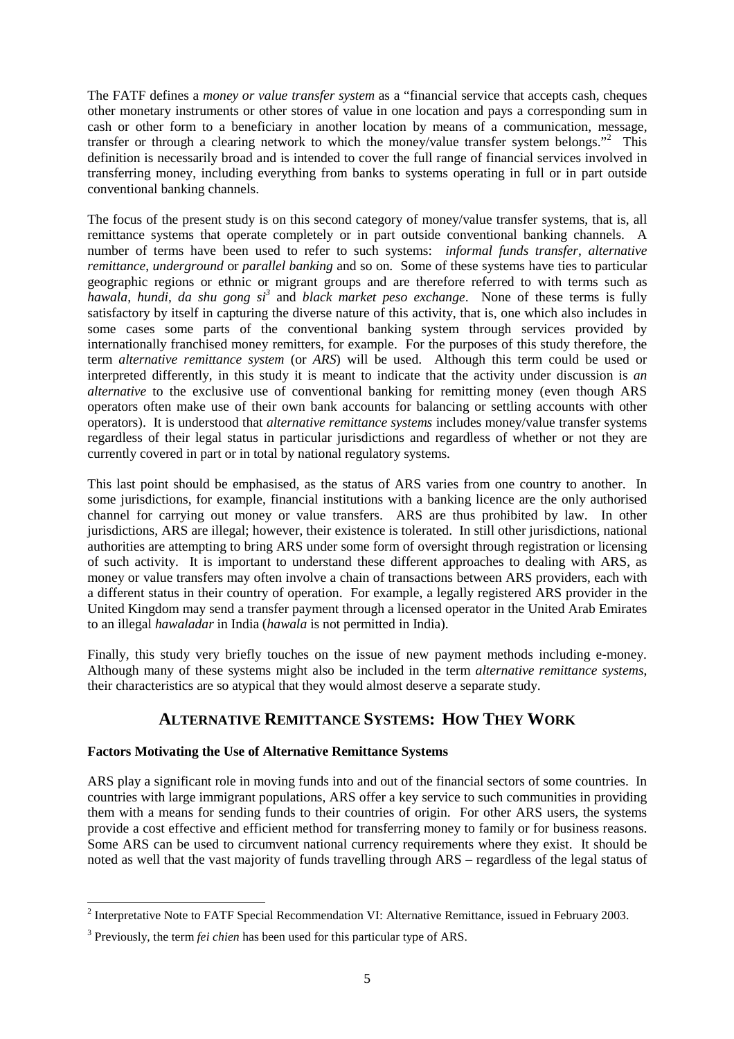The FATF defines a *money or value transfer system* as a "financial service that accepts cash, cheques other monetary instruments or other stores of value in one location and pays a corresponding sum in cash or other form to a beneficiary in another location by means of a communication, message, transfer or through a clearing network to which the money/value transfer system belongs."[2] This definition is necessarily broad and is intended to cover the full range of financial services involved in transferring money, including everything from banks to systems operating in full or in part outside conventional banking channels.

The focus of the present study is on this second category of money/value transfer systems, that is, all remittance systems that operate completely or in part outside conventional banking channels. A number of terms have been used to refer to such systems: *informal funds transfer*, *alternative remittance*, *underground* or *parallel banking* and so on. Some of these systems have ties to particular geographic regions or ethnic or migrant groups and are therefore referred to with terms such as *hawala*, *hundi*, *da shu gong si*[3] and *black market peso exchange*. None of these terms is fully satisfactory by itself in capturing the diverse nature of this activity, that is, one which also includes in some cases some parts of the conventional banking system through services provided by internationally franchised money remitters, for example. For the purposes of this study therefore, the term *alternative remittance system* (or *ARS*) will be used. Although this term could be used or interpreted differently, in this study it is meant to indicate that the activity under discussion is *an alternative* to the exclusive use of conventional banking for remitting money (even though ARS operators often make use of their own bank accounts for balancing or settling accounts with other operators). It is understood that *alternative remittance systems* includes money/value transfer systems regardless of their legal status in particular jurisdictions and regardless of whether or not they are currently covered in part or in total by national regulatory systems.

This last point should be emphasised, as the status of ARS varies from one country to another. In some jurisdictions, for example, financial institutions with a banking licence are the only authorised channel for carrying out money or value transfers. ARS are thus prohibited by law. In other jurisdictions, ARS are illegal; however, their existence is tolerated. In still other jurisdictions, national authorities are attempting to bring ARS under some form of oversight through registration or licensing of such activity. It is important to understand these different approaches to dealing with ARS, as money or value transfers may often involve a chain of transactions between ARS providers, each with a different status in their country of operation. For example, a legally registered ARS provider in the United Kingdom may send a transfer payment through a licensed operator in the United Arab Emirates to an illegal *hawaladar* in India (*hawala* is not permitted in India).

Finally, this study very briefly touches on the issue of new payment methods including e-money. Although many of these systems might also be included in the term *alternative remittance systems*, their characteristics are so atypical that they would almost deserve a separate study.

## ALTERNATIVE REMITTANCE SYSTEMS: HOW THEY WORK

### Factors Motivating the Use of Alternative Remittance Systems

ARS play a significant role in moving funds into and out of the financial sectors of some countries. In countries with large immigrant populations, ARS offer a key service to such communities in providing them with a means for sending funds to their countries of origin. For other ARS users, the systems provide a cost effective and efficient method for transferring money to family or for business reasons. Some ARS can be used to circumvent national currency requirements where they exist. It should be noted as well that the vast majority of funds travelling through ARS – regardless of the legal status of

---

[2] Interpretative Note to FATF Special Recommendation VI: Alternative Remittance, issued in February 2003.

[3] Previously, the term *fei chien* has been used for this particular type of ARS.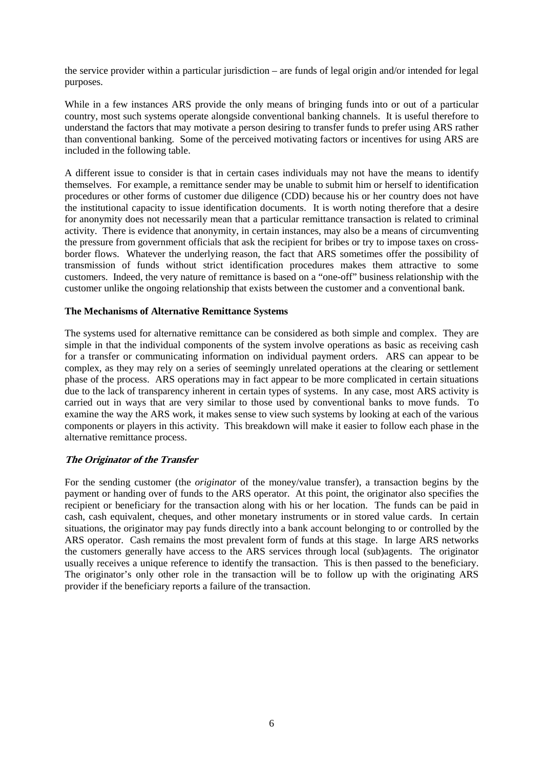the service provider within a particular jurisdiction – are funds of legal origin and/or intended for legal purposes.

While in a few instances ARS provide the only means of bringing funds into or out of a particular country, most such systems operate alongside conventional banking channels. It is useful therefore to understand the factors that may motivate a person desiring to transfer funds to prefer using ARS rather than conventional banking. Some of the perceived motivating factors or incentives for using ARS are included in the following table.

A different issue to consider is that in certain cases individuals may not have the means to identify themselves. For example, a remittance sender may be unable to submit him or herself to identification procedures or other forms of customer due diligence (CDD) because his or her country does not have the institutional capacity to issue identification documents. It is worth noting therefore that a desire for anonymity does not necessarily mean that a particular remittance transaction is related to criminal activity. There is evidence that anonymity, in certain instances, may also be a means of circumventing the pressure from government officials that ask the recipient for bribes or try to impose taxes on cross-border flows. Whatever the underlying reason, the fact that ARS sometimes offer the possibility of transmission of funds without strict identification procedures makes them attractive to some customers. Indeed, the very nature of remittance is based on a "one-off" business relationship with the customer unlike the ongoing relationship that exists between the customer and a conventional bank.

**The Mechanisms of Alternative Remittance Systems**

The systems used for alternative remittance can be considered as both simple and complex. They are simple in that the individual components of the system involve operations as basic as receiving cash for a transfer or communicating information on individual payment orders. ARS can appear to be complex, as they may rely on a series of seemingly unrelated operations at the clearing or settlement phase of the process. ARS operations may in fact appear to be more complicated in certain situations due to the lack of transparency inherent in certain types of systems. In any case, most ARS activity is carried out in ways that are very similar to those used by conventional banks to move funds. To examine the way the ARS work, it makes sense to view such systems by looking at each of the various components or players in this activity. This breakdown will make it easier to follow each phase in the alternative remittance process.

***The Originator of the Transfer***

For the sending customer (the *originator* of the money/value transfer), a transaction begins by the payment or handing over of funds to the ARS operator. At this point, the originator also specifies the recipient or beneficiary for the transaction along with his or her location. The funds can be paid in cash, cash equivalent, cheques, and other monetary instruments or in stored value cards. In certain situations, the originator may pay funds directly into a bank account belonging to or controlled by the ARS operator. Cash remains the most prevalent form of funds at this stage. In large ARS networks the customers generally have access to the ARS services through local (sub)agents. The originator usually receives a unique reference to identify the transaction. This is then passed to the beneficiary. The originator's only other role in the transaction will be to follow up with the originating ARS provider if the beneficiary reports a failure of the transaction.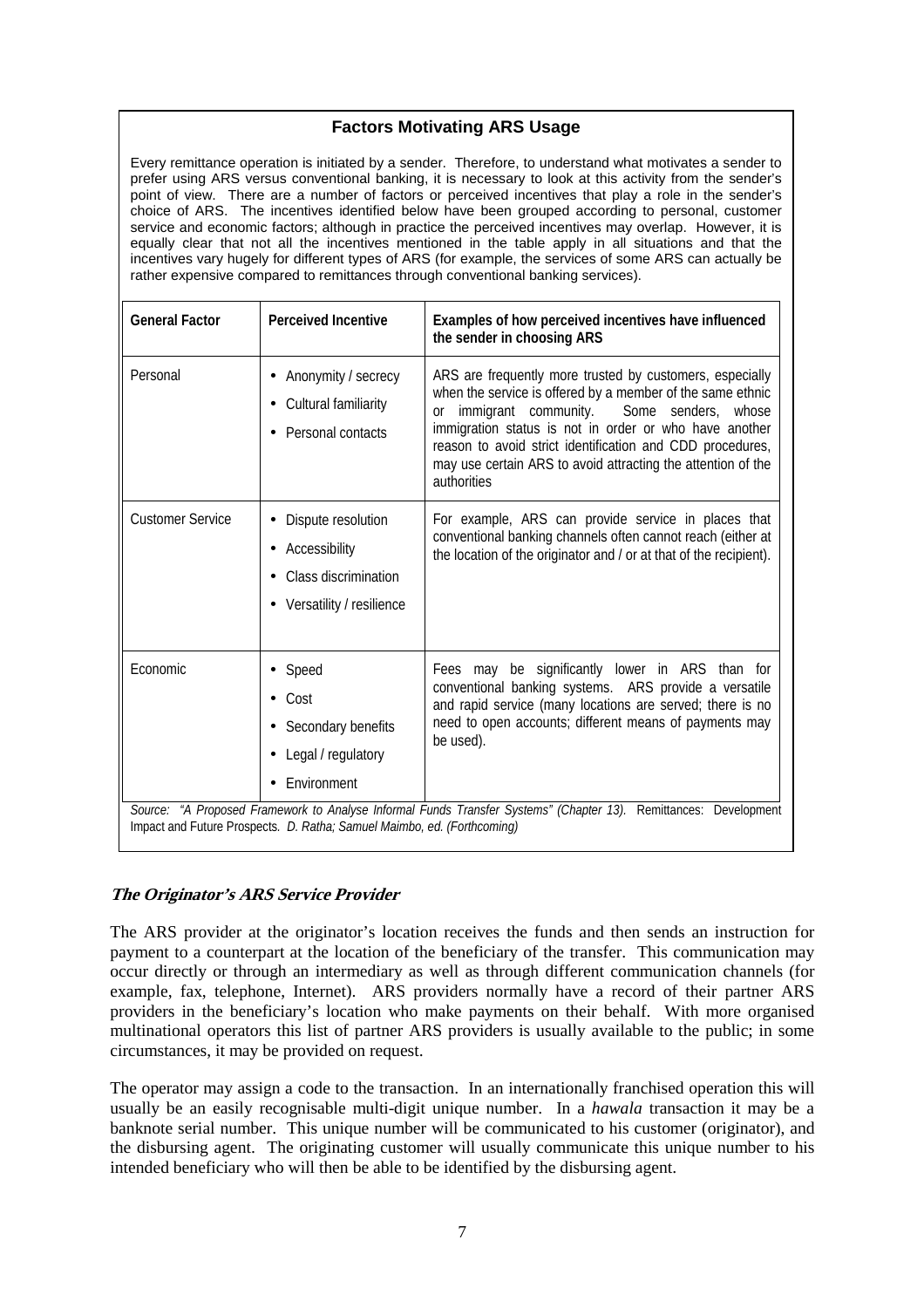**Factors Motivating ARS Usage**

Every remittance operation is initiated by a sender. Therefore, to understand what motivates a sender to prefer using ARS versus conventional banking, it is necessary to look at this activity from the sender's point of view. There are a number of factors or perceived incentives that play a role in the sender's choice of ARS. The incentives identified below have been grouped according to personal, customer service and economic factors; although in practice the perceived incentives may overlap. However, it is equally clear that not all the incentives mentioned in the table apply in all situations and that the incentives vary hugely for different types of ARS (for example, the services of some ARS can actually be rather expensive compared to remittances through conventional banking services).

| General Factor | Perceived Incentive | Examples of how perceived incentives have influenced the sender in choosing ARS |
|---|---|---|
| Personal | • Anonymity / secrecy<br>• Cultural familiarity<br>• Personal contacts | ARS are frequently more trusted by customers, especially when the service is offered by a member of the same ethnic or immigrant community. Some senders, whose immigration status is not in order or who have another reason to avoid strict identification and CDD procedures, may use certain ARS to avoid attracting the attention of the authorities |
| Customer Service | • Dispute resolution<br>• Accessibility<br>• Class discrimination<br>• Versatility / resilience | For example, ARS can provide service in places that conventional banking channels often cannot reach (either at the location of the originator and / or at that of the recipient). |
| Economic | • Speed<br>• Cost<br>• Secondary benefits<br>• Legal / regulatory<br>• Environment | Fees may be significantly lower in ARS than for conventional banking systems. ARS provide a versatile and rapid service (many locations are served; there is no need to open accounts; different means of payments may be used). |

*Source: "A Proposed Framework to Analyse Informal Funds Transfer Systems" (Chapter 13).* Remittances: Development Impact and Future Prospects*. D. Ratha; Samuel Maimbo, ed. (Forthcoming)*

### *The Originator's ARS Service Provider*

The ARS provider at the originator's location receives the funds and then sends an instruction for payment to a counterpart at the location of the beneficiary of the transfer. This communication may occur directly or through an intermediary as well as through different communication channels (for example, fax, telephone, Internet). ARS providers normally have a record of their partner ARS providers in the beneficiary's location who make payments on their behalf. With more organised multinational operators this list of partner ARS providers is usually available to the public; in some circumstances, it may be provided on request.

The operator may assign a code to the transaction. In an internationally franchised operation this will usually be an easily recognisable multi-digit unique number. In a *hawala* transaction it may be a banknote serial number. This unique number will be communicated to his customer (originator), and the disbursing agent. The originating customer will usually communicate this unique number to his intended beneficiary who will then be able to be identified by the disbursing agent.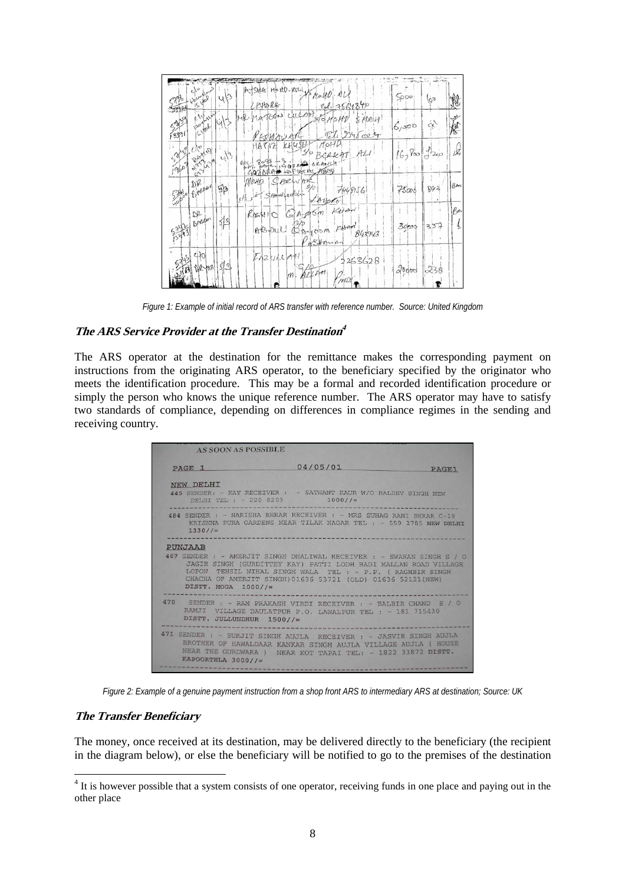*Figure 1: Example of initial record of ARS transfer with reference number. Source: United Kingdom*

### ***The ARS Service Provider at the Transfer Destination[4]***

The ARS operator at the destination for the remittance makes the corresponding payment on instructions from the originating ARS operator, to the beneficiary specified by the originator who meets the identification procedure. This may be a formal and recorded identification procedure or simply the person who knows the unique reference number. The ARS operator may have to satisfy two standards of compliance, depending on differences in compliance regimes in the sending and receiving country.

*Figure 2: Example of a genuine payment instruction from a shop front ARS to intermediary ARS at destination; Source: UK*

### ***The Transfer Beneficiary***

The money, once received at its destination, may be delivered directly to the beneficiary (the recipient in the diagram below), or else the beneficiary will be notified to go to the premises of the destination

---

[4] It is however possible that a system consists of one operator, receiving funds in one place and paying out in the other place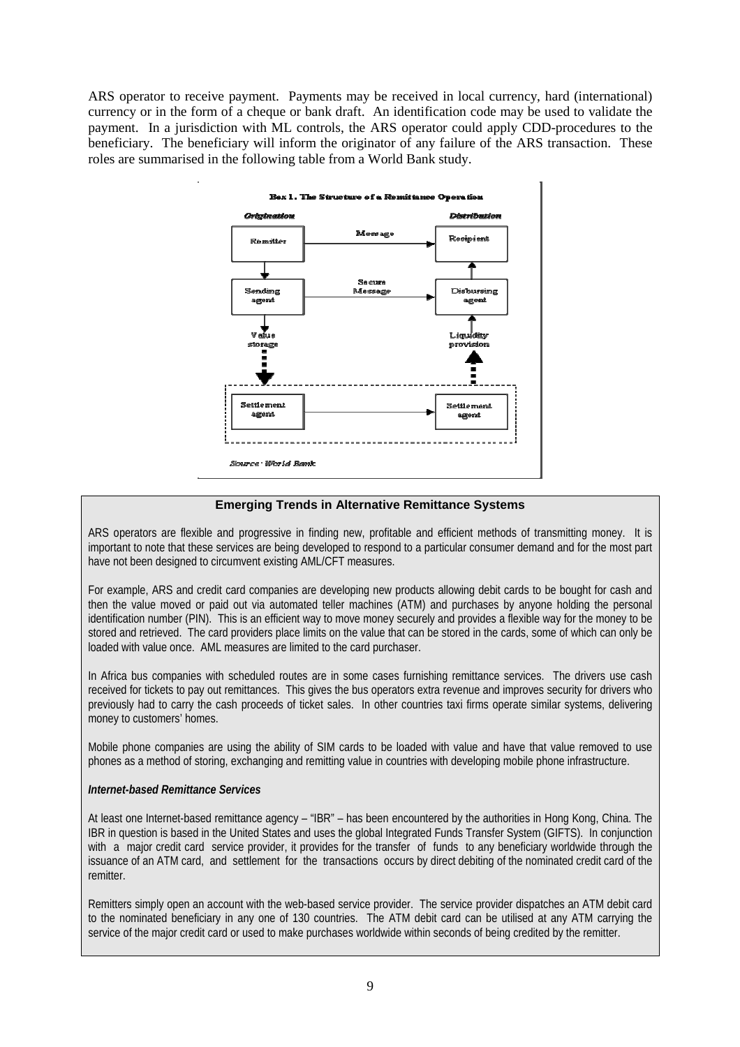ARS operator to receive payment. Payments may be received in local currency, hard (international) currency or in the form of a cheque or bank draft. An identification code may be used to validate the payment. In a jurisdiction with ML controls, the ARS operator could apply CDD-procedures to the beneficiary. The beneficiary will inform the originator of any failure of the ARS transaction. These roles are summarised in the following table from a World Bank study.

**Box 1. The Structure of a Remittance Operation**

| *Origination* | | *Distribution* |
|---|---|---|
| Remitter | Message → | Recipient |
| ↓ | | ↑ |
| Sending agent | Secure Message → | Disbursing agent |
| ↓ Value storage | | ↑ Liquidity provision |
| Settlement agent | → | Settlement agent |

*Source: World Bank*

### Emerging Trends in Alternative Remittance Systems

ARS operators are flexible and progressive in finding new, profitable and efficient methods of transmitting money. It is important to note that these services are being developed to respond to a particular consumer demand and for the most part have not been designed to circumvent existing AML/CFT measures.

For example, ARS and credit card companies are developing new products allowing debit cards to be bought for cash and then the value moved or paid out via automated teller machines (ATM) and purchases by anyone holding the personal identification number (PIN). This is an efficient way to move money securely and provides a flexible way for the money to be stored and retrieved. The card providers place limits on the value that can be stored in the cards, some of which can only be loaded with value once. AML measures are limited to the card purchaser.

In Africa bus companies with scheduled routes are in some cases furnishing remittance services. The drivers use cash received for tickets to pay out remittances. This gives the bus operators extra revenue and improves security for drivers who previously had to carry the cash proceeds of ticket sales. In other countries taxi firms operate similar systems, delivering money to customers' homes.

Mobile phone companies are using the ability of SIM cards to be loaded with value and have that value removed to use phones as a method of storing, exchanging and remitting value in countries with developing mobile phone infrastructure.

***Internet-based Remittance Services***

At least one Internet-based remittance agency – "IBR" – has been encountered by the authorities in Hong Kong, China. The IBR in question is based in the United States and uses the global Integrated Funds Transfer System (GIFTS). In conjunction with a major credit card service provider, it provides for the transfer of funds to any beneficiary worldwide through the issuance of an ATM card, and settlement for the transactions occurs by direct debiting of the nominated credit card of the remitter.

Remitters simply open an account with the web-based service provider. The service provider dispatches an ATM debit card to the nominated beneficiary in any one of 130 countries. The ATM debit card can be utilised at any ATM carrying the service of the major credit card or used to make purchases worldwide within seconds of being credited by the remitter.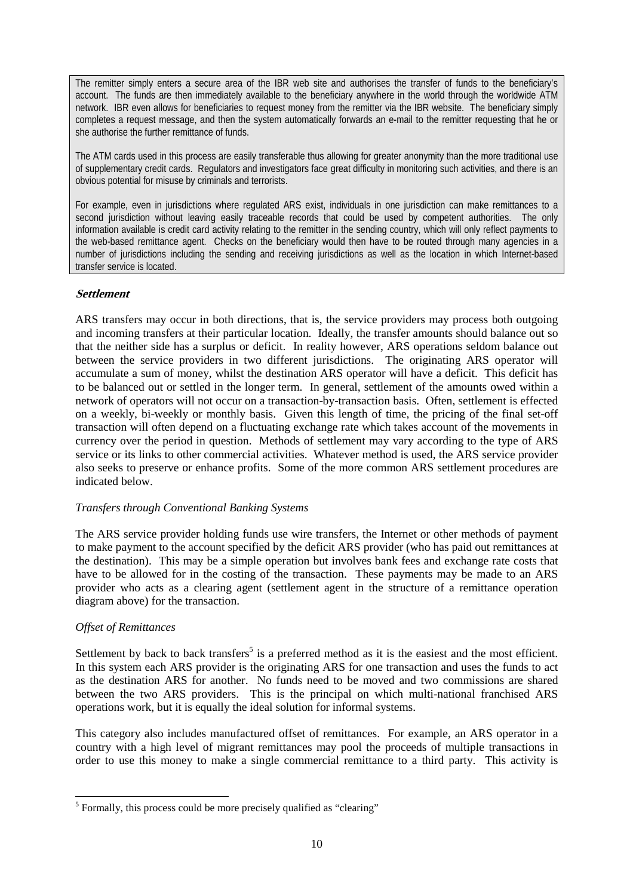The remitter simply enters a secure area of the IBR web site and authorises the transfer of funds to the beneficiary's account. The funds are then immediately available to the beneficiary anywhere in the world through the worldwide ATM network. IBR even allows for beneficiaries to request money from the remitter via the IBR website. The beneficiary simply completes a request message, and then the system automatically forwards an e-mail to the remitter requesting that he or she authorise the further remittance of funds.

The ATM cards used in this process are easily transferable thus allowing for greater anonymity than the more traditional use of supplementary credit cards. Regulators and investigators face great difficulty in monitoring such activities, and there is an obvious potential for misuse by criminals and terrorists.

For example, even in jurisdictions where regulated ARS exist, individuals in one jurisdiction can make remittances to a second jurisdiction without leaving easily traceable records that could be used by competent authorities. The only information available is credit card activity relating to the remitter in the sending country, which will only reflect payments to the web-based remittance agent. Checks on the beneficiary would then have to be routed through many agencies in a number of jurisdictions including the sending and receiving jurisdictions as well as the location in which Internet-based transfer service is located.

### *Settlement*

ARS transfers may occur in both directions, that is, the service providers may process both outgoing and incoming transfers at their particular location. Ideally, the transfer amounts should balance out so that the neither side has a surplus or deficit. In reality however, ARS operations seldom balance out between the service providers in two different jurisdictions. The originating ARS operator will accumulate a sum of money, whilst the destination ARS operator will have a deficit. This deficit has to be balanced out or settled in the longer term. In general, settlement of the amounts owed within a network of operators will not occur on a transaction-by-transaction basis. Often, settlement is effected on a weekly, bi-weekly or monthly basis. Given this length of time, the pricing of the final set-off transaction will often depend on a fluctuating exchange rate which takes account of the movements in currency over the period in question. Methods of settlement may vary according to the type of ARS service or its links to other commercial activities. Whatever method is used, the ARS service provider also seeks to preserve or enhance profits. Some of the more common ARS settlement procedures are indicated below.

*Transfers through Conventional Banking Systems*

The ARS service provider holding funds use wire transfers, the Internet or other methods of payment to make payment to the account specified by the deficit ARS provider (who has paid out remittances at the destination). This may be a simple operation but involves bank fees and exchange rate costs that have to be allowed for in the costing of the transaction. These payments may be made to an ARS provider who acts as a clearing agent (settlement agent in the structure of a remittance operation diagram above) for the transaction.

*Offset of Remittances*

Settlement by back to back transfers[5] is a preferred method as it is the easiest and the most efficient. In this system each ARS provider is the originating ARS for one transaction and uses the funds to act as the destination ARS for another. No funds need to be moved and two commissions are shared between the two ARS providers. This is the principal on which multi-national franchised ARS operations work, but it is equally the ideal solution for informal systems.

This category also includes manufactured offset of remittances. For example, an ARS operator in a country with a high level of migrant remittances may pool the proceeds of multiple transactions in order to use this money to make a single commercial remittance to a third party. This activity is

[5] Formally, this process could be more precisely qualified as "clearing"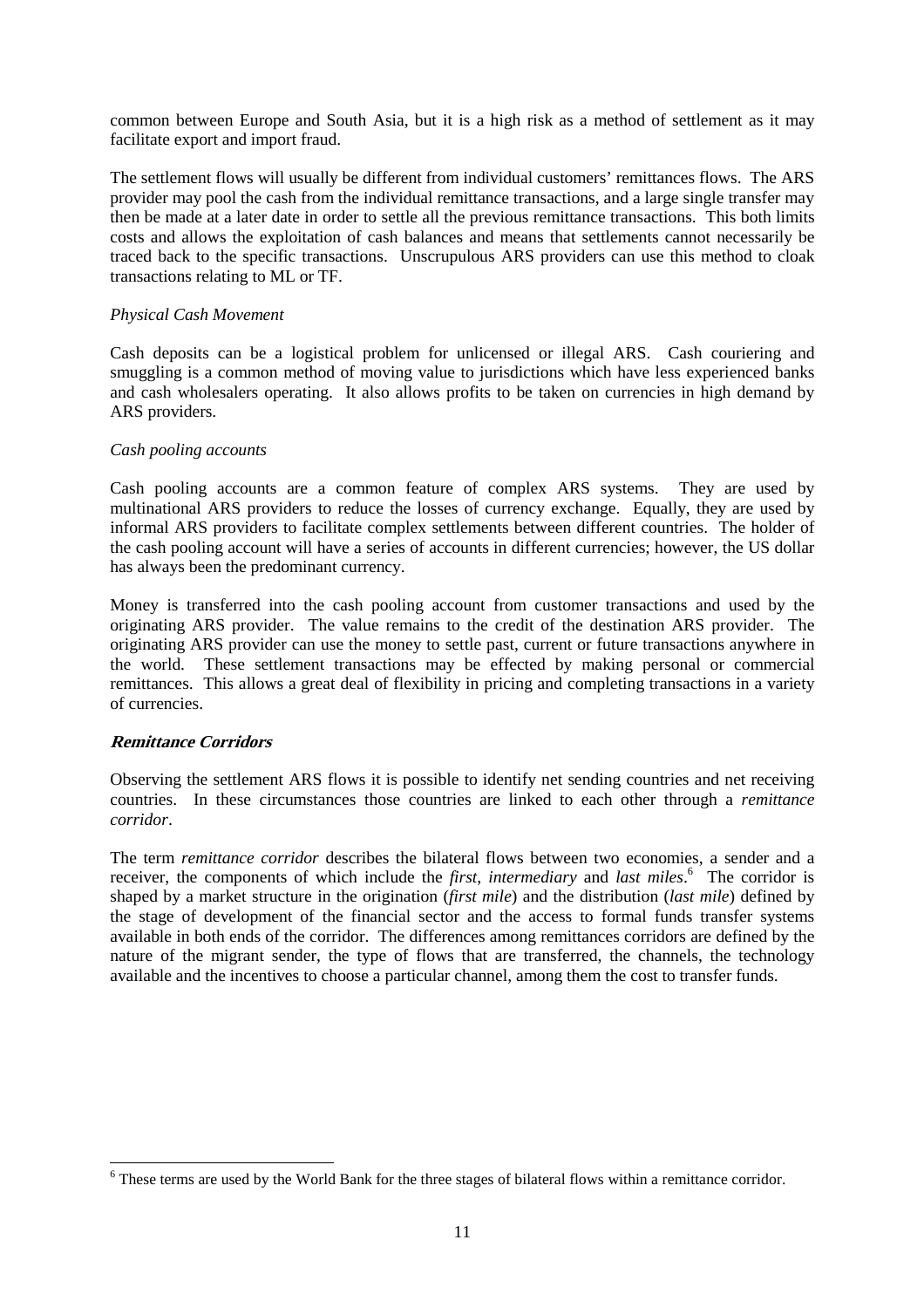common between Europe and South Asia, but it is a high risk as a method of settlement as it may facilitate export and import fraud.

The settlement flows will usually be different from individual customers' remittances flows. The ARS provider may pool the cash from the individual remittance transactions, and a large single transfer may then be made at a later date in order to settle all the previous remittance transactions. This both limits costs and allows the exploitation of cash balances and means that settlements cannot necessarily be traced back to the specific transactions. Unscrupulous ARS providers can use this method to cloak transactions relating to ML or TF.

*Physical Cash Movement*

Cash deposits can be a logistical problem for unlicensed or illegal ARS. Cash couriering and smuggling is a common method of moving value to jurisdictions which have less experienced banks and cash wholesalers operating. It also allows profits to be taken on currencies in high demand by ARS providers.

*Cash pooling accounts*

Cash pooling accounts are a common feature of complex ARS systems. They are used by multinational ARS providers to reduce the losses of currency exchange. Equally, they are used by informal ARS providers to facilitate complex settlements between different countries. The holder of the cash pooling account will have a series of accounts in different currencies; however, the US dollar has always been the predominant currency.

Money is transferred into the cash pooling account from customer transactions and used by the originating ARS provider. The value remains to the credit of the destination ARS provider. The originating ARS provider can use the money to settle past, current or future transactions anywhere in the world. These settlement transactions may be effected by making personal or commercial remittances. This allows a great deal of flexibility in pricing and completing transactions in a variety of currencies.

### *Remittance Corridors*

Observing the settlement ARS flows it is possible to identify net sending countries and net receiving countries. In these circumstances those countries are linked to each other through a *remittance corridor*.

The term *remittance corridor* describes the bilateral flows between two economies, a sender and a receiver, the components of which include the *first*, *intermediary* and *last miles*.[6] The corridor is shaped by a market structure in the origination (*first mile*) and the distribution (*last mile*) defined by the stage of development of the financial sector and the access to formal funds transfer systems available in both ends of the corridor. The differences among remittances corridors are defined by the nature of the migrant sender, the type of flows that are transferred, the channels, the technology available and the incentives to choose a particular channel, among them the cost to transfer funds.

---

[6] These terms are used by the World Bank for the three stages of bilateral flows within a remittance corridor.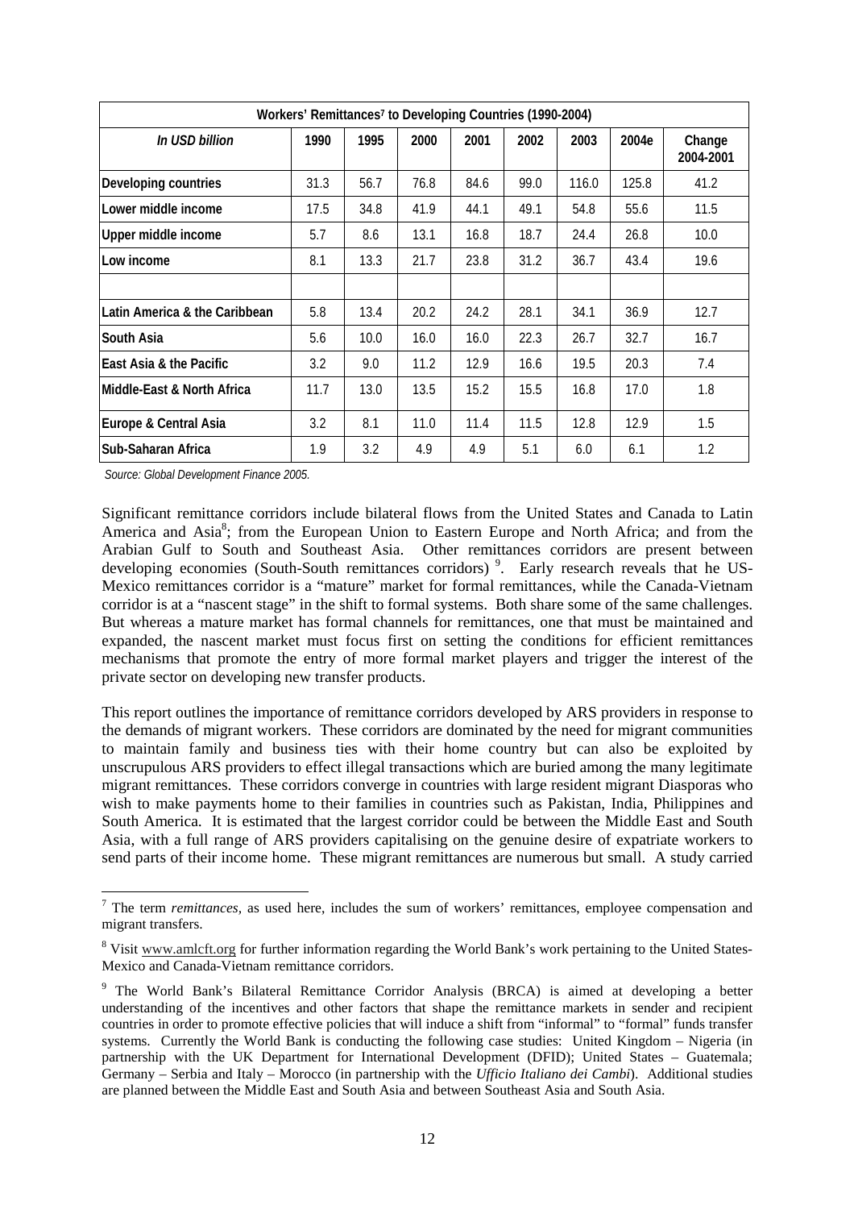| Workers' Remittances[7] to Developing Countries (1990-2004) | | | | | | | | |
|---|---|---|---|---|---|---|---|---|
| *In USD billion* | 1990 | 1995 | 2000 | 2001 | 2002 | 2003 | 2004e | Change 2004-2001 |
| Developing countries | 31.3 | 56.7 | 76.8 | 84.6 | 99.0 | 116.0 | 125.8 | 41.2 |
| Lower middle income | 17.5 | 34.8 | 41.9 | 44.1 | 49.1 | 54.8 | 55.6 | 11.5 |
| Upper middle income | 5.7 | 8.6 | 13.1 | 16.8 | 18.7 | 24.4 | 26.8 | 10.0 |
| Low income | 8.1 | 13.3 | 21.7 | 23.8 | 31.2 | 36.7 | 43.4 | 19.6 |
| | | | | | | | | |
| Latin America & the Caribbean | 5.8 | 13.4 | 20.2 | 24.2 | 28.1 | 34.1 | 36.9 | 12.7 |
| South Asia | 5.6 | 10.0 | 16.0 | 16.0 | 22.3 | 26.7 | 32.7 | 16.7 |
| East Asia & the Pacific | 3.2 | 9.0 | 11.2 | 12.9 | 16.6 | 19.5 | 20.3 | 7.4 |
| Middle-East & North Africa | 11.7 | 13.0 | 13.5 | 15.2 | 15.5 | 16.8 | 17.0 | 1.8 |
| Europe & Central Asia | 3.2 | 8.1 | 11.0 | 11.4 | 11.5 | 12.8 | 12.9 | 1.5 |
| Sub-Saharan Africa | 1.9 | 3.2 | 4.9 | 4.9 | 5.1 | 6.0 | 6.1 | 1.2 |

*Source: Global Development Finance 2005.*

Significant remittance corridors include bilateral flows from the United States and Canada to Latin America and Asia[8]; from the European Union to Eastern Europe and North Africa; and from the Arabian Gulf to South and Southeast Asia. Other remittances corridors are present between developing economies (South-South remittances corridors)[9]. Early research reveals that he US-Mexico remittances corridor is a "mature" market for formal remittances, while the Canada-Vietnam corridor is at a "nascent stage" in the shift to formal systems. Both share some of the same challenges. But whereas a mature market has formal channels for remittances, one that must be maintained and expanded, the nascent market must focus first on setting the conditions for efficient remittances mechanisms that promote the entry of more formal market players and trigger the interest of the private sector on developing new transfer products.

This report outlines the importance of remittance corridors developed by ARS providers in response to the demands of migrant workers. These corridors are dominated by the need for migrant communities to maintain family and business ties with their home country but can also be exploited by unscrupulous ARS providers to effect illegal transactions which are buried among the many legitimate migrant remittances. These corridors converge in countries with large resident migrant Diasporas who wish to make payments home to their families in countries such as Pakistan, India, Philippines and South America. It is estimated that the largest corridor could be between the Middle East and South Asia, with a full range of ARS providers capitalising on the genuine desire of expatriate workers to send parts of their income home. These migrant remittances are numerous but small. A study carried

---

[7] The term *remittances*, as used here, includes the sum of workers' remittances, employee compensation and migrant transfers.

[8] Visit www.amlcft.org for further information regarding the World Bank's work pertaining to the United States-Mexico and Canada-Vietnam remittance corridors.

[9] The World Bank's Bilateral Remittance Corridor Analysis (BRCA) is aimed at developing a better understanding of the incentives and other factors that shape the remittance markets in sender and recipient countries in order to promote effective policies that will induce a shift from "informal" to "formal" funds transfer systems. Currently the World Bank is conducting the following case studies: United Kingdom – Nigeria (in partnership with the UK Department for International Development (DFID); United States – Guatemala; Germany – Serbia and Italy – Morocco (in partnership with the *Ufficio Italiano dei Cambi*). Additional studies are planned between the Middle East and South Asia and between Southeast Asia and South Asia.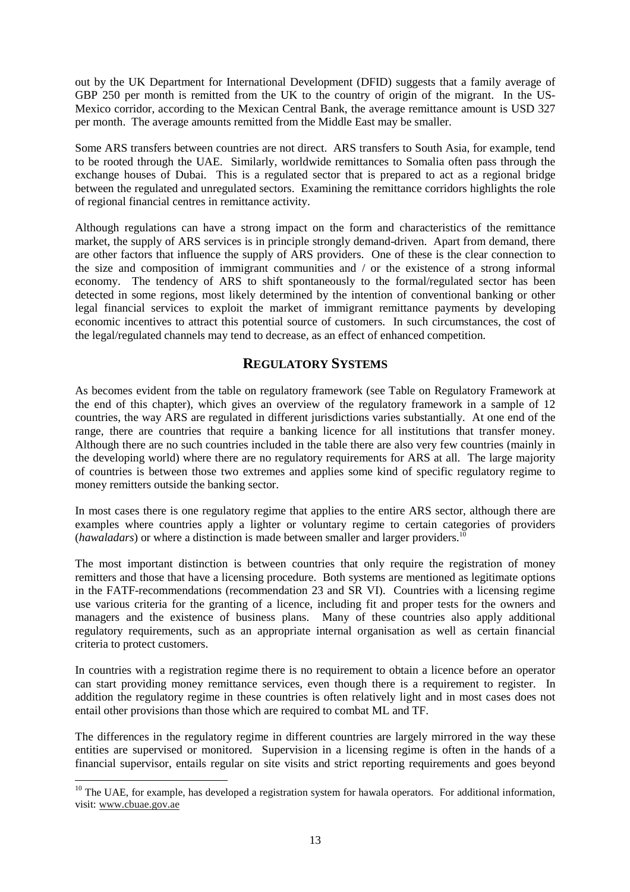out by the UK Department for International Development (DFID) suggests that a family average of GBP 250 per month is remitted from the UK to the country of origin of the migrant. In the US-Mexico corridor, according to the Mexican Central Bank, the average remittance amount is USD 327 per month. The average amounts remitted from the Middle East may be smaller.

Some ARS transfers between countries are not direct. ARS transfers to South Asia, for example, tend to be rooted through the UAE. Similarly, worldwide remittances to Somalia often pass through the exchange houses of Dubai. This is a regulated sector that is prepared to act as a regional bridge between the regulated and unregulated sectors. Examining the remittance corridors highlights the role of regional financial centres in remittance activity.

Although regulations can have a strong impact on the form and characteristics of the remittance market, the supply of ARS services is in principle strongly demand-driven. Apart from demand, there are other factors that influence the supply of ARS providers. One of these is the clear connection to the size and composition of immigrant communities and / or the existence of a strong informal economy. The tendency of ARS to shift spontaneously to the formal/regulated sector has been detected in some regions, most likely determined by the intention of conventional banking or other legal financial services to exploit the market of immigrant remittance payments by developing economic incentives to attract this potential source of customers. In such circumstances, the cost of the legal/regulated channels may tend to decrease, as an effect of enhanced competition.

## REGULATORY SYSTEMS

As becomes evident from the table on regulatory framework (see Table on Regulatory Framework at the end of this chapter), which gives an overview of the regulatory framework in a sample of 12 countries, the way ARS are regulated in different jurisdictions varies substantially. At one end of the range, there are countries that require a banking licence for all institutions that transfer money. Although there are no such countries included in the table there are also very few countries (mainly in the developing world) where there are no regulatory requirements for ARS at all. The large majority of countries is between those two extremes and applies some kind of specific regulatory regime to money remitters outside the banking sector.

In most cases there is one regulatory regime that applies to the entire ARS sector, although there are examples where countries apply a lighter or voluntary regime to certain categories of providers (*hawaladars*) or where a distinction is made between smaller and larger providers.[10]

The most important distinction is between countries that only require the registration of money remitters and those that have a licensing procedure. Both systems are mentioned as legitimate options in the FATF-recommendations (recommendation 23 and SR VI). Countries with a licensing regime use various criteria for the granting of a licence, including fit and proper tests for the owners and managers and the existence of business plans. Many of these countries also apply additional regulatory requirements, such as an appropriate internal organisation as well as certain financial criteria to protect customers.

In countries with a registration regime there is no requirement to obtain a licence before an operator can start providing money remittance services, even though there is a requirement to register. In addition the regulatory regime in these countries is often relatively light and in most cases does not entail other provisions than those which are required to combat ML and TF.

The differences in the regulatory regime in different countries are largely mirrored in the way these entities are supervised or monitored. Supervision in a licensing regime is often in the hands of a financial supervisor, entails regular on site visits and strict reporting requirements and goes beyond

---

[10] The UAE, for example, has developed a registration system for hawala operators. For additional information, visit: www.cbuae.gov.ae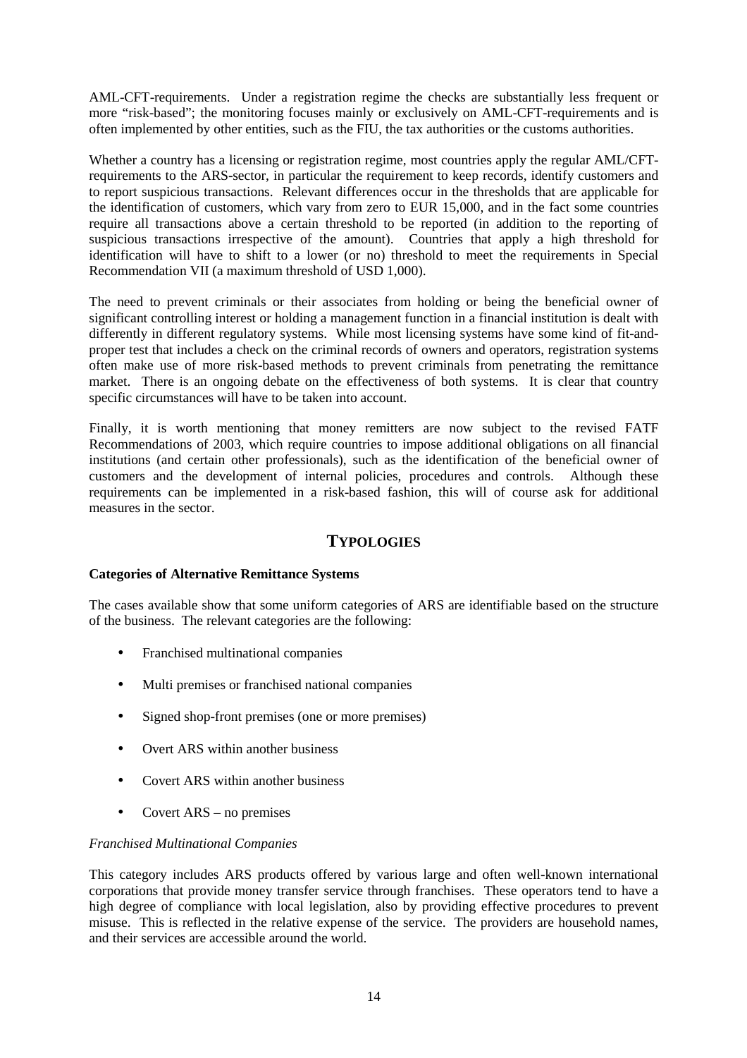AML-CFT-requirements. Under a registration regime the checks are substantially less frequent or more "risk-based"; the monitoring focuses mainly or exclusively on AML-CFT-requirements and is often implemented by other entities, such as the FIU, the tax authorities or the customs authorities.

Whether a country has a licensing or registration regime, most countries apply the regular AML/CFT-requirements to the ARS-sector, in particular the requirement to keep records, identify customers and to report suspicious transactions. Relevant differences occur in the thresholds that are applicable for the identification of customers, which vary from zero to EUR 15,000, and in the fact some countries require all transactions above a certain threshold to be reported (in addition to the reporting of suspicious transactions irrespective of the amount). Countries that apply a high threshold for identification will have to shift to a lower (or no) threshold to meet the requirements in Special Recommendation VII (a maximum threshold of USD 1,000).

The need to prevent criminals or their associates from holding or being the beneficial owner of significant controlling interest or holding a management function in a financial institution is dealt with differently in different regulatory systems. While most licensing systems have some kind of fit-and-proper test that includes a check on the criminal records of owners and operators, registration systems often make use of more risk-based methods to prevent criminals from penetrating the remittance market. There is an ongoing debate on the effectiveness of both systems. It is clear that country specific circumstances will have to be taken into account.

Finally, it is worth mentioning that money remitters are now subject to the revised FATF Recommendations of 2003, which require countries to impose additional obligations on all financial institutions (and certain other professionals), such as the identification of the beneficial owner of customers and the development of internal policies, procedures and controls. Although these requirements can be implemented in a risk-based fashion, this will of course ask for additional measures in the sector.

## TYPOLOGIES

**Categories of Alternative Remittance Systems**

The cases available show that some uniform categories of ARS are identifiable based on the structure of the business. The relevant categories are the following:

- Franchised multinational companies
- Multi premises or franchised national companies
- Signed shop-front premises (one or more premises)
- Overt ARS within another business
- Covert ARS within another business
- Covert ARS – no premises

*Franchised Multinational Companies*

This category includes ARS products offered by various large and often well-known international corporations that provide money transfer service through franchises. These operators tend to have a high degree of compliance with local legislation, also by providing effective procedures to prevent misuse. This is reflected in the relative expense of the service. The providers are household names, and their services are accessible around the world.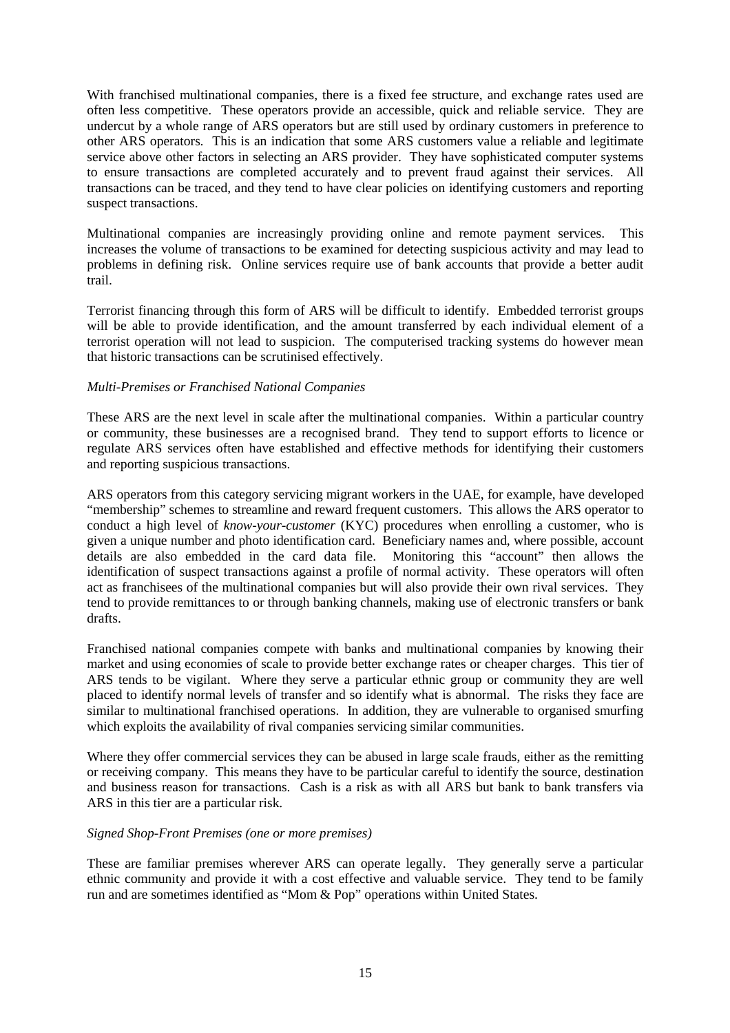With franchised multinational companies, there is a fixed fee structure, and exchange rates used are often less competitive. These operators provide an accessible, quick and reliable service. They are undercut by a whole range of ARS operators but are still used by ordinary customers in preference to other ARS operators. This is an indication that some ARS customers value a reliable and legitimate service above other factors in selecting an ARS provider. They have sophisticated computer systems to ensure transactions are completed accurately and to prevent fraud against their services. All transactions can be traced, and they tend to have clear policies on identifying customers and reporting suspect transactions.

Multinational companies are increasingly providing online and remote payment services. This increases the volume of transactions to be examined for detecting suspicious activity and may lead to problems in defining risk. Online services require use of bank accounts that provide a better audit trail.

Terrorist financing through this form of ARS will be difficult to identify. Embedded terrorist groups will be able to provide identification, and the amount transferred by each individual element of a terrorist operation will not lead to suspicion. The computerised tracking systems do however mean that historic transactions can be scrutinised effectively.

*Multi-Premises or Franchised National Companies*

These ARS are the next level in scale after the multinational companies. Within a particular country or community, these businesses are a recognised brand. They tend to support efforts to licence or regulate ARS services often have established and effective methods for identifying their customers and reporting suspicious transactions.

ARS operators from this category servicing migrant workers in the UAE, for example, have developed "membership" schemes to streamline and reward frequent customers. This allows the ARS operator to conduct a high level of *know-your-customer* (KYC) procedures when enrolling a customer, who is given a unique number and photo identification card. Beneficiary names and, where possible, account details are also embedded in the card data file. Monitoring this "account" then allows the identification of suspect transactions against a profile of normal activity. These operators will often act as franchisees of the multinational companies but will also provide their own rival services. They tend to provide remittances to or through banking channels, making use of electronic transfers or bank drafts.

Franchised national companies compete with banks and multinational companies by knowing their market and using economies of scale to provide better exchange rates or cheaper charges. This tier of ARS tends to be vigilant. Where they serve a particular ethnic group or community they are well placed to identify normal levels of transfer and so identify what is abnormal. The risks they face are similar to multinational franchised operations. In addition, they are vulnerable to organised smurfing which exploits the availability of rival companies servicing similar communities.

Where they offer commercial services they can be abused in large scale frauds, either as the remitting or receiving company. This means they have to be particular careful to identify the source, destination and business reason for transactions. Cash is a risk as with all ARS but bank to bank transfers via ARS in this tier are a particular risk.

*Signed Shop-Front Premises (one or more premises)*

These are familiar premises wherever ARS can operate legally. They generally serve a particular ethnic community and provide it with a cost effective and valuable service. They tend to be family run and are sometimes identified as "Mom & Pop" operations within United States.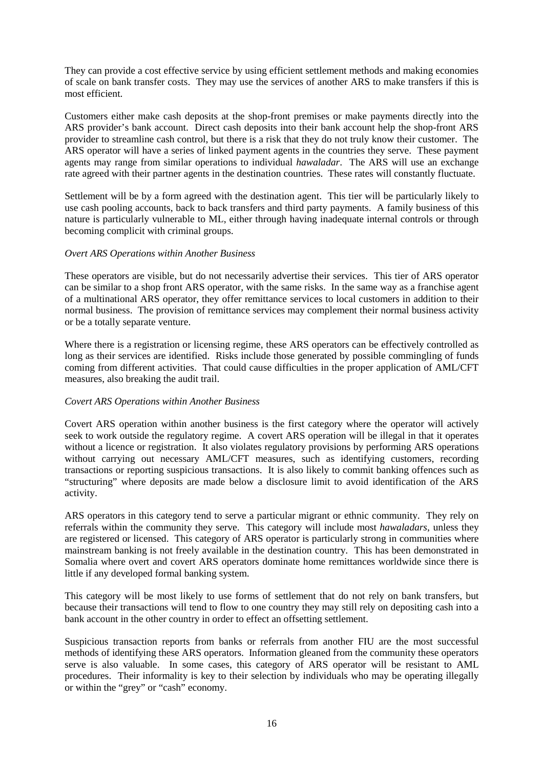They can provide a cost effective service by using efficient settlement methods and making economies of scale on bank transfer costs. They may use the services of another ARS to make transfers if this is most efficient.

Customers either make cash deposits at the shop-front premises or make payments directly into the ARS provider's bank account. Direct cash deposits into their bank account help the shop-front ARS provider to streamline cash control, but there is a risk that they do not truly know their customer. The ARS operator will have a series of linked payment agents in the countries they serve. These payment agents may range from similar operations to individual *hawaladar*. The ARS will use an exchange rate agreed with their partner agents in the destination countries. These rates will constantly fluctuate.

Settlement will be by a form agreed with the destination agent. This tier will be particularly likely to use cash pooling accounts, back to back transfers and third party payments. A family business of this nature is particularly vulnerable to ML, either through having inadequate internal controls or through becoming complicit with criminal groups.

*Overt ARS Operations within Another Business*

These operators are visible, but do not necessarily advertise their services. This tier of ARS operator can be similar to a shop front ARS operator, with the same risks. In the same way as a franchise agent of a multinational ARS operator, they offer remittance services to local customers in addition to their normal business. The provision of remittance services may complement their normal business activity or be a totally separate venture.

Where there is a registration or licensing regime, these ARS operators can be effectively controlled as long as their services are identified. Risks include those generated by possible commingling of funds coming from different activities. That could cause difficulties in the proper application of AML/CFT measures, also breaking the audit trail.

*Covert ARS Operations within Another Business*

Covert ARS operation within another business is the first category where the operator will actively seek to work outside the regulatory regime. A covert ARS operation will be illegal in that it operates without a licence or registration. It also violates regulatory provisions by performing ARS operations without carrying out necessary AML/CFT measures, such as identifying customers, recording transactions or reporting suspicious transactions. It is also likely to commit banking offences such as "structuring" where deposits are made below a disclosure limit to avoid identification of the ARS activity.

ARS operators in this category tend to serve a particular migrant or ethnic community. They rely on referrals within the community they serve. This category will include most *hawaladars*, unless they are registered or licensed. This category of ARS operator is particularly strong in communities where mainstream banking is not freely available in the destination country. This has been demonstrated in Somalia where overt and covert ARS operators dominate home remittances worldwide since there is little if any developed formal banking system.

This category will be most likely to use forms of settlement that do not rely on bank transfers, but because their transactions will tend to flow to one country they may still rely on depositing cash into a bank account in the other country in order to effect an offsetting settlement.

Suspicious transaction reports from banks or referrals from another FIU are the most successful methods of identifying these ARS operators. Information gleaned from the community these operators serve is also valuable. In some cases, this category of ARS operator will be resistant to AML procedures. Their informality is key to their selection by individuals who may be operating illegally or within the "grey" or "cash" economy.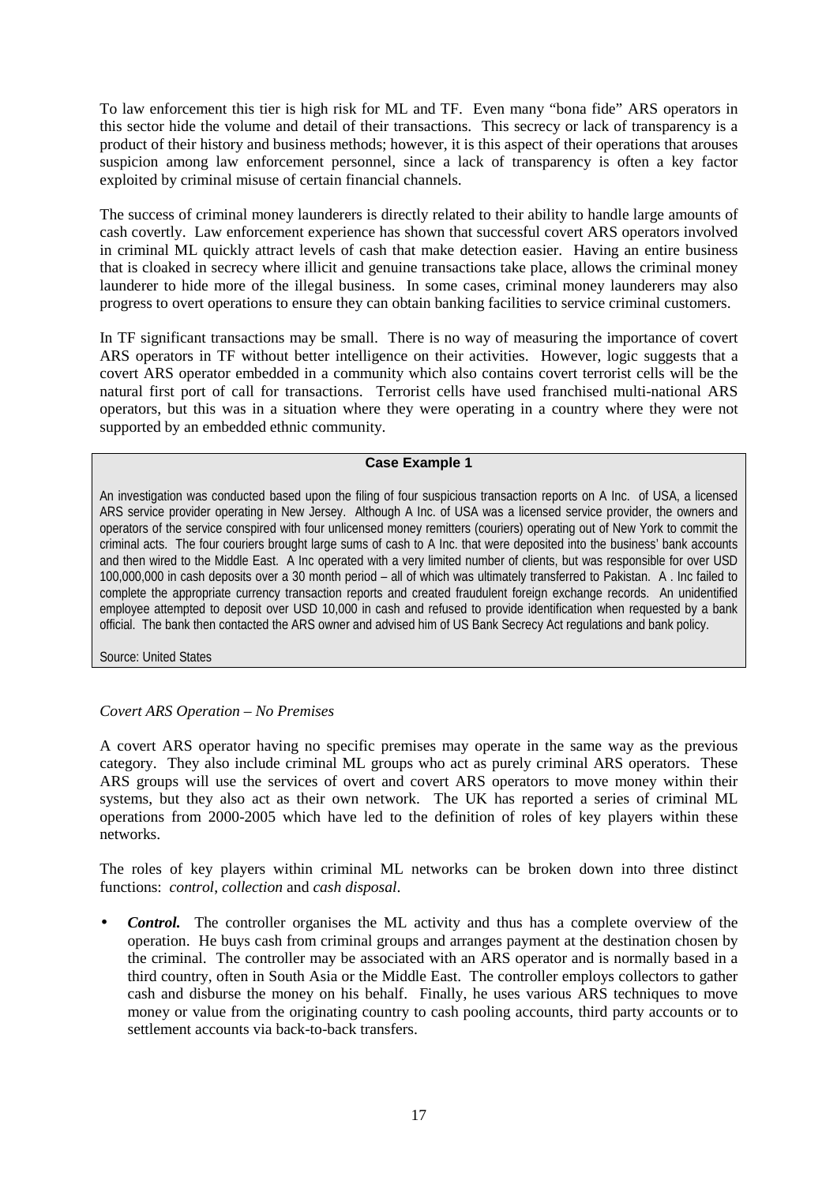To law enforcement this tier is high risk for ML and TF. Even many "bona fide" ARS operators in this sector hide the volume and detail of their transactions. This secrecy or lack of transparency is a product of their history and business methods; however, it is this aspect of their operations that arouses suspicion among law enforcement personnel, since a lack of transparency is often a key factor exploited by criminal misuse of certain financial channels.

The success of criminal money launderers is directly related to their ability to handle large amounts of cash covertly. Law enforcement experience has shown that successful covert ARS operators involved in criminal ML quickly attract levels of cash that make detection easier. Having an entire business that is cloaked in secrecy where illicit and genuine transactions take place, allows the criminal money launderer to hide more of the illegal business. In some cases, criminal money launderers may also progress to overt operations to ensure they can obtain banking facilities to service criminal customers.

In TF significant transactions may be small. There is no way of measuring the importance of covert ARS operators in TF without better intelligence on their activities. However, logic suggests that a covert ARS operator embedded in a community which also contains covert terrorist cells will be the natural first port of call for transactions. Terrorist cells have used franchised multi-national ARS operators, but this was in a situation where they were operating in a country where they were not supported by an embedded ethnic community.

**Case Example 1**

An investigation was conducted based upon the filing of four suspicious transaction reports on A Inc. of USA, a licensed ARS service provider operating in New Jersey. Although A Inc. of USA was a licensed service provider, the owners and operators of the service conspired with four unlicensed money remitters (couriers) operating out of New York to commit the criminal acts. The four couriers brought large sums of cash to A Inc. that were deposited into the business' bank accounts and then wired to the Middle East. A Inc operated with a very limited number of clients, but was responsible for over USD 100,000,000 in cash deposits over a 30 month period – all of which was ultimately transferred to Pakistan. A . Inc failed to complete the appropriate currency transaction reports and created fraudulent foreign exchange records. An unidentified employee attempted to deposit over USD 10,000 in cash and refused to provide identification when requested by a bank official. The bank then contacted the ARS owner and advised him of US Bank Secrecy Act regulations and bank policy.

Source: United States

*Covert ARS Operation – No Premises*

A covert ARS operator having no specific premises may operate in the same way as the previous category. They also include criminal ML groups who act as purely criminal ARS operators. These ARS groups will use the services of overt and covert ARS operators to move money within their systems, but they also act as their own network. The UK has reported a series of criminal ML operations from 2000-2005 which have led to the definition of roles of key players within these networks.

The roles of key players within criminal ML networks can be broken down into three distinct functions: *control*, *collection* and *cash disposal*.

- ***Control.*** The controller organises the ML activity and thus has a complete overview of the operation. He buys cash from criminal groups and arranges payment at the destination chosen by the criminal. The controller may be associated with an ARS operator and is normally based in a third country, often in South Asia or the Middle East. The controller employs collectors to gather cash and disburse the money on his behalf. Finally, he uses various ARS techniques to move money or value from the originating country to cash pooling accounts, third party accounts or to settlement accounts via back-to-back transfers.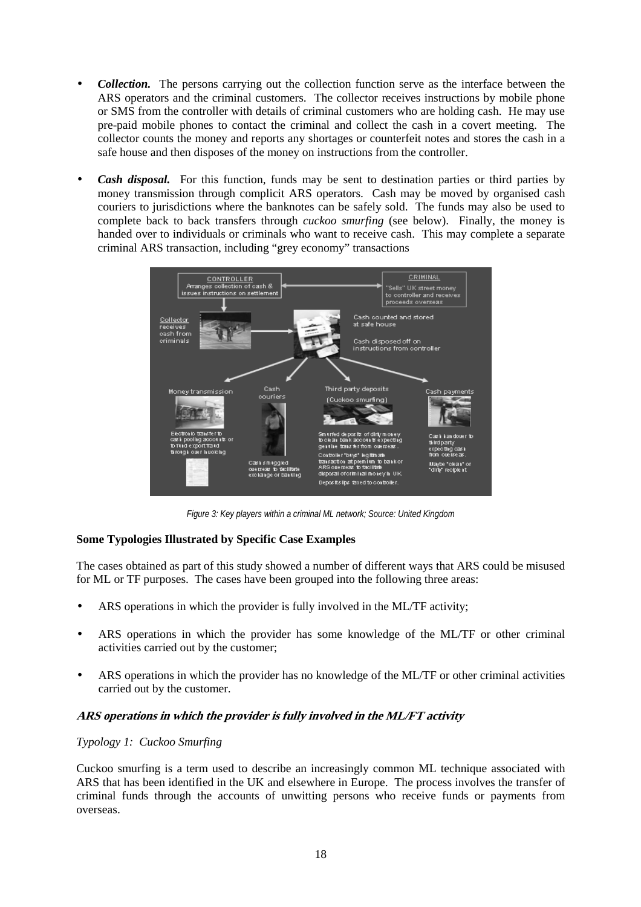- ***Collection.*** The persons carrying out the collection function serve as the interface between the ARS operators and the criminal customers. The collector receives instructions by mobile phone or SMS from the controller with details of criminal customers who are holding cash. He may use pre-paid mobile phones to contact the criminal and collect the cash in a covert meeting. The collector counts the money and reports any shortages or counterfeit notes and stores the cash in a safe house and then disposes of the money on instructions from the controller.

- ***Cash disposal.*** For this function, funds may be sent to destination parties or third parties by money transmission through complicit ARS operators. Cash may be moved by organised cash couriers to jurisdictions where the banknotes can be safely sold. The funds may also be used to complete back to back transfers through *cuckoo smurfing* (see below). Finally, the money is handed over to individuals or criminals who want to receive cash. This may complete a separate criminal ARS transaction, including "grey economy" transactions

*Figure 3: Key players within a criminal ML network; Source: United Kingdom*

**Some Typologies Illustrated by Specific Case Examples**

The cases obtained as part of this study showed a number of different ways that ARS could be misused for ML or TF purposes. The cases have been grouped into the following three areas:

- ARS operations in which the provider is fully involved in the ML/TF activity;
- ARS operations in which the provider has some knowledge of the ML/TF or other criminal activities carried out by the customer;
- ARS operations in which the provider has no knowledge of the ML/TF or other criminal activities carried out by the customer.

***ARS operations in which the provider is fully involved in the ML/FT activity***

*Typology 1: Cuckoo Smurfing*

Cuckoo smurfing is a term used to describe an increasingly common ML technique associated with ARS that has been identified in the UK and elsewhere in Europe. The process involves the transfer of criminal funds through the accounts of unwitting persons who receive funds or payments from overseas.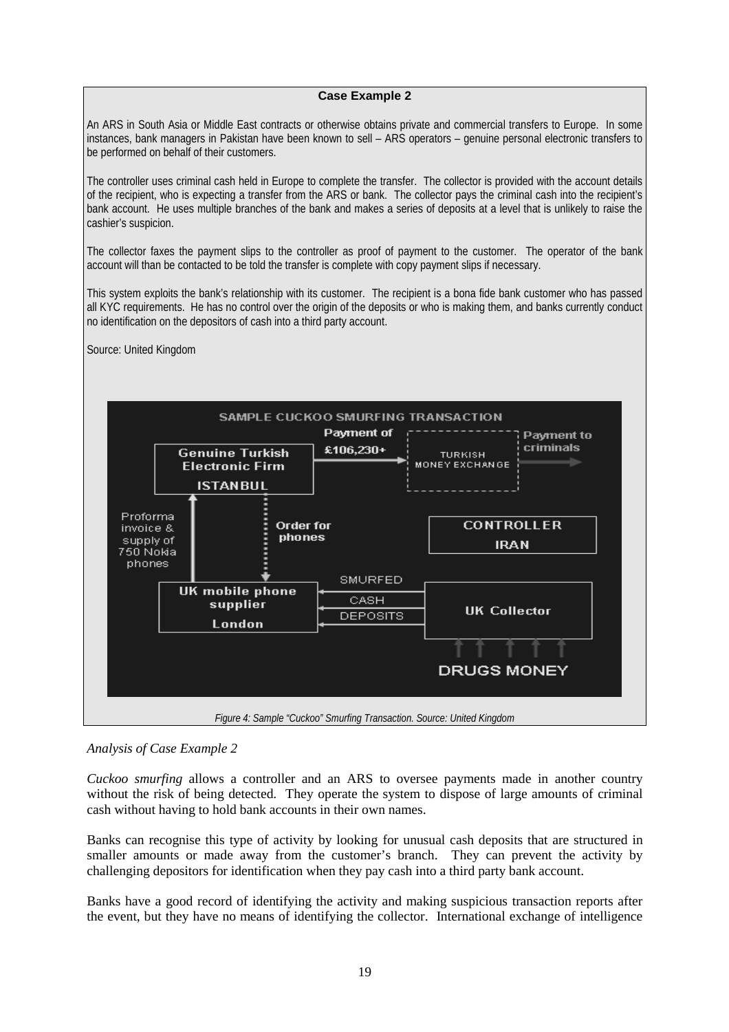**Case Example 2**

An ARS in South Asia or Middle East contracts or otherwise obtains private and commercial transfers to Europe. In some instances, bank managers in Pakistan have been known to sell – ARS operators – genuine personal electronic transfers to be performed on behalf of their customers.

The controller uses criminal cash held in Europe to complete the transfer. The collector is provided with the account details of the recipient, who is expecting a transfer from the ARS or bank. The collector pays the criminal cash into the recipient's bank account. He uses multiple branches of the bank and makes a series of deposits at a level that is unlikely to raise the cashier's suspicion.

The collector faxes the payment slips to the controller as proof of payment to the customer. The operator of the bank account will than be contacted to be told the transfer is complete with copy payment slips if necessary.

This system exploits the bank's relationship with its customer. The recipient is a bona fide bank customer who has passed all KYC requirements. He has no control over the origin of the deposits or who is making them, and banks currently conduct no identification on the depositors of cash into a third party account.

Source: United Kingdom

SAMPLE CUCKOO SMURFING TRANSACTION

Genuine Turkish Electronic Firm ISTANBUL — Payment of £106,230+ → TURKISH MONEY EXCHANGE → Payment to criminals

CONTROLLER IRAN

Proforma invoice & supply of 750 Nokia phones / Order for phones

UK mobile phone supplier London ← SMURFED CASH DEPOSITS ← UK Collector ← DRUGS MONEY

*Figure 4: Sample "Cuckoo" Smurfing Transaction. Source: United Kingdom*

*Analysis of Case Example 2*

*Cuckoo smurfing* allows a controller and an ARS to oversee payments made in another country without the risk of being detected. They operate the system to dispose of large amounts of criminal cash without having to hold bank accounts in their own names.

Banks can recognise this type of activity by looking for unusual cash deposits that are structured in smaller amounts or made away from the customer's branch. They can prevent the activity by challenging depositors for identification when they pay cash into a third party bank account.

Banks have a good record of identifying the activity and making suspicious transaction reports after the event, but they have no means of identifying the collector. International exchange of intelligence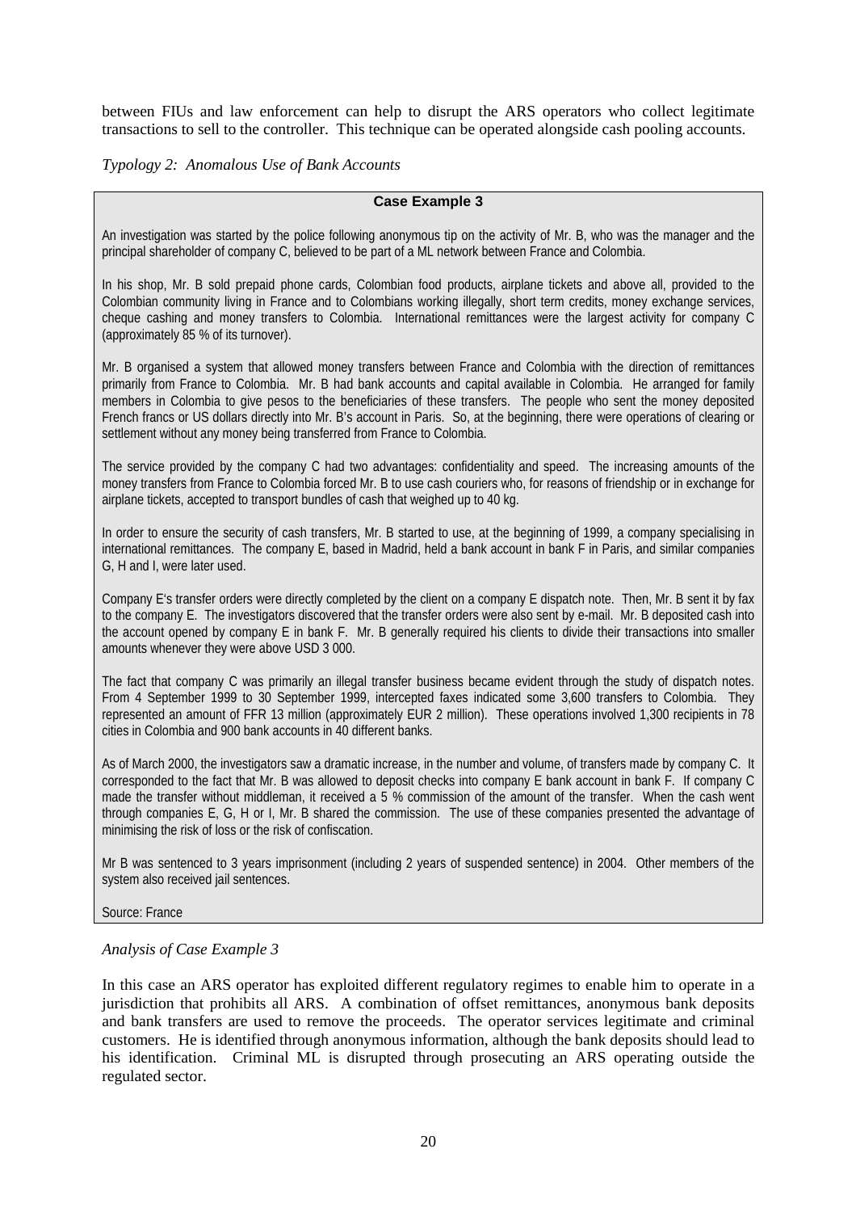between FIUs and law enforcement can help to disrupt the ARS operators who collect legitimate transactions to sell to the controller. This technique can be operated alongside cash pooling accounts.

*Typology 2: Anomalous Use of Bank Accounts*

**Case Example 3**

An investigation was started by the police following anonymous tip on the activity of Mr. B, who was the manager and the principal shareholder of company C, believed to be part of a ML network between France and Colombia.

In his shop, Mr. B sold prepaid phone cards, Colombian food products, airplane tickets and above all, provided to the Colombian community living in France and to Colombians working illegally, short term credits, money exchange services, cheque cashing and money transfers to Colombia. International remittances were the largest activity for company C (approximately 85 % of its turnover).

Mr. B organised a system that allowed money transfers between France and Colombia with the direction of remittances primarily from France to Colombia. Mr. B had bank accounts and capital available in Colombia. He arranged for family members in Colombia to give pesos to the beneficiaries of these transfers. The people who sent the money deposited French francs or US dollars directly into Mr. B's account in Paris. So, at the beginning, there were operations of clearing or settlement without any money being transferred from France to Colombia.

The service provided by the company C had two advantages: confidentiality and speed. The increasing amounts of the money transfers from France to Colombia forced Mr. B to use cash couriers who, for reasons of friendship or in exchange for airplane tickets, accepted to transport bundles of cash that weighed up to 40 kg.

In order to ensure the security of cash transfers, Mr. B started to use, at the beginning of 1999, a company specialising in international remittances. The company E, based in Madrid, held a bank account in bank F in Paris, and similar companies G, H and I, were later used.

Company E's transfer orders were directly completed by the client on a company E dispatch note. Then, Mr. B sent it by fax to the company E. The investigators discovered that the transfer orders were also sent by e-mail. Mr. B deposited cash into the account opened by company E in bank F. Mr. B generally required his clients to divide their transactions into smaller amounts whenever they were above USD 3 000.

The fact that company C was primarily an illegal transfer business became evident through the study of dispatch notes. From 4 September 1999 to 30 September 1999, intercepted faxes indicated some 3,600 transfers to Colombia. They represented an amount of FFR 13 million (approximately EUR 2 million). These operations involved 1,300 recipients in 78 cities in Colombia and 900 bank accounts in 40 different banks.

As of March 2000, the investigators saw a dramatic increase, in the number and volume, of transfers made by company C. It corresponded to the fact that Mr. B was allowed to deposit checks into company E bank account in bank F. If company C made the transfer without middleman, it received a 5 % commission of the amount of the transfer. When the cash went through companies E, G, H or I, Mr. B shared the commission. The use of these companies presented the advantage of minimising the risk of loss or the risk of confiscation.

Mr B was sentenced to 3 years imprisonment (including 2 years of suspended sentence) in 2004. Other members of the system also received jail sentences.

Source: France

*Analysis of Case Example 3*

In this case an ARS operator has exploited different regulatory regimes to enable him to operate in a jurisdiction that prohibits all ARS. A combination of offset remittances, anonymous bank deposits and bank transfers are used to remove the proceeds. The operator services legitimate and criminal customers. He is identified through anonymous information, although the bank deposits should lead to his identification. Criminal ML is disrupted through prosecuting an ARS operating outside the regulated sector.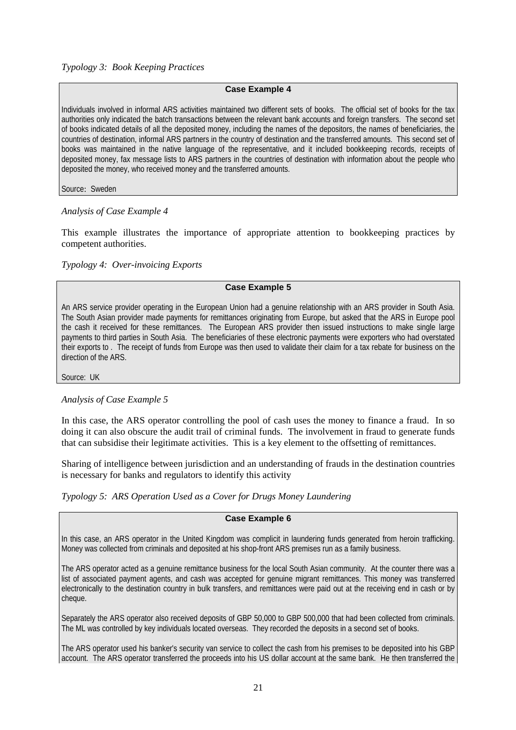*Typology 3: Book Keeping Practices*

> **Case Example 4**
>
> Individuals involved in informal ARS activities maintained two different sets of books. The official set of books for the tax authorities only indicated the batch transactions between the relevant bank accounts and foreign transfers. The second set of books indicated details of all the deposited money, including the names of the depositors, the names of beneficiaries, the countries of destination, informal ARS partners in the country of destination and the transferred amounts. This second set of books was maintained in the native language of the representative, and it included bookkeeping records, receipts of deposited money, fax message lists to ARS partners in the countries of destination with information about the people who deposited the money, who received money and the transferred amounts.
>
> Source: Sweden

*Analysis of Case Example 4*

This example illustrates the importance of appropriate attention to bookkeeping practices by competent authorities.

*Typology 4: Over-invoicing Exports*

> **Case Example 5**
>
> An ARS service provider operating in the European Union had a genuine relationship with an ARS provider in South Asia. The South Asian provider made payments for remittances originating from Europe, but asked that the ARS in Europe pool the cash it received for these remittances. The European ARS provider then issued instructions to make single large payments to third parties in South Asia. The beneficiaries of these electronic payments were exporters who had overstated their exports to . The receipt of funds from Europe was then used to validate their claim for a tax rebate for business on the direction of the ARS.
>
> Source: UK

*Analysis of Case Example 5*

In this case, the ARS operator controlling the pool of cash uses the money to finance a fraud. In so doing it can also obscure the audit trail of criminal funds. The involvement in fraud to generate funds that can subsidise their legitimate activities. This is a key element to the offsetting of remittances.

Sharing of intelligence between jurisdiction and an understanding of frauds in the destination countries is necessary for banks and regulators to identify this activity

*Typology 5: ARS Operation Used as a Cover for Drugs Money Laundering*

> **Case Example 6**
>
> In this case, an ARS operator in the United Kingdom was complicit in laundering funds generated from heroin trafficking. Money was collected from criminals and deposited at his shop-front ARS premises run as a family business.
>
> The ARS operator acted as a genuine remittance business for the local South Asian community. At the counter there was a list of associated payment agents, and cash was accepted for genuine migrant remittances. This money was transferred electronically to the destination country in bulk transfers, and remittances were paid out at the receiving end in cash or by cheque.
>
> Separately the ARS operator also received deposits of GBP 50,000 to GBP 500,000 that had been collected from criminals. The ML was controlled by key individuals located overseas. They recorded the deposits in a second set of books.
>
> The ARS operator used his banker's security van service to collect the cash from his premises to be deposited into his GBP account. The ARS operator transferred the proceeds into his US dollar account at the same bank. He then transferred the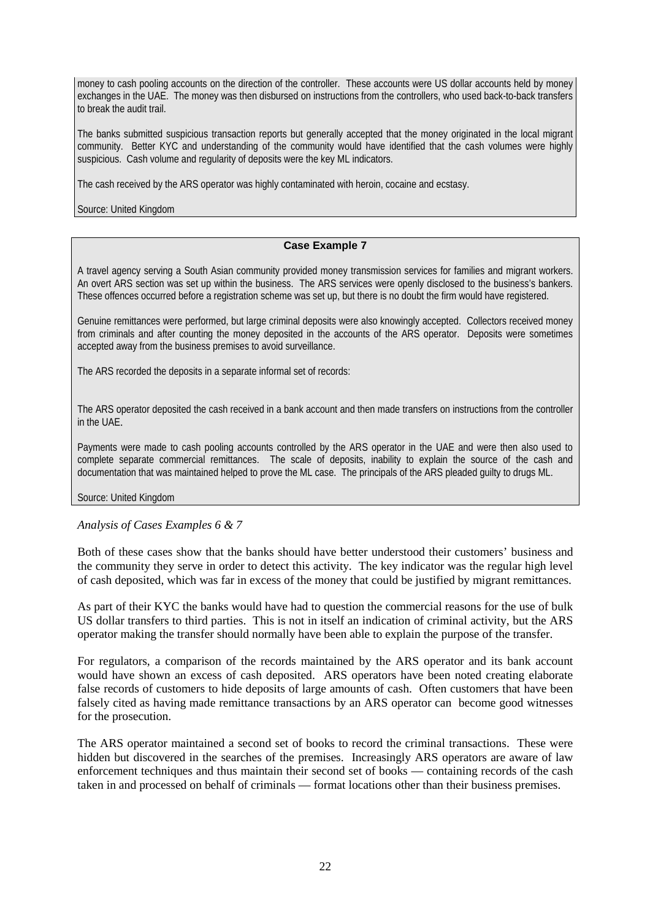money to cash pooling accounts on the direction of the controller. These accounts were US dollar accounts held by money exchanges in the UAE. The money was then disbursed on instructions from the controllers, who used back-to-back transfers to break the audit trail.

The banks submitted suspicious transaction reports but generally accepted that the money originated in the local migrant community. Better KYC and understanding of the community would have identified that the cash volumes were highly suspicious. Cash volume and regularity of deposits were the key ML indicators.

The cash received by the ARS operator was highly contaminated with heroin, cocaine and ecstasy.

Source: United Kingdom

**Case Example 7**

A travel agency serving a South Asian community provided money transmission services for families and migrant workers. An overt ARS section was set up within the business. The ARS services were openly disclosed to the business's bankers. These offences occurred before a registration scheme was set up, but there is no doubt the firm would have registered.

Genuine remittances were performed, but large criminal deposits were also knowingly accepted. Collectors received money from criminals and after counting the money deposited in the accounts of the ARS operator. Deposits were sometimes accepted away from the business premises to avoid surveillance.

The ARS recorded the deposits in a separate informal set of records:

The ARS operator deposited the cash received in a bank account and then made transfers on instructions from the controller in the UAE.

Payments were made to cash pooling accounts controlled by the ARS operator in the UAE and were then also used to complete separate commercial remittances. The scale of deposits, inability to explain the source of the cash and documentation that was maintained helped to prove the ML case. The principals of the ARS pleaded guilty to drugs ML.

Source: United Kingdom

*Analysis of Cases Examples 6 & 7*

Both of these cases show that the banks should have better understood their customers' business and the community they serve in order to detect this activity. The key indicator was the regular high level of cash deposited, which was far in excess of the money that could be justified by migrant remittances.

As part of their KYC the banks would have had to question the commercial reasons for the use of bulk US dollar transfers to third parties. This is not in itself an indication of criminal activity, but the ARS operator making the transfer should normally have been able to explain the purpose of the transfer.

For regulators, a comparison of the records maintained by the ARS operator and its bank account would have shown an excess of cash deposited. ARS operators have been noted creating elaborate false records of customers to hide deposits of large amounts of cash. Often customers that have been falsely cited as having made remittance transactions by an ARS operator can become good witnesses for the prosecution.

The ARS operator maintained a second set of books to record the criminal transactions. These were hidden but discovered in the searches of the premises. Increasingly ARS operators are aware of law enforcement techniques and thus maintain their second set of books — containing records of the cash taken in and processed on behalf of criminals — format locations other than their business premises.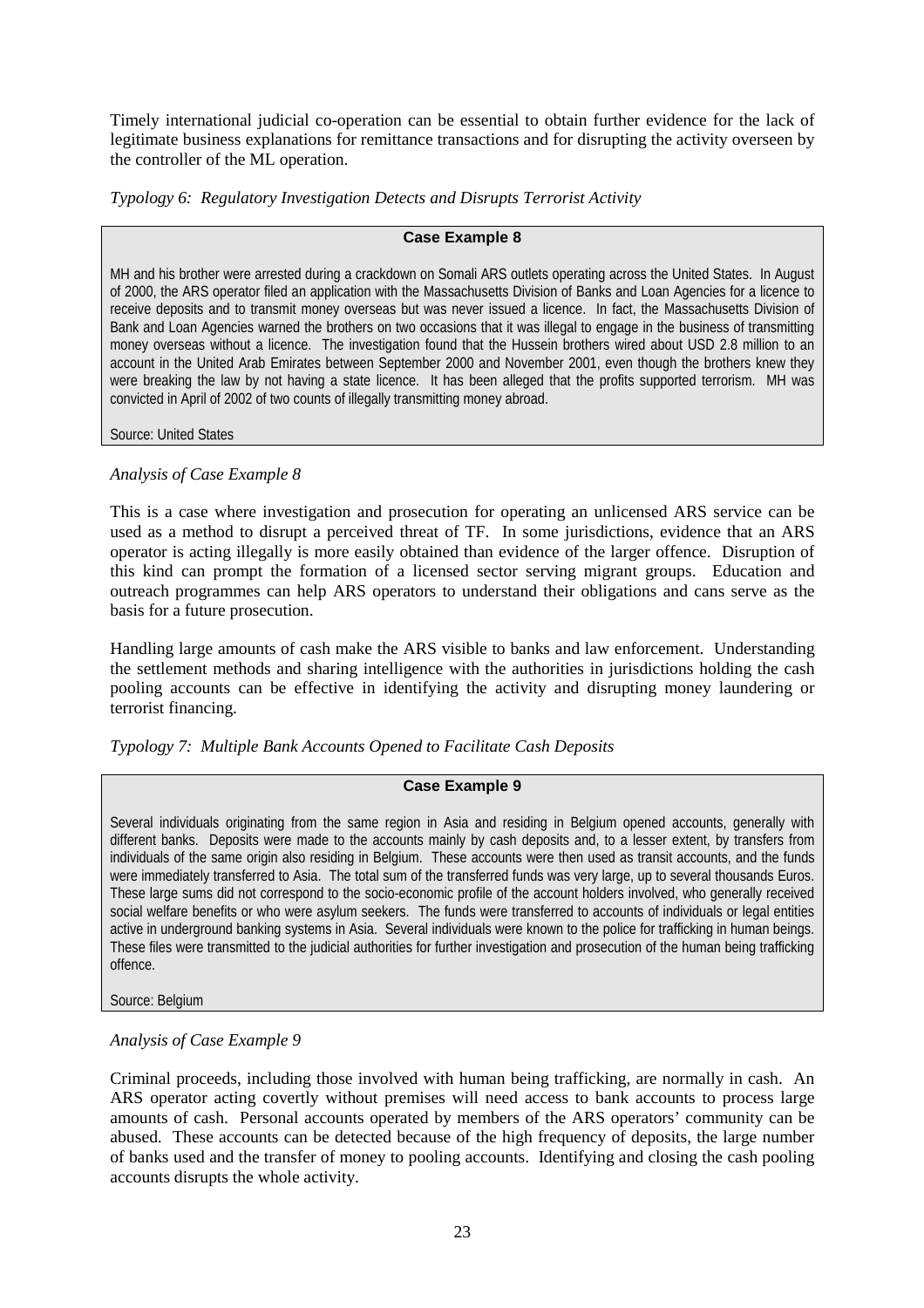Timely international judicial co-operation can be essential to obtain further evidence for the lack of legitimate business explanations for remittance transactions and for disrupting the activity overseen by the controller of the ML operation.

*Typology 6: Regulatory Investigation Detects and Disrupts Terrorist Activity*

> **Case Example 8**
>
> MH and his brother were arrested during a crackdown on Somali ARS outlets operating across the United States. In August of 2000, the ARS operator filed an application with the Massachusetts Division of Banks and Loan Agencies for a licence to receive deposits and to transmit money overseas but was never issued a licence. In fact, the Massachusetts Division of Bank and Loan Agencies warned the brothers on two occasions that it was illegal to engage in the business of transmitting money overseas without a licence. The investigation found that the Hussein brothers wired about USD 2.8 million to an account in the United Arab Emirates between September 2000 and November 2001, even though the brothers knew they were breaking the law by not having a state licence. It has been alleged that the profits supported terrorism. MH was convicted in April of 2002 of two counts of illegally transmitting money abroad.
>
> Source: United States

*Analysis of Case Example 8*

This is a case where investigation and prosecution for operating an unlicensed ARS service can be used as a method to disrupt a perceived threat of TF. In some jurisdictions, evidence that an ARS operator is acting illegally is more easily obtained than evidence of the larger offence. Disruption of this kind can prompt the formation of a licensed sector serving migrant groups. Education and outreach programmes can help ARS operators to understand their obligations and cans serve as the basis for a future prosecution.

Handling large amounts of cash make the ARS visible to banks and law enforcement. Understanding the settlement methods and sharing intelligence with the authorities in jurisdictions holding the cash pooling accounts can be effective in identifying the activity and disrupting money laundering or terrorist financing.

*Typology 7: Multiple Bank Accounts Opened to Facilitate Cash Deposits*

> **Case Example 9**
>
> Several individuals originating from the same region in Asia and residing in Belgium opened accounts, generally with different banks. Deposits were made to the accounts mainly by cash deposits and, to a lesser extent, by transfers from individuals of the same origin also residing in Belgium. These accounts were then used as transit accounts, and the funds were immediately transferred to Asia. The total sum of the transferred funds was very large, up to several thousands Euros. These large sums did not correspond to the socio-economic profile of the account holders involved, who generally received social welfare benefits or who were asylum seekers. The funds were transferred to accounts of individuals or legal entities active in underground banking systems in Asia. Several individuals were known to the police for trafficking in human beings. These files were transmitted to the judicial authorities for further investigation and prosecution of the human being trafficking offence.
>
> Source: Belgium

*Analysis of Case Example 9*

Criminal proceeds, including those involved with human being trafficking, are normally in cash. An ARS operator acting covertly without premises will need access to bank accounts to process large amounts of cash. Personal accounts operated by members of the ARS operators' community can be abused. These accounts can be detected because of the high frequency of deposits, the large number of banks used and the transfer of money to pooling accounts. Identifying and closing the cash pooling accounts disrupts the whole activity.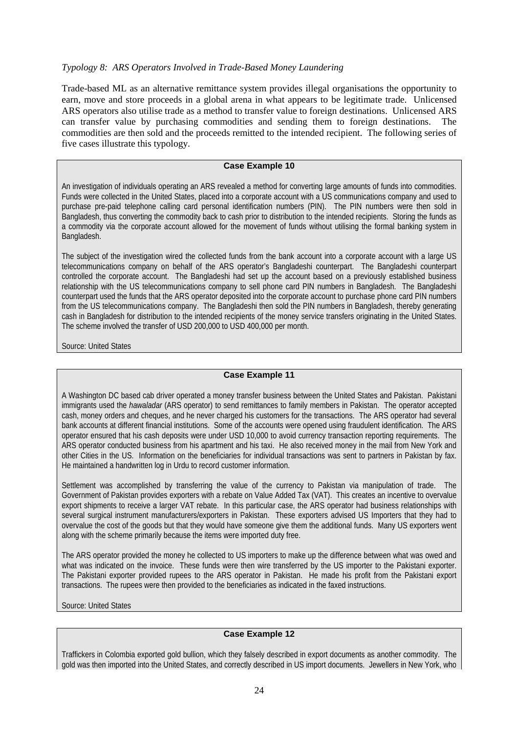*Typology 8: ARS Operators Involved in Trade-Based Money Laundering*

Trade-based ML as an alternative remittance system provides illegal organisations the opportunity to earn, move and store proceeds in a global arena in what appears to be legitimate trade. Unlicensed ARS operators also utilise trade as a method to transfer value to foreign destinations. Unlicensed ARS can transfer value by purchasing commodities and sending them to foreign destinations. The commodities are then sold and the proceeds remitted to the intended recipient. The following series of five cases illustrate this typology.

**Case Example 10**

An investigation of individuals operating an ARS revealed a method for converting large amounts of funds into commodities. Funds were collected in the United States, placed into a corporate account with a US communications company and used to purchase pre-paid telephone calling card personal identification numbers (PIN). The PIN numbers were then sold in Bangladesh, thus converting the commodity back to cash prior to distribution to the intended recipients. Storing the funds as a commodity via the corporate account allowed for the movement of funds without utilising the formal banking system in Bangladesh.

The subject of the investigation wired the collected funds from the bank account into a corporate account with a large US telecommunications company on behalf of the ARS operator's Bangladeshi counterpart. The Bangladeshi counterpart controlled the corporate account. The Bangladeshi had set up the account based on a previously established business relationship with the US telecommunications company to sell phone card PIN numbers in Bangladesh. The Bangladeshi counterpart used the funds that the ARS operator deposited into the corporate account to purchase phone card PIN numbers from the US telecommunications company. The Bangladeshi then sold the PIN numbers in Bangladesh, thereby generating cash in Bangladesh for distribution to the intended recipients of the money service transfers originating in the United States. The scheme involved the transfer of USD 200,000 to USD 400,000 per month.

Source: United States

**Case Example 11**

A Washington DC based cab driver operated a money transfer business between the United States and Pakistan. Pakistani immigrants used the *hawaladar* (ARS operator) to send remittances to family members in Pakistan. The operator accepted cash, money orders and cheques, and he never charged his customers for the transactions. The ARS operator had several bank accounts at different financial institutions. Some of the accounts were opened using fraudulent identification. The ARS operator ensured that his cash deposits were under USD 10,000 to avoid currency transaction reporting requirements. The ARS operator conducted business from his apartment and his taxi. He also received money in the mail from New York and other Cities in the US. Information on the beneficiaries for individual transactions was sent to partners in Pakistan by fax. He maintained a handwritten log in Urdu to record customer information.

Settlement was accomplished by transferring the value of the currency to Pakistan via manipulation of trade. The Government of Pakistan provides exporters with a rebate on Value Added Tax (VAT). This creates an incentive to overvalue export shipments to receive a larger VAT rebate. In this particular case, the ARS operator had business relationships with several surgical instrument manufacturers/exporters in Pakistan. These exporters advised US Importers that they had to overvalue the cost of the goods but that they would have someone give them the additional funds. Many US exporters went along with the scheme primarily because the items were imported duty free.

The ARS operator provided the money he collected to US importers to make up the difference between what was owed and what was indicated on the invoice. These funds were then wire transferred by the US importer to the Pakistani exporter. The Pakistani exporter provided rupees to the ARS operator in Pakistan. He made his profit from the Pakistani export transactions. The rupees were then provided to the beneficiaries as indicated in the faxed instructions.

Source: United States

**Case Example 12**

Traffickers in Colombia exported gold bullion, which they falsely described in export documents as another commodity. The gold was then imported into the United States, and correctly described in US import documents. Jewellers in New York, who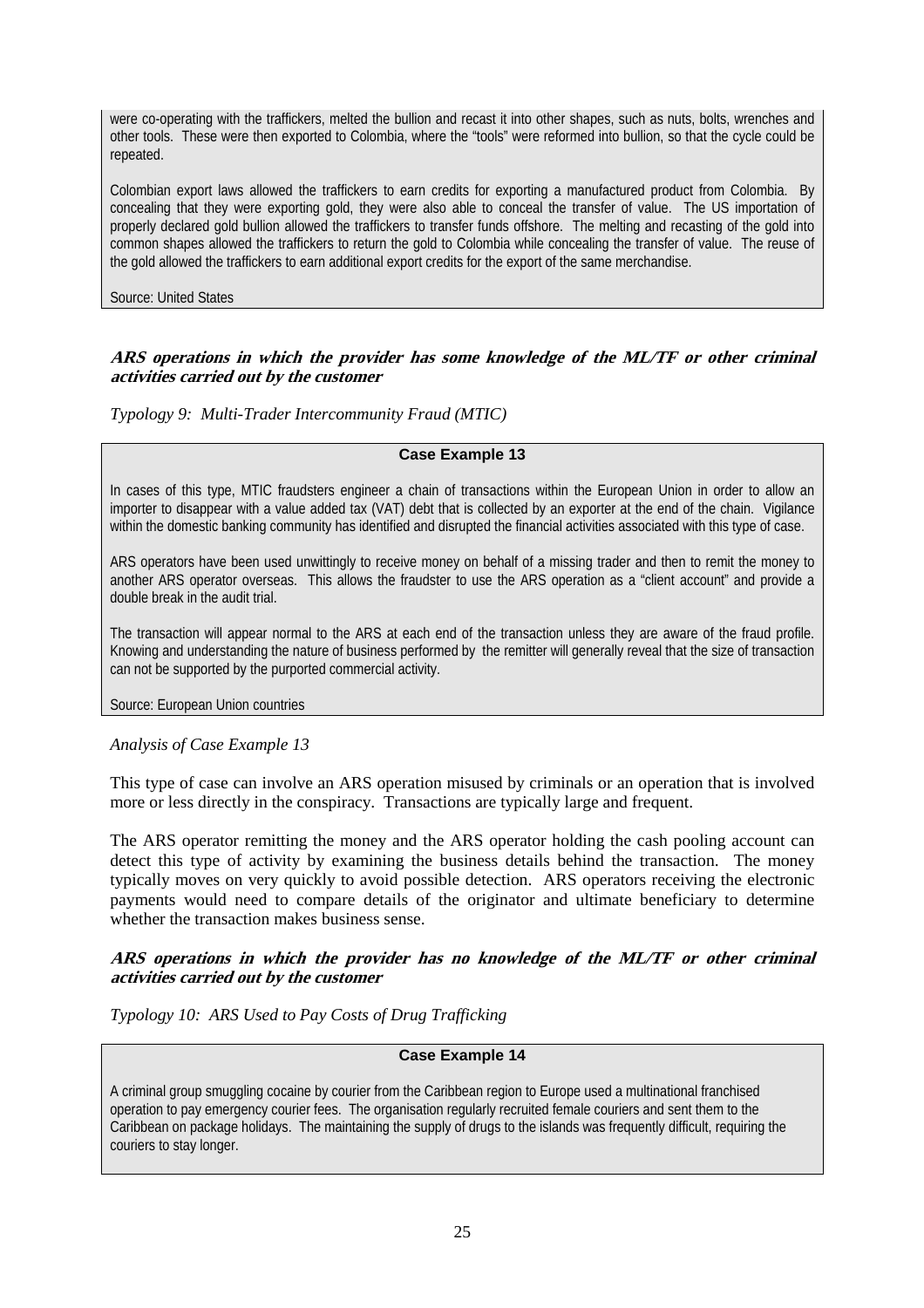were co-operating with the traffickers, melted the bullion and recast it into other shapes, such as nuts, bolts, wrenches and other tools. These were then exported to Colombia, where the "tools" were reformed into bullion, so that the cycle could be repeated.

Colombian export laws allowed the traffickers to earn credits for exporting a manufactured product from Colombia. By concealing that they were exporting gold, they were also able to conceal the transfer of value. The US importation of properly declared gold bullion allowed the traffickers to transfer funds offshore. The melting and recasting of the gold into common shapes allowed the traffickers to return the gold to Colombia while concealing the transfer of value. The reuse of the gold allowed the traffickers to earn additional export credits for the export of the same merchandise.

Source: United States

### *ARS operations in which the provider has some knowledge of the ML/TF or other criminal activities carried out by the customer*

*Typology 9: Multi-Trader Intercommunity Fraud (MTIC)*

**Case Example 13**

In cases of this type, MTIC fraudsters engineer a chain of transactions within the European Union in order to allow an importer to disappear with a value added tax (VAT) debt that is collected by an exporter at the end of the chain. Vigilance within the domestic banking community has identified and disrupted the financial activities associated with this type of case.

ARS operators have been used unwittingly to receive money on behalf of a missing trader and then to remit the money to another ARS operator overseas. This allows the fraudster to use the ARS operation as a "client account" and provide a double break in the audit trial.

The transaction will appear normal to the ARS at each end of the transaction unless they are aware of the fraud profile. Knowing and understanding the nature of business performed by the remitter will generally reveal that the size of transaction can not be supported by the purported commercial activity.

Source: European Union countries

*Analysis of Case Example 13*

This type of case can involve an ARS operation misused by criminals or an operation that is involved more or less directly in the conspiracy. Transactions are typically large and frequent.

The ARS operator remitting the money and the ARS operator holding the cash pooling account can detect this type of activity by examining the business details behind the transaction. The money typically moves on very quickly to avoid possible detection. ARS operators receiving the electronic payments would need to compare details of the originator and ultimate beneficiary to determine whether the transaction makes business sense.

### *ARS operations in which the provider has no knowledge of the ML/TF or other criminal activities carried out by the customer*

*Typology 10: ARS Used to Pay Costs of Drug Trafficking*

**Case Example 14**

A criminal group smuggling cocaine by courier from the Caribbean region to Europe used a multinational franchised operation to pay emergency courier fees. The organisation regularly recruited female couriers and sent them to the Caribbean on package holidays. The maintaining the supply of drugs to the islands was frequently difficult, requiring the couriers to stay longer.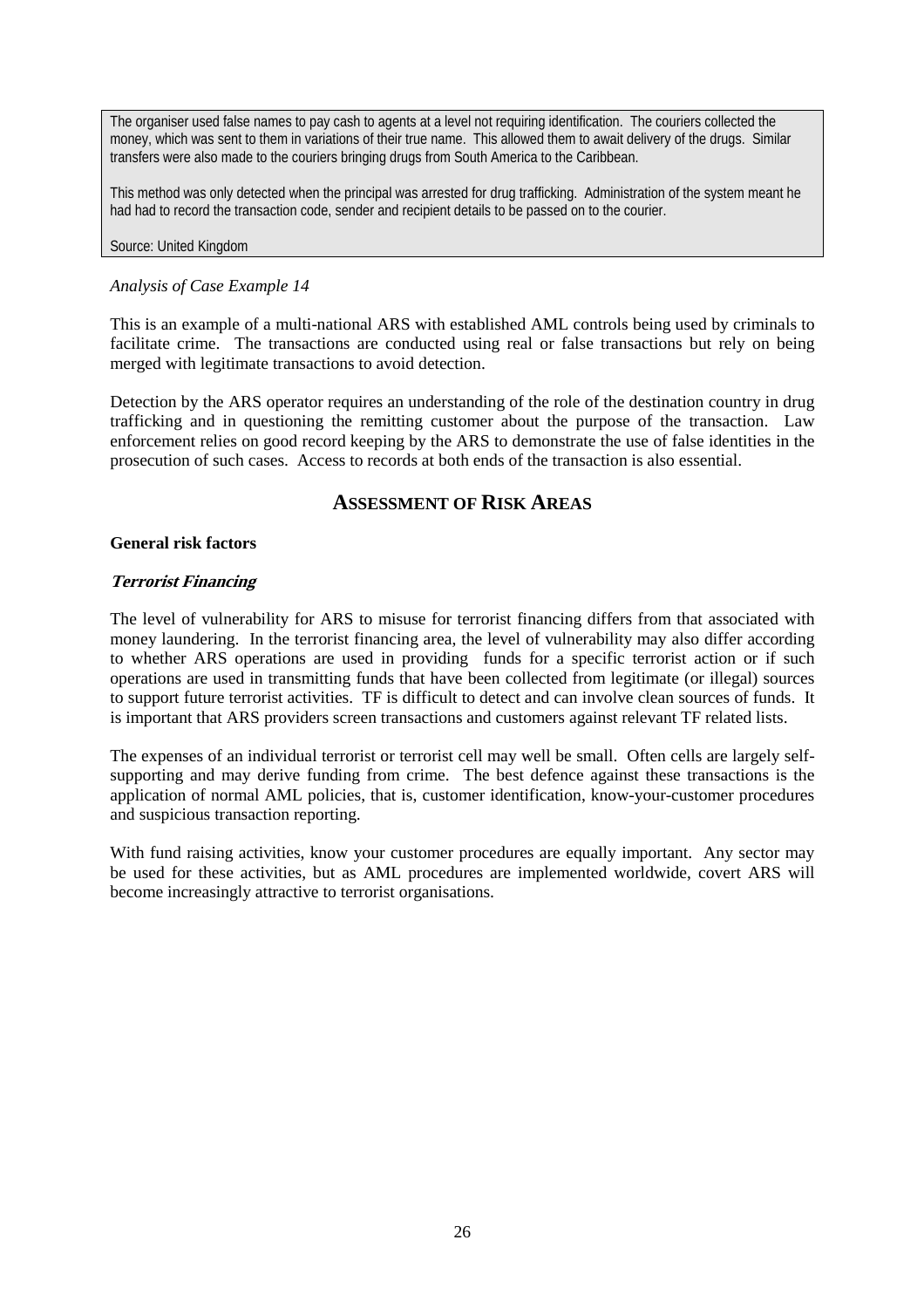> The organiser used false names to pay cash to agents at a level not requiring identification. The couriers collected the money, which was sent to them in variations of their true name. This allowed them to await delivery of the drugs. Similar transfers were also made to the couriers bringing drugs from South America to the Caribbean.
>
> This method was only detected when the principal was arrested for drug trafficking. Administration of the system meant he had had to record the transaction code, sender and recipient details to be passed on to the courier.
>
> Source: United Kingdom

*Analysis of Case Example 14*

This is an example of a multi-national ARS with established AML controls being used by criminals to facilitate crime. The transactions are conducted using real or false transactions but rely on being merged with legitimate transactions to avoid detection.

Detection by the ARS operator requires an understanding of the role of the destination country in drug trafficking and in questioning the remitting customer about the purpose of the transaction. Law enforcement relies on good record keeping by the ARS to demonstrate the use of false identities in the prosecution of such cases. Access to records at both ends of the transaction is also essential.

## ASSESSMENT OF RISK AREAS

**General risk factors**

***Terrorist Financing***

The level of vulnerability for ARS to misuse for terrorist financing differs from that associated with money laundering. In the terrorist financing area, the level of vulnerability may also differ according to whether ARS operations are used in providing funds for a specific terrorist action or if such operations are used in transmitting funds that have been collected from legitimate (or illegal) sources to support future terrorist activities. TF is difficult to detect and can involve clean sources of funds. It is important that ARS providers screen transactions and customers against relevant TF related lists.

The expenses of an individual terrorist or terrorist cell may well be small. Often cells are largely self-supporting and may derive funding from crime. The best defence against these transactions is the application of normal AML policies, that is, customer identification, know-your-customer procedures and suspicious transaction reporting.

With fund raising activities, know your customer procedures are equally important. Any sector may be used for these activities, but as AML procedures are implemented worldwide, covert ARS will become increasingly attractive to terrorist organisations.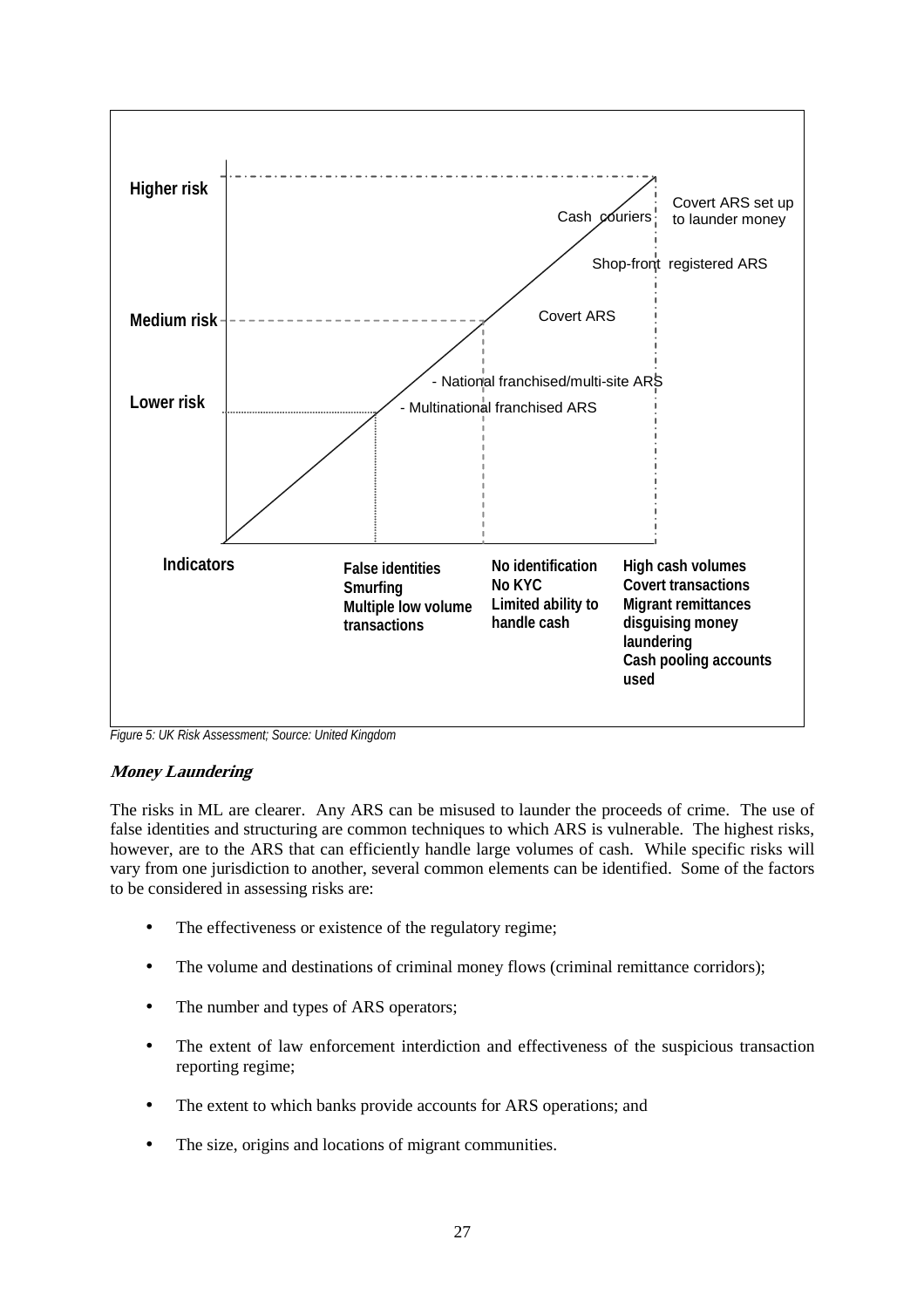Higher risk

Covert ARS set up to launder money

Cash couriers

Shop-front registered ARS

Covert ARS

Medium risk

- National franchised/multi-site ARS

- Multinational franchised ARS

Lower risk

| Indicators | False identities<br>Smurfing<br>Multiple low volume transactions | No identification<br>No KYC<br>Limited ability to handle cash | High cash volumes<br>Covert transactions<br>Migrant remittances disguising money laundering<br>Cash pooling accounts used |
|---|---|---|---|

*Figure 5: UK Risk Assessment; Source: United Kingdom*

### *Money Laundering*

The risks in ML are clearer. Any ARS can be misused to launder the proceeds of crime. The use of false identities and structuring are common techniques to which ARS is vulnerable. The highest risks, however, are to the ARS that can efficiently handle large volumes of cash. While specific risks will vary from one jurisdiction to another, several common elements can be identified. Some of the factors to be considered in assessing risks are:

- The effectiveness or existence of the regulatory regime;
- The volume and destinations of criminal money flows (criminal remittance corridors);
- The number and types of ARS operators;
- The extent of law enforcement interdiction and effectiveness of the suspicious transaction reporting regime;
- The extent to which banks provide accounts for ARS operations; and
- The size, origins and locations of migrant communities.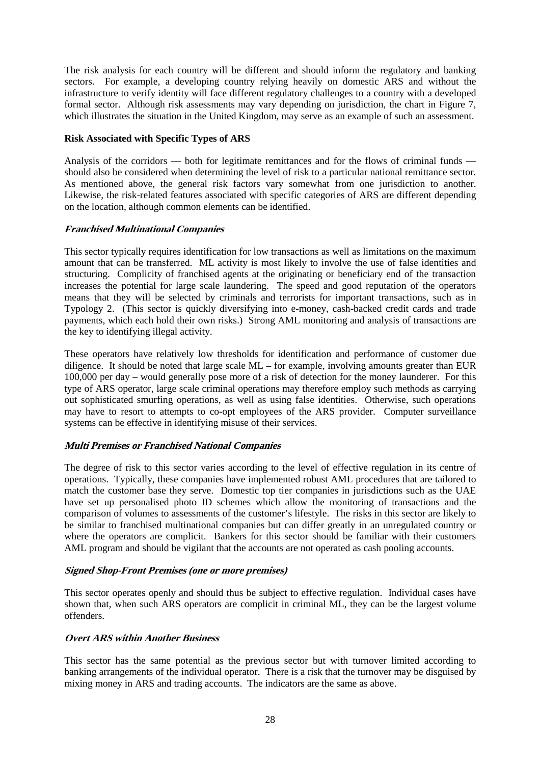The risk analysis for each country will be different and should inform the regulatory and banking sectors. For example, a developing country relying heavily on domestic ARS and without the infrastructure to verify identity will face different regulatory challenges to a country with a developed formal sector. Although risk assessments may vary depending on jurisdiction, the chart in Figure 7, which illustrates the situation in the United Kingdom, may serve as an example of such an assessment.

**Risk Associated with Specific Types of ARS**

Analysis of the corridors — both for legitimate remittances and for the flows of criminal funds — should also be considered when determining the level of risk to a particular national remittance sector. As mentioned above, the general risk factors vary somewhat from one jurisdiction to another. Likewise, the risk-related features associated with specific categories of ARS are different depending on the location, although common elements can be identified.

***Franchised Multinational Companies***

This sector typically requires identification for low transactions as well as limitations on the maximum amount that can be transferred. ML activity is most likely to involve the use of false identities and structuring. Complicity of franchised agents at the originating or beneficiary end of the transaction increases the potential for large scale laundering. The speed and good reputation of the operators means that they will be selected by criminals and terrorists for important transactions, such as in Typology 2. (This sector is quickly diversifying into e-money, cash-backed credit cards and trade payments, which each hold their own risks.) Strong AML monitoring and analysis of transactions are the key to identifying illegal activity.

These operators have relatively low thresholds for identification and performance of customer due diligence. It should be noted that large scale ML – for example, involving amounts greater than EUR 100,000 per day – would generally pose more of a risk of detection for the money launderer. For this type of ARS operator, large scale criminal operations may therefore employ such methods as carrying out sophisticated smurfing operations, as well as using false identities. Otherwise, such operations may have to resort to attempts to co-opt employees of the ARS provider. Computer surveillance systems can be effective in identifying misuse of their services.

***Multi Premises or Franchised National Companies***

The degree of risk to this sector varies according to the level of effective regulation in its centre of operations. Typically, these companies have implemented robust AML procedures that are tailored to match the customer base they serve. Domestic top tier companies in jurisdictions such as the UAE have set up personalised photo ID schemes which allow the monitoring of transactions and the comparison of volumes to assessments of the customer's lifestyle. The risks in this sector are likely to be similar to franchised multinational companies but can differ greatly in an unregulated country or where the operators are complicit. Bankers for this sector should be familiar with their customers AML program and should be vigilant that the accounts are not operated as cash pooling accounts.

***Signed Shop-Front Premises (one or more premises)***

This sector operates openly and should thus be subject to effective regulation. Individual cases have shown that, when such ARS operators are complicit in criminal ML, they can be the largest volume offenders.

***Overt ARS within Another Business***

This sector has the same potential as the previous sector but with turnover limited according to banking arrangements of the individual operator. There is a risk that the turnover may be disguised by mixing money in ARS and trading accounts. The indicators are the same as above.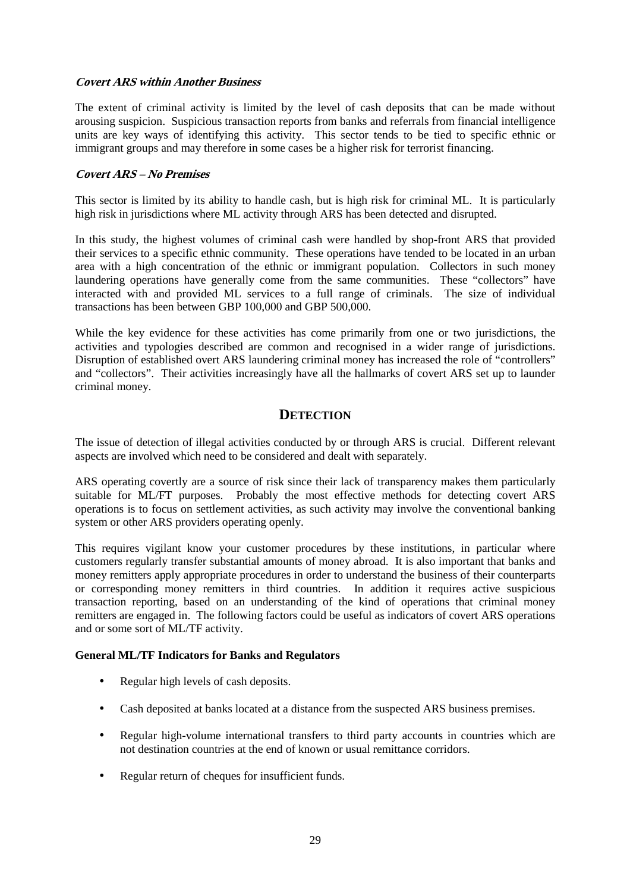***Covert ARS within Another Business***

The extent of criminal activity is limited by the level of cash deposits that can be made without arousing suspicion. Suspicious transaction reports from banks and referrals from financial intelligence units are key ways of identifying this activity. This sector tends to be tied to specific ethnic or immigrant groups and may therefore in some cases be a higher risk for terrorist financing.

***Covert ARS – No Premises***

This sector is limited by its ability to handle cash, but is high risk for criminal ML. It is particularly high risk in jurisdictions where ML activity through ARS has been detected and disrupted.

In this study, the highest volumes of criminal cash were handled by shop-front ARS that provided their services to a specific ethnic community. These operations have tended to be located in an urban area with a high concentration of the ethnic or immigrant population. Collectors in such money laundering operations have generally come from the same communities. These "collectors" have interacted with and provided ML services to a full range of criminals. The size of individual transactions has been between GBP 100,000 and GBP 500,000.

While the key evidence for these activities has come primarily from one or two jurisdictions, the activities and typologies described are common and recognised in a wider range of jurisdictions. Disruption of established overt ARS laundering criminal money has increased the role of "controllers" and "collectors". Their activities increasingly have all the hallmarks of covert ARS set up to launder criminal money.

## DETECTION

The issue of detection of illegal activities conducted by or through ARS is crucial. Different relevant aspects are involved which need to be considered and dealt with separately.

ARS operating covertly are a source of risk since their lack of transparency makes them particularly suitable for ML/FT purposes. Probably the most effective methods for detecting covert ARS operations is to focus on settlement activities, as such activity may involve the conventional banking system or other ARS providers operating openly.

This requires vigilant know your customer procedures by these institutions, in particular where customers regularly transfer substantial amounts of money abroad. It is also important that banks and money remitters apply appropriate procedures in order to understand the business of their counterparts or corresponding money remitters in third countries. In addition it requires active suspicious transaction reporting, based on an understanding of the kind of operations that criminal money remitters are engaged in. The following factors could be useful as indicators of covert ARS operations and or some sort of ML/TF activity.

**General ML/TF Indicators for Banks and Regulators**

- Regular high levels of cash deposits.
- Cash deposited at banks located at a distance from the suspected ARS business premises.
- Regular high-volume international transfers to third party accounts in countries which are not destination countries at the end of known or usual remittance corridors.
- Regular return of cheques for insufficient funds.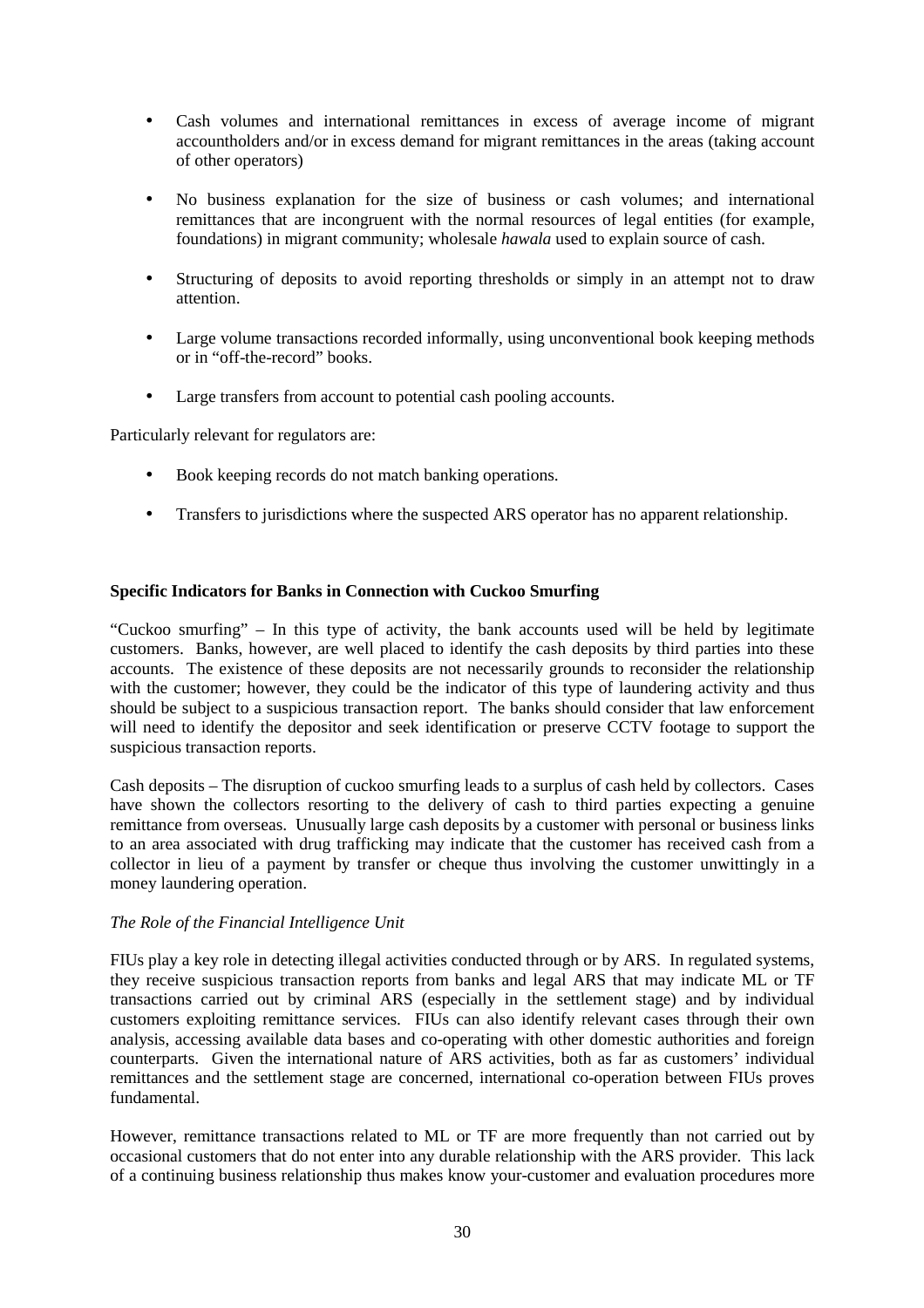- Cash volumes and international remittances in excess of average income of migrant accountholders and/or in excess demand for migrant remittances in the areas (taking account of other operators)

- No business explanation for the size of business or cash volumes; and international remittances that are incongruent with the normal resources of legal entities (for example, foundations) in migrant community; wholesale *hawala* used to explain source of cash.

- Structuring of deposits to avoid reporting thresholds or simply in an attempt not to draw attention.

- Large volume transactions recorded informally, using unconventional book keeping methods or in "off-the-record" books.

- Large transfers from account to potential cash pooling accounts.

Particularly relevant for regulators are:

- Book keeping records do not match banking operations.

- Transfers to jurisdictions where the suspected ARS operator has no apparent relationship.

**Specific Indicators for Banks in Connection with Cuckoo Smurfing**

"Cuckoo smurfing" – In this type of activity, the bank accounts used will be held by legitimate customers. Banks, however, are well placed to identify the cash deposits by third parties into these accounts. The existence of these deposits are not necessarily grounds to reconsider the relationship with the customer; however, they could be the indicator of this type of laundering activity and thus should be subject to a suspicious transaction report. The banks should consider that law enforcement will need to identify the depositor and seek identification or preserve CCTV footage to support the suspicious transaction reports.

Cash deposits – The disruption of cuckoo smurfing leads to a surplus of cash held by collectors. Cases have shown the collectors resorting to the delivery of cash to third parties expecting a genuine remittance from overseas. Unusually large cash deposits by a customer with personal or business links to an area associated with drug trafficking may indicate that the customer has received cash from a collector in lieu of a payment by transfer or cheque thus involving the customer unwittingly in a money laundering operation.

*The Role of the Financial Intelligence Unit*

FIUs play a key role in detecting illegal activities conducted through or by ARS. In regulated systems, they receive suspicious transaction reports from banks and legal ARS that may indicate ML or TF transactions carried out by criminal ARS (especially in the settlement stage) and by individual customers exploiting remittance services. FIUs can also identify relevant cases through their own analysis, accessing available data bases and co-operating with other domestic authorities and foreign counterparts. Given the international nature of ARS activities, both as far as customers' individual remittances and the settlement stage are concerned, international co-operation between FIUs proves fundamental.

However, remittance transactions related to ML or TF are more frequently than not carried out by occasional customers that do not enter into any durable relationship with the ARS provider. This lack of a continuing business relationship thus makes know your-customer and evaluation procedures more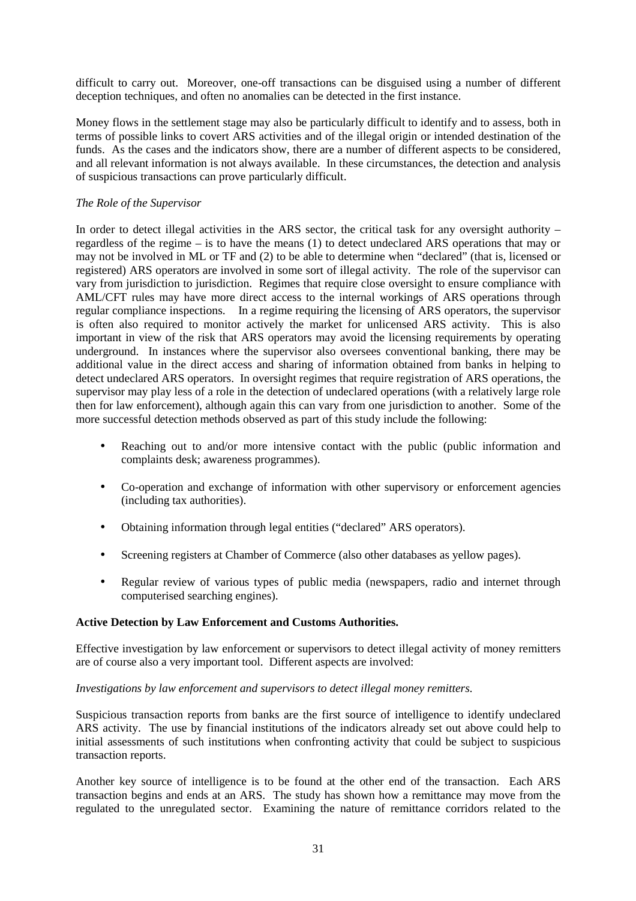difficult to carry out. Moreover, one-off transactions can be disguised using a number of different deception techniques, and often no anomalies can be detected in the first instance.

Money flows in the settlement stage may also be particularly difficult to identify and to assess, both in terms of possible links to covert ARS activities and of the illegal origin or intended destination of the funds. As the cases and the indicators show, there are a number of different aspects to be considered, and all relevant information is not always available. In these circumstances, the detection and analysis of suspicious transactions can prove particularly difficult.

*The Role of the Supervisor*

In order to detect illegal activities in the ARS sector, the critical task for any oversight authority – regardless of the regime – is to have the means (1) to detect undeclared ARS operations that may or may not be involved in ML or TF and (2) to be able to determine when "declared" (that is, licensed or registered) ARS operators are involved in some sort of illegal activity. The role of the supervisor can vary from jurisdiction to jurisdiction. Regimes that require close oversight to ensure compliance with AML/CFT rules may have more direct access to the internal workings of ARS operations through regular compliance inspections. In a regime requiring the licensing of ARS operators, the supervisor is often also required to monitor actively the market for unlicensed ARS activity. This is also important in view of the risk that ARS operators may avoid the licensing requirements by operating underground. In instances where the supervisor also oversees conventional banking, there may be additional value in the direct access and sharing of information obtained from banks in helping to detect undeclared ARS operators. In oversight regimes that require registration of ARS operations, the supervisor may play less of a role in the detection of undeclared operations (with a relatively large role then for law enforcement), although again this can vary from one jurisdiction to another. Some of the more successful detection methods observed as part of this study include the following:

- Reaching out to and/or more intensive contact with the public (public information and complaints desk; awareness programmes).
- Co-operation and exchange of information with other supervisory or enforcement agencies (including tax authorities).
- Obtaining information through legal entities ("declared" ARS operators).
- Screening registers at Chamber of Commerce (also other databases as yellow pages).
- Regular review of various types of public media (newspapers, radio and internet through computerised searching engines).

**Active Detection by Law Enforcement and Customs Authorities.**

Effective investigation by law enforcement or supervisors to detect illegal activity of money remitters are of course also a very important tool. Different aspects are involved:

*Investigations by law enforcement and supervisors to detect illegal money remitters.*

Suspicious transaction reports from banks are the first source of intelligence to identify undeclared ARS activity. The use by financial institutions of the indicators already set out above could help to initial assessments of such institutions when confronting activity that could be subject to suspicious transaction reports.

Another key source of intelligence is to be found at the other end of the transaction. Each ARS transaction begins and ends at an ARS. The study has shown how a remittance may move from the regulated to the unregulated sector. Examining the nature of remittance corridors related to the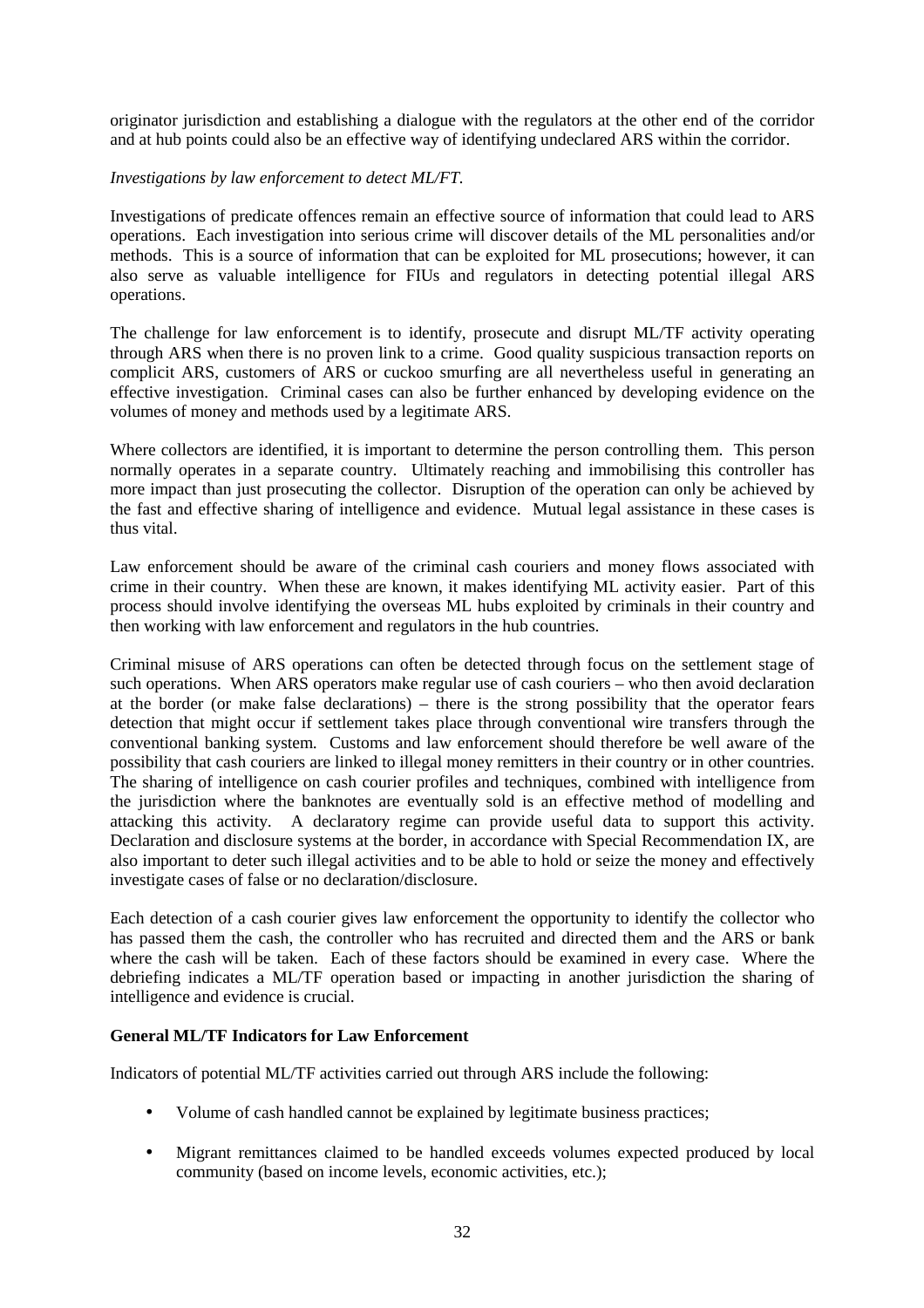originator jurisdiction and establishing a dialogue with the regulators at the other end of the corridor and at hub points could also be an effective way of identifying undeclared ARS within the corridor.

*Investigations by law enforcement to detect ML/FT.*

Investigations of predicate offences remain an effective source of information that could lead to ARS operations. Each investigation into serious crime will discover details of the ML personalities and/or methods. This is a source of information that can be exploited for ML prosecutions; however, it can also serve as valuable intelligence for FIUs and regulators in detecting potential illegal ARS operations.

The challenge for law enforcement is to identify, prosecute and disrupt ML/TF activity operating through ARS when there is no proven link to a crime. Good quality suspicious transaction reports on complicit ARS, customers of ARS or cuckoo smurfing are all nevertheless useful in generating an effective investigation. Criminal cases can also be further enhanced by developing evidence on the volumes of money and methods used by a legitimate ARS.

Where collectors are identified, it is important to determine the person controlling them. This person normally operates in a separate country. Ultimately reaching and immobilising this controller has more impact than just prosecuting the collector. Disruption of the operation can only be achieved by the fast and effective sharing of intelligence and evidence. Mutual legal assistance in these cases is thus vital.

Law enforcement should be aware of the criminal cash couriers and money flows associated with crime in their country. When these are known, it makes identifying ML activity easier. Part of this process should involve identifying the overseas ML hubs exploited by criminals in their country and then working with law enforcement and regulators in the hub countries.

Criminal misuse of ARS operations can often be detected through focus on the settlement stage of such operations. When ARS operators make regular use of cash couriers – who then avoid declaration at the border (or make false declarations) – there is the strong possibility that the operator fears detection that might occur if settlement takes place through conventional wire transfers through the conventional banking system. Customs and law enforcement should therefore be well aware of the possibility that cash couriers are linked to illegal money remitters in their country or in other countries. The sharing of intelligence on cash courier profiles and techniques, combined with intelligence from the jurisdiction where the banknotes are eventually sold is an effective method of modelling and attacking this activity. A declaratory regime can provide useful data to support this activity. Declaration and disclosure systems at the border, in accordance with Special Recommendation IX, are also important to deter such illegal activities and to be able to hold or seize the money and effectively investigate cases of false or no declaration/disclosure.

Each detection of a cash courier gives law enforcement the opportunity to identify the collector who has passed them the cash, the controller who has recruited and directed them and the ARS or bank where the cash will be taken. Each of these factors should be examined in every case. Where the debriefing indicates a ML/TF operation based or impacting in another jurisdiction the sharing of intelligence and evidence is crucial.

**General ML/TF Indicators for Law Enforcement**

Indicators of potential ML/TF activities carried out through ARS include the following:

- Volume of cash handled cannot be explained by legitimate business practices;
- Migrant remittances claimed to be handled exceeds volumes expected produced by local community (based on income levels, economic activities, etc.);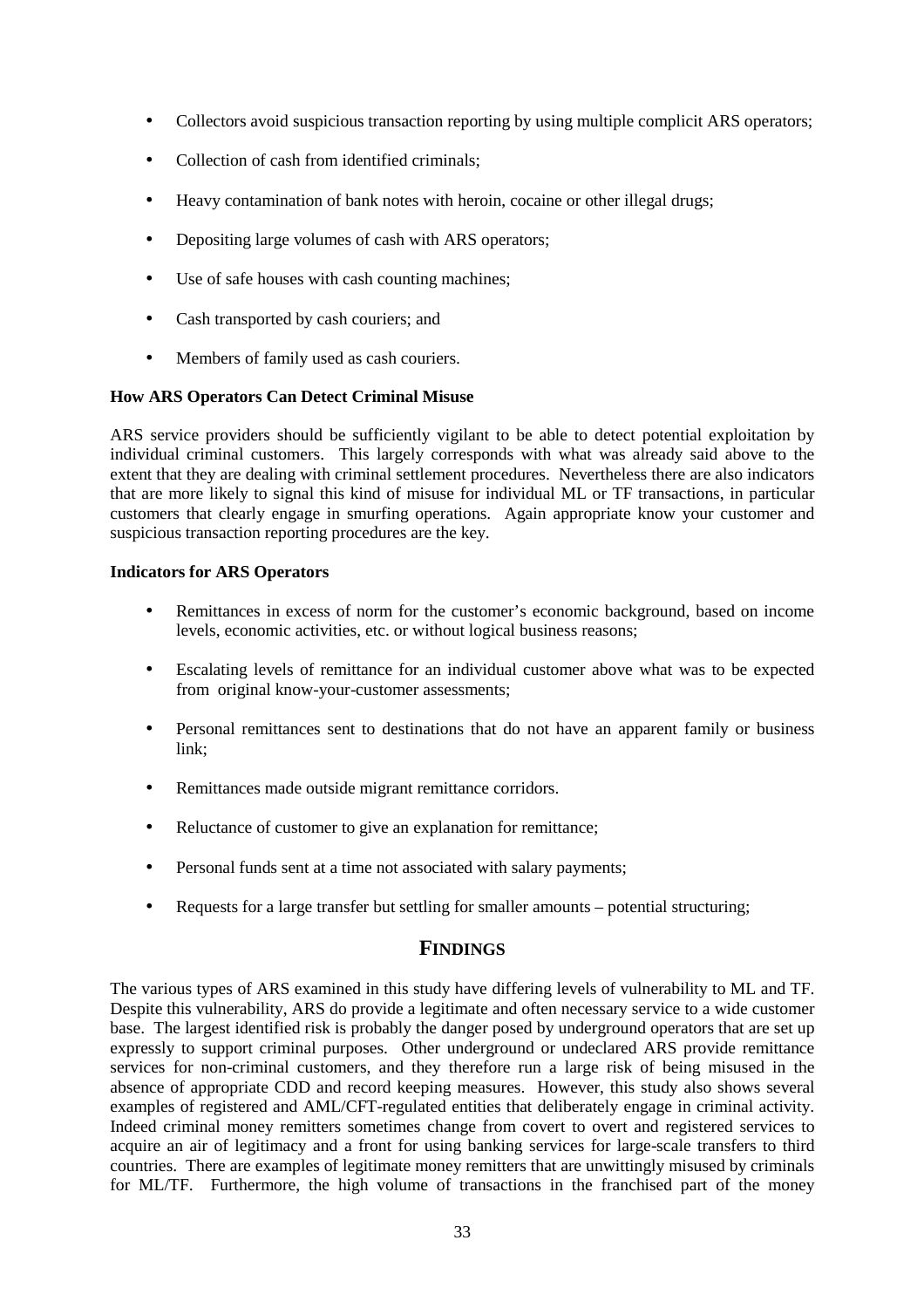- Collectors avoid suspicious transaction reporting by using multiple complicit ARS operators;
- Collection of cash from identified criminals;
- Heavy contamination of bank notes with heroin, cocaine or other illegal drugs;
- Depositing large volumes of cash with ARS operators;
- Use of safe houses with cash counting machines;
- Cash transported by cash couriers; and
- Members of family used as cash couriers.

**How ARS Operators Can Detect Criminal Misuse**

ARS service providers should be sufficiently vigilant to be able to detect potential exploitation by individual criminal customers. This largely corresponds with what was already said above to the extent that they are dealing with criminal settlement procedures. Nevertheless there are also indicators that are more likely to signal this kind of misuse for individual ML or TF transactions, in particular customers that clearly engage in smurfing operations. Again appropriate know your customer and suspicious transaction reporting procedures are the key.

**Indicators for ARS Operators**

- Remittances in excess of norm for the customer's economic background, based on income levels, economic activities, etc. or without logical business reasons;
- Escalating levels of remittance for an individual customer above what was to be expected from original know-your-customer assessments;
- Personal remittances sent to destinations that do not have an apparent family or business link;
- Remittances made outside migrant remittance corridors.
- Reluctance of customer to give an explanation for remittance;
- Personal funds sent at a time not associated with salary payments;
- Requests for a large transfer but settling for smaller amounts – potential structuring;

## FINDINGS

The various types of ARS examined in this study have differing levels of vulnerability to ML and TF. Despite this vulnerability, ARS do provide a legitimate and often necessary service to a wide customer base. The largest identified risk is probably the danger posed by underground operators that are set up expressly to support criminal purposes. Other underground or undeclared ARS provide remittance services for non-criminal customers, and they therefore run a large risk of being misused in the absence of appropriate CDD and record keeping measures. However, this study also shows several examples of registered and AML/CFT-regulated entities that deliberately engage in criminal activity. Indeed criminal money remitters sometimes change from covert to overt and registered services to acquire an air of legitimacy and a front for using banking services for large-scale transfers to third countries. There are examples of legitimate money remitters that are unwittingly misused by criminals for ML/TF. Furthermore, the high volume of transactions in the franchised part of the money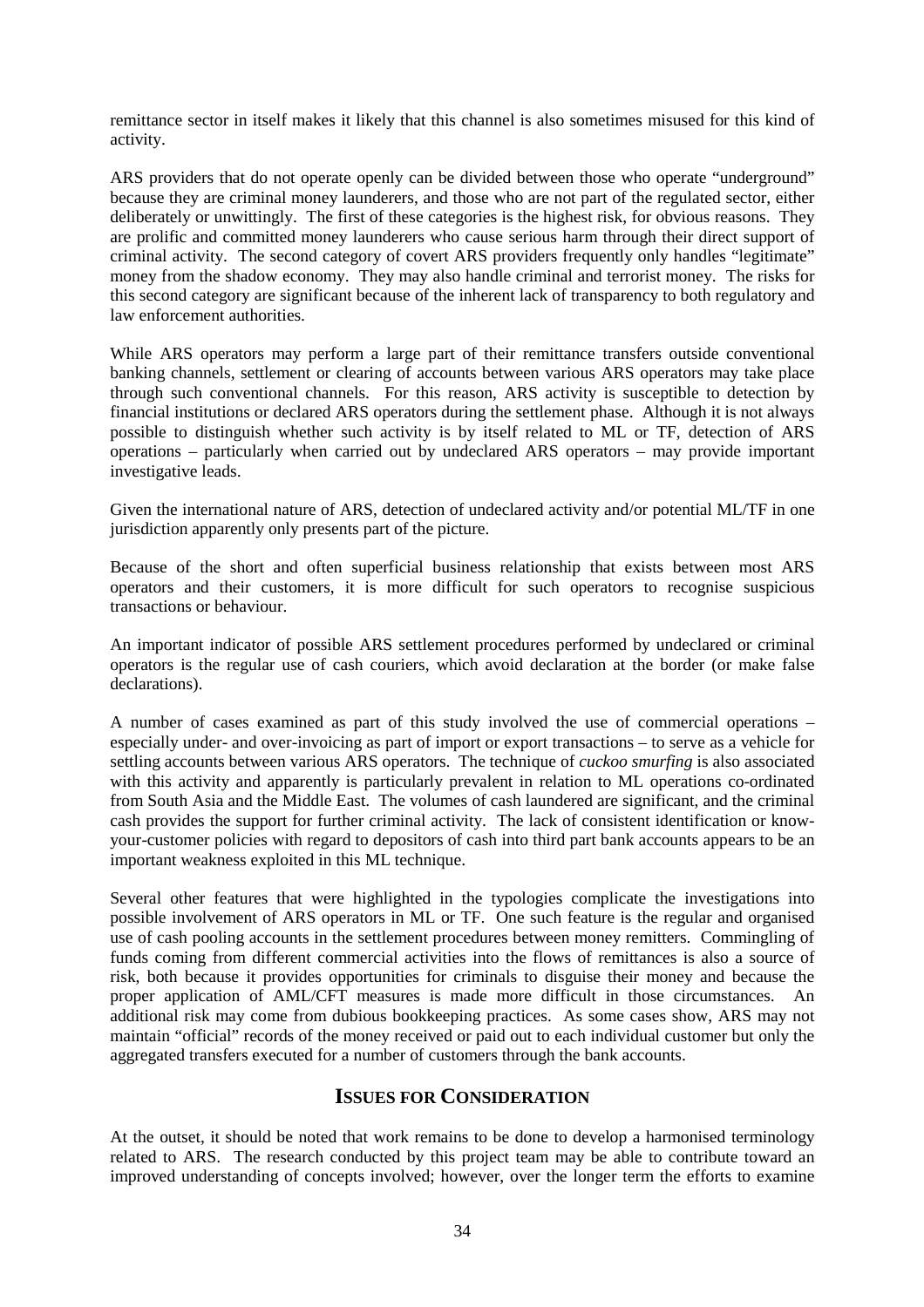remittance sector in itself makes it likely that this channel is also sometimes misused for this kind of activity.

ARS providers that do not operate openly can be divided between those who operate "underground" because they are criminal money launderers, and those who are not part of the regulated sector, either deliberately or unwittingly. The first of these categories is the highest risk, for obvious reasons. They are prolific and committed money launderers who cause serious harm through their direct support of criminal activity. The second category of covert ARS providers frequently only handles "legitimate" money from the shadow economy. They may also handle criminal and terrorist money. The risks for this second category are significant because of the inherent lack of transparency to both regulatory and law enforcement authorities.

While ARS operators may perform a large part of their remittance transfers outside conventional banking channels, settlement or clearing of accounts between various ARS operators may take place through such conventional channels. For this reason, ARS activity is susceptible to detection by financial institutions or declared ARS operators during the settlement phase. Although it is not always possible to distinguish whether such activity is by itself related to ML or TF, detection of ARS operations – particularly when carried out by undeclared ARS operators – may provide important investigative leads.

Given the international nature of ARS, detection of undeclared activity and/or potential ML/TF in one jurisdiction apparently only presents part of the picture.

Because of the short and often superficial business relationship that exists between most ARS operators and their customers, it is more difficult for such operators to recognise suspicious transactions or behaviour.

An important indicator of possible ARS settlement procedures performed by undeclared or criminal operators is the regular use of cash couriers, which avoid declaration at the border (or make false declarations).

A number of cases examined as part of this study involved the use of commercial operations – especially under- and over-invoicing as part of import or export transactions – to serve as a vehicle for settling accounts between various ARS operators. The technique of *cuckoo smurfing* is also associated with this activity and apparently is particularly prevalent in relation to ML operations co-ordinated from South Asia and the Middle East. The volumes of cash laundered are significant, and the criminal cash provides the support for further criminal activity. The lack of consistent identification or know-your-customer policies with regard to depositors of cash into third part bank accounts appears to be an important weakness exploited in this ML technique.

Several other features that were highlighted in the typologies complicate the investigations into possible involvement of ARS operators in ML or TF. One such feature is the regular and organised use of cash pooling accounts in the settlement procedures between money remitters. Commingling of funds coming from different commercial activities into the flows of remittances is also a source of risk, both because it provides opportunities for criminals to disguise their money and because the proper application of AML/CFT measures is made more difficult in those circumstances. An additional risk may come from dubious bookkeeping practices. As some cases show, ARS may not maintain "official" records of the money received or paid out to each individual customer but only the aggregated transfers executed for a number of customers through the bank accounts.

## Issues for Consideration

At the outset, it should be noted that work remains to be done to develop a harmonised terminology related to ARS. The research conducted by this project team may be able to contribute toward an improved understanding of concepts involved; however, over the longer term the efforts to examine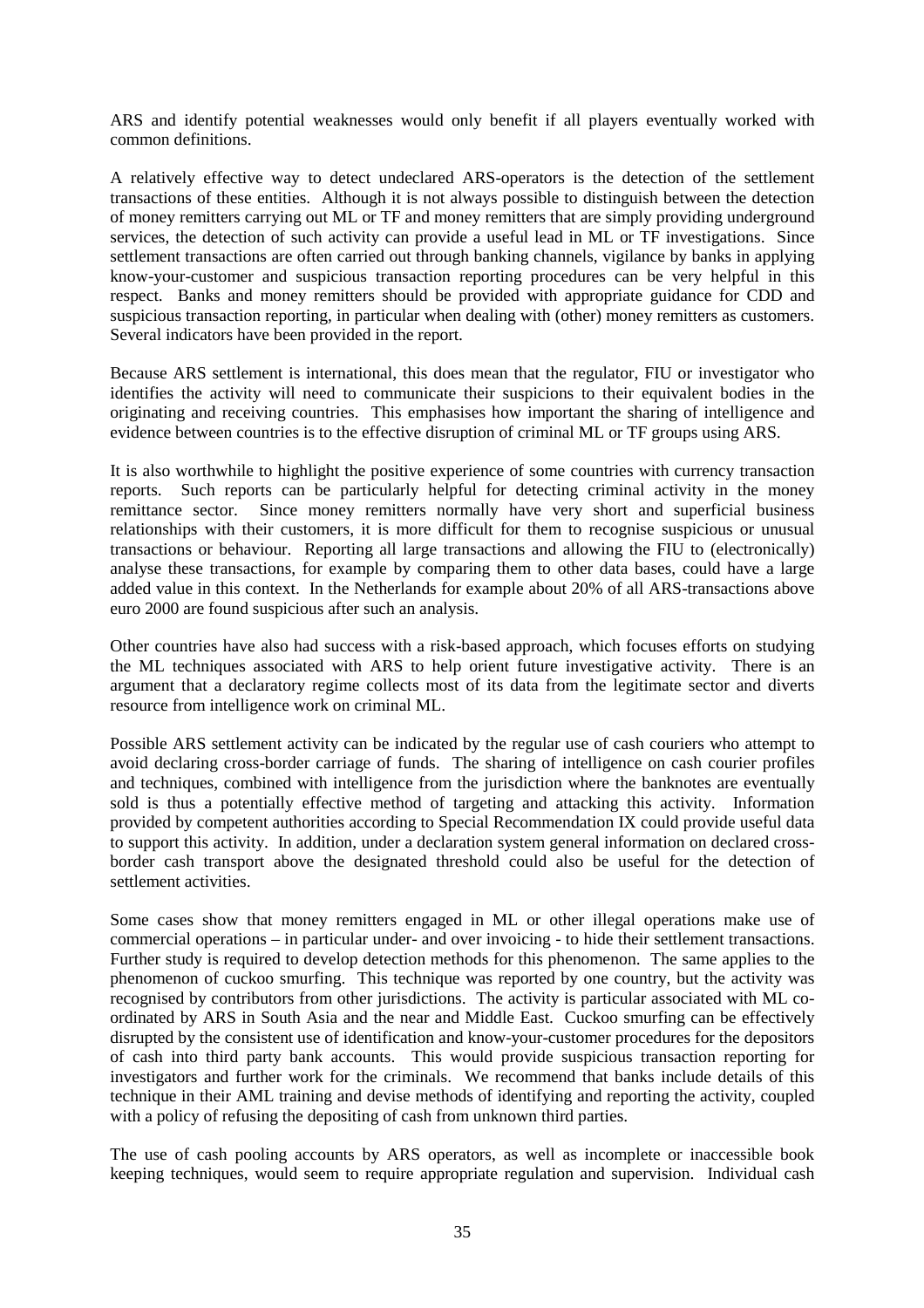ARS and identify potential weaknesses would only benefit if all players eventually worked with common definitions.

A relatively effective way to detect undeclared ARS-operators is the detection of the settlement transactions of these entities. Although it is not always possible to distinguish between the detection of money remitters carrying out ML or TF and money remitters that are simply providing underground services, the detection of such activity can provide a useful lead in ML or TF investigations. Since settlement transactions are often carried out through banking channels, vigilance by banks in applying know-your-customer and suspicious transaction reporting procedures can be very helpful in this respect. Banks and money remitters should be provided with appropriate guidance for CDD and suspicious transaction reporting, in particular when dealing with (other) money remitters as customers. Several indicators have been provided in the report.

Because ARS settlement is international, this does mean that the regulator, FIU or investigator who identifies the activity will need to communicate their suspicions to their equivalent bodies in the originating and receiving countries. This emphasises how important the sharing of intelligence and evidence between countries is to the effective disruption of criminal ML or TF groups using ARS.

It is also worthwhile to highlight the positive experience of some countries with currency transaction reports. Such reports can be particularly helpful for detecting criminal activity in the money remittance sector. Since money remitters normally have very short and superficial business relationships with their customers, it is more difficult for them to recognise suspicious or unusual transactions or behaviour. Reporting all large transactions and allowing the FIU to (electronically) analyse these transactions, for example by comparing them to other data bases, could have a large added value in this context. In the Netherlands for example about 20% of all ARS-transactions above euro 2000 are found suspicious after such an analysis.

Other countries have also had success with a risk-based approach, which focuses efforts on studying the ML techniques associated with ARS to help orient future investigative activity. There is an argument that a declaratory regime collects most of its data from the legitimate sector and diverts resource from intelligence work on criminal ML.

Possible ARS settlement activity can be indicated by the regular use of cash couriers who attempt to avoid declaring cross-border carriage of funds. The sharing of intelligence on cash courier profiles and techniques, combined with intelligence from the jurisdiction where the banknotes are eventually sold is thus a potentially effective method of targeting and attacking this activity. Information provided by competent authorities according to Special Recommendation IX could provide useful data to support this activity. In addition, under a declaration system general information on declared cross-border cash transport above the designated threshold could also be useful for the detection of settlement activities.

Some cases show that money remitters engaged in ML or other illegal operations make use of commercial operations – in particular under- and over invoicing - to hide their settlement transactions. Further study is required to develop detection methods for this phenomenon. The same applies to the phenomenon of cuckoo smurfing. This technique was reported by one country, but the activity was recognised by contributors from other jurisdictions. The activity is particular associated with ML co-ordinated by ARS in South Asia and the near and Middle East. Cuckoo smurfing can be effectively disrupted by the consistent use of identification and know-your-customer procedures for the depositors of cash into third party bank accounts. This would provide suspicious transaction reporting for investigators and further work for the criminals. We recommend that banks include details of this technique in their AML training and devise methods of identifying and reporting the activity, coupled with a policy of refusing the depositing of cash from unknown third parties.

The use of cash pooling accounts by ARS operators, as well as incomplete or inaccessible book keeping techniques, would seem to require appropriate regulation and supervision. Individual cash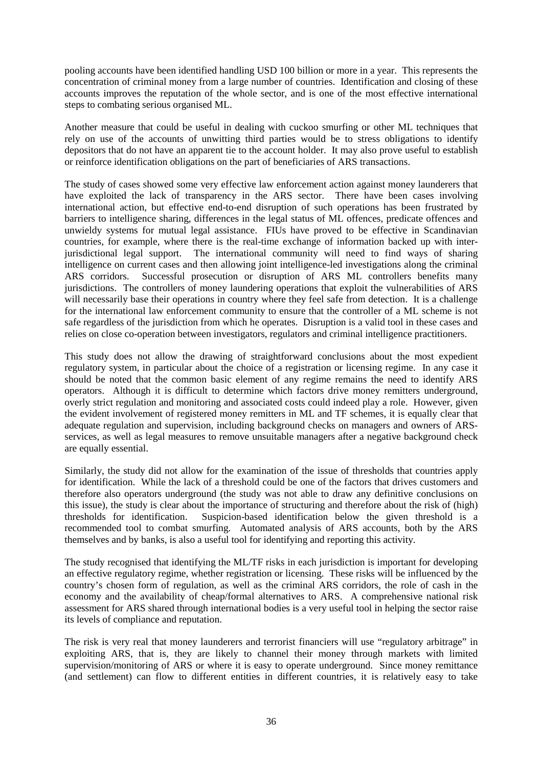pooling accounts have been identified handling USD 100 billion or more in a year. This represents the concentration of criminal money from a large number of countries. Identification and closing of these accounts improves the reputation of the whole sector, and is one of the most effective international steps to combating serious organised ML.

Another measure that could be useful in dealing with cuckoo smurfing or other ML techniques that rely on use of the accounts of unwitting third parties would be to stress obligations to identify depositors that do not have an apparent tie to the account holder. It may also prove useful to establish or reinforce identification obligations on the part of beneficiaries of ARS transactions.

The study of cases showed some very effective law enforcement action against money launderers that have exploited the lack of transparency in the ARS sector. There have been cases involving international action, but effective end-to-end disruption of such operations has been frustrated by barriers to intelligence sharing, differences in the legal status of ML offences, predicate offences and unwieldy systems for mutual legal assistance. FIUs have proved to be effective in Scandinavian countries, for example, where there is the real-time exchange of information backed up with inter-jurisdictional legal support. The international community will need to find ways of sharing intelligence on current cases and then allowing joint intelligence-led investigations along the criminal ARS corridors. Successful prosecution or disruption of ARS ML controllers benefits many jurisdictions. The controllers of money laundering operations that exploit the vulnerabilities of ARS will necessarily base their operations in country where they feel safe from detection. It is a challenge for the international law enforcement community to ensure that the controller of a ML scheme is not safe regardless of the jurisdiction from which he operates. Disruption is a valid tool in these cases and relies on close co-operation between investigators, regulators and criminal intelligence practitioners.

This study does not allow the drawing of straightforward conclusions about the most expedient regulatory system, in particular about the choice of a registration or licensing regime. In any case it should be noted that the common basic element of any regime remains the need to identify ARS operators. Although it is difficult to determine which factors drive money remitters underground, overly strict regulation and monitoring and associated costs could indeed play a role. However, given the evident involvement of registered money remitters in ML and TF schemes, it is equally clear that adequate regulation and supervision, including background checks on managers and owners of ARS-services, as well as legal measures to remove unsuitable managers after a negative background check are equally essential.

Similarly, the study did not allow for the examination of the issue of thresholds that countries apply for identification. While the lack of a threshold could be one of the factors that drives customers and therefore also operators underground (the study was not able to draw any definitive conclusions on this issue), the study is clear about the importance of structuring and therefore about the risk of (high) thresholds for identification. Suspicion-based identification below the given threshold is a recommended tool to combat smurfing. Automated analysis of ARS accounts, both by the ARS themselves and by banks, is also a useful tool for identifying and reporting this activity.

The study recognised that identifying the ML/TF risks in each jurisdiction is important for developing an effective regulatory regime, whether registration or licensing. These risks will be influenced by the country's chosen form of regulation, as well as the criminal ARS corridors, the role of cash in the economy and the availability of cheap/formal alternatives to ARS. A comprehensive national risk assessment for ARS shared through international bodies is a very useful tool in helping the sector raise its levels of compliance and reputation.

The risk is very real that money launderers and terrorist financiers will use "regulatory arbitrage" in exploiting ARS, that is, they are likely to channel their money through markets with limited supervision/monitoring of ARS or where it is easy to operate underground. Since money remittance (and settlement) can flow to different entities in different countries, it is relatively easy to take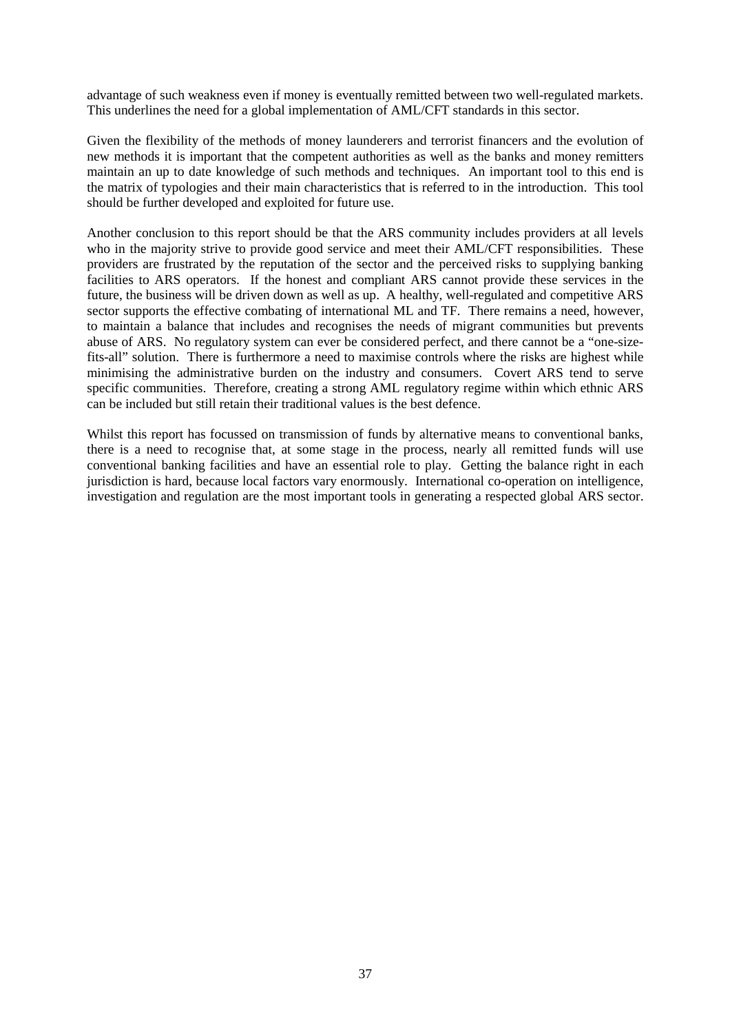advantage of such weakness even if money is eventually remitted between two well-regulated markets. This underlines the need for a global implementation of AML/CFT standards in this sector.

Given the flexibility of the methods of money launderers and terrorist financers and the evolution of new methods it is important that the competent authorities as well as the banks and money remitters maintain an up to date knowledge of such methods and techniques. An important tool to this end is the matrix of typologies and their main characteristics that is referred to in the introduction. This tool should be further developed and exploited for future use.

Another conclusion to this report should be that the ARS community includes providers at all levels who in the majority strive to provide good service and meet their AML/CFT responsibilities. These providers are frustrated by the reputation of the sector and the perceived risks to supplying banking facilities to ARS operators. If the honest and compliant ARS cannot provide these services in the future, the business will be driven down as well as up. A healthy, well-regulated and competitive ARS sector supports the effective combating of international ML and TF. There remains a need, however, to maintain a balance that includes and recognises the needs of migrant communities but prevents abuse of ARS. No regulatory system can ever be considered perfect, and there cannot be a "one-size-fits-all" solution. There is furthermore a need to maximise controls where the risks are highest while minimising the administrative burden on the industry and consumers. Covert ARS tend to serve specific communities. Therefore, creating a strong AML regulatory regime within which ethnic ARS can be included but still retain their traditional values is the best defence.

Whilst this report has focussed on transmission of funds by alternative means to conventional banks, there is a need to recognise that, at some stage in the process, nearly all remitted funds will use conventional banking facilities and have an essential role to play. Getting the balance right in each jurisdiction is hard, because local factors vary enormously. International co-operation on intelligence, investigation and regulation are the most important tools in generating a respected global ARS sector.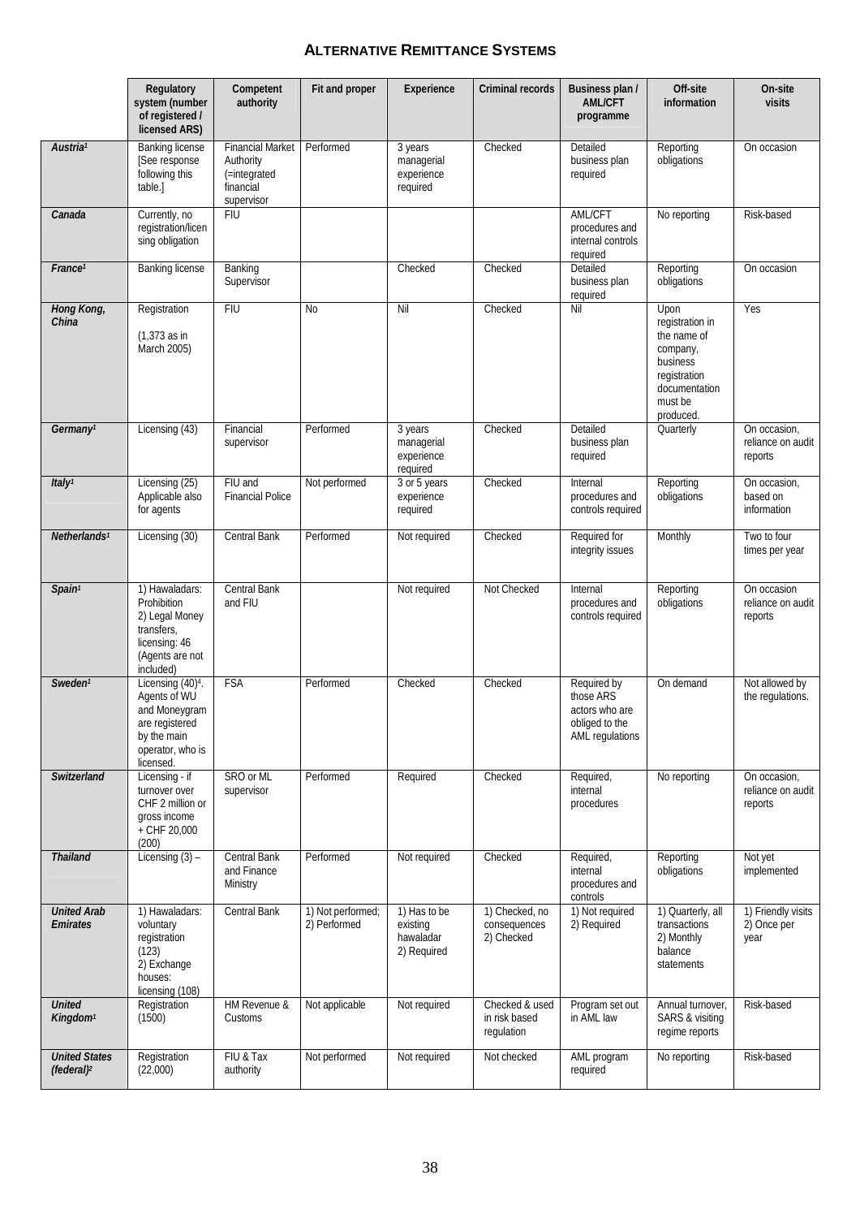## ALTERNATIVE REMITTANCE SYSTEMS

| | Regulatory system (number of registered / licensed ARS) | Competent authority | Fit and proper | Experience | Criminal records | Business plan / AML/CFT programme | Off-site information | On-site visits |
|---|---|---|---|---|---|---|---|---|
| ***Austria***[1] | Banking license [See response following this table.] | Financial Market Authority (=integrated financial supervisor | Performed | 3 years managerial experience required | Checked | Detailed business plan required | Reporting obligations | On occasion |
| ***Canada*** | Currently, no registration/licensing obligation | FIU | | | | AML/CFT procedures and internal controls required | No reporting | Risk-based |
| ***France***[1] | Banking license | Banking Supervisor | | Checked | Checked | Detailed business plan required | Reporting obligations | On occasion |
| ***Hong Kong, China*** | Registration (1,373 as in March 2005) | FIU | No | Nil | Checked | Nil | Upon registration in the name of company, business registration documentation must be produced. | Yes |
| ***Germany***[1] | Licensing (43) | Financial supervisor | Performed | 3 years managerial experience required | Checked | Detailed business plan required | Quarterly | On occasion, reliance on audit reports |
| ***Italy***[1] | Licensing (25) Applicable also for agents | FIU and Financial Police | Not performed | 3 or 5 years experience required | Checked | Internal procedures and controls required | Reporting obligations | On occasion, based on information |
| ***Netherlands***[1] | Licensing (30) | Central Bank | Performed | Not required | Checked | Required for integrity issues | Monthly | Two to four times per year |
| ***Spain***[1] | 1) Hawaladars: Prohibition 2) Legal Money transfers, licensing: 46 (Agents are not included) | Central Bank and FIU | | Not required | Not Checked | Internal procedures and controls required | Reporting obligations | On occasion reliance on audit reports |
| ***Sweden***[1] | Licensing (40)[4]. Agents of WU and Moneygram are registered by the main operator, who is licensed. | FSA | Performed | Checked | Checked | Required by those ARS actors who are obliged to the AML regulations | On demand | Not allowed by the regulations. |
| ***Switzerland*** | Licensing - if turnover over CHF 2 million or gross income + CHF 20,000 (200) | SRO or ML supervisor | Performed | Required | Checked | Required, internal procedures | No reporting | On occasion, reliance on audit reports |
| ***Thailand*** | Licensing (3) – | Central Bank and Finance Ministry | Performed | Not required | Checked | Required, internal procedures and controls | Reporting obligations | Not yet implemented |
| ***United Arab Emirates*** | 1) Hawaladars: voluntary registration (123) 2) Exchange houses: licensing (108) | Central Bank | 1) Not performed; 2) Performed | 1) Has to be existing hawaladar 2) Required | 1) Checked, no consequences 2) Checked | 1) Not required 2) Required | 1) Quarterly, all transactions 2) Monthly balance statements | 1) Friendly visits 2) Once per year |
| ***United Kingdom***[1] | Registration (1500) | HM Revenue & Customs | Not applicable | Not required | Checked & used in risk based regulation | Program set out in AML law | Annual turnover, SARS & visiting regime reports | Risk-based |
| ***United States (federal)***[2] | Registration (22,000) | FIU & Tax authority | Not performed | Not required | Not checked | AML program required | No reporting | Risk-based |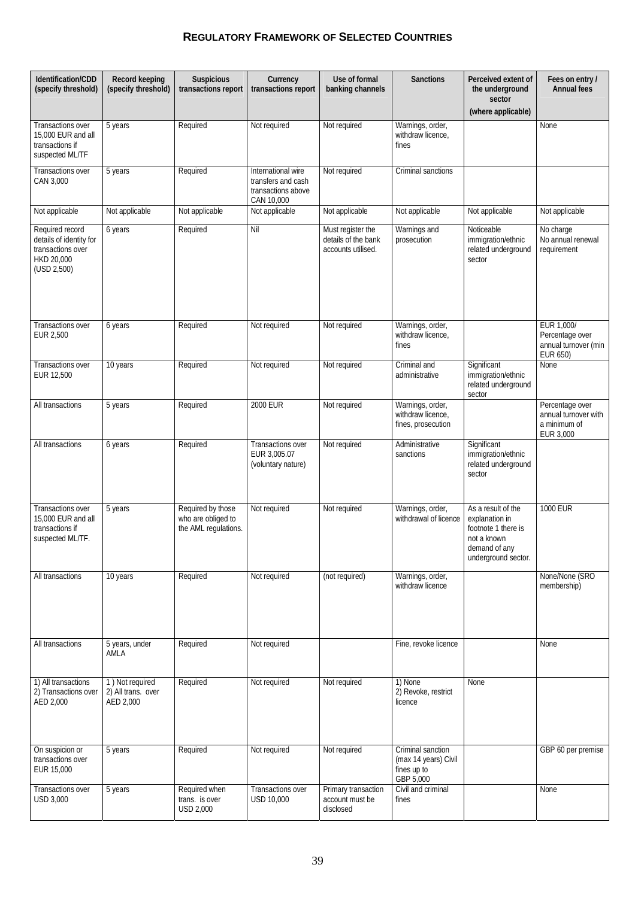## REGULATORY FRAMEWORK OF SELECTED COUNTRIES

| Identification/CDD (specify threshold) | Record keeping (specify threshold) | Suspicious transactions report | Currency transactions report | Use of formal banking channels | Sanctions | Perceived extent of the underground sector (where applicable) | Fees on entry / Annual fees |
|---|---|---|---|---|---|---|---|
| Transactions over 15,000 EUR and all transactions if suspected ML/TF | 5 years | Required | Not required | Not required | Warnings, order, withdraw licence, fines | | None |
| Transactions over CAN 3,000 | 5 years | Required | International wire transfers and cash transactions above CAN 10,000 | Not required | Criminal sanctions | | |
| Not applicable | Not applicable | Not applicable | Not applicable | Not applicable | Not applicable | Not applicable | Not applicable |
| Required record details of identity for transactions over HKD 20,000 (USD 2,500) | 6 years | Required | Nil | Must register the details of the bank accounts utilised. | Warnings and prosecution | Noticeable immigration/ethnic related underground sector | No charge No annual renewal requirement |
| Transactions over EUR 2,500 | 6 years | Required | Not required | Not required | Warnings, order, withdraw licence, fines | | EUR 1,000/ Percentage over annual turnover (min EUR 650) |
| Transactions over EUR 12,500 | 10 years | Required | Not required | Not required | Criminal and administrative | Significant immigration/ethnic related underground sector | None |
| All transactions | 5 years | Required | 2000 EUR | Not required | Warnings, order, withdraw licence, fines, prosecution | | Percentage over annual turnover with a minimum of EUR 3,000 |
| All transactions | 6 years | Required | Transactions over EUR 3,005.07 (voluntary nature) | Not required | Administrative sanctions | Significant immigration/ethnic related underground sector | |
| Transactions over 15,000 EUR and all transactions if suspected ML/TF. | 5 years | Required by those who are obliged to the AML regulations. | Not required | Not required | Warnings, order, withdrawal of licence | As a result of the explanation in footnote 1 there is not a known demand of any underground sector. | 1000 EUR |
| All transactions | 10 years | Required | Not required | (not required) | Warnings, order, withdraw licence | | None/None (SRO membership) |
| All transactions | 5 years, under AMLA | Required | Not required | | Fine, revoke licence | | None |
| 1) All transactions 2) Transactions over AED 2,000 | 1 ) Not required 2) All trans. over AED 2,000 | Required | Not required | Not required | 1) None 2) Revoke, restrict licence | None | |
| On suspicion or transactions over EUR 15,000 | 5 years | Required | Not required | Not required | Criminal sanction (max 14 years) Civil fines up to GBP 5,000 | | GBP 60 per premise |
| Transactions over USD 3,000 | 5 years | Required when trans. is over USD 2,000 | Transactions over USD 10,000 | Primary transaction account must be disclosed | Civil and criminal fines | | None |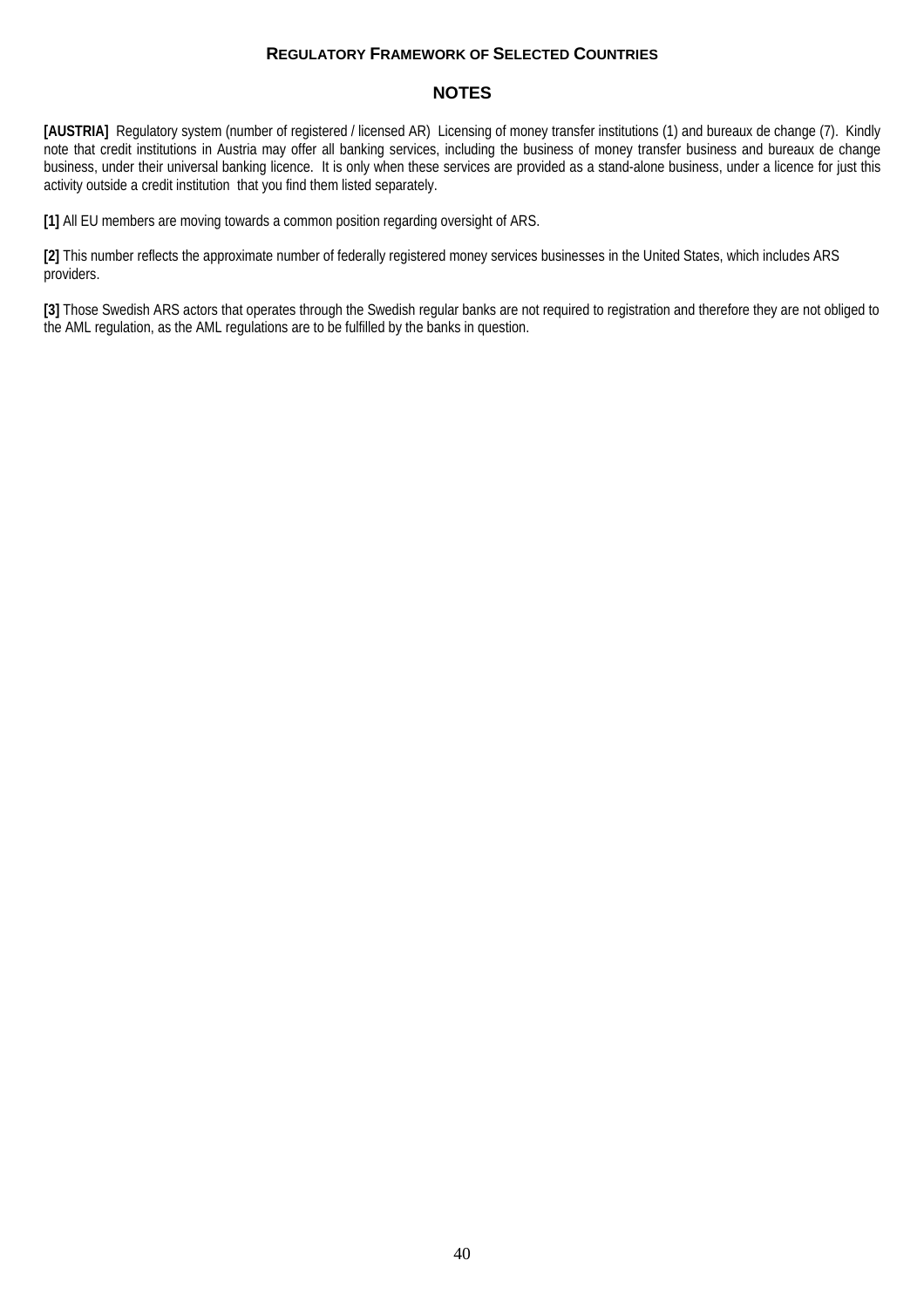## Regulatory Framework of Selected Countries

### NOTES

**[AUSTRIA]** Regulatory system (number of registered / licensed AR) Licensing of money transfer institutions (1) and bureaux de change (7). Kindly note that credit institutions in Austria may offer all banking services, including the business of money transfer business and bureaux de change business, under their universal banking licence. It is only when these services are provided as a stand-alone business, under a licence for just this activity outside a credit institution that you find them listed separately.

**[1]** All EU members are moving towards a common position regarding oversight of ARS.

**[2]** This number reflects the approximate number of federally registered money services businesses in the United States, which includes ARS providers.

**[3]** Those Swedish ARS actors that operates through the Swedish regular banks are not required to registration and therefore they are not obliged to the AML regulation, as the AML regulations are to be fulfilled by the banks in question.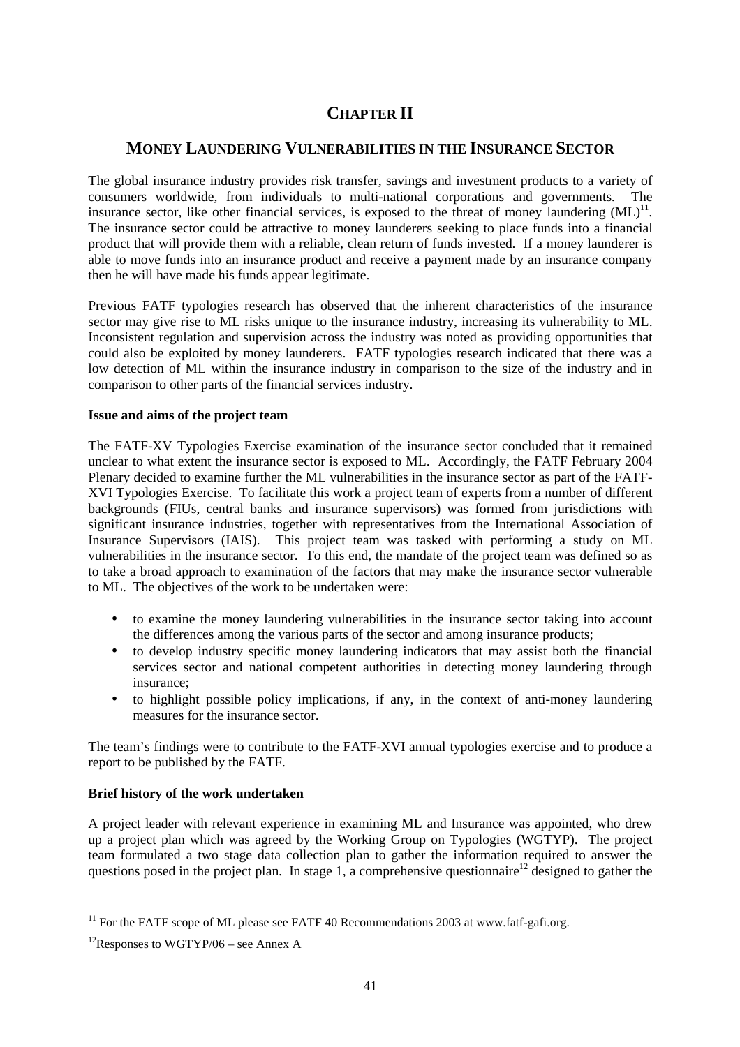# CHAPTER II

## MONEY LAUNDERING VULNERABILITIES IN THE INSURANCE SECTOR

The global insurance industry provides risk transfer, savings and investment products to a variety of consumers worldwide, from individuals to multi-national corporations and governments. The insurance sector, like other financial services, is exposed to the threat of money laundering (ML)[11]. The insurance sector could be attractive to money launderers seeking to place funds into a financial product that will provide them with a reliable, clean return of funds invested. If a money launderer is able to move funds into an insurance product and receive a payment made by an insurance company then he will have made his funds appear legitimate.

Previous FATF typologies research has observed that the inherent characteristics of the insurance sector may give rise to ML risks unique to the insurance industry, increasing its vulnerability to ML. Inconsistent regulation and supervision across the industry was noted as providing opportunities that could also be exploited by money launderers. FATF typologies research indicated that there was a low detection of ML within the insurance industry in comparison to the size of the industry and in comparison to other parts of the financial services industry.

**Issue and aims of the project team**

The FATF-XV Typologies Exercise examination of the insurance sector concluded that it remained unclear to what extent the insurance sector is exposed to ML. Accordingly, the FATF February 2004 Plenary decided to examine further the ML vulnerabilities in the insurance sector as part of the FATF-XVI Typologies Exercise. To facilitate this work a project team of experts from a number of different backgrounds (FIUs, central banks and insurance supervisors) was formed from jurisdictions with significant insurance industries, together with representatives from the International Association of Insurance Supervisors (IAIS). This project team was tasked with performing a study on ML vulnerabilities in the insurance sector. To this end, the mandate of the project team was defined so as to take a broad approach to examination of the factors that may make the insurance sector vulnerable to ML. The objectives of the work to be undertaken were:

- to examine the money laundering vulnerabilities in the insurance sector taking into account the differences among the various parts of the sector and among insurance products;
- to develop industry specific money laundering indicators that may assist both the financial services sector and national competent authorities in detecting money laundering through insurance;
- to highlight possible policy implications, if any, in the context of anti-money laundering measures for the insurance sector.

The team's findings were to contribute to the FATF-XVI annual typologies exercise and to produce a report to be published by the FATF.

**Brief history of the work undertaken**

A project leader with relevant experience in examining ML and Insurance was appointed, who drew up a project plan which was agreed by the Working Group on Typologies (WGTYP). The project team formulated a two stage data collection plan to gather the information required to answer the questions posed in the project plan. In stage 1, a comprehensive questionnaire[12] designed to gather the

---

[11] For the FATF scope of ML please see FATF 40 Recommendations 2003 at www.fatf-gafi.org.

[12] Responses to WGTYP/06 – see Annex A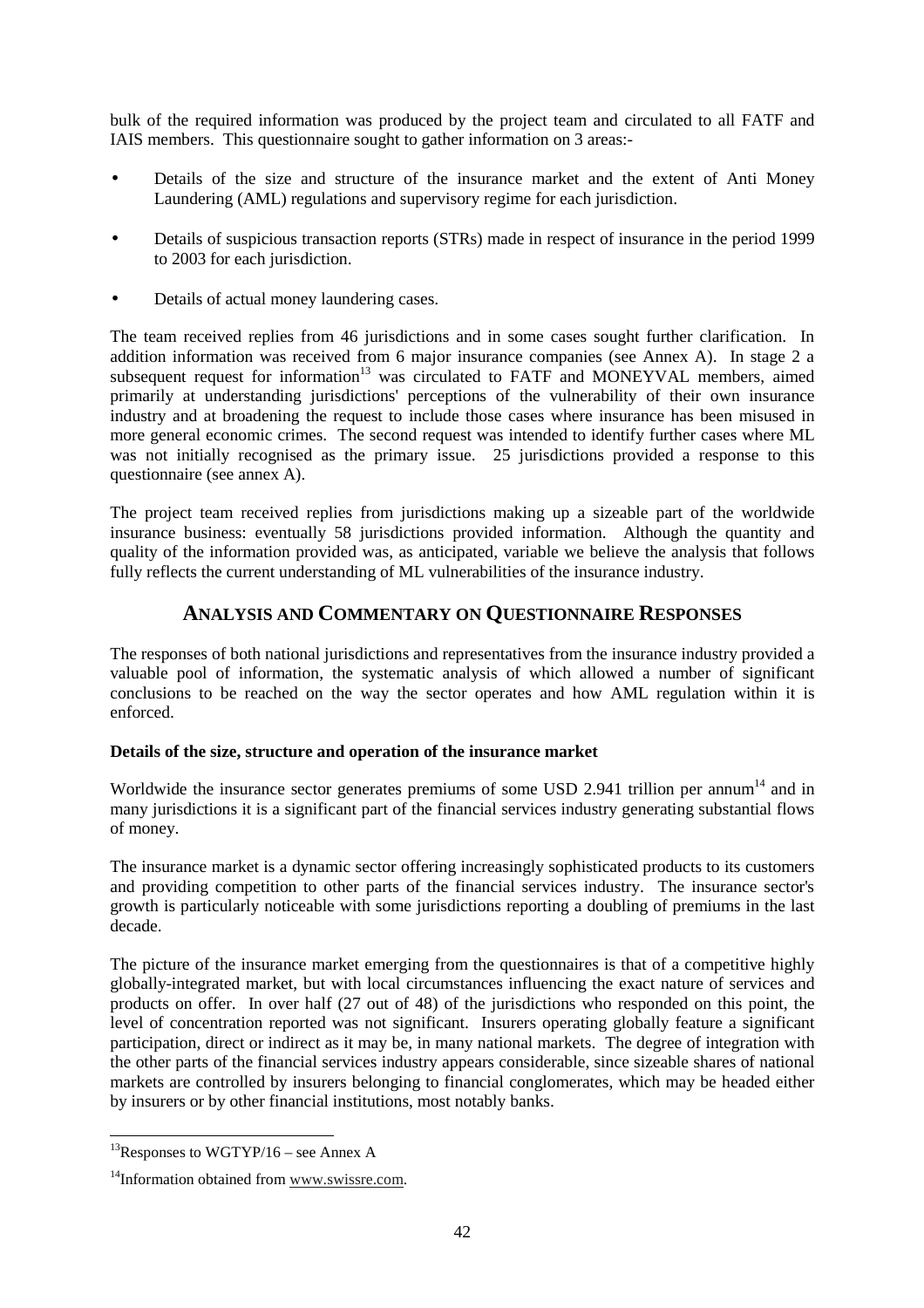bulk of the required information was produced by the project team and circulated to all FATF and IAIS members. This questionnaire sought to gather information on 3 areas:-

- Details of the size and structure of the insurance market and the extent of Anti Money Laundering (AML) regulations and supervisory regime for each jurisdiction.
- Details of suspicious transaction reports (STRs) made in respect of insurance in the period 1999 to 2003 for each jurisdiction.
- Details of actual money laundering cases.

The team received replies from 46 jurisdictions and in some cases sought further clarification. In addition information was received from 6 major insurance companies (see Annex A). In stage 2 a subsequent request for information[13] was circulated to FATF and MONEYVAL members, aimed primarily at understanding jurisdictions' perceptions of the vulnerability of their own insurance industry and at broadening the request to include those cases where insurance has been misused in more general economic crimes. The second request was intended to identify further cases where ML was not initially recognised as the primary issue. 25 jurisdictions provided a response to this questionnaire (see annex A).

The project team received replies from jurisdictions making up a sizeable part of the worldwide insurance business: eventually 58 jurisdictions provided information. Although the quantity and quality of the information provided was, as anticipated, variable we believe the analysis that follows fully reflects the current understanding of ML vulnerabilities of the insurance industry.

## ANALYSIS AND COMMENTARY ON QUESTIONNAIRE RESPONSES

The responses of both national jurisdictions and representatives from the insurance industry provided a valuable pool of information, the systematic analysis of which allowed a number of significant conclusions to be reached on the way the sector operates and how AML regulation within it is enforced.

**Details of the size, structure and operation of the insurance market**

Worldwide the insurance sector generates premiums of some USD 2.941 trillion per annum[14] and in many jurisdictions it is a significant part of the financial services industry generating substantial flows of money.

The insurance market is a dynamic sector offering increasingly sophisticated products to its customers and providing competition to other parts of the financial services industry. The insurance sector's growth is particularly noticeable with some jurisdictions reporting a doubling of premiums in the last decade.

The picture of the insurance market emerging from the questionnaires is that of a competitive highly globally-integrated market, but with local circumstances influencing the exact nature of services and products on offer. In over half (27 out of 48) of the jurisdictions who responded on this point, the level of concentration reported was not significant. Insurers operating globally feature a significant participation, direct or indirect as it may be, in many national markets. The degree of integration with the other parts of the financial services industry appears considerable, since sizeable shares of national markets are controlled by insurers belonging to financial conglomerates, which may be headed either by insurers or by other financial institutions, most notably banks.

[13] Responses to WGTYP/16 – see Annex A

[14] Information obtained from www.swissre.com.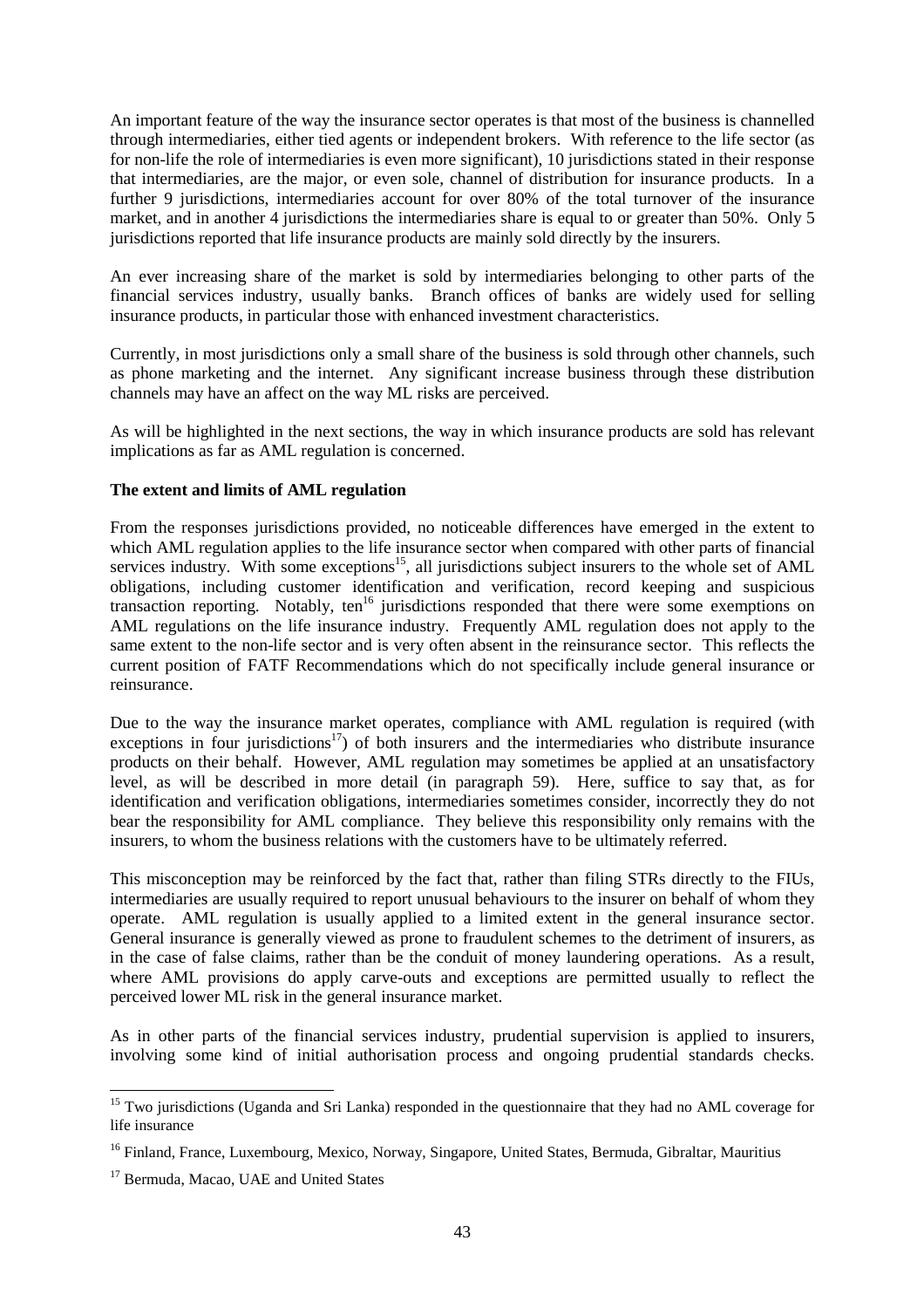An important feature of the way the insurance sector operates is that most of the business is channelled through intermediaries, either tied agents or independent brokers. With reference to the life sector (as for non-life the role of intermediaries is even more significant), 10 jurisdictions stated in their response that intermediaries, are the major, or even sole, channel of distribution for insurance products. In a further 9 jurisdictions, intermediaries account for over 80% of the total turnover of the insurance market, and in another 4 jurisdictions the intermediaries share is equal to or greater than 50%. Only 5 jurisdictions reported that life insurance products are mainly sold directly by the insurers.

An ever increasing share of the market is sold by intermediaries belonging to other parts of the financial services industry, usually banks. Branch offices of banks are widely used for selling insurance products, in particular those with enhanced investment characteristics.

Currently, in most jurisdictions only a small share of the business is sold through other channels, such as phone marketing and the internet. Any significant increase business through these distribution channels may have an affect on the way ML risks are perceived.

As will be highlighted in the next sections, the way in which insurance products are sold has relevant implications as far as AML regulation is concerned.

**The extent and limits of AML regulation**

From the responses jurisdictions provided, no noticeable differences have emerged in the extent to which AML regulation applies to the life insurance sector when compared with other parts of financial services industry. With some exceptions[15], all jurisdictions subject insurers to the whole set of AML obligations, including customer identification and verification, record keeping and suspicious transaction reporting. Notably, ten[16] jurisdictions responded that there were some exemptions on AML regulations on the life insurance industry. Frequently AML regulation does not apply to the same extent to the non-life sector and is very often absent in the reinsurance sector. This reflects the current position of FATF Recommendations which do not specifically include general insurance or reinsurance.

Due to the way the insurance market operates, compliance with AML regulation is required (with exceptions in four jurisdictions[17]) of both insurers and the intermediaries who distribute insurance products on their behalf. However, AML regulation may sometimes be applied at an unsatisfactory level, as will be described in more detail (in paragraph 59). Here, suffice to say that, as for identification and verification obligations, intermediaries sometimes consider, incorrectly they do not bear the responsibility for AML compliance. They believe this responsibility only remains with the insurers, to whom the business relations with the customers have to be ultimately referred.

This misconception may be reinforced by the fact that, rather than filing STRs directly to the FIUs, intermediaries are usually required to report unusual behaviours to the insurer on behalf of whom they operate. AML regulation is usually applied to a limited extent in the general insurance sector. General insurance is generally viewed as prone to fraudulent schemes to the detriment of insurers, as in the case of false claims, rather than be the conduit of money laundering operations. As a result, where AML provisions do apply carve-outs and exceptions are permitted usually to reflect the perceived lower ML risk in the general insurance market.

As in other parts of the financial services industry, prudential supervision is applied to insurers, involving some kind of initial authorisation process and ongoing prudential standards checks.

---

[15] Two jurisdictions (Uganda and Sri Lanka) responded in the questionnaire that they had no AML coverage for life insurance

[16] Finland, France, Luxembourg, Mexico, Norway, Singapore, United States, Bermuda, Gibraltar, Mauritius

[17] Bermuda, Macao, UAE and United States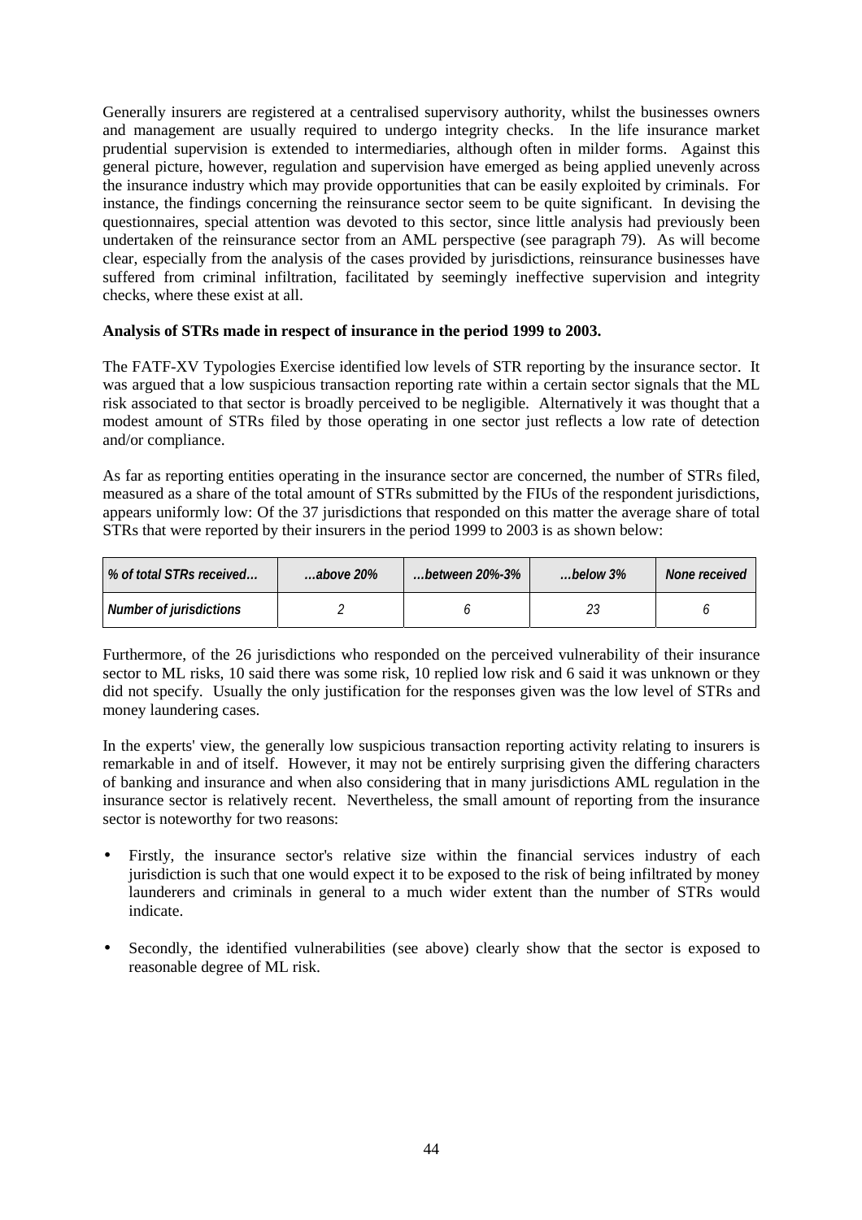Generally insurers are registered at a centralised supervisory authority, whilst the businesses owners and management are usually required to undergo integrity checks. In the life insurance market prudential supervision is extended to intermediaries, although often in milder forms. Against this general picture, however, regulation and supervision have emerged as being applied unevenly across the insurance industry which may provide opportunities that can be easily exploited by criminals. For instance, the findings concerning the reinsurance sector seem to be quite significant. In devising the questionnaires, special attention was devoted to this sector, since little analysis had previously been undertaken of the reinsurance sector from an AML perspective (see paragraph 79). As will become clear, especially from the analysis of the cases provided by jurisdictions, reinsurance businesses have suffered from criminal infiltration, facilitated by seemingly ineffective supervision and integrity checks, where these exist at all.

**Analysis of STRs made in respect of insurance in the period 1999 to 2003.**

The FATF-XV Typologies Exercise identified low levels of STR reporting by the insurance sector. It was argued that a low suspicious transaction reporting rate within a certain sector signals that the ML risk associated to that sector is broadly perceived to be negligible. Alternatively it was thought that a modest amount of STRs filed by those operating in one sector just reflects a low rate of detection and/or compliance.

As far as reporting entities operating in the insurance sector are concerned, the number of STRs filed, measured as a share of the total amount of STRs submitted by the FIUs of the respondent jurisdictions, appears uniformly low: Of the 37 jurisdictions that responded on this matter the average share of total STRs that were reported by their insurers in the period 1999 to 2003 is as shown below:

| *% of total STRs received…* | *…above 20%* | *…between 20%-3%* | *…below 3%* | *None received* |
|---|---|---|---|---|
| *Number of jurisdictions* | *2* | *6* | *23* | *6* |

Furthermore, of the 26 jurisdictions who responded on the perceived vulnerability of their insurance sector to ML risks, 10 said there was some risk, 10 replied low risk and 6 said it was unknown or they did not specify. Usually the only justification for the responses given was the low level of STRs and money laundering cases.

In the experts' view, the generally low suspicious transaction reporting activity relating to insurers is remarkable in and of itself. However, it may not be entirely surprising given the differing characters of banking and insurance and when also considering that in many jurisdictions AML regulation in the insurance sector is relatively recent. Nevertheless, the small amount of reporting from the insurance sector is noteworthy for two reasons:

- Firstly, the insurance sector's relative size within the financial services industry of each jurisdiction is such that one would expect it to be exposed to the risk of being infiltrated by money launderers and criminals in general to a much wider extent than the number of STRs would indicate.
- Secondly, the identified vulnerabilities (see above) clearly show that the sector is exposed to reasonable degree of ML risk.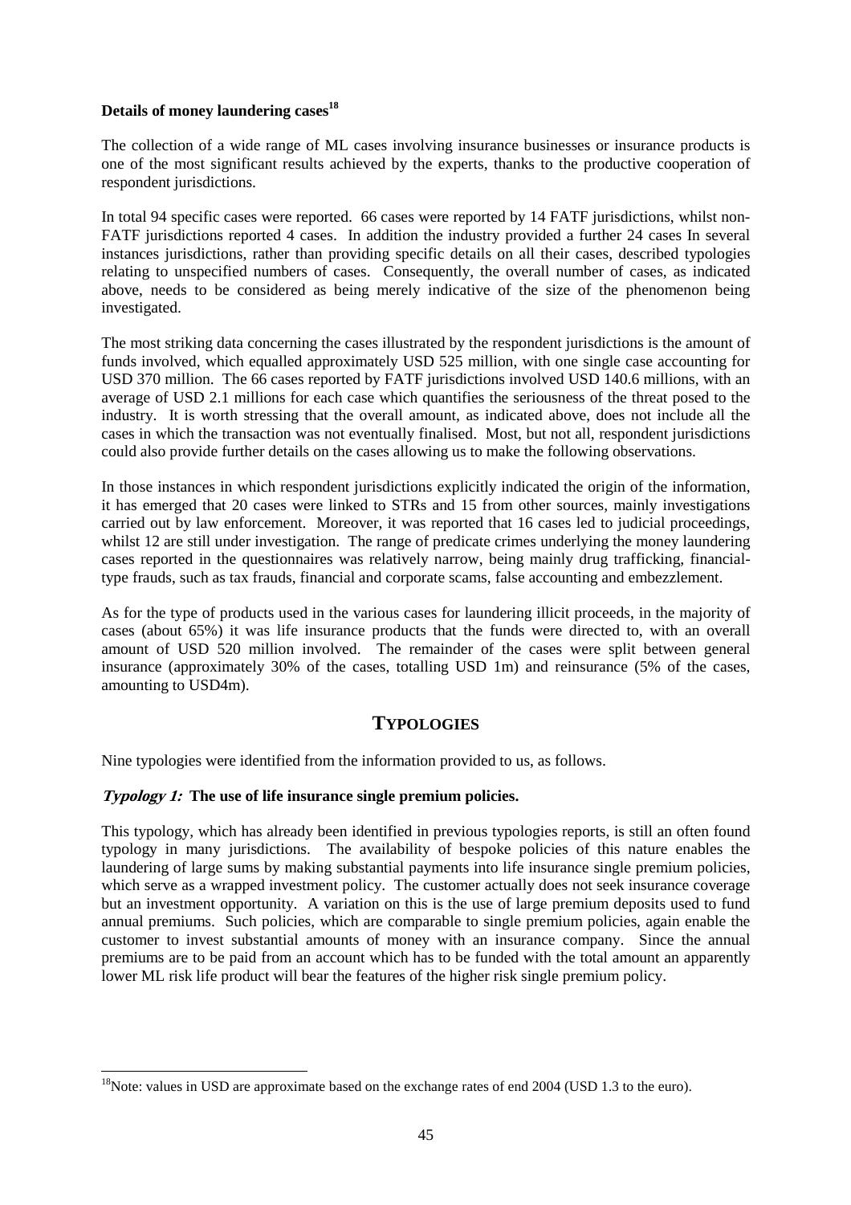**Details of money laundering cases**[18]

The collection of a wide range of ML cases involving insurance businesses or insurance products is one of the most significant results achieved by the experts, thanks to the productive cooperation of respondent jurisdictions.

In total 94 specific cases were reported. 66 cases were reported by 14 FATF jurisdictions, whilst non-FATF jurisdictions reported 4 cases. In addition the industry provided a further 24 cases In several instances jurisdictions, rather than providing specific details on all their cases, described typologies relating to unspecified numbers of cases. Consequently, the overall number of cases, as indicated above, needs to be considered as being merely indicative of the size of the phenomenon being investigated.

The most striking data concerning the cases illustrated by the respondent jurisdictions is the amount of funds involved, which equalled approximately USD 525 million, with one single case accounting for USD 370 million. The 66 cases reported by FATF jurisdictions involved USD 140.6 millions, with an average of USD 2.1 millions for each case which quantifies the seriousness of the threat posed to the industry. It is worth stressing that the overall amount, as indicated above, does not include all the cases in which the transaction was not eventually finalised. Most, but not all, respondent jurisdictions could also provide further details on the cases allowing us to make the following observations.

In those instances in which respondent jurisdictions explicitly indicated the origin of the information, it has emerged that 20 cases were linked to STRs and 15 from other sources, mainly investigations carried out by law enforcement. Moreover, it was reported that 16 cases led to judicial proceedings, whilst 12 are still under investigation. The range of predicate crimes underlying the money laundering cases reported in the questionnaires was relatively narrow, being mainly drug trafficking, financial-type frauds, such as tax frauds, financial and corporate scams, false accounting and embezzlement.

As for the type of products used in the various cases for laundering illicit proceeds, in the majority of cases (about 65%) it was life insurance products that the funds were directed to, with an overall amount of USD 520 million involved. The remainder of the cases were split between general insurance (approximately 30% of the cases, totalling USD 1m) and reinsurance (5% of the cases, amounting to USD4m).

## TYPOLOGIES

Nine typologies were identified from the information provided to us, as follows.

### *Typology 1:* The use of life insurance single premium policies.

This typology, which has already been identified in previous typologies reports, is still an often found typology in many jurisdictions. The availability of bespoke policies of this nature enables the laundering of large sums by making substantial payments into life insurance single premium policies, which serve as a wrapped investment policy. The customer actually does not seek insurance coverage but an investment opportunity. A variation on this is the use of large premium deposits used to fund annual premiums. Such policies, which are comparable to single premium policies, again enable the customer to invest substantial amounts of money with an insurance company. Since the annual premiums are to be paid from an account which has to be funded with the total amount an apparently lower ML risk life product will bear the features of the higher risk single premium policy.

[18]Note: values in USD are approximate based on the exchange rates of end 2004 (USD 1.3 to the euro).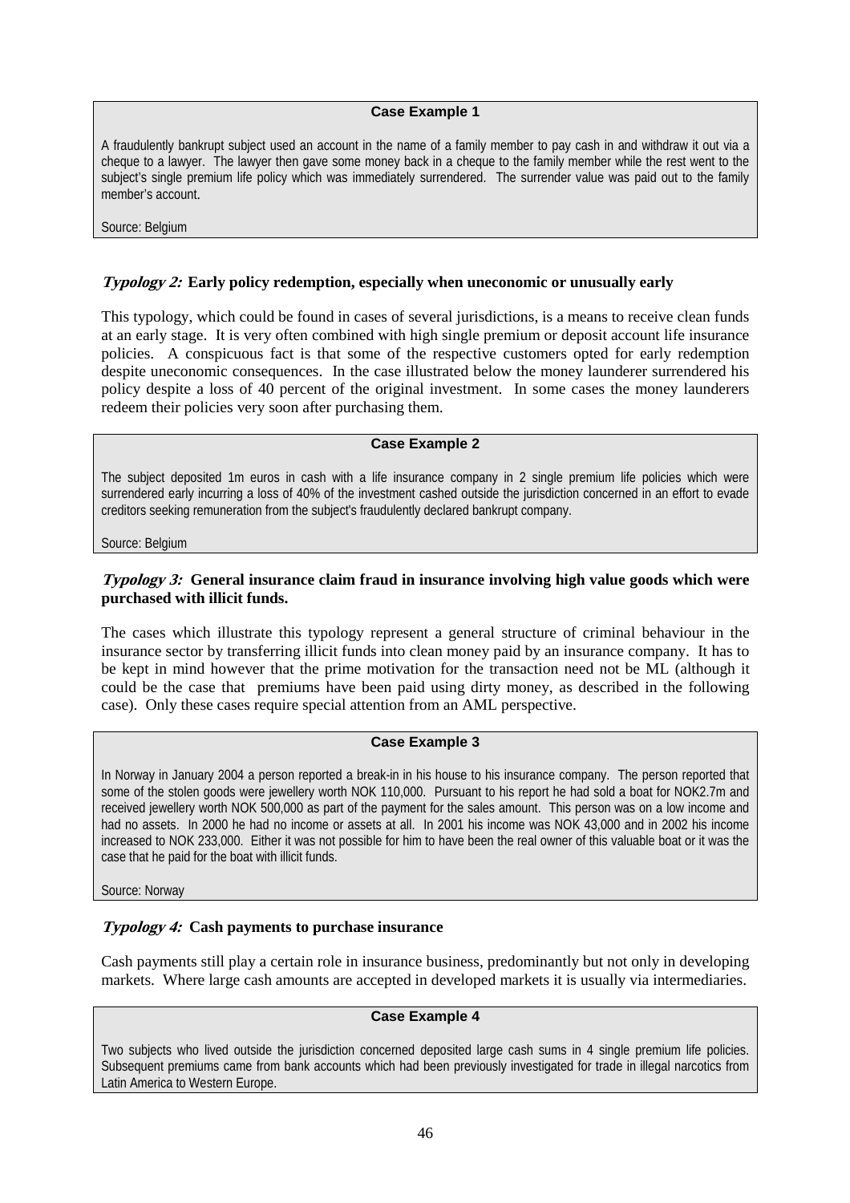**Case Example 1**

A fraudulently bankrupt subject used an account in the name of a family member to pay cash in and withdraw it out via a cheque to a lawyer. The lawyer then gave some money back in a cheque to the family member while the rest went to the subject's single premium life policy which was immediately surrendered. The surrender value was paid out to the family member's account.

Source: Belgium

### *Typology 2:* Early policy redemption, especially when uneconomic or unusually early

This typology, which could be found in cases of several jurisdictions, is a means to receive clean funds at an early stage. It is very often combined with high single premium or deposit account life insurance policies. A conspicuous fact is that some of the respective customers opted for early redemption despite uneconomic consequences. In the case illustrated below the money launderer surrendered his policy despite a loss of 40 percent of the original investment. In some cases the money launderers redeem their policies very soon after purchasing them.

**Case Example 2**

The subject deposited 1m euros in cash with a life insurance company in 2 single premium life policies which were surrendered early incurring a loss of 40% of the investment cashed outside the jurisdiction concerned in an effort to evade creditors seeking remuneration from the subject's fraudulently declared bankrupt company.

Source: Belgium

### *Typology 3:* General insurance claim fraud in insurance involving high value goods which were purchased with illicit funds.

The cases which illustrate this typology represent a general structure of criminal behaviour in the insurance sector by transferring illicit funds into clean money paid by an insurance company. It has to be kept in mind however that the prime motivation for the transaction need not be ML (although it could be the case that premiums have been paid using dirty money, as described in the following case). Only these cases require special attention from an AML perspective.

**Case Example 3**

In Norway in January 2004 a person reported a break-in in his house to his insurance company. The person reported that some of the stolen goods were jewellery worth NOK 110,000. Pursuant to his report he had sold a boat for NOK2.7m and received jewellery worth NOK 500,000 as part of the payment for the sales amount. This person was on a low income and had no assets. In 2000 he had no income or assets at all. In 2001 his income was NOK 43,000 and in 2002 his income increased to NOK 233,000. Either it was not possible for him to have been the real owner of this valuable boat or it was the case that he paid for the boat with illicit funds.

Source: Norway

### *Typology 4:* Cash payments to purchase insurance

Cash payments still play a certain role in insurance business, predominantly but not only in developing markets. Where large cash amounts are accepted in developed markets it is usually via intermediaries.

**Case Example 4**

Two subjects who lived outside the jurisdiction concerned deposited large cash sums in 4 single premium life policies. Subsequent premiums came from bank accounts which had been previously investigated for trade in illegal narcotics from Latin America to Western Europe.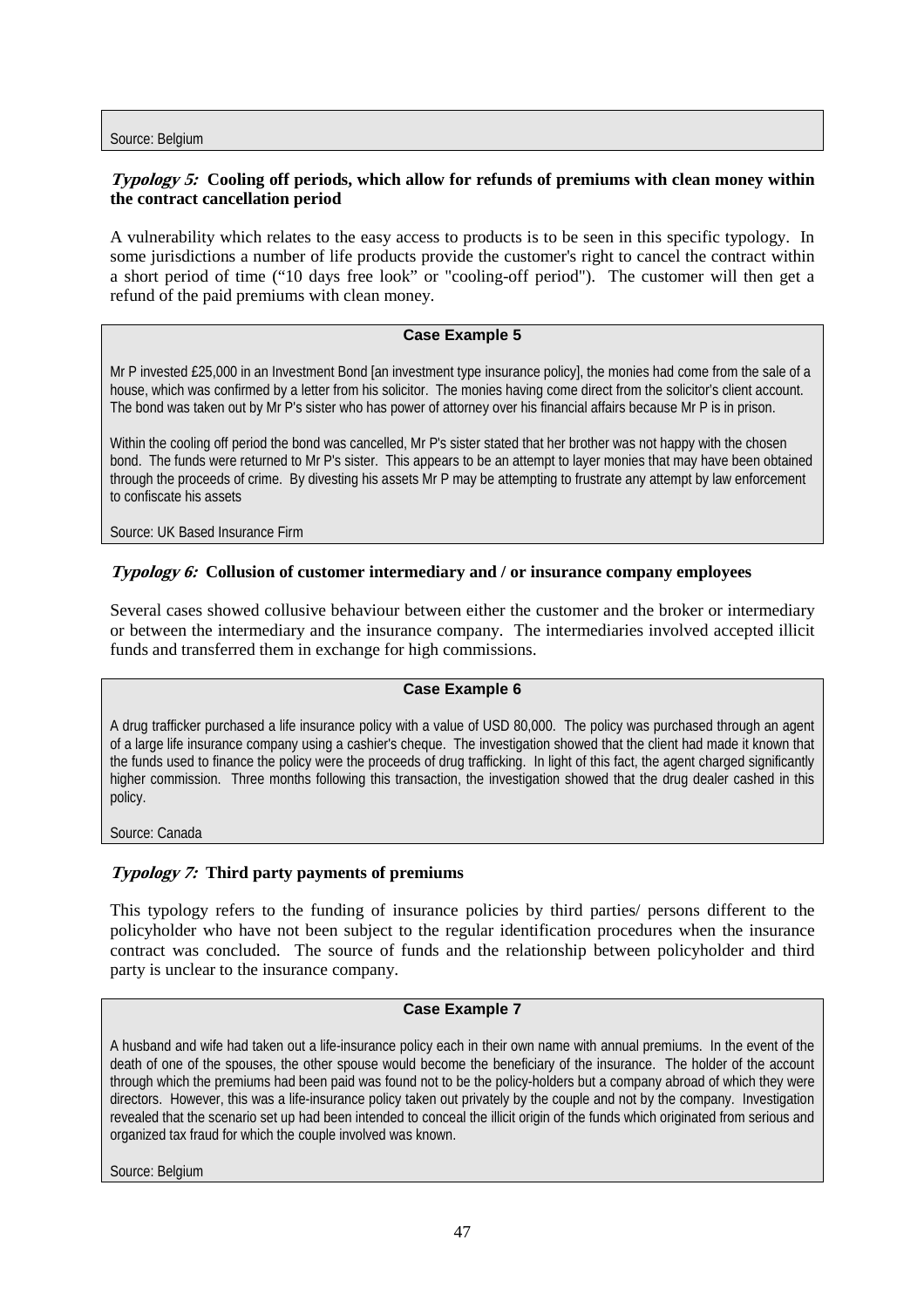Source: Belgium

***Typology 5:*** **Cooling off periods, which allow for refunds of premiums with clean money within the contract cancellation period**

A vulnerability which relates to the easy access to products is to be seen in this specific typology. In some jurisdictions a number of life products provide the customer's right to cancel the contract within a short period of time ("10 days free look" or "cooling-off period"). The customer will then get a refund of the paid premiums with clean money.

**Case Example 5**

Mr P invested £25,000 in an Investment Bond [an investment type insurance policy], the monies had come from the sale of a house, which was confirmed by a letter from his solicitor. The monies having come direct from the solicitor's client account. The bond was taken out by Mr P's sister who has power of attorney over his financial affairs because Mr P is in prison.

Within the cooling off period the bond was cancelled, Mr P's sister stated that her brother was not happy with the chosen bond. The funds were returned to Mr P's sister. This appears to be an attempt to layer monies that may have been obtained through the proceeds of crime. By divesting his assets Mr P may be attempting to frustrate any attempt by law enforcement to confiscate his assets

Source: UK Based Insurance Firm

***Typology 6:*** **Collusion of customer intermediary and / or insurance company employees**

Several cases showed collusive behaviour between either the customer and the broker or intermediary or between the intermediary and the insurance company. The intermediaries involved accepted illicit funds and transferred them in exchange for high commissions.

**Case Example 6**

A drug trafficker purchased a life insurance policy with a value of USD 80,000. The policy was purchased through an agent of a large life insurance company using a cashier's cheque. The investigation showed that the client had made it known that the funds used to finance the policy were the proceeds of drug trafficking. In light of this fact, the agent charged significantly higher commission. Three months following this transaction, the investigation showed that the drug dealer cashed in this policy.

Source: Canada

***Typology 7:*** **Third party payments of premiums**

This typology refers to the funding of insurance policies by third parties/ persons different to the policyholder who have not been subject to the regular identification procedures when the insurance contract was concluded. The source of funds and the relationship between policyholder and third party is unclear to the insurance company.

**Case Example 7**

A husband and wife had taken out a life-insurance policy each in their own name with annual premiums. In the event of the death of one of the spouses, the other spouse would become the beneficiary of the insurance. The holder of the account through which the premiums had been paid was found not to be the policy-holders but a company abroad of which they were directors. However, this was a life-insurance policy taken out privately by the couple and not by the company. Investigation revealed that the scenario set up had been intended to conceal the illicit origin of the funds which originated from serious and organized tax fraud for which the couple involved was known.

Source: Belgium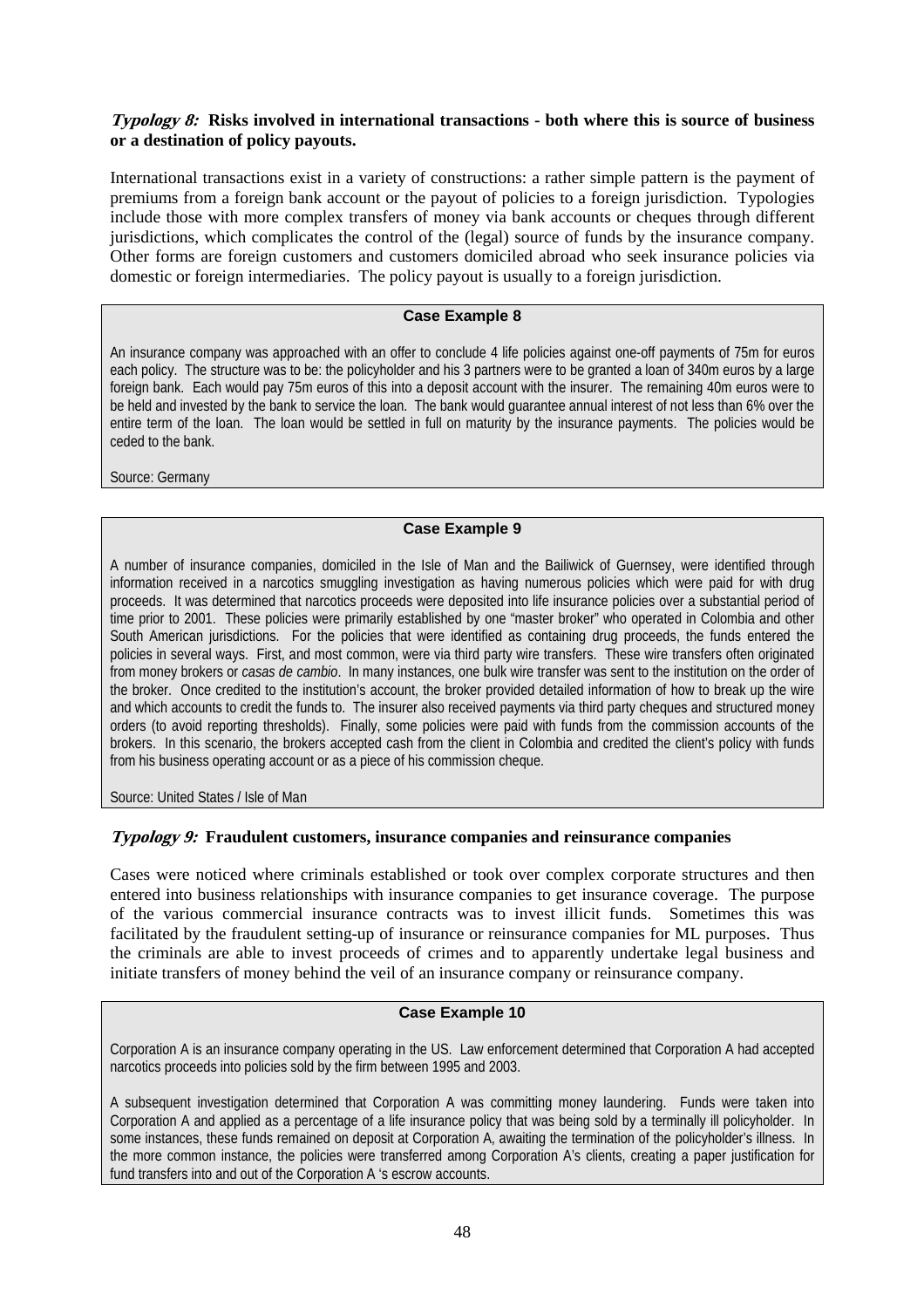***Typology 8:*** **Risks involved in international transactions - both where this is source of business or a destination of policy payouts.**

International transactions exist in a variety of constructions: a rather simple pattern is the payment of premiums from a foreign bank account or the payout of policies to a foreign jurisdiction. Typologies include those with more complex transfers of money via bank accounts or cheques through different jurisdictions, which complicates the control of the (legal) source of funds by the insurance company. Other forms are foreign customers and customers domiciled abroad who seek insurance policies via domestic or foreign intermediaries. The policy payout is usually to a foreign jurisdiction.

**Case Example 8**

An insurance company was approached with an offer to conclude 4 life policies against one-off payments of 75m for euros each policy. The structure was to be: the policyholder and his 3 partners were to be granted a loan of 340m euros by a large foreign bank. Each would pay 75m euros of this into a deposit account with the insurer. The remaining 40m euros were to be held and invested by the bank to service the loan. The bank would guarantee annual interest of not less than 6% over the entire term of the loan. The loan would be settled in full on maturity by the insurance payments. The policies would be ceded to the bank.

Source: Germany

**Case Example 9**

A number of insurance companies, domiciled in the Isle of Man and the Bailiwick of Guernsey, were identified through information received in a narcotics smuggling investigation as having numerous policies which were paid for with drug proceeds. It was determined that narcotics proceeds were deposited into life insurance policies over a substantial period of time prior to 2001. These policies were primarily established by one "master broker" who operated in Colombia and other South American jurisdictions. For the policies that were identified as containing drug proceeds, the funds entered the policies in several ways. First, and most common, were via third party wire transfers. These wire transfers often originated from money brokers or *casas de cambio*. In many instances, one bulk wire transfer was sent to the institution on the order of the broker. Once credited to the institution's account, the broker provided detailed information of how to break up the wire and which accounts to credit the funds to. The insurer also received payments via third party cheques and structured money orders (to avoid reporting thresholds). Finally, some policies were paid with funds from the commission accounts of the brokers. In this scenario, the brokers accepted cash from the client in Colombia and credited the client's policy with funds from his business operating account or as a piece of his commission cheque.

Source: United States / Isle of Man

***Typology 9:*** **Fraudulent customers, insurance companies and reinsurance companies**

Cases were noticed where criminals established or took over complex corporate structures and then entered into business relationships with insurance companies to get insurance coverage. The purpose of the various commercial insurance contracts was to invest illicit funds. Sometimes this was facilitated by the fraudulent setting-up of insurance or reinsurance companies for ML purposes. Thus the criminals are able to invest proceeds of crimes and to apparently undertake legal business and initiate transfers of money behind the veil of an insurance company or reinsurance company.

**Case Example 10**

Corporation A is an insurance company operating in the US. Law enforcement determined that Corporation A had accepted narcotics proceeds into policies sold by the firm between 1995 and 2003.

A subsequent investigation determined that Corporation A was committing money laundering. Funds were taken into Corporation A and applied as a percentage of a life insurance policy that was being sold by a terminally ill policyholder. In some instances, these funds remained on deposit at Corporation A, awaiting the termination of the policyholder's illness. In the more common instance, the policies were transferred among Corporation A's clients, creating a paper justification for fund transfers into and out of the Corporation A 's escrow accounts.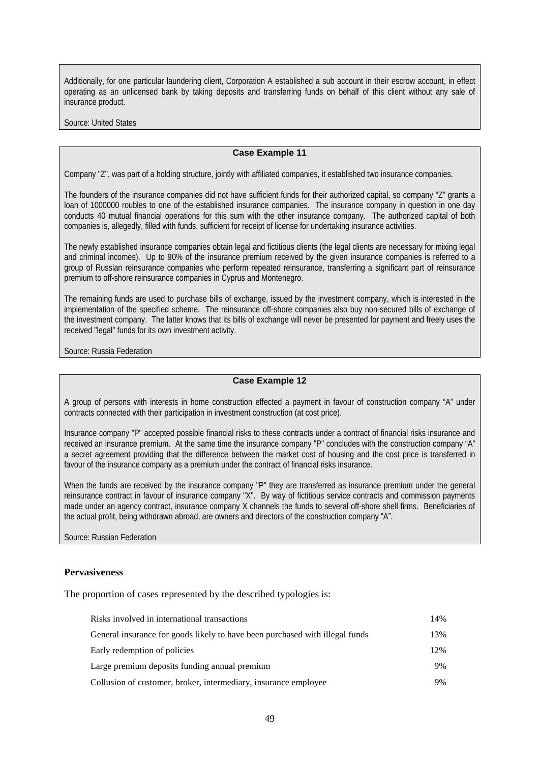Additionally, for one particular laundering client, Corporation A established a sub account in their escrow account, in effect operating as an unlicensed bank by taking deposits and transferring funds on behalf of this client without any sale of insurance product.

Source: United States

**Case Example 11**

Company "Z", was part of a holding structure, jointly with affiliated companies, it established two insurance companies.

The founders of the insurance companies did not have sufficient funds for their authorized capital, so company "Z" grants a loan of 1000000 roubles to one of the established insurance companies. The insurance company in question in one day conducts 40 mutual financial operations for this sum with the other insurance company. The authorized capital of both companies is, allegedly, filled with funds, sufficient for receipt of license for undertaking insurance activities.

The newly established insurance companies obtain legal and fictitious clients (the legal clients are necessary for mixing legal and criminal incomes). Up to 90% of the insurance premium received by the given insurance companies is referred to a group of Russian reinsurance companies who perform repeated reinsurance, transferring a significant part of reinsurance premium to off-shore reinsurance companies in Cyprus and Montenegro.

The remaining funds are used to purchase bills of exchange, issued by the investment company, which is interested in the implementation of the specified scheme. The reinsurance off-shore companies also buy non-secured bills of exchange of the investment company. The latter knows that its bills of exchange will never be presented for payment and freely uses the received "legal" funds for its own investment activity.

Source: Russia Federation

**Case Example 12**

A group of persons with interests in home construction effected a payment in favour of construction company "A" under contracts connected with their participation in investment construction (at cost price).

Insurance company "P" accepted possible financial risks to these contracts under a contract of financial risks insurance and received an insurance premium. At the same time the insurance company "P" concludes with the construction company "A" a secret agreement providing that the difference between the market cost of housing and the cost price is transferred in favour of the insurance company as a premium under the contract of financial risks insurance.

When the funds are received by the insurance company "P" they are transferred as insurance premium under the general reinsurance contract in favour of insurance company "X". By way of fictitious service contracts and commission payments made under an agency contract, insurance company X channels the funds to several off-shore shell firms. Beneficiaries of the actual profit, being withdrawn abroad, are owners and directors of the construction company "A".

Source: Russian Federation

## Pervasiveness

The proportion of cases represented by the described typologies is:

| | |
|---|---|
| Risks involved in international transactions | 14% |
| General insurance for goods likely to have been purchased with illegal funds | 13% |
| Early redemption of policies | 12% |
| Large premium deposits funding annual premium | 9% |
| Collusion of customer, broker, intermediary, insurance employee | 9% |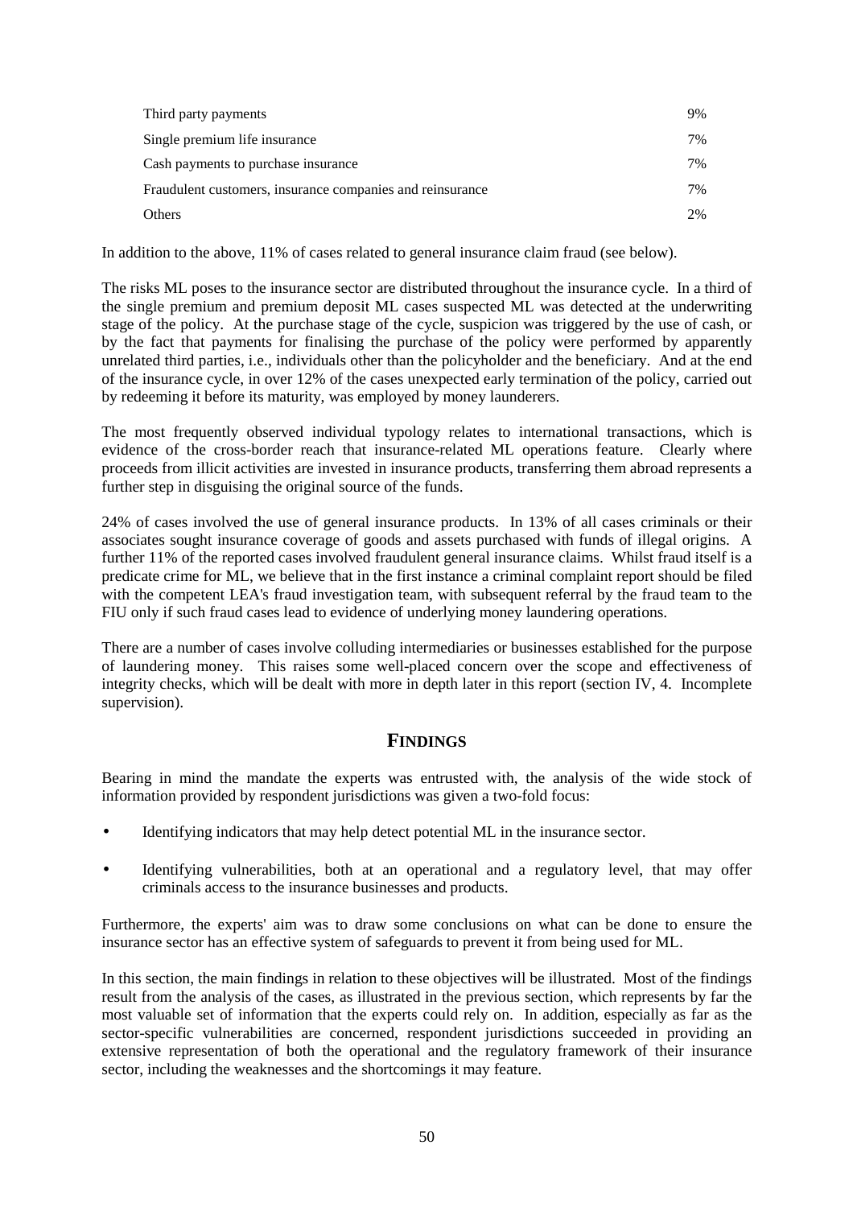| | |
|---|---|
| Third party payments | 9% |
| Single premium life insurance | 7% |
| Cash payments to purchase insurance | 7% |
| Fraudulent customers, insurance companies and reinsurance | 7% |
| Others | 2% |

In addition to the above, 11% of cases related to general insurance claim fraud (see below).

The risks ML poses to the insurance sector are distributed throughout the insurance cycle. In a third of the single premium and premium deposit ML cases suspected ML was detected at the underwriting stage of the policy. At the purchase stage of the cycle, suspicion was triggered by the use of cash, or by the fact that payments for finalising the purchase of the policy were performed by apparently unrelated third parties, i.e., individuals other than the policyholder and the beneficiary. And at the end of the insurance cycle, in over 12% of the cases unexpected early termination of the policy, carried out by redeeming it before its maturity, was employed by money launderers.

The most frequently observed individual typology relates to international transactions, which is evidence of the cross-border reach that insurance-related ML operations feature. Clearly where proceeds from illicit activities are invested in insurance products, transferring them abroad represents a further step in disguising the original source of the funds.

24% of cases involved the use of general insurance products. In 13% of all cases criminals or their associates sought insurance coverage of goods and assets purchased with funds of illegal origins. A further 11% of the reported cases involved fraudulent general insurance claims. Whilst fraud itself is a predicate crime for ML, we believe that in the first instance a criminal complaint report should be filed with the competent LEA's fraud investigation team, with subsequent referral by the fraud team to the FIU only if such fraud cases lead to evidence of underlying money laundering operations.

There are a number of cases involve colluding intermediaries or businesses established for the purpose of laundering money. This raises some well-placed concern over the scope and effectiveness of integrity checks, which will be dealt with more in depth later in this report (section IV, 4. Incomplete supervision).

## FINDINGS

Bearing in mind the mandate the experts was entrusted with, the analysis of the wide stock of information provided by respondent jurisdictions was given a two-fold focus:

- Identifying indicators that may help detect potential ML in the insurance sector.
- Identifying vulnerabilities, both at an operational and a regulatory level, that may offer criminals access to the insurance businesses and products.

Furthermore, the experts' aim was to draw some conclusions on what can be done to ensure the insurance sector has an effective system of safeguards to prevent it from being used for ML.

In this section, the main findings in relation to these objectives will be illustrated. Most of the findings result from the analysis of the cases, as illustrated in the previous section, which represents by far the most valuable set of information that the experts could rely on. In addition, especially as far as the sector-specific vulnerabilities are concerned, respondent jurisdictions succeeded in providing an extensive representation of both the operational and the regulatory framework of their insurance sector, including the weaknesses and the shortcomings it may feature.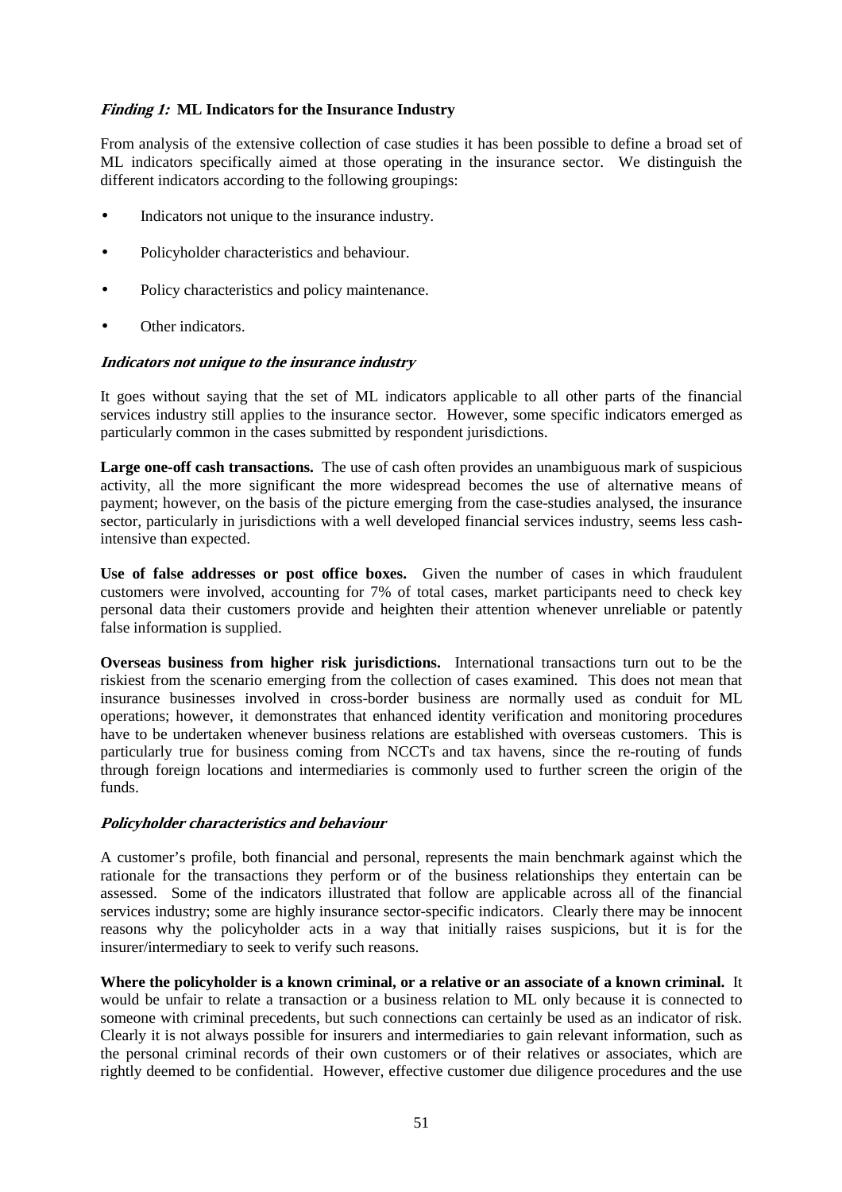***Finding 1:* ML Indicators for the Insurance Industry**

From analysis of the extensive collection of case studies it has been possible to define a broad set of ML indicators specifically aimed at those operating in the insurance sector. We distinguish the different indicators according to the following groupings:

- Indicators not unique to the insurance industry.
- Policyholder characteristics and behaviour.
- Policy characteristics and policy maintenance.
- Other indicators.

***Indicators not unique to the insurance industry***

It goes without saying that the set of ML indicators applicable to all other parts of the financial services industry still applies to the insurance sector. However, some specific indicators emerged as particularly common in the cases submitted by respondent jurisdictions.

**Large one-off cash transactions.** The use of cash often provides an unambiguous mark of suspicious activity, all the more significant the more widespread becomes the use of alternative means of payment; however, on the basis of the picture emerging from the case-studies analysed, the insurance sector, particularly in jurisdictions with a well developed financial services industry, seems less cash-intensive than expected.

**Use of false addresses or post office boxes.** Given the number of cases in which fraudulent customers were involved, accounting for 7% of total cases, market participants need to check key personal data their customers provide and heighten their attention whenever unreliable or patently false information is supplied.

**Overseas business from higher risk jurisdictions.** International transactions turn out to be the riskiest from the scenario emerging from the collection of cases examined. This does not mean that insurance businesses involved in cross-border business are normally used as conduit for ML operations; however, it demonstrates that enhanced identity verification and monitoring procedures have to be undertaken whenever business relations are established with overseas customers. This is particularly true for business coming from NCCTs and tax havens, since the re-routing of funds through foreign locations and intermediaries is commonly used to further screen the origin of the funds.

***Policyholder characteristics and behaviour***

A customer's profile, both financial and personal, represents the main benchmark against which the rationale for the transactions they perform or of the business relationships they entertain can be assessed. Some of the indicators illustrated that follow are applicable across all of the financial services industry; some are highly insurance sector-specific indicators. Clearly there may be innocent reasons why the policyholder acts in a way that initially raises suspicions, but it is for the insurer/intermediary to seek to verify such reasons.

**Where the policyholder is a known criminal, or a relative or an associate of a known criminal.** It would be unfair to relate a transaction or a business relation to ML only because it is connected to someone with criminal precedents, but such connections can certainly be used as an indicator of risk. Clearly it is not always possible for insurers and intermediaries to gain relevant information, such as the personal criminal records of their own customers or of their relatives or associates, which are rightly deemed to be confidential. However, effective customer due diligence procedures and the use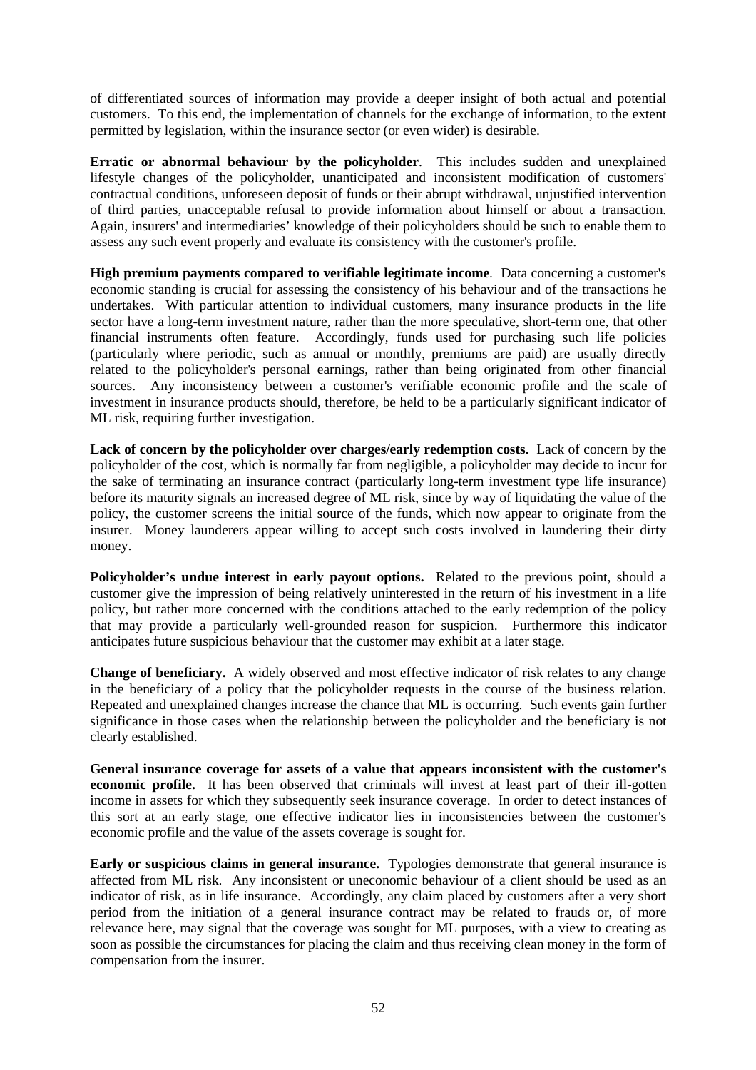of differentiated sources of information may provide a deeper insight of both actual and potential customers. To this end, the implementation of channels for the exchange of information, to the extent permitted by legislation, within the insurance sector (or even wider) is desirable.

**Erratic or abnormal behaviour by the policyholder**. This includes sudden and unexplained lifestyle changes of the policyholder, unanticipated and inconsistent modification of customers' contractual conditions, unforeseen deposit of funds or their abrupt withdrawal, unjustified intervention of third parties, unacceptable refusal to provide information about himself or about a transaction. Again, insurers' and intermediaries' knowledge of their policyholders should be such to enable them to assess any such event properly and evaluate its consistency with the customer's profile.

**High premium payments compared to verifiable legitimate income**. Data concerning a customer's economic standing is crucial for assessing the consistency of his behaviour and of the transactions he undertakes. With particular attention to individual customers, many insurance products in the life sector have a long-term investment nature, rather than the more speculative, short-term one, that other financial instruments often feature. Accordingly, funds used for purchasing such life policies (particularly where periodic, such as annual or monthly, premiums are paid) are usually directly related to the policyholder's personal earnings, rather than being originated from other financial sources. Any inconsistency between a customer's verifiable economic profile and the scale of investment in insurance products should, therefore, be held to be a particularly significant indicator of ML risk, requiring further investigation.

**Lack of concern by the policyholder over charges/early redemption costs.** Lack of concern by the policyholder of the cost, which is normally far from negligible, a policyholder may decide to incur for the sake of terminating an insurance contract (particularly long-term investment type life insurance) before its maturity signals an increased degree of ML risk, since by way of liquidating the value of the policy, the customer screens the initial source of the funds, which now appear to originate from the insurer. Money launderers appear willing to accept such costs involved in laundering their dirty money.

**Policyholder's undue interest in early payout options.** Related to the previous point, should a customer give the impression of being relatively uninterested in the return of his investment in a life policy, but rather more concerned with the conditions attached to the early redemption of the policy that may provide a particularly well-grounded reason for suspicion. Furthermore this indicator anticipates future suspicious behaviour that the customer may exhibit at a later stage.

**Change of beneficiary.** A widely observed and most effective indicator of risk relates to any change in the beneficiary of a policy that the policyholder requests in the course of the business relation. Repeated and unexplained changes increase the chance that ML is occurring. Such events gain further significance in those cases when the relationship between the policyholder and the beneficiary is not clearly established.

**General insurance coverage for assets of a value that appears inconsistent with the customer's economic profile.** It has been observed that criminals will invest at least part of their ill-gotten income in assets for which they subsequently seek insurance coverage. In order to detect instances of this sort at an early stage, one effective indicator lies in inconsistencies between the customer's economic profile and the value of the assets coverage is sought for.

**Early or suspicious claims in general insurance.** Typologies demonstrate that general insurance is affected from ML risk. Any inconsistent or uneconomic behaviour of a client should be used as an indicator of risk, as in life insurance. Accordingly, any claim placed by customers after a very short period from the initiation of a general insurance contract may be related to frauds or, of more relevance here, may signal that the coverage was sought for ML purposes, with a view to creating as soon as possible the circumstances for placing the claim and thus receiving clean money in the form of compensation from the insurer.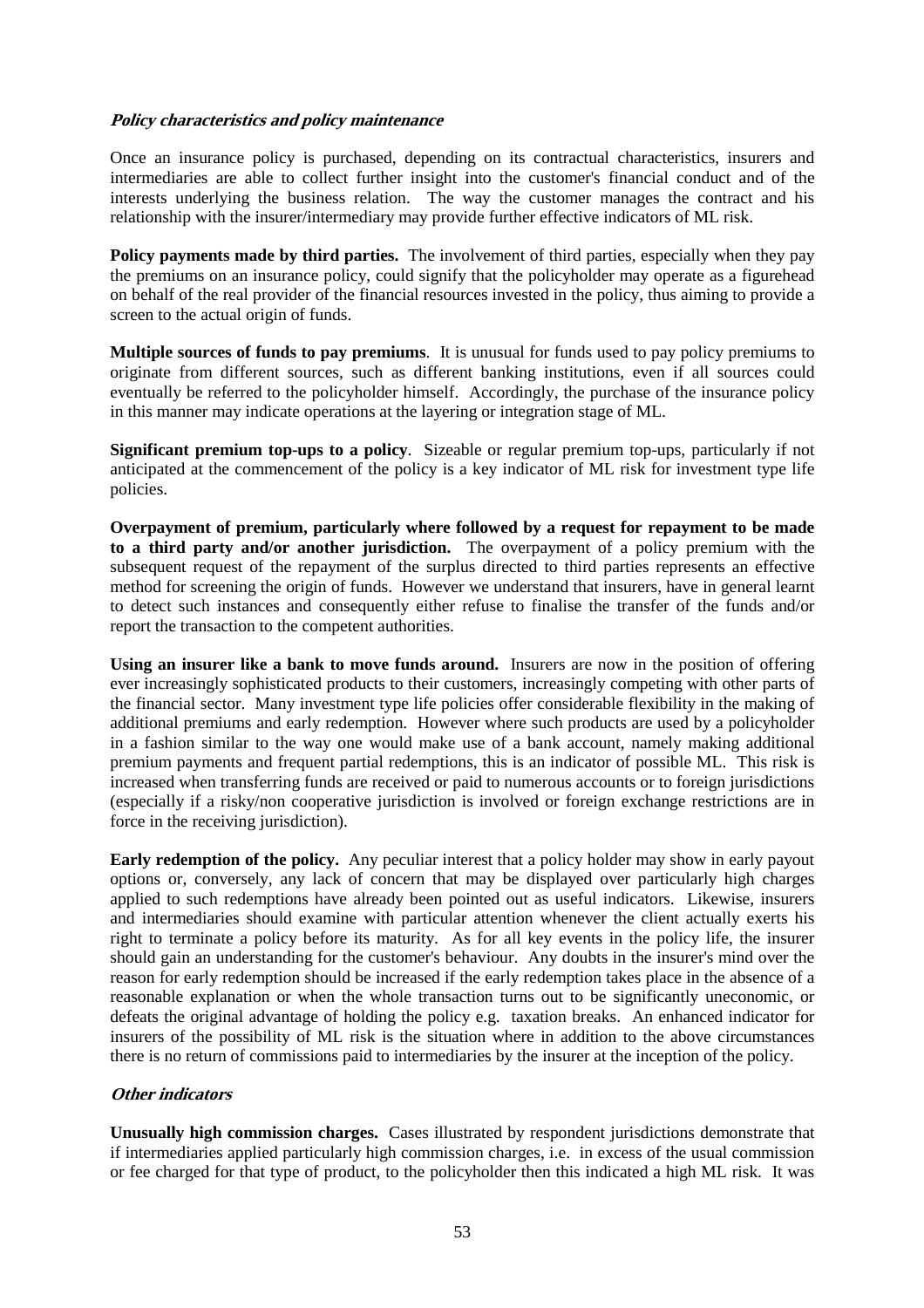***Policy characteristics and policy maintenance***

Once an insurance policy is purchased, depending on its contractual characteristics, insurers and intermediaries are able to collect further insight into the customer's financial conduct and of the interests underlying the business relation. The way the customer manages the contract and his relationship with the insurer/intermediary may provide further effective indicators of ML risk.

**Policy payments made by third parties.** The involvement of third parties, especially when they pay the premiums on an insurance policy, could signify that the policyholder may operate as a figurehead on behalf of the real provider of the financial resources invested in the policy, thus aiming to provide a screen to the actual origin of funds.

**Multiple sources of funds to pay premiums**. It is unusual for funds used to pay policy premiums to originate from different sources, such as different banking institutions, even if all sources could eventually be referred to the policyholder himself. Accordingly, the purchase of the insurance policy in this manner may indicate operations at the layering or integration stage of ML.

**Significant premium top-ups to a policy**. Sizeable or regular premium top-ups, particularly if not anticipated at the commencement of the policy is a key indicator of ML risk for investment type life policies.

**Overpayment of premium, particularly where followed by a request for repayment to be made to a third party and/or another jurisdiction.** The overpayment of a policy premium with the subsequent request of the repayment of the surplus directed to third parties represents an effective method for screening the origin of funds. However we understand that insurers, have in general learnt to detect such instances and consequently either refuse to finalise the transfer of the funds and/or report the transaction to the competent authorities.

**Using an insurer like a bank to move funds around.** Insurers are now in the position of offering ever increasingly sophisticated products to their customers, increasingly competing with other parts of the financial sector. Many investment type life policies offer considerable flexibility in the making of additional premiums and early redemption. However where such products are used by a policyholder in a fashion similar to the way one would make use of a bank account, namely making additional premium payments and frequent partial redemptions, this is an indicator of possible ML. This risk is increased when transferring funds are received or paid to numerous accounts or to foreign jurisdictions (especially if a risky/non cooperative jurisdiction is involved or foreign exchange restrictions are in force in the receiving jurisdiction).

**Early redemption of the policy.** Any peculiar interest that a policy holder may show in early payout options or, conversely, any lack of concern that may be displayed over particularly high charges applied to such redemptions have already been pointed out as useful indicators. Likewise, insurers and intermediaries should examine with particular attention whenever the client actually exerts his right to terminate a policy before its maturity. As for all key events in the policy life, the insurer should gain an understanding for the customer's behaviour. Any doubts in the insurer's mind over the reason for early redemption should be increased if the early redemption takes place in the absence of a reasonable explanation or when the whole transaction turns out to be significantly uneconomic, or defeats the original advantage of holding the policy e.g. taxation breaks. An enhanced indicator for insurers of the possibility of ML risk is the situation where in addition to the above circumstances there is no return of commissions paid to intermediaries by the insurer at the inception of the policy.

***Other indicators***

**Unusually high commission charges.** Cases illustrated by respondent jurisdictions demonstrate that if intermediaries applied particularly high commission charges, i.e. in excess of the usual commission or fee charged for that type of product, to the policyholder then this indicated a high ML risk. It was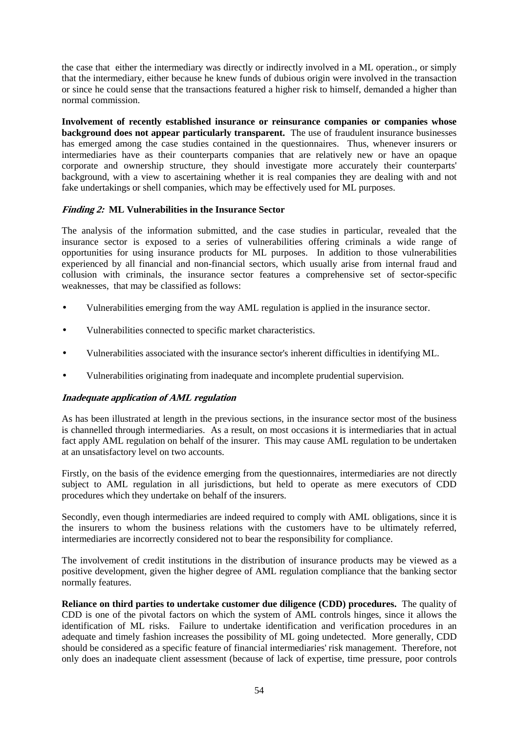the case that either the intermediary was directly or indirectly involved in a ML operation., or simply that the intermediary, either because he knew funds of dubious origin were involved in the transaction or since he could sense that the transactions featured a higher risk to himself, demanded a higher than normal commission.

**Involvement of recently established insurance or reinsurance companies or companies whose background does not appear particularly transparent.** The use of fraudulent insurance businesses has emerged among the case studies contained in the questionnaires. Thus, whenever insurers or intermediaries have as their counterparts companies that are relatively new or have an opaque corporate and ownership structure, they should investigate more accurately their counterparts' background, with a view to ascertaining whether it is real companies they are dealing with and not fake undertakings or shell companies, which may be effectively used for ML purposes.

### *Finding 2:* ML Vulnerabilities in the Insurance Sector

The analysis of the information submitted, and the case studies in particular, revealed that the insurance sector is exposed to a series of vulnerabilities offering criminals a wide range of opportunities for using insurance products for ML purposes. In addition to those vulnerabilities experienced by all financial and non-financial sectors, which usually arise from internal fraud and collusion with criminals, the insurance sector features a comprehensive set of sector-specific weaknesses, that may be classified as follows:

- Vulnerabilities emerging from the way AML regulation is applied in the insurance sector.
- Vulnerabilities connected to specific market characteristics.
- Vulnerabilities associated with the insurance sector's inherent difficulties in identifying ML.
- Vulnerabilities originating from inadequate and incomplete prudential supervision.

#### *Inadequate application of AML regulation*

As has been illustrated at length in the previous sections, in the insurance sector most of the business is channelled through intermediaries. As a result, on most occasions it is intermediaries that in actual fact apply AML regulation on behalf of the insurer. This may cause AML regulation to be undertaken at an unsatisfactory level on two accounts.

Firstly, on the basis of the evidence emerging from the questionnaires, intermediaries are not directly subject to AML regulation in all jurisdictions, but held to operate as mere executors of CDD procedures which they undertake on behalf of the insurers.

Secondly, even though intermediaries are indeed required to comply with AML obligations, since it is the insurers to whom the business relations with the customers have to be ultimately referred, intermediaries are incorrectly considered not to bear the responsibility for compliance.

The involvement of credit institutions in the distribution of insurance products may be viewed as a positive development, given the higher degree of AML regulation compliance that the banking sector normally features.

**Reliance on third parties to undertake customer due diligence (CDD) procedures.** The quality of CDD is one of the pivotal factors on which the system of AML controls hinges, since it allows the identification of ML risks. Failure to undertake identification and verification procedures in an adequate and timely fashion increases the possibility of ML going undetected. More generally, CDD should be considered as a specific feature of financial intermediaries' risk management. Therefore, not only does an inadequate client assessment (because of lack of expertise, time pressure, poor controls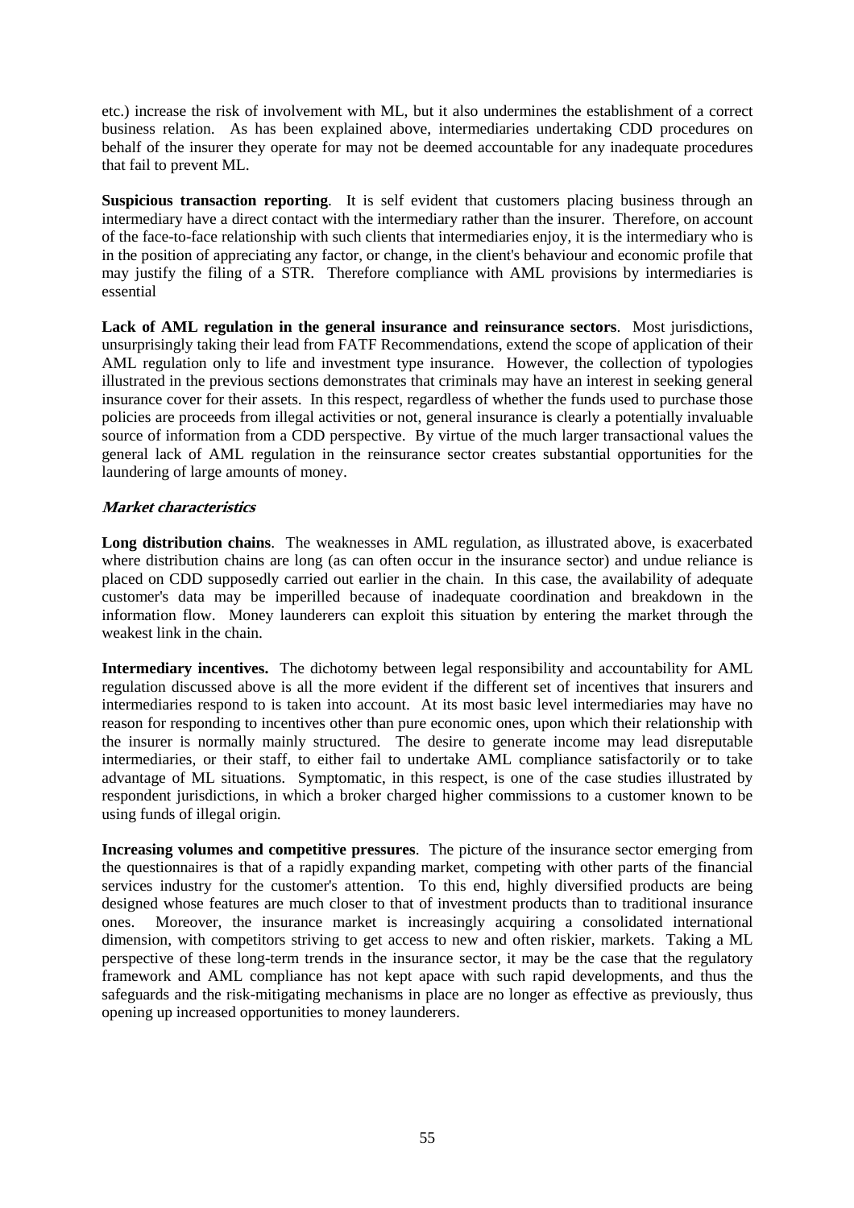etc.) increase the risk of involvement with ML, but it also undermines the establishment of a correct business relation. As has been explained above, intermediaries undertaking CDD procedures on behalf of the insurer they operate for may not be deemed accountable for any inadequate procedures that fail to prevent ML.

**Suspicious transaction reporting**. It is self evident that customers placing business through an intermediary have a direct contact with the intermediary rather than the insurer. Therefore, on account of the face-to-face relationship with such clients that intermediaries enjoy, it is the intermediary who is in the position of appreciating any factor, or change, in the client's behaviour and economic profile that may justify the filing of a STR. Therefore compliance with AML provisions by intermediaries is essential

**Lack of AML regulation in the general insurance and reinsurance sectors**. Most jurisdictions, unsurprisingly taking their lead from FATF Recommendations, extend the scope of application of their AML regulation only to life and investment type insurance. However, the collection of typologies illustrated in the previous sections demonstrates that criminals may have an interest in seeking general insurance cover for their assets. In this respect, regardless of whether the funds used to purchase those policies are proceeds from illegal activities or not, general insurance is clearly a potentially invaluable source of information from a CDD perspective. By virtue of the much larger transactional values the general lack of AML regulation in the reinsurance sector creates substantial opportunities for the laundering of large amounts of money.

***Market characteristics***

**Long distribution chains**. The weaknesses in AML regulation, as illustrated above, is exacerbated where distribution chains are long (as can often occur in the insurance sector) and undue reliance is placed on CDD supposedly carried out earlier in the chain. In this case, the availability of adequate customer's data may be imperilled because of inadequate coordination and breakdown in the information flow. Money launderers can exploit this situation by entering the market through the weakest link in the chain.

**Intermediary incentives.** The dichotomy between legal responsibility and accountability for AML regulation discussed above is all the more evident if the different set of incentives that insurers and intermediaries respond to is taken into account. At its most basic level intermediaries may have no reason for responding to incentives other than pure economic ones, upon which their relationship with the insurer is normally mainly structured. The desire to generate income may lead disreputable intermediaries, or their staff, to either fail to undertake AML compliance satisfactorily or to take advantage of ML situations. Symptomatic, in this respect, is one of the case studies illustrated by respondent jurisdictions, in which a broker charged higher commissions to a customer known to be using funds of illegal origin.

**Increasing volumes and competitive pressures**. The picture of the insurance sector emerging from the questionnaires is that of a rapidly expanding market, competing with other parts of the financial services industry for the customer's attention. To this end, highly diversified products are being designed whose features are much closer to that of investment products than to traditional insurance ones. Moreover, the insurance market is increasingly acquiring a consolidated international dimension, with competitors striving to get access to new and often riskier, markets. Taking a ML perspective of these long-term trends in the insurance sector, it may be the case that the regulatory framework and AML compliance has not kept apace with such rapid developments, and thus the safeguards and the risk-mitigating mechanisms in place are no longer as effective as previously, thus opening up increased opportunities to money launderers.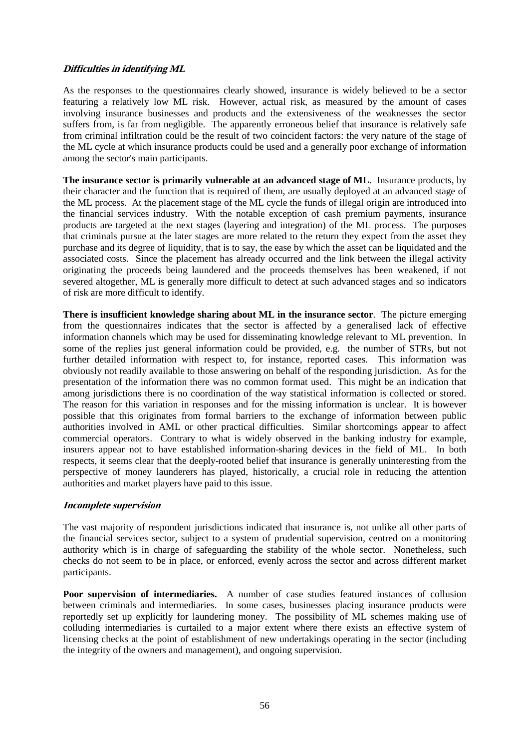***Difficulties in identifying ML***

As the responses to the questionnaires clearly showed, insurance is widely believed to be a sector featuring a relatively low ML risk. However, actual risk, as measured by the amount of cases involving insurance businesses and products and the extensiveness of the weaknesses the sector suffers from, is far from negligible. The apparently erroneous belief that insurance is relatively safe from criminal infiltration could be the result of two coincident factors: the very nature of the stage of the ML cycle at which insurance products could be used and a generally poor exchange of information among the sector's main participants.

**The insurance sector is primarily vulnerable at an advanced stage of ML**. Insurance products, by their character and the function that is required of them, are usually deployed at an advanced stage of the ML process. At the placement stage of the ML cycle the funds of illegal origin are introduced into the financial services industry. With the notable exception of cash premium payments, insurance products are targeted at the next stages (layering and integration) of the ML process. The purposes that criminals pursue at the later stages are more related to the return they expect from the asset they purchase and its degree of liquidity, that is to say, the ease by which the asset can be liquidated and the associated costs. Since the placement has already occurred and the link between the illegal activity originating the proceeds being laundered and the proceeds themselves has been weakened, if not severed altogether, ML is generally more difficult to detect at such advanced stages and so indicators of risk are more difficult to identify.

**There is insufficient knowledge sharing about ML in the insurance sector**. The picture emerging from the questionnaires indicates that the sector is affected by a generalised lack of effective information channels which may be used for disseminating knowledge relevant to ML prevention. In some of the replies just general information could be provided, e.g. the number of STRs, but not further detailed information with respect to, for instance, reported cases. This information was obviously not readily available to those answering on behalf of the responding jurisdiction. As for the presentation of the information there was no common format used. This might be an indication that among jurisdictions there is no coordination of the way statistical information is collected or stored. The reason for this variation in responses and for the missing information is unclear. It is however possible that this originates from formal barriers to the exchange of information between public authorities involved in AML or other practical difficulties. Similar shortcomings appear to affect commercial operators. Contrary to what is widely observed in the banking industry for example, insurers appear not to have established information-sharing devices in the field of ML. In both respects, it seems clear that the deeply-rooted belief that insurance is generally uninteresting from the perspective of money launderers has played, historically, a crucial role in reducing the attention authorities and market players have paid to this issue.

***Incomplete supervision***

The vast majority of respondent jurisdictions indicated that insurance is, not unlike all other parts of the financial services sector, subject to a system of prudential supervision, centred on a monitoring authority which is in charge of safeguarding the stability of the whole sector. Nonetheless, such checks do not seem to be in place, or enforced, evenly across the sector and across different market participants.

**Poor supervision of intermediaries.** A number of case studies featured instances of collusion between criminals and intermediaries. In some cases, businesses placing insurance products were reportedly set up explicitly for laundering money. The possibility of ML schemes making use of colluding intermediaries is curtailed to a major extent where there exists an effective system of licensing checks at the point of establishment of new undertakings operating in the sector (including the integrity of the owners and management), and ongoing supervision.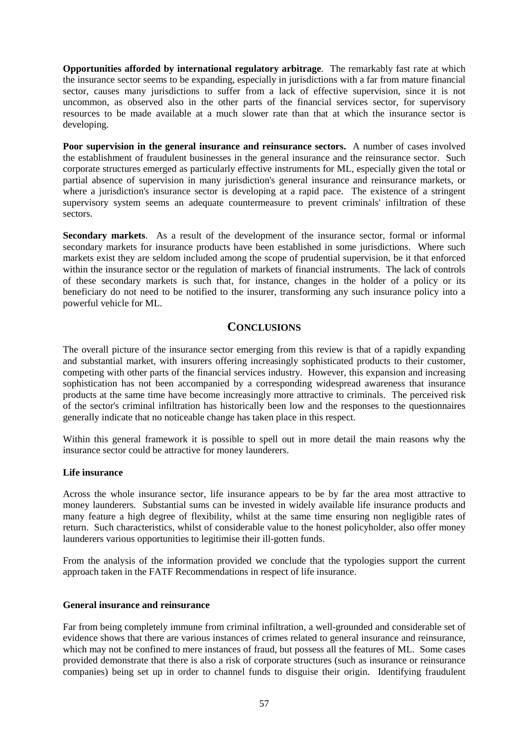**Opportunities afforded by international regulatory arbitrage**. The remarkably fast rate at which the insurance sector seems to be expanding, especially in jurisdictions with a far from mature financial sector, causes many jurisdictions to suffer from a lack of effective supervision, since it is not uncommon, as observed also in the other parts of the financial services sector, for supervisory resources to be made available at a much slower rate than that at which the insurance sector is developing.

**Poor supervision in the general insurance and reinsurance sectors.** A number of cases involved the establishment of fraudulent businesses in the general insurance and the reinsurance sector. Such corporate structures emerged as particularly effective instruments for ML, especially given the total or partial absence of supervision in many jurisdiction's general insurance and reinsurance markets, or where a jurisdiction's insurance sector is developing at a rapid pace. The existence of a stringent supervisory system seems an adequate countermeasure to prevent criminals' infiltration of these sectors.

**Secondary markets**. As a result of the development of the insurance sector, formal or informal secondary markets for insurance products have been established in some jurisdictions. Where such markets exist they are seldom included among the scope of prudential supervision, be it that enforced within the insurance sector or the regulation of markets of financial instruments. The lack of controls of these secondary markets is such that, for instance, changes in the holder of a policy or its beneficiary do not need to be notified to the insurer, transforming any such insurance policy into a powerful vehicle for ML.

## CONCLUSIONS

The overall picture of the insurance sector emerging from this review is that of a rapidly expanding and substantial market, with insurers offering increasingly sophisticated products to their customer, competing with other parts of the financial services industry. However, this expansion and increasing sophistication has not been accompanied by a corresponding widespread awareness that insurance products at the same time have become increasingly more attractive to criminals. The perceived risk of the sector's criminal infiltration has historically been low and the responses to the questionnaires generally indicate that no noticeable change has taken place in this respect.

Within this general framework it is possible to spell out in more detail the main reasons why the insurance sector could be attractive for money launderers.

**Life insurance**

Across the whole insurance sector, life insurance appears to be by far the area most attractive to money launderers. Substantial sums can be invested in widely available life insurance products and many feature a high degree of flexibility, whilst at the same time ensuring non negligible rates of return. Such characteristics, whilst of considerable value to the honest policyholder, also offer money launderers various opportunities to legitimise their ill-gotten funds.

From the analysis of the information provided we conclude that the typologies support the current approach taken in the FATF Recommendations in respect of life insurance.

**General insurance and reinsurance**

Far from being completely immune from criminal infiltration, a well-grounded and considerable set of evidence shows that there are various instances of crimes related to general insurance and reinsurance, which may not be confined to mere instances of fraud, but possess all the features of ML. Some cases provided demonstrate that there is also a risk of corporate structures (such as insurance or reinsurance companies) being set up in order to channel funds to disguise their origin. Identifying fraudulent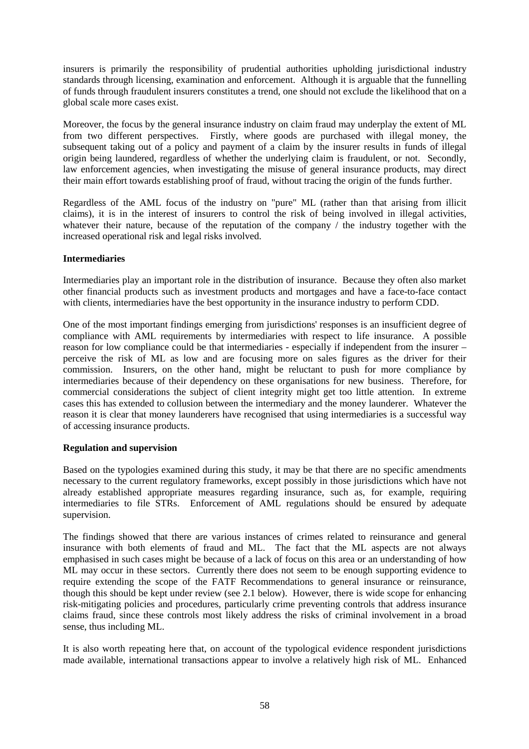insurers is primarily the responsibility of prudential authorities upholding jurisdictional industry standards through licensing, examination and enforcement. Although it is arguable that the funnelling of funds through fraudulent insurers constitutes a trend, one should not exclude the likelihood that on a global scale more cases exist.

Moreover, the focus by the general insurance industry on claim fraud may underplay the extent of ML from two different perspectives. Firstly, where goods are purchased with illegal money, the subsequent taking out of a policy and payment of a claim by the insurer results in funds of illegal origin being laundered, regardless of whether the underlying claim is fraudulent, or not. Secondly, law enforcement agencies, when investigating the misuse of general insurance products, may direct their main effort towards establishing proof of fraud, without tracing the origin of the funds further.

Regardless of the AML focus of the industry on "pure" ML (rather than that arising from illicit claims), it is in the interest of insurers to control the risk of being involved in illegal activities, whatever their nature, because of the reputation of the company / the industry together with the increased operational risk and legal risks involved.

**Intermediaries**

Intermediaries play an important role in the distribution of insurance. Because they often also market other financial products such as investment products and mortgages and have a face-to-face contact with clients, intermediaries have the best opportunity in the insurance industry to perform CDD.

One of the most important findings emerging from jurisdictions' responses is an insufficient degree of compliance with AML requirements by intermediaries with respect to life insurance. A possible reason for low compliance could be that intermediaries - especially if independent from the insurer – perceive the risk of ML as low and are focusing more on sales figures as the driver for their commission. Insurers, on the other hand, might be reluctant to push for more compliance by intermediaries because of their dependency on these organisations for new business. Therefore, for commercial considerations the subject of client integrity might get too little attention. In extreme cases this has extended to collusion between the intermediary and the money launderer. Whatever the reason it is clear that money launderers have recognised that using intermediaries is a successful way of accessing insurance products.

**Regulation and supervision**

Based on the typologies examined during this study, it may be that there are no specific amendments necessary to the current regulatory frameworks, except possibly in those jurisdictions which have not already established appropriate measures regarding insurance, such as, for example, requiring intermediaries to file STRs. Enforcement of AML regulations should be ensured by adequate supervision.

The findings showed that there are various instances of crimes related to reinsurance and general insurance with both elements of fraud and ML. The fact that the ML aspects are not always emphasised in such cases might be because of a lack of focus on this area or an understanding of how ML may occur in these sectors. Currently there does not seem to be enough supporting evidence to require extending the scope of the FATF Recommendations to general insurance or reinsurance, though this should be kept under review (see 2.1 below). However, there is wide scope for enhancing risk-mitigating policies and procedures, particularly crime preventing controls that address insurance claims fraud, since these controls most likely address the risks of criminal involvement in a broad sense, thus including ML.

It is also worth repeating here that, on account of the typological evidence respondent jurisdictions made available, international transactions appear to involve a relatively high risk of ML. Enhanced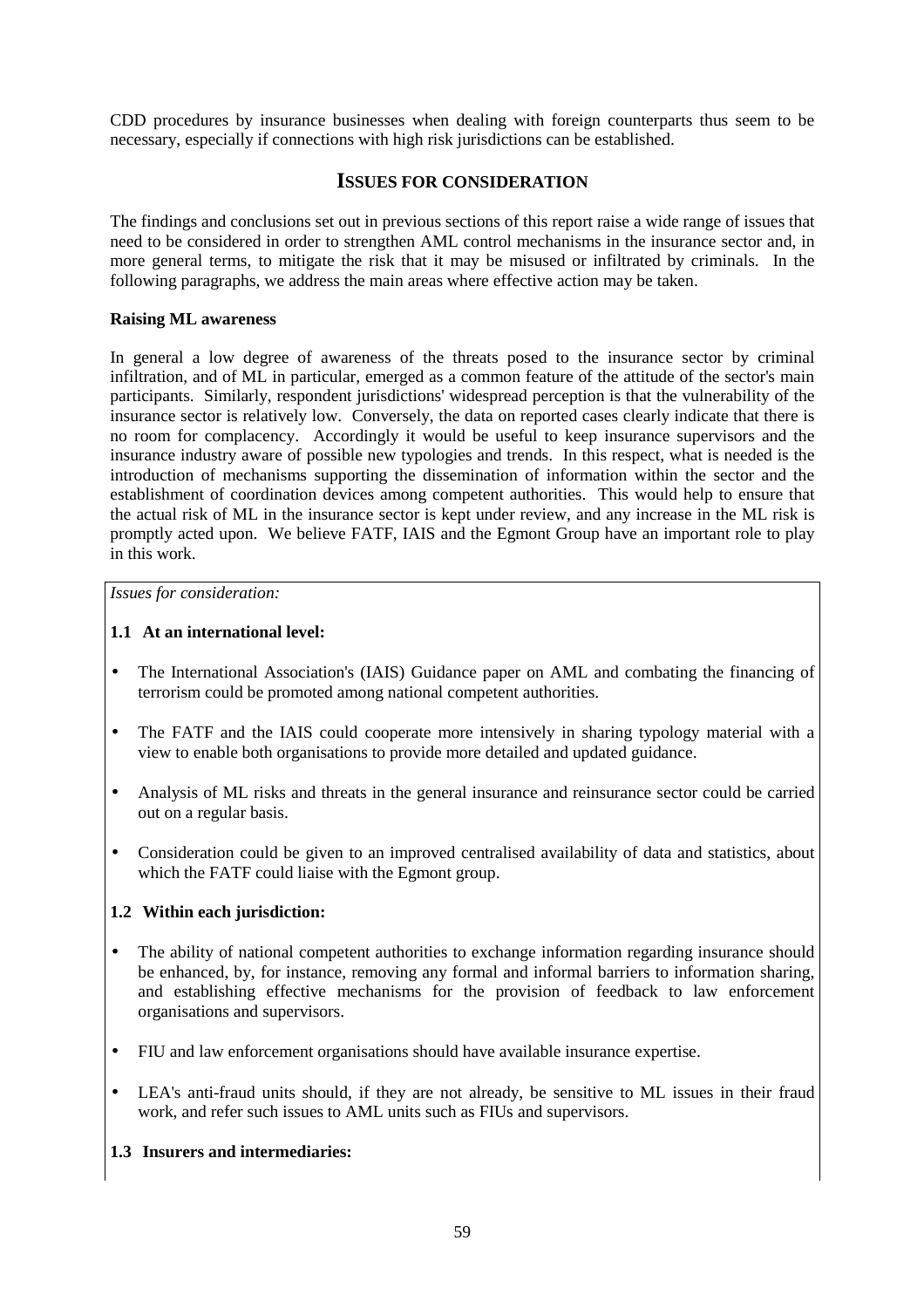CDD procedures by insurance businesses when dealing with foreign counterparts thus seem to be necessary, especially if connections with high risk jurisdictions can be established.

## ISSUES FOR CONSIDERATION

The findings and conclusions set out in previous sections of this report raise a wide range of issues that need to be considered in order to strengthen AML control mechanisms in the insurance sector and, in more general terms, to mitigate the risk that it may be misused or infiltrated by criminals. In the following paragraphs, we address the main areas where effective action may be taken.

**Raising ML awareness**

In general a low degree of awareness of the threats posed to the insurance sector by criminal infiltration, and of ML in particular, emerged as a common feature of the attitude of the sector's main participants. Similarly, respondent jurisdictions' widespread perception is that the vulnerability of the insurance sector is relatively low. Conversely, the data on reported cases clearly indicate that there is no room for complacency. Accordingly it would be useful to keep insurance supervisors and the insurance industry aware of possible new typologies and trends. In this respect, what is needed is the introduction of mechanisms supporting the dissemination of information within the sector and the establishment of coordination devices among competent authorities. This would help to ensure that the actual risk of ML in the insurance sector is kept under review, and any increase in the ML risk is promptly acted upon. We believe FATF, IAIS and the Egmont Group have an important role to play in this work.

*Issues for consideration:*

**1.1 At an international level:**

- The International Association's (IAIS) Guidance paper on AML and combating the financing of terrorism could be promoted among national competent authorities.
- The FATF and the IAIS could cooperate more intensively in sharing typology material with a view to enable both organisations to provide more detailed and updated guidance.
- Analysis of ML risks and threats in the general insurance and reinsurance sector could be carried out on a regular basis.
- Consideration could be given to an improved centralised availability of data and statistics, about which the FATF could liaise with the Egmont group.

**1.2 Within each jurisdiction:**

- The ability of national competent authorities to exchange information regarding insurance should be enhanced, by, for instance, removing any formal and informal barriers to information sharing, and establishing effective mechanisms for the provision of feedback to law enforcement organisations and supervisors.
- FIU and law enforcement organisations should have available insurance expertise.
- LEA's anti-fraud units should, if they are not already, be sensitive to ML issues in their fraud work, and refer such issues to AML units such as FIUs and supervisors.

**1.3 Insurers and intermediaries:**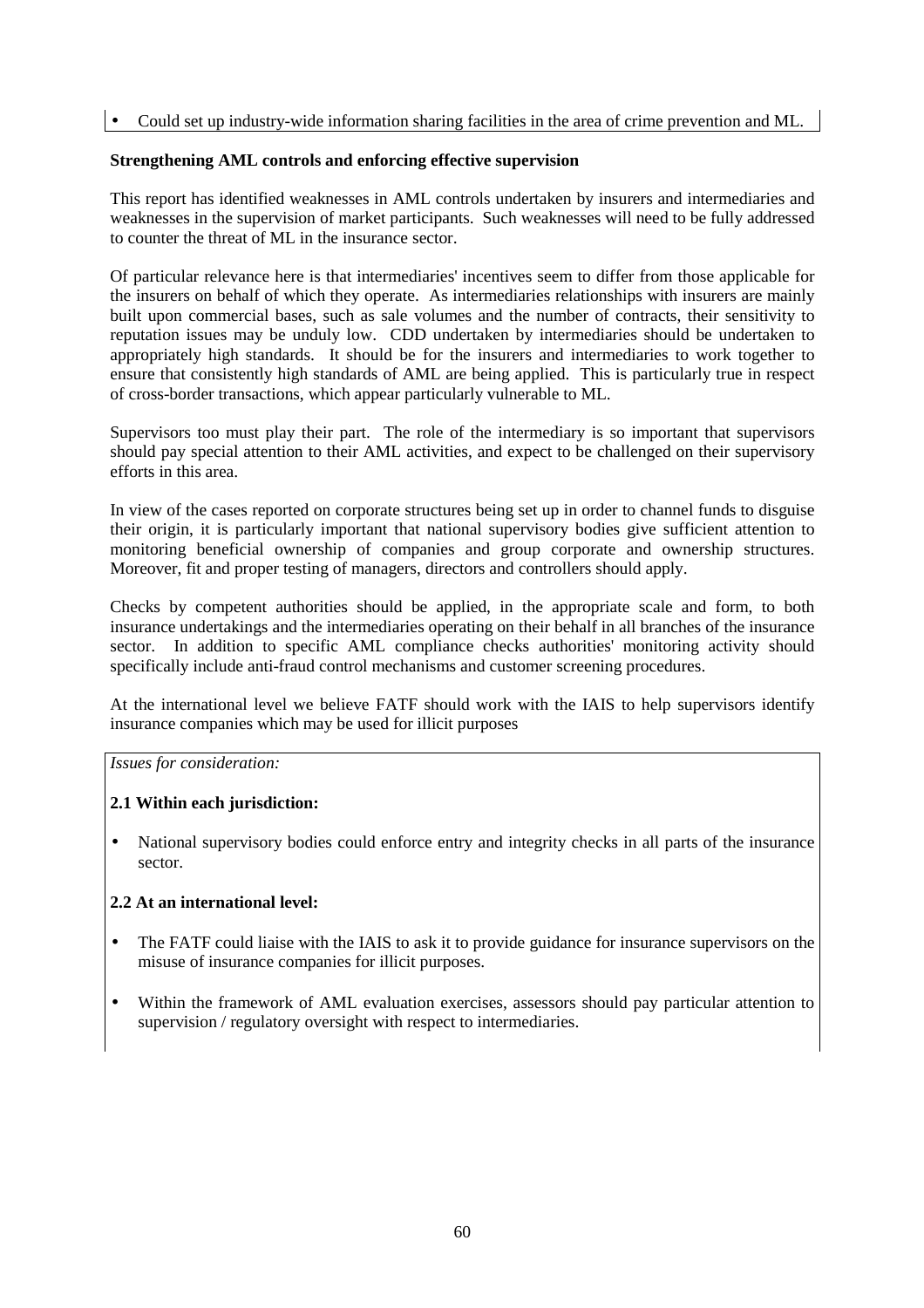- Could set up industry-wide information sharing facilities in the area of crime prevention and ML.

**Strengthening AML controls and enforcing effective supervision**

This report has identified weaknesses in AML controls undertaken by insurers and intermediaries and weaknesses in the supervision of market participants. Such weaknesses will need to be fully addressed to counter the threat of ML in the insurance sector.

Of particular relevance here is that intermediaries' incentives seem to differ from those applicable for the insurers on behalf of which they operate. As intermediaries relationships with insurers are mainly built upon commercial bases, such as sale volumes and the number of contracts, their sensitivity to reputation issues may be unduly low. CDD undertaken by intermediaries should be undertaken to appropriately high standards. It should be for the insurers and intermediaries to work together to ensure that consistently high standards of AML are being applied. This is particularly true in respect of cross-border transactions, which appear particularly vulnerable to ML.

Supervisors too must play their part. The role of the intermediary is so important that supervisors should pay special attention to their AML activities, and expect to be challenged on their supervisory efforts in this area.

In view of the cases reported on corporate structures being set up in order to channel funds to disguise their origin, it is particularly important that national supervisory bodies give sufficient attention to monitoring beneficial ownership of companies and group corporate and ownership structures. Moreover, fit and proper testing of managers, directors and controllers should apply.

Checks by competent authorities should be applied, in the appropriate scale and form, to both insurance undertakings and the intermediaries operating on their behalf in all branches of the insurance sector. In addition to specific AML compliance checks authorities' monitoring activity should specifically include anti-fraud control mechanisms and customer screening procedures.

At the international level we believe FATF should work with the IAIS to help supervisors identify insurance companies which may be used for illicit purposes

*Issues for consideration:*

**2.1 Within each jurisdiction:**

- National supervisory bodies could enforce entry and integrity checks in all parts of the insurance sector.

**2.2 At an international level:**

- The FATF could liaise with the IAIS to ask it to provide guidance for insurance supervisors on the misuse of insurance companies for illicit purposes.
- Within the framework of AML evaluation exercises, assessors should pay particular attention to supervision / regulatory oversight with respect to intermediaries.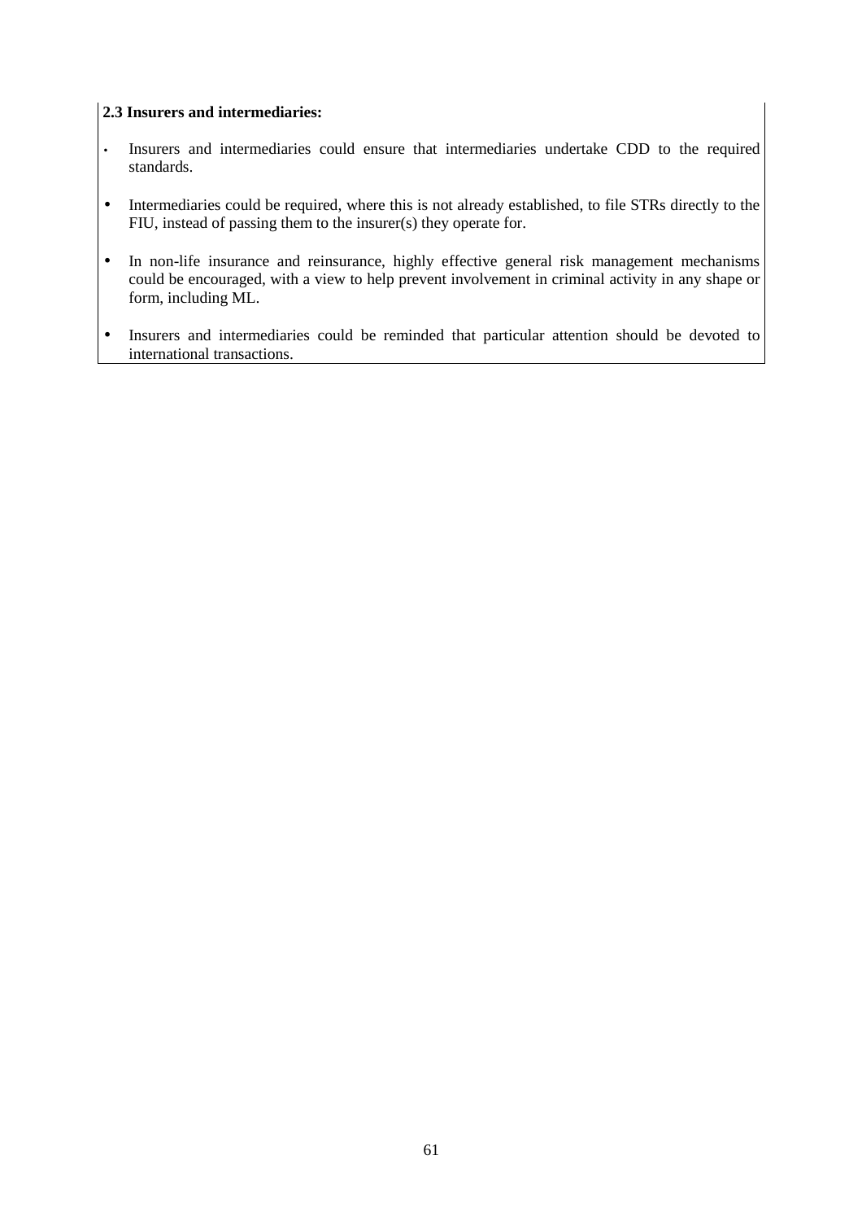**2.3 Insurers and intermediaries:**

- Insurers and intermediaries could ensure that intermediaries undertake CDD to the required standards.
- Intermediaries could be required, where this is not already established, to file STRs directly to the FIU, instead of passing them to the insurer(s) they operate for.
- In non-life insurance and reinsurance, highly effective general risk management mechanisms could be encouraged, with a view to help prevent involvement in criminal activity in any shape or form, including ML.
- Insurers and intermediaries could be reminded that particular attention should be devoted to international transactions.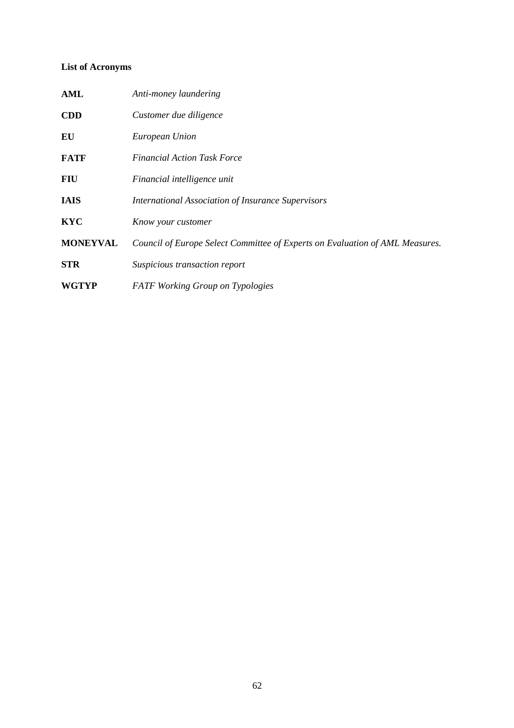**List of Acronyms**

| | |
|---|---|
| **AML** | *Anti-money laundering* |
| **CDD** | *Customer due diligence* |
| **EU** | *European Union* |
| **FATF** | *Financial Action Task Force* |
| **FIU** | *Financial intelligence unit* |
| **IAIS** | *International Association of Insurance Supervisors* |
| **KYC** | *Know your customer* |
| **MONEYVAL** | *Council of Europe Select Committee of Experts on Evaluation of AML Measures.* |
| **STR** | *Suspicious transaction report* |
| **WGTYP** | *FATF Working Group on Typologies* |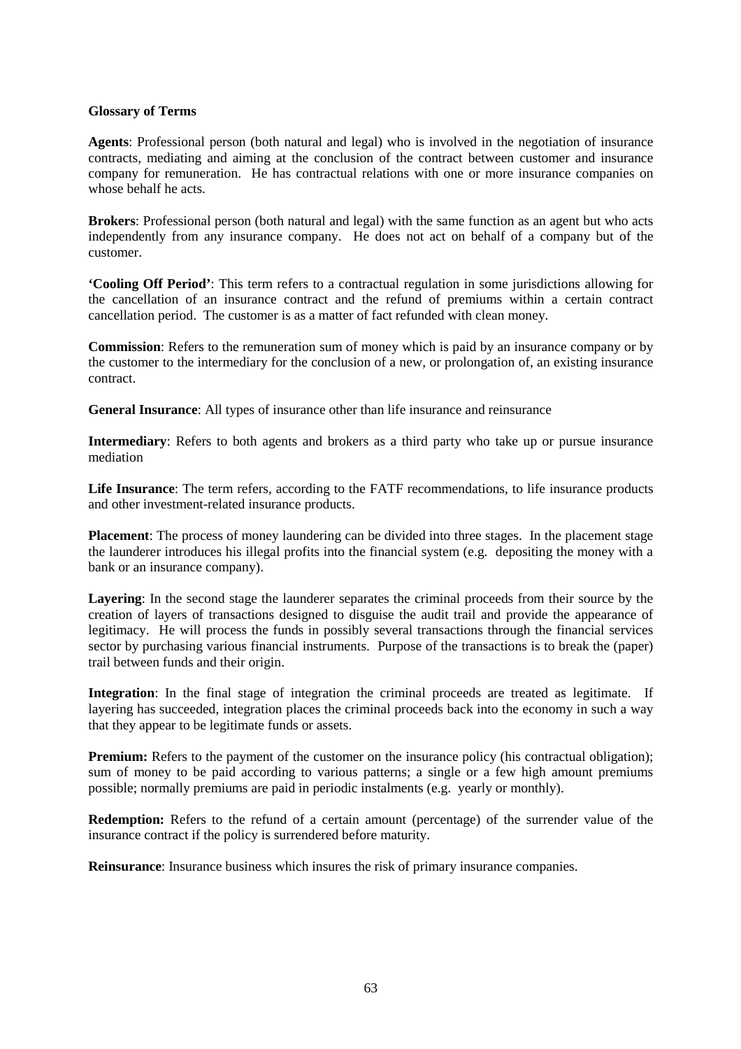**Glossary of Terms**

**Agents**: Professional person (both natural and legal) who is involved in the negotiation of insurance contracts, mediating and aiming at the conclusion of the contract between customer and insurance company for remuneration. He has contractual relations with one or more insurance companies on whose behalf he acts.

**Brokers**: Professional person (both natural and legal) with the same function as an agent but who acts independently from any insurance company. He does not act on behalf of a company but of the customer.

**'Cooling Off Period'**: This term refers to a contractual regulation in some jurisdictions allowing for the cancellation of an insurance contract and the refund of premiums within a certain contract cancellation period. The customer is as a matter of fact refunded with clean money.

**Commission**: Refers to the remuneration sum of money which is paid by an insurance company or by the customer to the intermediary for the conclusion of a new, or prolongation of, an existing insurance contract.

**General Insurance**: All types of insurance other than life insurance and reinsurance

**Intermediary**: Refers to both agents and brokers as a third party who take up or pursue insurance mediation

**Life Insurance**: The term refers, according to the FATF recommendations, to life insurance products and other investment-related insurance products.

**Placement**: The process of money laundering can be divided into three stages. In the placement stage the launderer introduces his illegal profits into the financial system (e.g. depositing the money with a bank or an insurance company).

**Layering**: In the second stage the launderer separates the criminal proceeds from their source by the creation of layers of transactions designed to disguise the audit trail and provide the appearance of legitimacy. He will process the funds in possibly several transactions through the financial services sector by purchasing various financial instruments. Purpose of the transactions is to break the (paper) trail between funds and their origin.

**Integration**: In the final stage of integration the criminal proceeds are treated as legitimate. If layering has succeeded, integration places the criminal proceeds back into the economy in such a way that they appear to be legitimate funds or assets.

**Premium:** Refers to the payment of the customer on the insurance policy (his contractual obligation); sum of money to be paid according to various patterns; a single or a few high amount premiums possible; normally premiums are paid in periodic instalments (e.g. yearly or monthly).

**Redemption:** Refers to the refund of a certain amount (percentage) of the surrender value of the insurance contract if the policy is surrendered before maturity.

**Reinsurance**: Insurance business which insures the risk of primary insurance companies.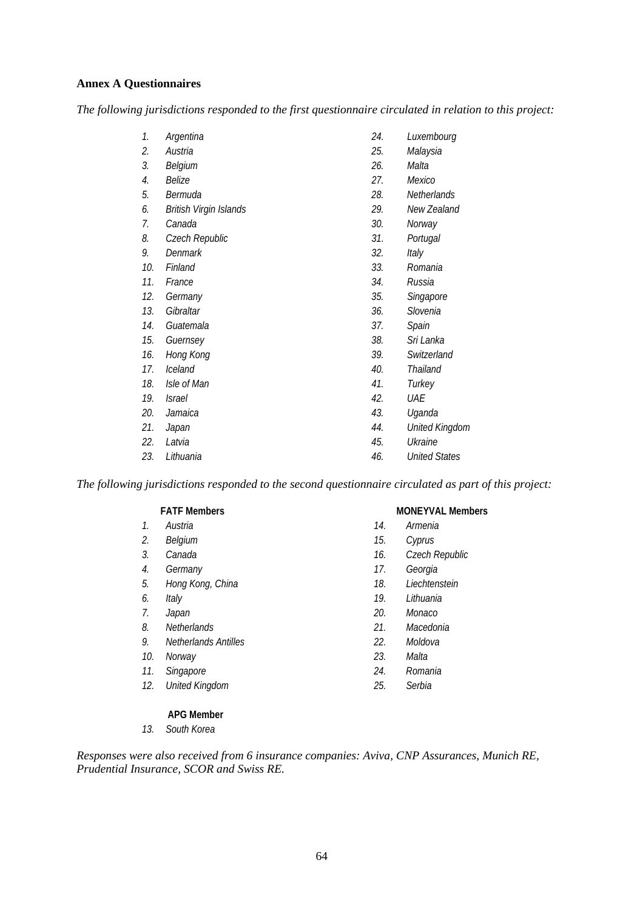**Annex A Questionnaires**

*The following jurisdictions responded to the first questionnaire circulated in relation to this project:*

1. *Argentina*
2. *Austria*
3. *Belgium*
4. *Belize*
5. *Bermuda*
6. *British Virgin Islands*
7. *Canada*
8. *Czech Republic*
9. *Denmark*
10. *Finland*
11. *France*
12. *Germany*
13. *Gibraltar*
14. *Guatemala*
15. *Guernsey*
16. *Hong Kong*
17. *Iceland*
18. *Isle of Man*
19. *Israel*
20. *Jamaica*
21. *Japan*
22. *Latvia*
23. *Lithuania*
24. *Luxembourg*
25. *Malaysia*
26. *Malta*
27. *Mexico*
28. *Netherlands*
29. *New Zealand*
30. *Norway*
31. *Portugal*
32. *Italy*
33. *Romania*
34. *Russia*
35. *Singapore*
36. *Slovenia*
37. *Spain*
38. *Sri Lanka*
39. *Switzerland*
40. *Thailand*
41. *Turkey*
42. *UAE*
43. *Uganda*
44. *United Kingdom*
45. *Ukraine*
46. *United States*

*The following jurisdictions responded to the second questionnaire circulated as part of this project:*

**FATF Members**

1. *Austria*
2. *Belgium*
3. *Canada*
4. *Germany*
5. *Hong Kong, China*
6. *Italy*
7. *Japan*
8. *Netherlands*
9. *Netherlands Antilles*
10. *Norway*
11. *Singapore*
12. *United Kingdom*

**APG Member**

13. *South Korea*

**MONEYVAL Members**

14. *Armenia*
15. *Cyprus*
16. *Czech Republic*
17. *Georgia*
18. *Liechtenstein*
19. *Lithuania*
20. *Monaco*
21. *Macedonia*
22. *Moldova*
23. *Malta*
24. *Romania*
25. *Serbia*

*Responses were also received from 6 insurance companies: Aviva, CNP Assurances, Munich RE, Prudential Insurance, SCOR and Swiss RE.*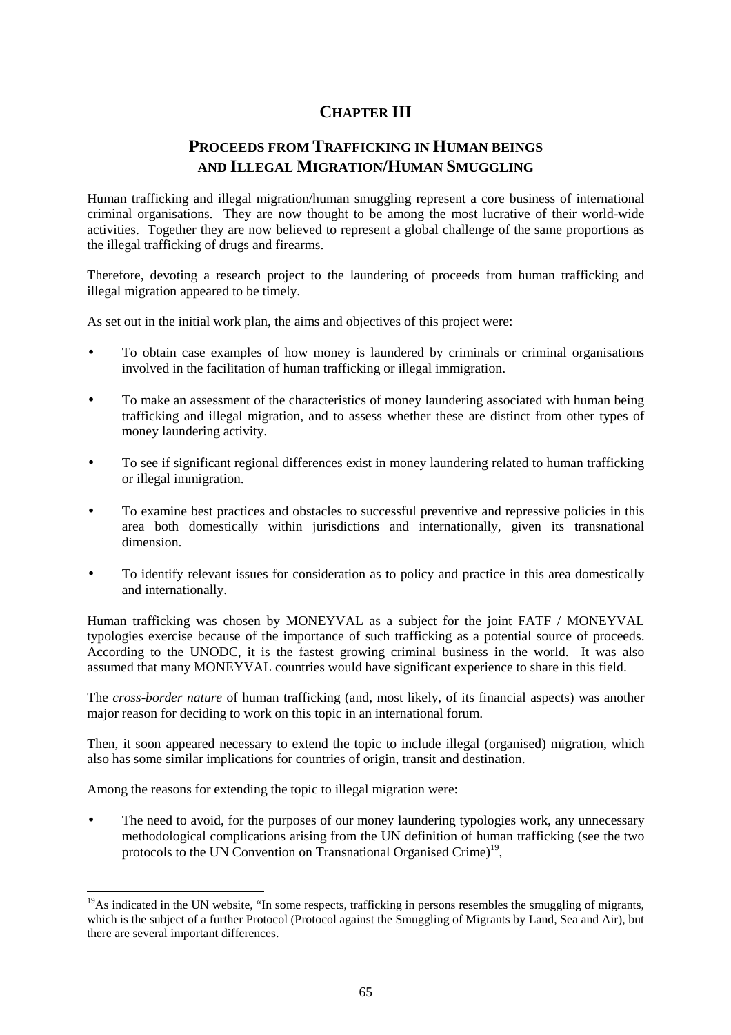# CHAPTER III

## PROCEEDS FROM TRAFFICKING IN HUMAN BEINGS AND ILLEGAL MIGRATION/HUMAN SMUGGLING

Human trafficking and illegal migration/human smuggling represent a core business of international criminal organisations. They are now thought to be among the most lucrative of their world-wide activities. Together they are now believed to represent a global challenge of the same proportions as the illegal trafficking of drugs and firearms.

Therefore, devoting a research project to the laundering of proceeds from human trafficking and illegal migration appeared to be timely.

As set out in the initial work plan, the aims and objectives of this project were:

- To obtain case examples of how money is laundered by criminals or criminal organisations involved in the facilitation of human trafficking or illegal immigration.
- To make an assessment of the characteristics of money laundering associated with human being trafficking and illegal migration, and to assess whether these are distinct from other types of money laundering activity.
- To see if significant regional differences exist in money laundering related to human trafficking or illegal immigration.
- To examine best practices and obstacles to successful preventive and repressive policies in this area both domestically within jurisdictions and internationally, given its transnational dimension.
- To identify relevant issues for consideration as to policy and practice in this area domestically and internationally.

Human trafficking was chosen by MONEYVAL as a subject for the joint FATF / MONEYVAL typologies exercise because of the importance of such trafficking as a potential source of proceeds. According to the UNODC, it is the fastest growing criminal business in the world. It was also assumed that many MONEYVAL countries would have significant experience to share in this field.

The *cross-border nature* of human trafficking (and, most likely, of its financial aspects) was another major reason for deciding to work on this topic in an international forum.

Then, it soon appeared necessary to extend the topic to include illegal (organised) migration, which also has some similar implications for countries of origin, transit and destination.

Among the reasons for extending the topic to illegal migration were:

- The need to avoid, for the purposes of our money laundering typologies work, any unnecessary methodological complications arising from the UN definition of human trafficking (see the two protocols to the UN Convention on Transnational Organised Crime)[19],

---

[19] As indicated in the UN website, "In some respects, trafficking in persons resembles the smuggling of migrants, which is the subject of a further Protocol (Protocol against the Smuggling of Migrants by Land, Sea and Air), but there are several important differences.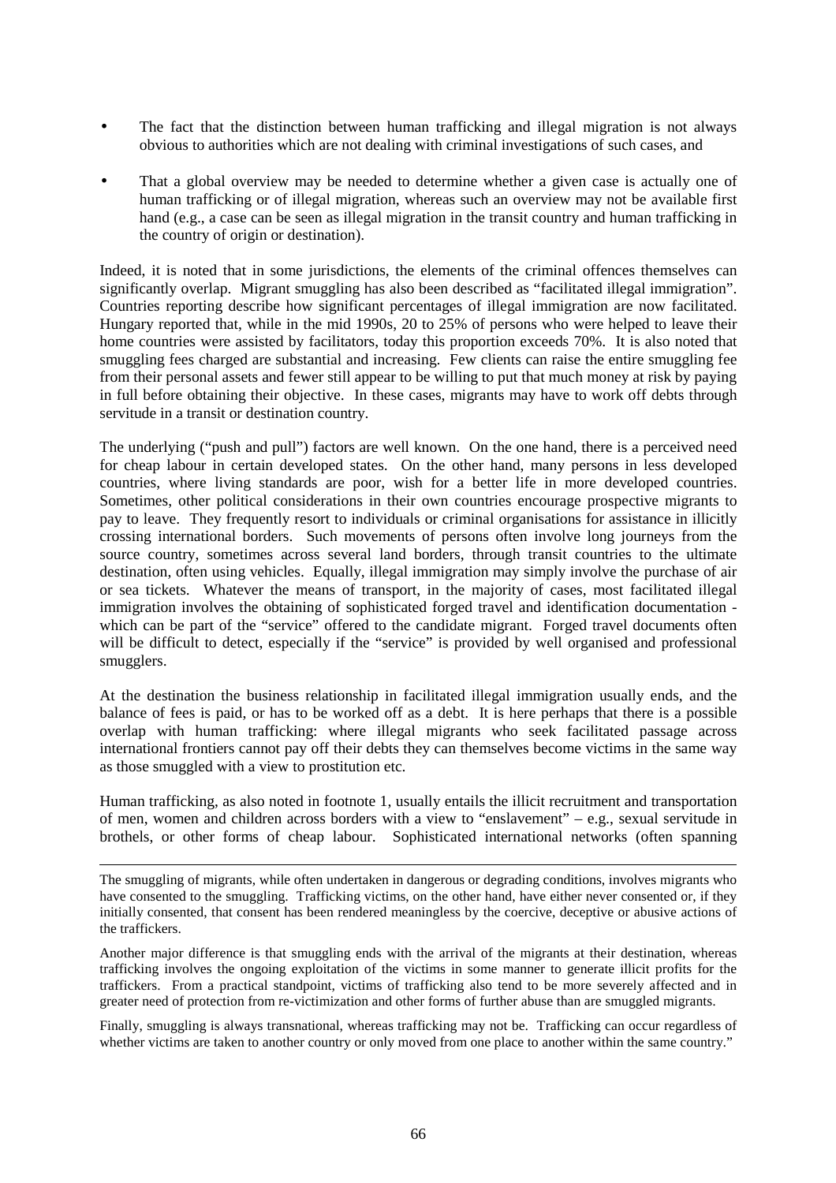- The fact that the distinction between human trafficking and illegal migration is not always obvious to authorities which are not dealing with criminal investigations of such cases, and

- That a global overview may be needed to determine whether a given case is actually one of human trafficking or of illegal migration, whereas such an overview may not be available first hand (e.g., a case can be seen as illegal migration in the transit country and human trafficking in the country of origin or destination).

Indeed, it is noted that in some jurisdictions, the elements of the criminal offences themselves can significantly overlap. Migrant smuggling has also been described as "facilitated illegal immigration". Countries reporting describe how significant percentages of illegal immigration are now facilitated. Hungary reported that, while in the mid 1990s, 20 to 25% of persons who were helped to leave their home countries were assisted by facilitators, today this proportion exceeds 70%. It is also noted that smuggling fees charged are substantial and increasing. Few clients can raise the entire smuggling fee from their personal assets and fewer still appear to be willing to put that much money at risk by paying in full before obtaining their objective. In these cases, migrants may have to work off debts through servitude in a transit or destination country.

The underlying ("push and pull") factors are well known. On the one hand, there is a perceived need for cheap labour in certain developed states. On the other hand, many persons in less developed countries, where living standards are poor, wish for a better life in more developed countries. Sometimes, other political considerations in their own countries encourage prospective migrants to pay to leave. They frequently resort to individuals or criminal organisations for assistance in illicitly crossing international borders. Such movements of persons often involve long journeys from the source country, sometimes across several land borders, through transit countries to the ultimate destination, often using vehicles. Equally, illegal immigration may simply involve the purchase of air or sea tickets. Whatever the means of transport, in the majority of cases, most facilitated illegal immigration involves the obtaining of sophisticated forged travel and identification documentation - which can be part of the "service" offered to the candidate migrant. Forged travel documents often will be difficult to detect, especially if the "service" is provided by well organised and professional smugglers.

At the destination the business relationship in facilitated illegal immigration usually ends, and the balance of fees is paid, or has to be worked off as a debt. It is here perhaps that there is a possible overlap with human trafficking: where illegal migrants who seek facilitated passage across international frontiers cannot pay off their debts they can themselves become victims in the same way as those smuggled with a view to prostitution etc.

Human trafficking, as also noted in footnote 1, usually entails the illicit recruitment and transportation of men, women and children across borders with a view to "enslavement" – e.g., sexual servitude in brothels, or other forms of cheap labour. Sophisticated international networks (often spanning

---

The smuggling of migrants, while often undertaken in dangerous or degrading conditions, involves migrants who have consented to the smuggling. Trafficking victims, on the other hand, have either never consented or, if they initially consented, that consent has been rendered meaningless by the coercive, deceptive or abusive actions of the traffickers.

Another major difference is that smuggling ends with the arrival of the migrants at their destination, whereas trafficking involves the ongoing exploitation of the victims in some manner to generate illicit profits for the traffickers. From a practical standpoint, victims of trafficking also tend to be more severely affected and in greater need of protection from re-victimization and other forms of further abuse than are smuggled migrants.

Finally, smuggling is always transnational, whereas trafficking may not be. Trafficking can occur regardless of whether victims are taken to another country or only moved from one place to another within the same country."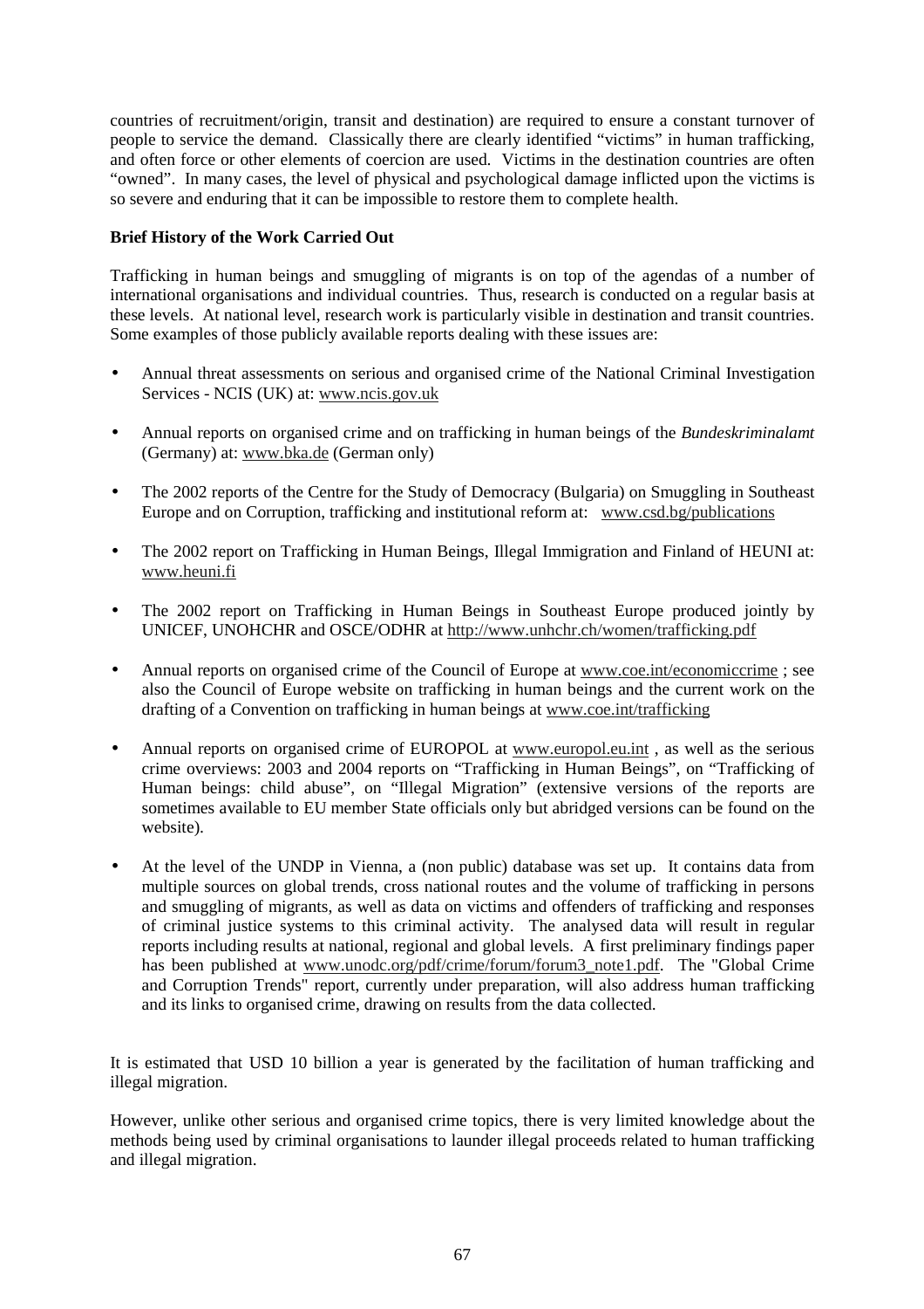countries of recruitment/origin, transit and destination) are required to ensure a constant turnover of people to service the demand. Classically there are clearly identified "victims" in human trafficking, and often force or other elements of coercion are used. Victims in the destination countries are often "owned". In many cases, the level of physical and psychological damage inflicted upon the victims is so severe and enduring that it can be impossible to restore them to complete health.

**Brief History of the Work Carried Out**

Trafficking in human beings and smuggling of migrants is on top of the agendas of a number of international organisations and individual countries. Thus, research is conducted on a regular basis at these levels. At national level, research work is particularly visible in destination and transit countries. Some examples of those publicly available reports dealing with these issues are:

- Annual threat assessments on serious and organised crime of the National Criminal Investigation Services - NCIS (UK) at: www.ncis.gov.uk
- Annual reports on organised crime and on trafficking in human beings of the *Bundeskriminalamt* (Germany) at: www.bka.de (German only)
- The 2002 reports of the Centre for the Study of Democracy (Bulgaria) on Smuggling in Southeast Europe and on Corruption, trafficking and institutional reform at: www.csd.bg/publications
- The 2002 report on Trafficking in Human Beings, Illegal Immigration and Finland of HEUNI at: www.heuni.fi
- The 2002 report on Trafficking in Human Beings in Southeast Europe produced jointly by UNICEF, UNOHCHR and OSCE/ODHR at http://www.unhchr.ch/women/trafficking.pdf
- Annual reports on organised crime of the Council of Europe at www.coe.int/economiccrime ; see also the Council of Europe website on trafficking in human beings and the current work on the drafting of a Convention on trafficking in human beings at www.coe.int/trafficking
- Annual reports on organised crime of EUROPOL at www.europol.eu.int , as well as the serious crime overviews: 2003 and 2004 reports on "Trafficking in Human Beings", on "Trafficking of Human beings: child abuse", on "Illegal Migration" (extensive versions of the reports are sometimes available to EU member State officials only but abridged versions can be found on the website).
- At the level of the UNDP in Vienna, a (non public) database was set up. It contains data from multiple sources on global trends, cross national routes and the volume of trafficking in persons and smuggling of migrants, as well as data on victims and offenders of trafficking and responses of criminal justice systems to this criminal activity. The analysed data will result in regular reports including results at national, regional and global levels. A first preliminary findings paper has been published at www.unodc.org/pdf/crime/forum/forum3_note1.pdf. The "Global Crime and Corruption Trends" report, currently under preparation, will also address human trafficking and its links to organised crime, drawing on results from the data collected.

It is estimated that USD 10 billion a year is generated by the facilitation of human trafficking and illegal migration.

However, unlike other serious and organised crime topics, there is very limited knowledge about the methods being used by criminal organisations to launder illegal proceeds related to human trafficking and illegal migration.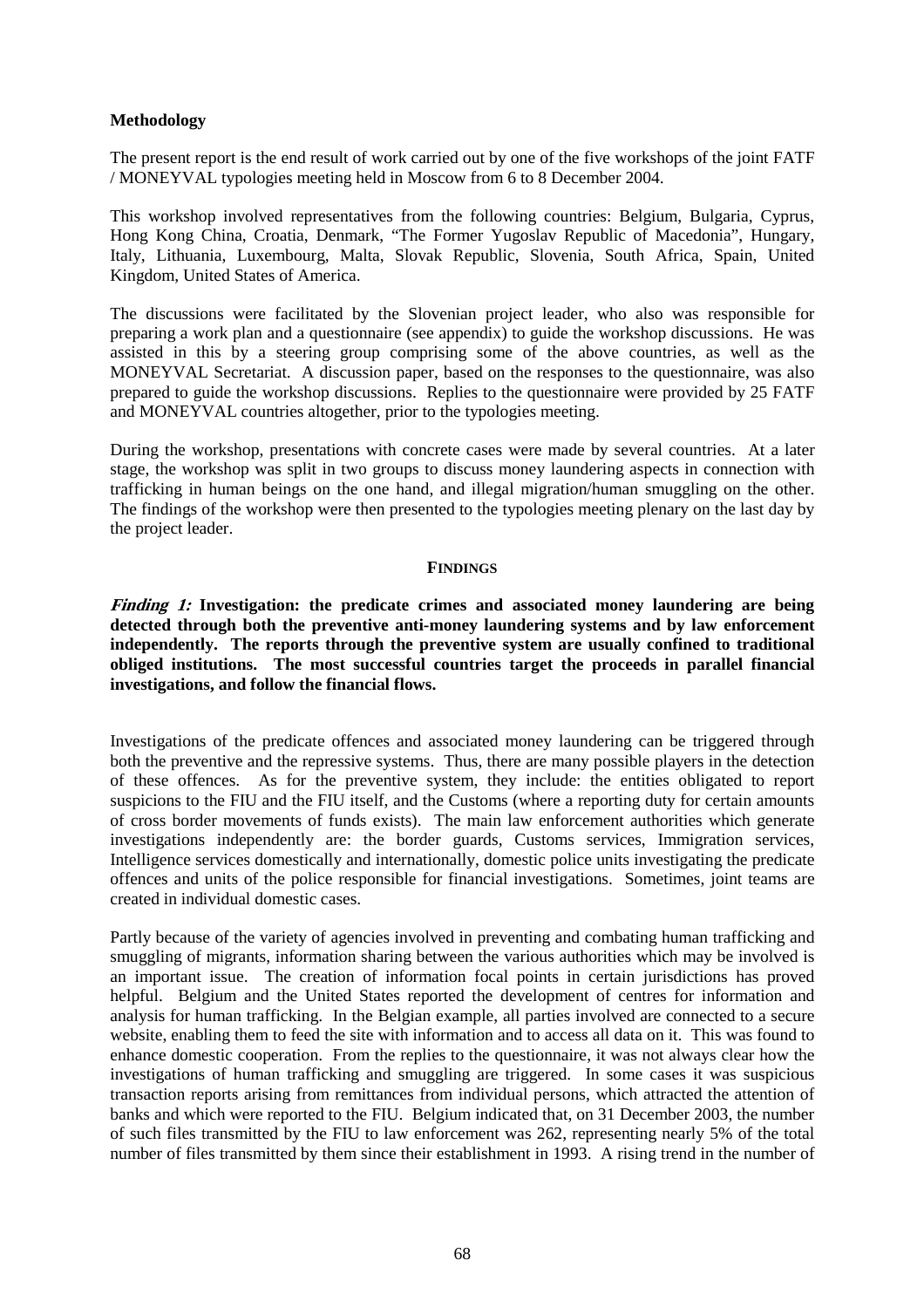**Methodology**

The present report is the end result of work carried out by one of the five workshops of the joint FATF / MONEYVAL typologies meeting held in Moscow from 6 to 8 December 2004.

This workshop involved representatives from the following countries: Belgium, Bulgaria, Cyprus, Hong Kong China, Croatia, Denmark, "The Former Yugoslav Republic of Macedonia", Hungary, Italy, Lithuania, Luxembourg, Malta, Slovak Republic, Slovenia, South Africa, Spain, United Kingdom, United States of America.

The discussions were facilitated by the Slovenian project leader, who also was responsible for preparing a work plan and a questionnaire (see appendix) to guide the workshop discussions. He was assisted in this by a steering group comprising some of the above countries, as well as the MONEYVAL Secretariat. A discussion paper, based on the responses to the questionnaire, was also prepared to guide the workshop discussions. Replies to the questionnaire were provided by 25 FATF and MONEYVAL countries altogether, prior to the typologies meeting.

During the workshop, presentations with concrete cases were made by several countries. At a later stage, the workshop was split in two groups to discuss money laundering aspects in connection with trafficking in human beings on the one hand, and illegal migration/human smuggling on the other. The findings of the workshop were then presented to the typologies meeting plenary on the last day by the project leader.

## FINDINGS

***Finding 1:* Investigation: the predicate crimes and associated money laundering are being detected through both the preventive anti-money laundering systems and by law enforcement independently. The reports through the preventive system are usually confined to traditional obliged institutions. The most successful countries target the proceeds in parallel financial investigations, and follow the financial flows.**

Investigations of the predicate offences and associated money laundering can be triggered through both the preventive and the repressive systems. Thus, there are many possible players in the detection of these offences. As for the preventive system, they include: the entities obligated to report suspicions to the FIU and the FIU itself, and the Customs (where a reporting duty for certain amounts of cross border movements of funds exists). The main law enforcement authorities which generate investigations independently are: the border guards, Customs services, Immigration services, Intelligence services domestically and internationally, domestic police units investigating the predicate offences and units of the police responsible for financial investigations. Sometimes, joint teams are created in individual domestic cases.

Partly because of the variety of agencies involved in preventing and combating human trafficking and smuggling of migrants, information sharing between the various authorities which may be involved is an important issue. The creation of information focal points in certain jurisdictions has proved helpful. Belgium and the United States reported the development of centres for information and analysis for human trafficking. In the Belgian example, all parties involved are connected to a secure website, enabling them to feed the site with information and to access all data on it. This was found to enhance domestic cooperation. From the replies to the questionnaire, it was not always clear how the investigations of human trafficking and smuggling are triggered. In some cases it was suspicious transaction reports arising from remittances from individual persons, which attracted the attention of banks and which were reported to the FIU. Belgium indicated that, on 31 December 2003, the number of such files transmitted by the FIU to law enforcement was 262, representing nearly 5% of the total number of files transmitted by them since their establishment in 1993. A rising trend in the number of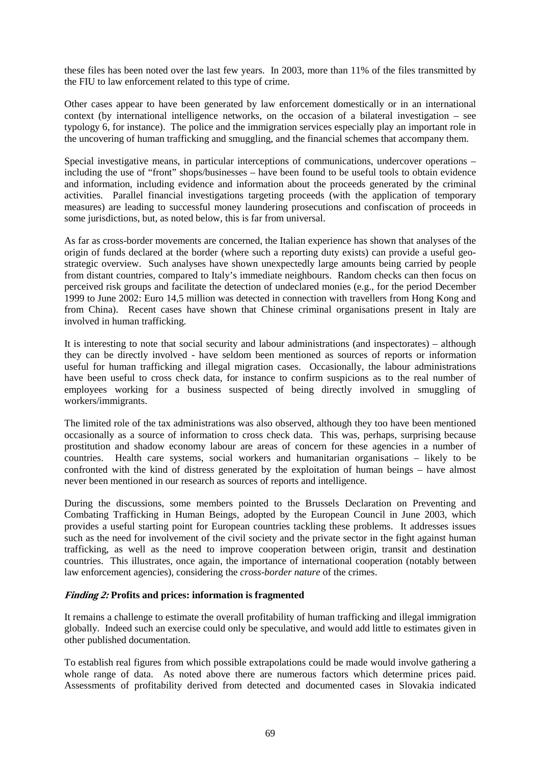these files has been noted over the last few years. In 2003, more than 11% of the files transmitted by the FIU to law enforcement related to this type of crime.

Other cases appear to have been generated by law enforcement domestically or in an international context (by international intelligence networks, on the occasion of a bilateral investigation – see typology 6, for instance). The police and the immigration services especially play an important role in the uncovering of human trafficking and smuggling, and the financial schemes that accompany them.

Special investigative means, in particular interceptions of communications, undercover operations – including the use of "front" shops/businesses – have been found to be useful tools to obtain evidence and information, including evidence and information about the proceeds generated by the criminal activities. Parallel financial investigations targeting proceeds (with the application of temporary measures) are leading to successful money laundering prosecutions and confiscation of proceeds in some jurisdictions, but, as noted below, this is far from universal.

As far as cross-border movements are concerned, the Italian experience has shown that analyses of the origin of funds declared at the border (where such a reporting duty exists) can provide a useful geo-strategic overview. Such analyses have shown unexpectedly large amounts being carried by people from distant countries, compared to Italy's immediate neighbours. Random checks can then focus on perceived risk groups and facilitate the detection of undeclared monies (e.g., for the period December 1999 to June 2002: Euro 14,5 million was detected in connection with travellers from Hong Kong and from China). Recent cases have shown that Chinese criminal organisations present in Italy are involved in human trafficking.

It is interesting to note that social security and labour administrations (and inspectorates) – although they can be directly involved - have seldom been mentioned as sources of reports or information useful for human trafficking and illegal migration cases. Occasionally, the labour administrations have been useful to cross check data, for instance to confirm suspicions as to the real number of employees working for a business suspected of being directly involved in smuggling of workers/immigrants.

The limited role of the tax administrations was also observed, although they too have been mentioned occasionally as a source of information to cross check data. This was, perhaps, surprising because prostitution and shadow economy labour are areas of concern for these agencies in a number of countries. Health care systems, social workers and humanitarian organisations – likely to be confronted with the kind of distress generated by the exploitation of human beings – have almost never been mentioned in our research as sources of reports and intelligence.

During the discussions, some members pointed to the Brussels Declaration on Preventing and Combating Trafficking in Human Beings, adopted by the European Council in June 2003, which provides a useful starting point for European countries tackling these problems. It addresses issues such as the need for involvement of the civil society and the private sector in the fight against human trafficking, as well as the need to improve cooperation between origin, transit and destination countries. This illustrates, once again, the importance of international cooperation (notably between law enforcement agencies), considering the *cross-border nature* of the crimes.

***Finding 2:* Profits and prices: information is fragmented**

It remains a challenge to estimate the overall profitability of human trafficking and illegal immigration globally. Indeed such an exercise could only be speculative, and would add little to estimates given in other published documentation.

To establish real figures from which possible extrapolations could be made would involve gathering a whole range of data. As noted above there are numerous factors which determine prices paid. Assessments of profitability derived from detected and documented cases in Slovakia indicated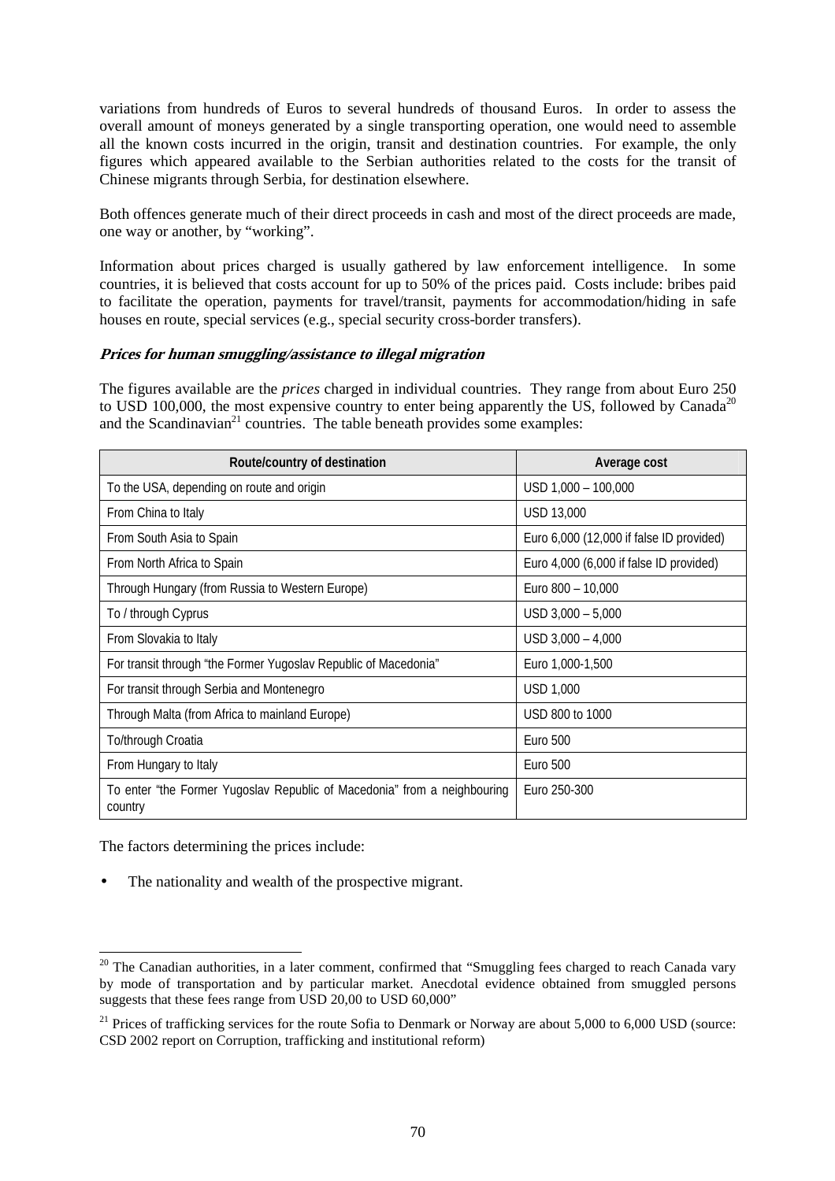variations from hundreds of Euros to several hundreds of thousand Euros. In order to assess the overall amount of moneys generated by a single transporting operation, one would need to assemble all the known costs incurred in the origin, transit and destination countries. For example, the only figures which appeared available to the Serbian authorities related to the costs for the transit of Chinese migrants through Serbia, for destination elsewhere.

Both offences generate much of their direct proceeds in cash and most of the direct proceeds are made, one way or another, by "working".

Information about prices charged is usually gathered by law enforcement intelligence. In some countries, it is believed that costs account for up to 50% of the prices paid. Costs include: bribes paid to facilitate the operation, payments for travel/transit, payments for accommodation/hiding in safe houses en route, special services (e.g., special security cross-border transfers).

***Prices for human smuggling/assistance to illegal migration***

The figures available are the *prices* charged in individual countries. They range from about Euro 250 to USD 100,000, the most expensive country to enter being apparently the US, followed by Canada[20] and the Scandinavian[21] countries. The table beneath provides some examples:

| Route/country of destination | Average cost |
|---|---|
| To the USA, depending on route and origin | USD 1,000 – 100,000 |
| From China to Italy | USD 13,000 |
| From South Asia to Spain | Euro 6,000 (12,000 if false ID provided) |
| From North Africa to Spain | Euro 4,000 (6,000 if false ID provided) |
| Through Hungary (from Russia to Western Europe) | Euro 800 – 10,000 |
| To / through Cyprus | USD 3,000 – 5,000 |
| From Slovakia to Italy | USD 3,000 – 4,000 |
| For transit through "the Former Yugoslav Republic of Macedonia" | Euro 1,000-1,500 |
| For transit through Serbia and Montenegro | USD 1,000 |
| Through Malta (from Africa to mainland Europe) | USD 800 to 1000 |
| To/through Croatia | Euro 500 |
| From Hungary to Italy | Euro 500 |
| To enter "the Former Yugoslav Republic of Macedonia" from a neighbouring country | Euro 250-300 |

The factors determining the prices include:

- The nationality and wealth of the prospective migrant.

---

[20] The Canadian authorities, in a later comment, confirmed that "Smuggling fees charged to reach Canada vary by mode of transportation and by particular market. Anecdotal evidence obtained from smuggled persons suggests that these fees range from USD 20,00 to USD 60,000"

[21] Prices of trafficking services for the route Sofia to Denmark or Norway are about 5,000 to 6,000 USD (source: CSD 2002 report on Corruption, trafficking and institutional reform)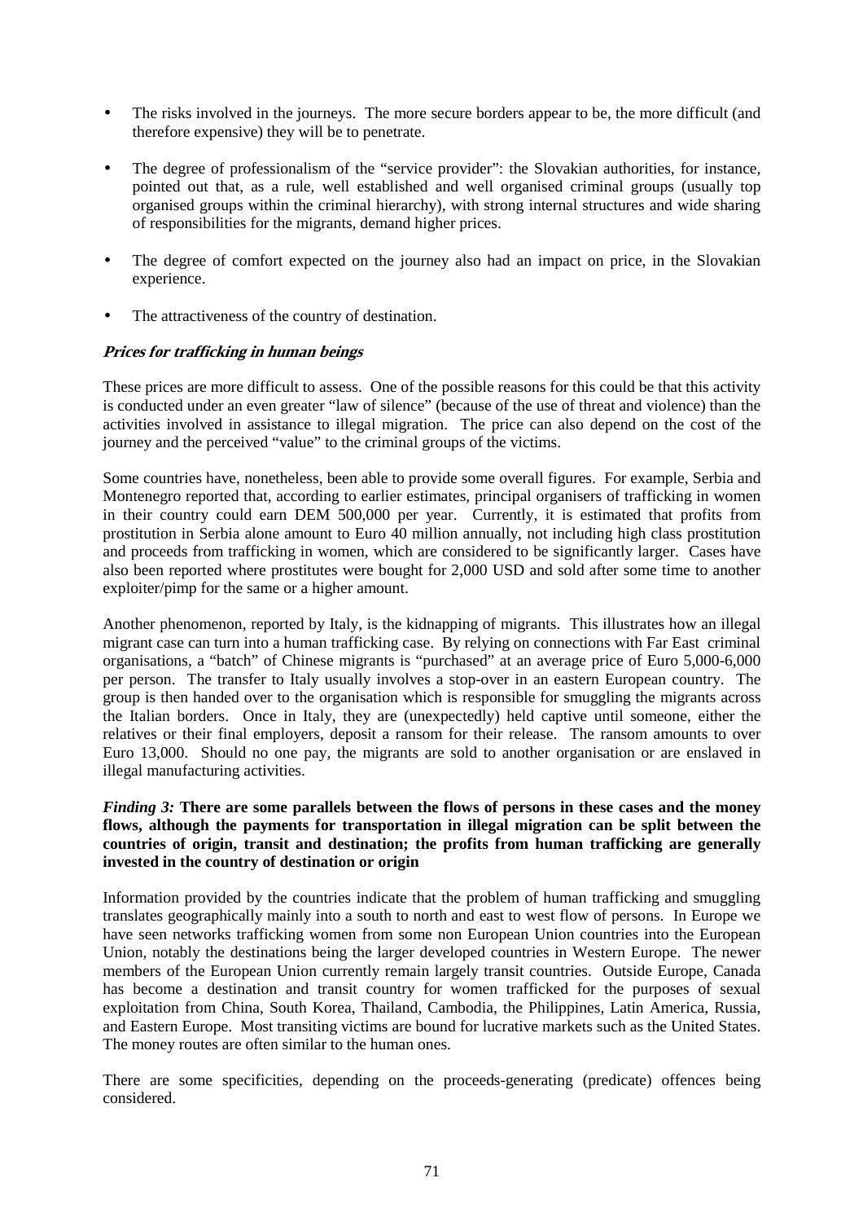- The risks involved in the journeys. The more secure borders appear to be, the more difficult (and therefore expensive) they will be to penetrate.

- The degree of professionalism of the "service provider": the Slovakian authorities, for instance, pointed out that, as a rule, well established and well organised criminal groups (usually top organised groups within the criminal hierarchy), with strong internal structures and wide sharing of responsibilities for the migrants, demand higher prices.

- The degree of comfort expected on the journey also had an impact on price, in the Slovakian experience.

- The attractiveness of the country of destination.

***Prices for trafficking in human beings***

These prices are more difficult to assess. One of the possible reasons for this could be that this activity is conducted under an even greater "law of silence" (because of the use of threat and violence) than the activities involved in assistance to illegal migration. The price can also depend on the cost of the journey and the perceived "value" to the criminal groups of the victims.

Some countries have, nonetheless, been able to provide some overall figures. For example, Serbia and Montenegro reported that, according to earlier estimates, principal organisers of trafficking in women in their country could earn DEM 500,000 per year. Currently, it is estimated that profits from prostitution in Serbia alone amount to Euro 40 million annually, not including high class prostitution and proceeds from trafficking in women, which are considered to be significantly larger. Cases have also been reported where prostitutes were bought for 2,000 USD and sold after some time to another exploiter/pimp for the same or a higher amount.

Another phenomenon, reported by Italy, is the kidnapping of migrants. This illustrates how an illegal migrant case can turn into a human trafficking case. By relying on connections with Far East criminal organisations, a "batch" of Chinese migrants is "purchased" at an average price of Euro 5,000-6,000 per person. The transfer to Italy usually involves a stop-over in an eastern European country. The group is then handed over to the organisation which is responsible for smuggling the migrants across the Italian borders. Once in Italy, they are (unexpectedly) held captive until someone, either the relatives or their final employers, deposit a ransom for their release. The ransom amounts to over Euro 13,000. Should no one pay, the migrants are sold to another organisation or are enslaved in illegal manufacturing activities.

***Finding 3:*** **There are some parallels between the flows of persons in these cases and the money flows, although the payments for transportation in illegal migration can be split between the countries of origin, transit and destination; the profits from human trafficking are generally invested in the country of destination or origin**

Information provided by the countries indicate that the problem of human trafficking and smuggling translates geographically mainly into a south to north and east to west flow of persons. In Europe we have seen networks trafficking women from some non European Union countries into the European Union, notably the destinations being the larger developed countries in Western Europe. The newer members of the European Union currently remain largely transit countries. Outside Europe, Canada has become a destination and transit country for women trafficked for the purposes of sexual exploitation from China, South Korea, Thailand, Cambodia, the Philippines, Latin America, Russia, and Eastern Europe. Most transiting victims are bound for lucrative markets such as the United States. The money routes are often similar to the human ones.

There are some specificities, depending on the proceeds-generating (predicate) offences being considered.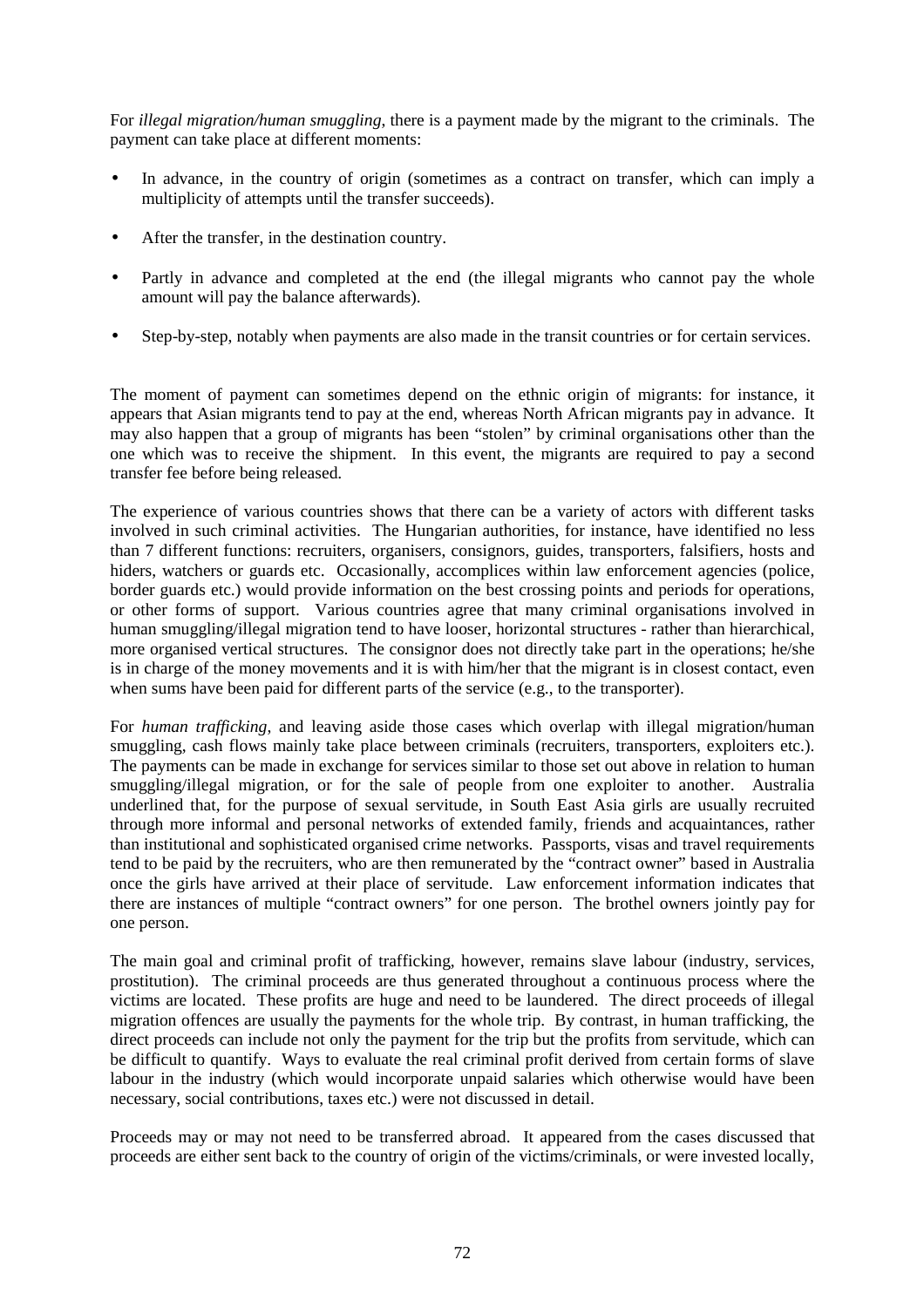For *illegal migration/human smuggling*, there is a payment made by the migrant to the criminals. The payment can take place at different moments:

- In advance, in the country of origin (sometimes as a contract on transfer, which can imply a multiplicity of attempts until the transfer succeeds).
- After the transfer, in the destination country.
- Partly in advance and completed at the end (the illegal migrants who cannot pay the whole amount will pay the balance afterwards).
- Step-by-step, notably when payments are also made in the transit countries or for certain services.

The moment of payment can sometimes depend on the ethnic origin of migrants: for instance, it appears that Asian migrants tend to pay at the end, whereas North African migrants pay in advance. It may also happen that a group of migrants has been "stolen" by criminal organisations other than the one which was to receive the shipment. In this event, the migrants are required to pay a second transfer fee before being released.

The experience of various countries shows that there can be a variety of actors with different tasks involved in such criminal activities. The Hungarian authorities, for instance, have identified no less than 7 different functions: recruiters, organisers, consignors, guides, transporters, falsifiers, hosts and hiders, watchers or guards etc. Occasionally, accomplices within law enforcement agencies (police, border guards etc.) would provide information on the best crossing points and periods for operations, or other forms of support. Various countries agree that many criminal organisations involved in human smuggling/illegal migration tend to have looser, horizontal structures - rather than hierarchical, more organised vertical structures. The consignor does not directly take part in the operations; he/she is in charge of the money movements and it is with him/her that the migrant is in closest contact, even when sums have been paid for different parts of the service (e.g., to the transporter).

For *human trafficking*, and leaving aside those cases which overlap with illegal migration/human smuggling, cash flows mainly take place between criminals (recruiters, transporters, exploiters etc.). The payments can be made in exchange for services similar to those set out above in relation to human smuggling/illegal migration, or for the sale of people from one exploiter to another. Australia underlined that, for the purpose of sexual servitude, in South East Asia girls are usually recruited through more informal and personal networks of extended family, friends and acquaintances, rather than institutional and sophisticated organised crime networks. Passports, visas and travel requirements tend to be paid by the recruiters, who are then remunerated by the "contract owner" based in Australia once the girls have arrived at their place of servitude. Law enforcement information indicates that there are instances of multiple "contract owners" for one person. The brothel owners jointly pay for one person.

The main goal and criminal profit of trafficking, however, remains slave labour (industry, services, prostitution). The criminal proceeds are thus generated throughout a continuous process where the victims are located. These profits are huge and need to be laundered. The direct proceeds of illegal migration offences are usually the payments for the whole trip. By contrast, in human trafficking, the direct proceeds can include not only the payment for the trip but the profits from servitude, which can be difficult to quantify. Ways to evaluate the real criminal profit derived from certain forms of slave labour in the industry (which would incorporate unpaid salaries which otherwise would have been necessary, social contributions, taxes etc.) were not discussed in detail.

Proceeds may or may not need to be transferred abroad. It appeared from the cases discussed that proceeds are either sent back to the country of origin of the victims/criminals, or were invested locally,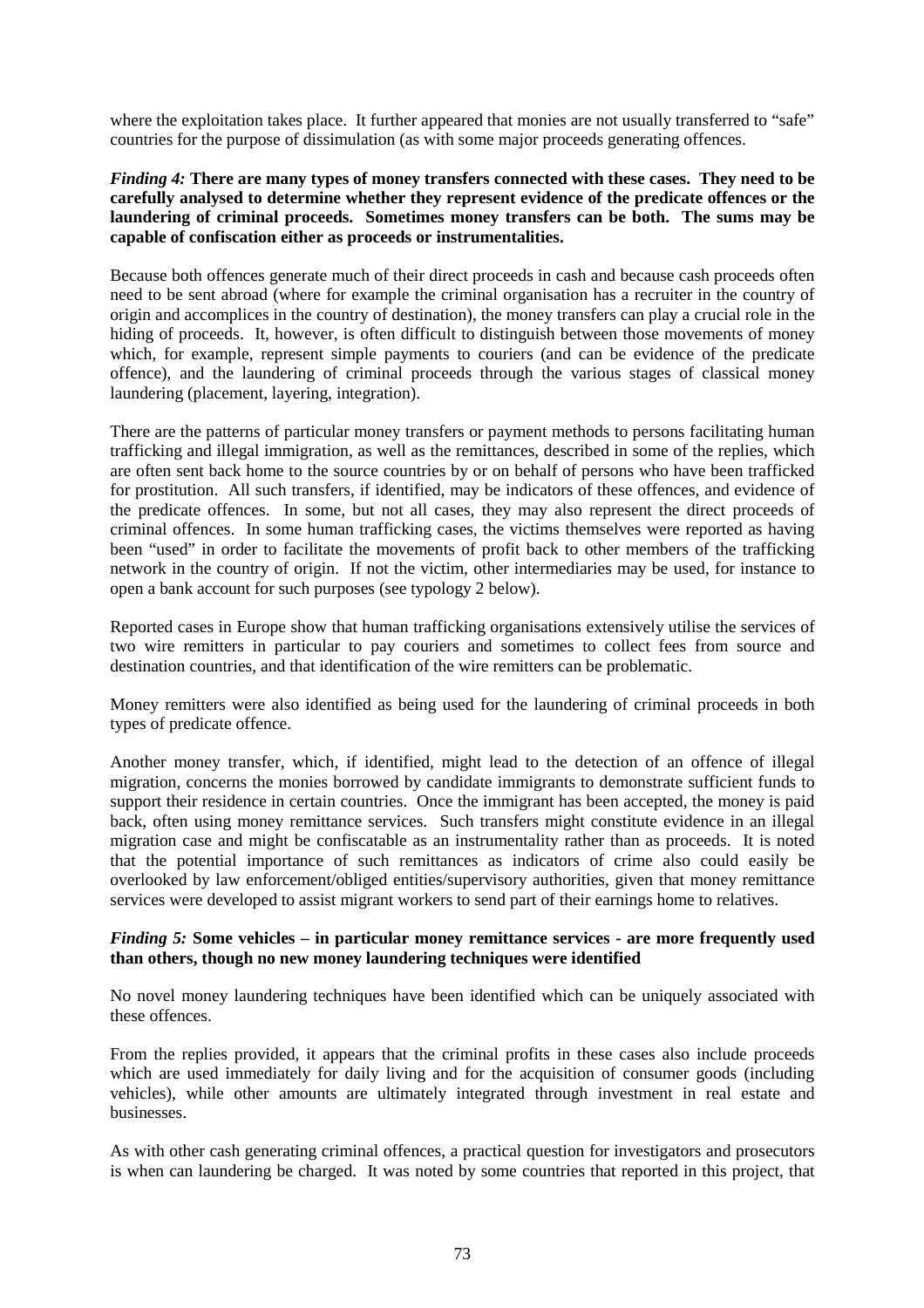where the exploitation takes place. It further appeared that monies are not usually transferred to "safe" countries for the purpose of dissimulation (as with some major proceeds generating offences.

***Finding 4:*** **There are many types of money transfers connected with these cases. They need to be carefully analysed to determine whether they represent evidence of the predicate offences or the laundering of criminal proceeds. Sometimes money transfers can be both. The sums may be capable of confiscation either as proceeds or instrumentalities.**

Because both offences generate much of their direct proceeds in cash and because cash proceeds often need to be sent abroad (where for example the criminal organisation has a recruiter in the country of origin and accomplices in the country of destination), the money transfers can play a crucial role in the hiding of proceeds. It, however, is often difficult to distinguish between those movements of money which, for example, represent simple payments to couriers (and can be evidence of the predicate offence), and the laundering of criminal proceeds through the various stages of classical money laundering (placement, layering, integration).

There are the patterns of particular money transfers or payment methods to persons facilitating human trafficking and illegal immigration, as well as the remittances, described in some of the replies, which are often sent back home to the source countries by or on behalf of persons who have been trafficked for prostitution. All such transfers, if identified, may be indicators of these offences, and evidence of the predicate offences. In some, but not all cases, they may also represent the direct proceeds of criminal offences. In some human trafficking cases, the victims themselves were reported as having been "used" in order to facilitate the movements of profit back to other members of the trafficking network in the country of origin. If not the victim, other intermediaries may be used, for instance to open a bank account for such purposes (see typology 2 below).

Reported cases in Europe show that human trafficking organisations extensively utilise the services of two wire remitters in particular to pay couriers and sometimes to collect fees from source and destination countries, and that identification of the wire remitters can be problematic.

Money remitters were also identified as being used for the laundering of criminal proceeds in both types of predicate offence.

Another money transfer, which, if identified, might lead to the detection of an offence of illegal migration, concerns the monies borrowed by candidate immigrants to demonstrate sufficient funds to support their residence in certain countries. Once the immigrant has been accepted, the money is paid back, often using money remittance services. Such transfers might constitute evidence in an illegal migration case and might be confiscatable as an instrumentality rather than as proceeds. It is noted that the potential importance of such remittances as indicators of crime also could easily be overlooked by law enforcement/obliged entities/supervisory authorities, given that money remittance services were developed to assist migrant workers to send part of their earnings home to relatives.

***Finding 5:*** **Some vehicles – in particular money remittance services - are more frequently used than others, though no new money laundering techniques were identified**

No novel money laundering techniques have been identified which can be uniquely associated with these offences.

From the replies provided, it appears that the criminal profits in these cases also include proceeds which are used immediately for daily living and for the acquisition of consumer goods (including vehicles), while other amounts are ultimately integrated through investment in real estate and businesses.

As with other cash generating criminal offences, a practical question for investigators and prosecutors is when can laundering be charged. It was noted by some countries that reported in this project, that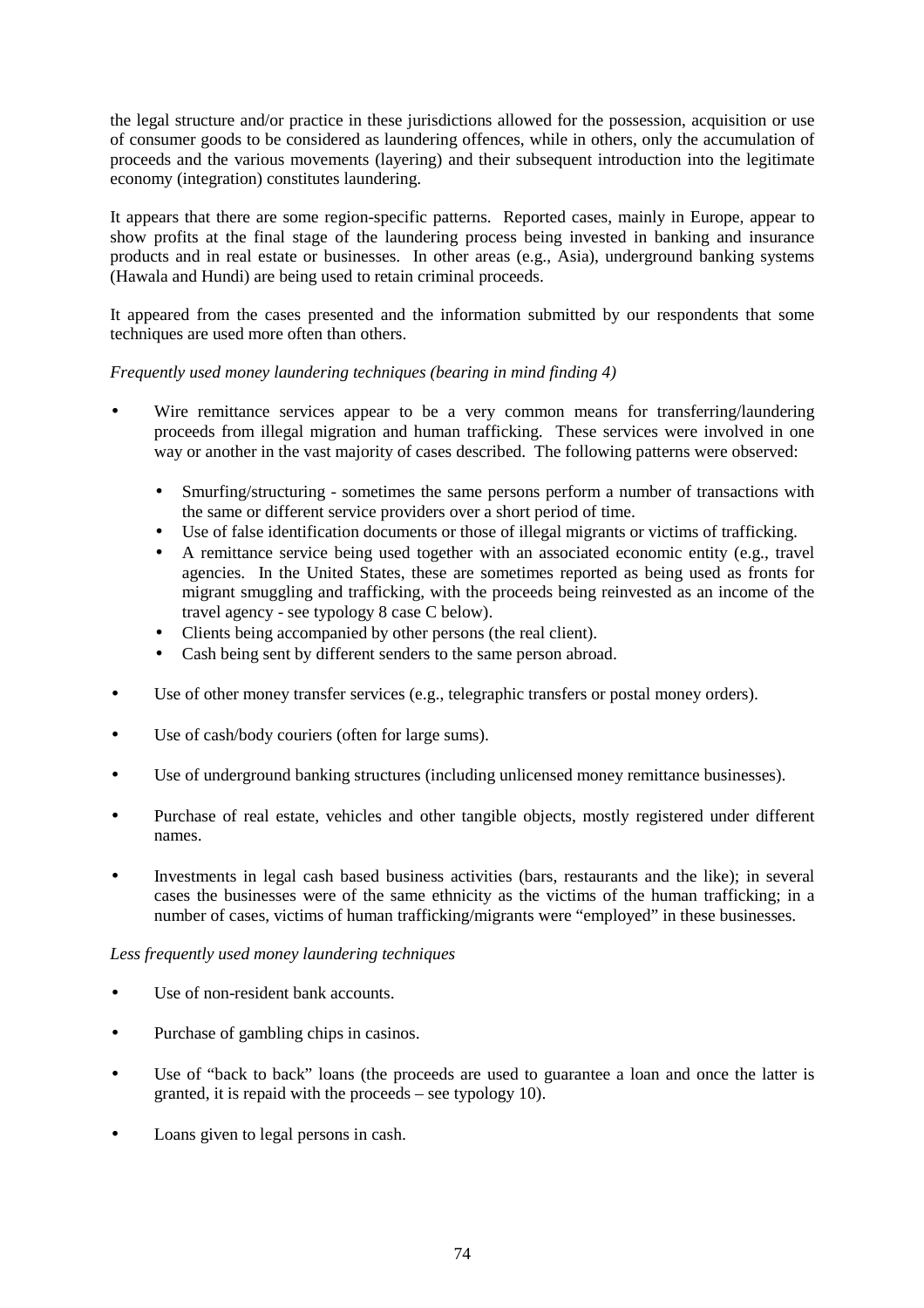the legal structure and/or practice in these jurisdictions allowed for the possession, acquisition or use of consumer goods to be considered as laundering offences, while in others, only the accumulation of proceeds and the various movements (layering) and their subsequent introduction into the legitimate economy (integration) constitutes laundering.

It appears that there are some region-specific patterns. Reported cases, mainly in Europe, appear to show profits at the final stage of the laundering process being invested in banking and insurance products and in real estate or businesses. In other areas (e.g., Asia), underground banking systems (Hawala and Hundi) are being used to retain criminal proceeds.

It appeared from the cases presented and the information submitted by our respondents that some techniques are used more often than others.

*Frequently used money laundering techniques (bearing in mind finding 4)*

- Wire remittance services appear to be a very common means for transferring/laundering proceeds from illegal migration and human trafficking. These services were involved in one way or another in the vast majority of cases described. The following patterns were observed:
  - Smurfing/structuring - sometimes the same persons perform a number of transactions with the same or different service providers over a short period of time.
  - Use of false identification documents or those of illegal migrants or victims of trafficking.
  - A remittance service being used together with an associated economic entity (e.g., travel agencies. In the United States, these are sometimes reported as being used as fronts for migrant smuggling and trafficking, with the proceeds being reinvested as an income of the travel agency - see typology 8 case C below).
  - Clients being accompanied by other persons (the real client).
  - Cash being sent by different senders to the same person abroad.
- Use of other money transfer services (e.g., telegraphic transfers or postal money orders).
- Use of cash/body couriers (often for large sums).
- Use of underground banking structures (including unlicensed money remittance businesses).
- Purchase of real estate, vehicles and other tangible objects, mostly registered under different names.
- Investments in legal cash based business activities (bars, restaurants and the like); in several cases the businesses were of the same ethnicity as the victims of the human trafficking; in a number of cases, victims of human trafficking/migrants were "employed" in these businesses.

*Less frequently used money laundering techniques*

- Use of non-resident bank accounts.
- Purchase of gambling chips in casinos.
- Use of "back to back" loans (the proceeds are used to guarantee a loan and once the latter is granted, it is repaid with the proceeds – see typology 10).
- Loans given to legal persons in cash.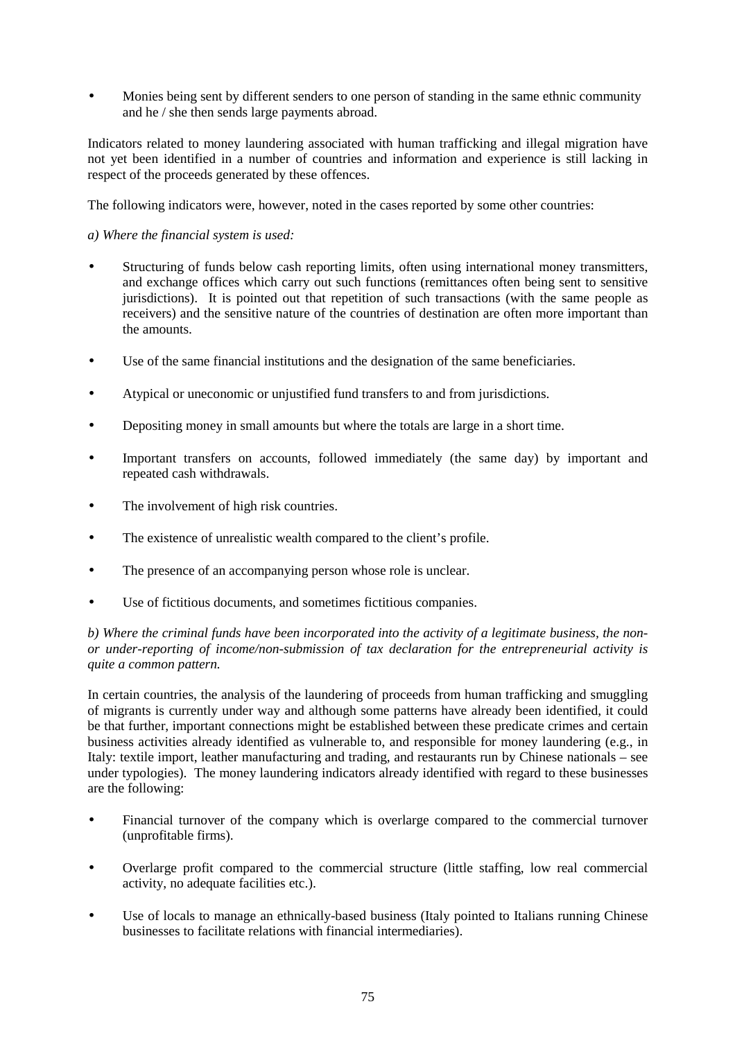- Monies being sent by different senders to one person of standing in the same ethnic community and he / she then sends large payments abroad.

Indicators related to money laundering associated with human trafficking and illegal migration have not yet been identified in a number of countries and information and experience is still lacking in respect of the proceeds generated by these offences.

The following indicators were, however, noted in the cases reported by some other countries:

*a) Where the financial system is used:*

- Structuring of funds below cash reporting limits, often using international money transmitters, and exchange offices which carry out such functions (remittances often being sent to sensitive jurisdictions). It is pointed out that repetition of such transactions (with the same people as receivers) and the sensitive nature of the countries of destination are often more important than the amounts.

- Use of the same financial institutions and the designation of the same beneficiaries.

- Atypical or uneconomic or unjustified fund transfers to and from jurisdictions.

- Depositing money in small amounts but where the totals are large in a short time.

- Important transfers on accounts, followed immediately (the same day) by important and repeated cash withdrawals.

- The involvement of high risk countries.

- The existence of unrealistic wealth compared to the client's profile.

- The presence of an accompanying person whose role is unclear.

- Use of fictitious documents, and sometimes fictitious companies.

*b) Where the criminal funds have been incorporated into the activity of a legitimate business, the non- or under-reporting of income/non-submission of tax declaration for the entrepreneurial activity is quite a common pattern.*

In certain countries, the analysis of the laundering of proceeds from human trafficking and smuggling of migrants is currently under way and although some patterns have already been identified, it could be that further, important connections might be established between these predicate crimes and certain business activities already identified as vulnerable to, and responsible for money laundering (e.g., in Italy: textile import, leather manufacturing and trading, and restaurants run by Chinese nationals – see under typologies). The money laundering indicators already identified with regard to these businesses are the following:

- Financial turnover of the company which is overlarge compared to the commercial turnover (unprofitable firms).

- Overlarge profit compared to the commercial structure (little staffing, low real commercial activity, no adequate facilities etc.).

- Use of locals to manage an ethnically-based business (Italy pointed to Italians running Chinese businesses to facilitate relations with financial intermediaries).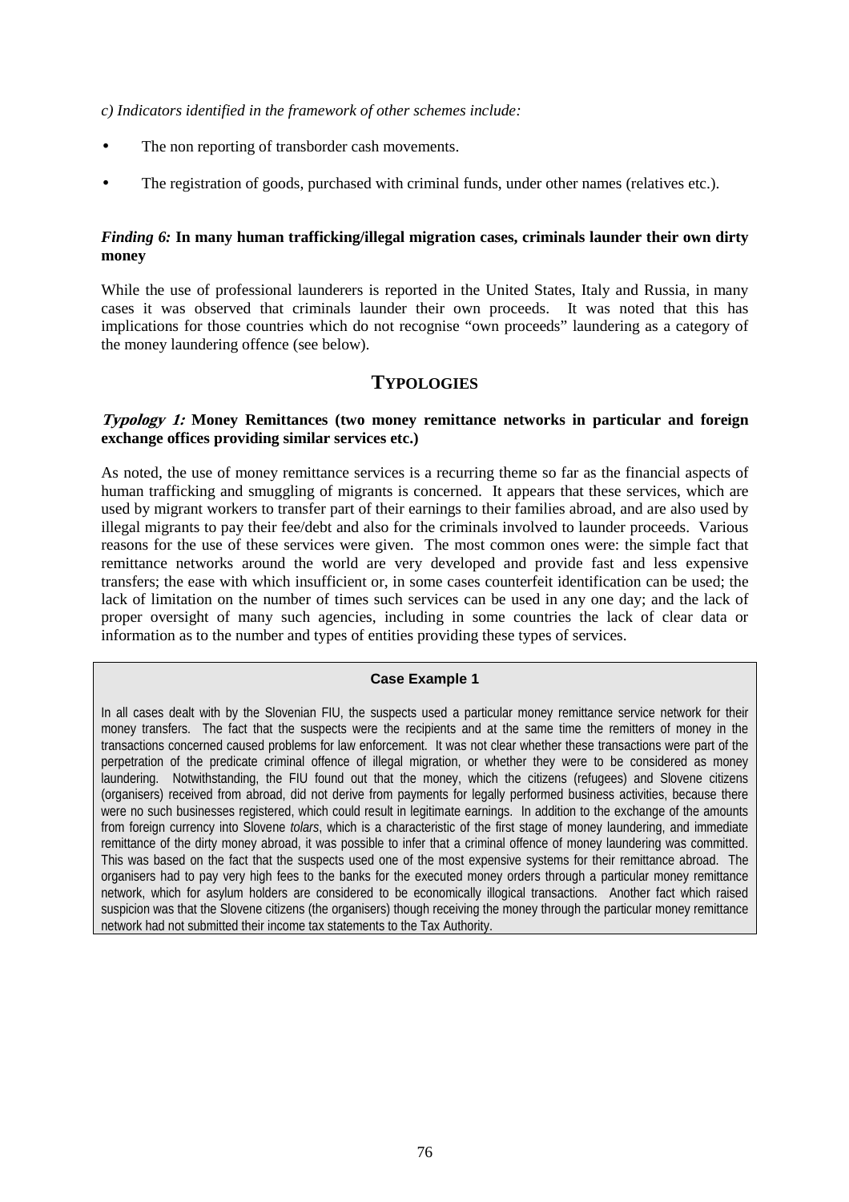*c) Indicators identified in the framework of other schemes include:*

- The non reporting of transborder cash movements.
- The registration of goods, purchased with criminal funds, under other names (relatives etc.).

***Finding 6:*** **In many human trafficking/illegal migration cases, criminals launder their own dirty money**

While the use of professional launderers is reported in the United States, Italy and Russia, in many cases it was observed that criminals launder their own proceeds. It was noted that this has implications for those countries which do not recognise "own proceeds" laundering as a category of the money laundering offence (see below).

## TYPOLOGIES

***Typology 1:*** **Money Remittances (two money remittance networks in particular and foreign exchange offices providing similar services etc.)**

As noted, the use of money remittance services is a recurring theme so far as the financial aspects of human trafficking and smuggling of migrants is concerned. It appears that these services, which are used by migrant workers to transfer part of their earnings to their families abroad, and are also used by illegal migrants to pay their fee/debt and also for the criminals involved to launder proceeds. Various reasons for the use of these services were given. The most common ones were: the simple fact that remittance networks around the world are very developed and provide fast and less expensive transfers; the ease with which insufficient or, in some cases counterfeit identification can be used; the lack of limitation on the number of times such services can be used in any one day; and the lack of proper oversight of many such agencies, including in some countries the lack of clear data or information as to the number and types of entities providing these types of services.

**Case Example 1**

In all cases dealt with by the Slovenian FIU, the suspects used a particular money remittance service network for their money transfers. The fact that the suspects were the recipients and at the same time the remitters of money in the transactions concerned caused problems for law enforcement. It was not clear whether these transactions were part of the perpetration of the predicate criminal offence of illegal migration, or whether they were to be considered as money laundering. Notwithstanding, the FIU found out that the money, which the citizens (refugees) and Slovene citizens (organisers) received from abroad, did not derive from payments for legally performed business activities, because there were no such businesses registered, which could result in legitimate earnings. In addition to the exchange of the amounts from foreign currency into Slovene *tolars*, which is a characteristic of the first stage of money laundering, and immediate remittance of the dirty money abroad, it was possible to infer that a criminal offence of money laundering was committed. This was based on the fact that the suspects used one of the most expensive systems for their remittance abroad. The organisers had to pay very high fees to the banks for the executed money orders through a particular money remittance network, which for asylum holders are considered to be economically illogical transactions. Another fact which raised suspicion was that the Slovene citizens (the organisers) though receiving the money through the particular money remittance network had not submitted their income tax statements to the Tax Authority.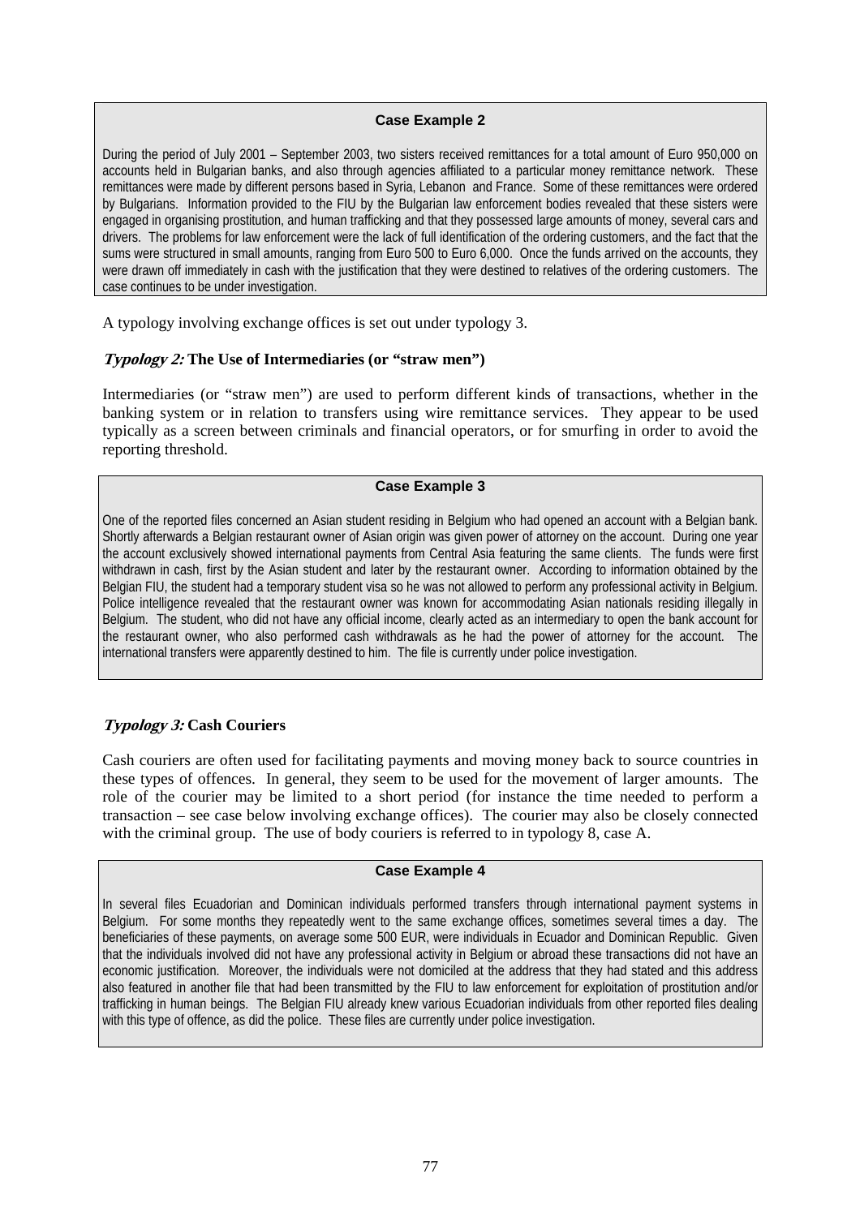**Case Example 2**

During the period of July 2001 – September 2003, two sisters received remittances for a total amount of Euro 950,000 on accounts held in Bulgarian banks, and also through agencies affiliated to a particular money remittance network. These remittances were made by different persons based in Syria, Lebanon and France. Some of these remittances were ordered by Bulgarians. Information provided to the FIU by the Bulgarian law enforcement bodies revealed that these sisters were engaged in organising prostitution, and human trafficking and that they possessed large amounts of money, several cars and drivers. The problems for law enforcement were the lack of full identification of the ordering customers, and the fact that the sums were structured in small amounts, ranging from Euro 500 to Euro 6,000. Once the funds arrived on the accounts, they were drawn off immediately in cash with the justification that they were destined to relatives of the ordering customers. The case continues to be under investigation.

A typology involving exchange offices is set out under typology 3.

### *Typology 2:* The Use of Intermediaries (or "straw men")

Intermediaries (or "straw men") are used to perform different kinds of transactions, whether in the banking system or in relation to transfers using wire remittance services. They appear to be used typically as a screen between criminals and financial operators, or for smurfing in order to avoid the reporting threshold.

**Case Example 3**

One of the reported files concerned an Asian student residing in Belgium who had opened an account with a Belgian bank. Shortly afterwards a Belgian restaurant owner of Asian origin was given power of attorney on the account. During one year the account exclusively showed international payments from Central Asia featuring the same clients. The funds were first withdrawn in cash, first by the Asian student and later by the restaurant owner. According to information obtained by the Belgian FIU, the student had a temporary student visa so he was not allowed to perform any professional activity in Belgium. Police intelligence revealed that the restaurant owner was known for accommodating Asian nationals residing illegally in Belgium. The student, who did not have any official income, clearly acted as an intermediary to open the bank account for the restaurant owner, who also performed cash withdrawals as he had the power of attorney for the account. The international transfers were apparently destined to him. The file is currently under police investigation.

### *Typology 3:* Cash Couriers

Cash couriers are often used for facilitating payments and moving money back to source countries in these types of offences. In general, they seem to be used for the movement of larger amounts. The role of the courier may be limited to a short period (for instance the time needed to perform a transaction – see case below involving exchange offices). The courier may also be closely connected with the criminal group. The use of body couriers is referred to in typology 8, case A.

**Case Example 4**

In several files Ecuadorian and Dominican individuals performed transfers through international payment systems in Belgium. For some months they repeatedly went to the same exchange offices, sometimes several times a day. The beneficiaries of these payments, on average some 500 EUR, were individuals in Ecuador and Dominican Republic. Given that the individuals involved did not have any professional activity in Belgium or abroad these transactions did not have an economic justification. Moreover, the individuals were not domiciled at the address that they had stated and this address also featured in another file that had been transmitted by the FIU to law enforcement for exploitation of prostitution and/or trafficking in human beings. The Belgian FIU already knew various Ecuadorian individuals from other reported files dealing with this type of offence, as did the police. These files are currently under police investigation.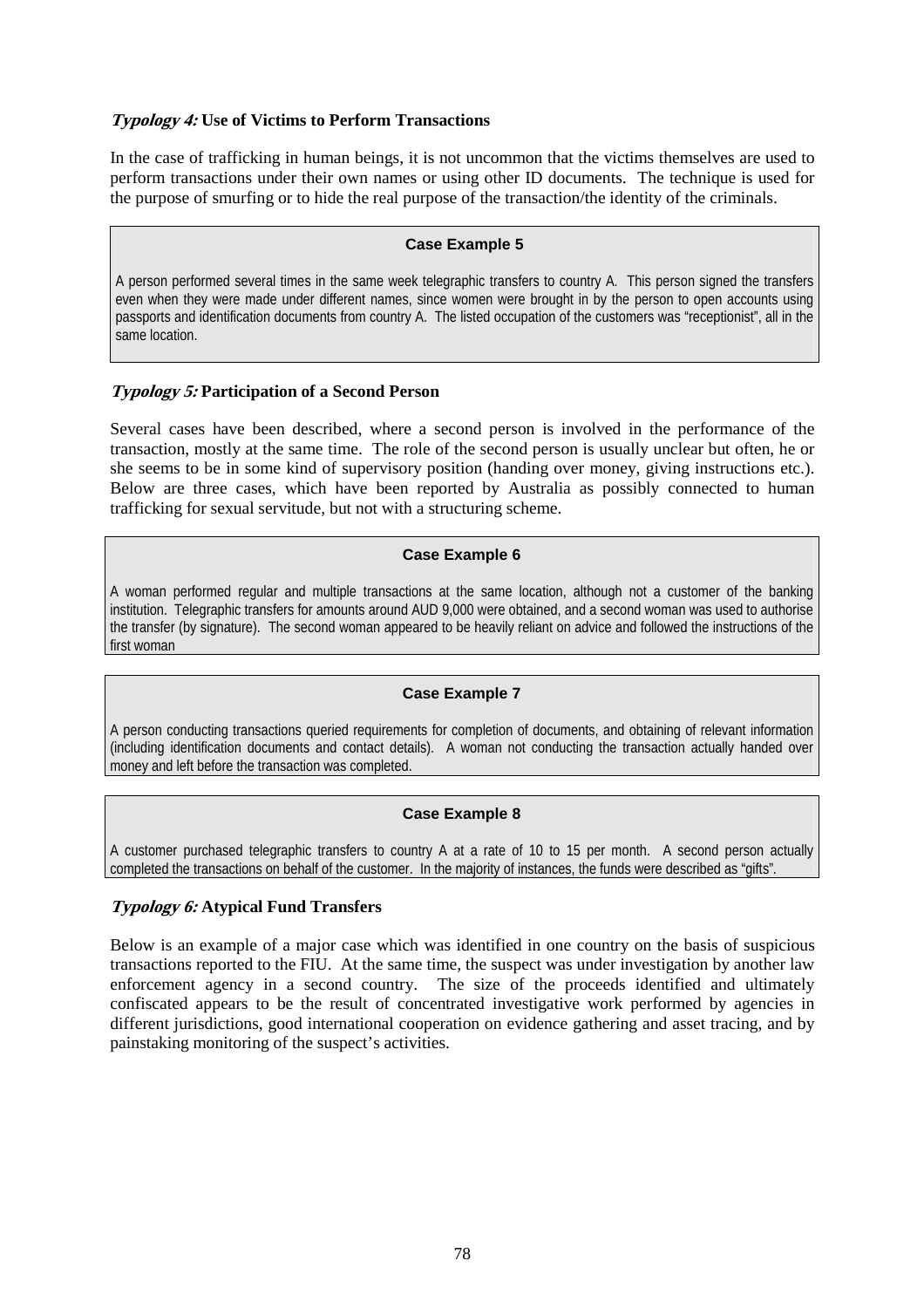### *Typology 4:* Use of Victims to Perform Transactions

In the case of trafficking in human beings, it is not uncommon that the victims themselves are used to perform transactions under their own names or using other ID documents. The technique is used for the purpose of smurfing or to hide the real purpose of the transaction/the identity of the criminals.

> **Case Example 5**
>
> A person performed several times in the same week telegraphic transfers to country A. This person signed the transfers even when they were made under different names, since women were brought in by the person to open accounts using passports and identification documents from country A. The listed occupation of the customers was "receptionist", all in the same location.

### *Typology 5:* Participation of a Second Person

Several cases have been described, where a second person is involved in the performance of the transaction, mostly at the same time. The role of the second person is usually unclear but often, he or she seems to be in some kind of supervisory position (handing over money, giving instructions etc.). Below are three cases, which have been reported by Australia as possibly connected to human trafficking for sexual servitude, but not with a structuring scheme.

> **Case Example 6**
>
> A woman performed regular and multiple transactions at the same location, although not a customer of the banking institution. Telegraphic transfers for amounts around AUD 9,000 were obtained, and a second woman was used to authorise the transfer (by signature). The second woman appeared to be heavily reliant on advice and followed the instructions of the first woman

> **Case Example 7**
>
> A person conducting transactions queried requirements for completion of documents, and obtaining of relevant information (including identification documents and contact details). A woman not conducting the transaction actually handed over money and left before the transaction was completed.

> **Case Example 8**
>
> A customer purchased telegraphic transfers to country A at a rate of 10 to 15 per month. A second person actually completed the transactions on behalf of the customer. In the majority of instances, the funds were described as "gifts".

### *Typology 6:* Atypical Fund Transfers

Below is an example of a major case which was identified in one country on the basis of suspicious transactions reported to the FIU. At the same time, the suspect was under investigation by another law enforcement agency in a second country. The size of the proceeds identified and ultimately confiscated appears to be the result of concentrated investigative work performed by agencies in different jurisdictions, good international cooperation on evidence gathering and asset tracing, and by painstaking monitoring of the suspect's activities.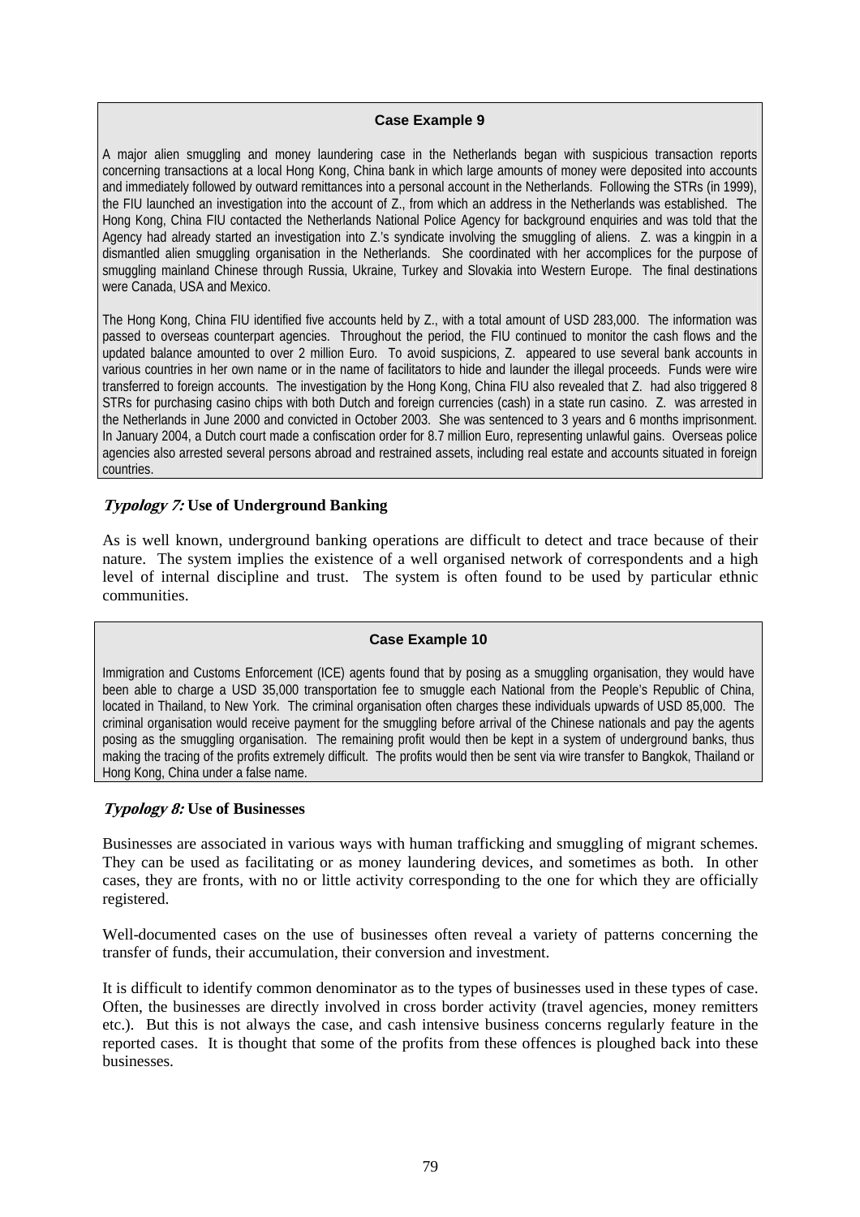**Case Example 9**

A major alien smuggling and money laundering case in the Netherlands began with suspicious transaction reports concerning transactions at a local Hong Kong, China bank in which large amounts of money were deposited into accounts and immediately followed by outward remittances into a personal account in the Netherlands. Following the STRs (in 1999), the FIU launched an investigation into the account of Z., from which an address in the Netherlands was established. The Hong Kong, China FIU contacted the Netherlands National Police Agency for background enquiries and was told that the Agency had already started an investigation into Z.'s syndicate involving the smuggling of aliens. Z. was a kingpin in a dismantled alien smuggling organisation in the Netherlands. She coordinated with her accomplices for the purpose of smuggling mainland Chinese through Russia, Ukraine, Turkey and Slovakia into Western Europe. The final destinations were Canada, USA and Mexico.

The Hong Kong, China FIU identified five accounts held by Z., with a total amount of USD 283,000. The information was passed to overseas counterpart agencies. Throughout the period, the FIU continued to monitor the cash flows and the updated balance amounted to over 2 million Euro. To avoid suspicions, Z. appeared to use several bank accounts in various countries in her own name or in the name of facilitators to hide and launder the illegal proceeds. Funds were wire transferred to foreign accounts. The investigation by the Hong Kong, China FIU also revealed that Z. had also triggered 8 STRs for purchasing casino chips with both Dutch and foreign currencies (cash) in a state run casino. Z. was arrested in the Netherlands in June 2000 and convicted in October 2003. She was sentenced to 3 years and 6 months imprisonment. In January 2004, a Dutch court made a confiscation order for 8.7 million Euro, representing unlawful gains. Overseas police agencies also arrested several persons abroad and restrained assets, including real estate and accounts situated in foreign countries.

### *Typology 7:* Use of Underground Banking

As is well known, underground banking operations are difficult to detect and trace because of their nature. The system implies the existence of a well organised network of correspondents and a high level of internal discipline and trust. The system is often found to be used by particular ethnic communities.

**Case Example 10**

Immigration and Customs Enforcement (ICE) agents found that by posing as a smuggling organisation, they would have been able to charge a USD 35,000 transportation fee to smuggle each National from the People's Republic of China, located in Thailand, to New York. The criminal organisation often charges these individuals upwards of USD 85,000. The criminal organisation would receive payment for the smuggling before arrival of the Chinese nationals and pay the agents posing as the smuggling organisation. The remaining profit would then be kept in a system of underground banks, thus making the tracing of the profits extremely difficult. The profits would then be sent via wire transfer to Bangkok, Thailand or Hong Kong, China under a false name.

### *Typology 8:* Use of Businesses

Businesses are associated in various ways with human trafficking and smuggling of migrant schemes. They can be used as facilitating or as money laundering devices, and sometimes as both. In other cases, they are fronts, with no or little activity corresponding to the one for which they are officially registered.

Well-documented cases on the use of businesses often reveal a variety of patterns concerning the transfer of funds, their accumulation, their conversion and investment.

It is difficult to identify common denominator as to the types of businesses used in these types of case. Often, the businesses are directly involved in cross border activity (travel agencies, money remitters etc.). But this is not always the case, and cash intensive business concerns regularly feature in the reported cases. It is thought that some of the profits from these offences is ploughed back into these businesses.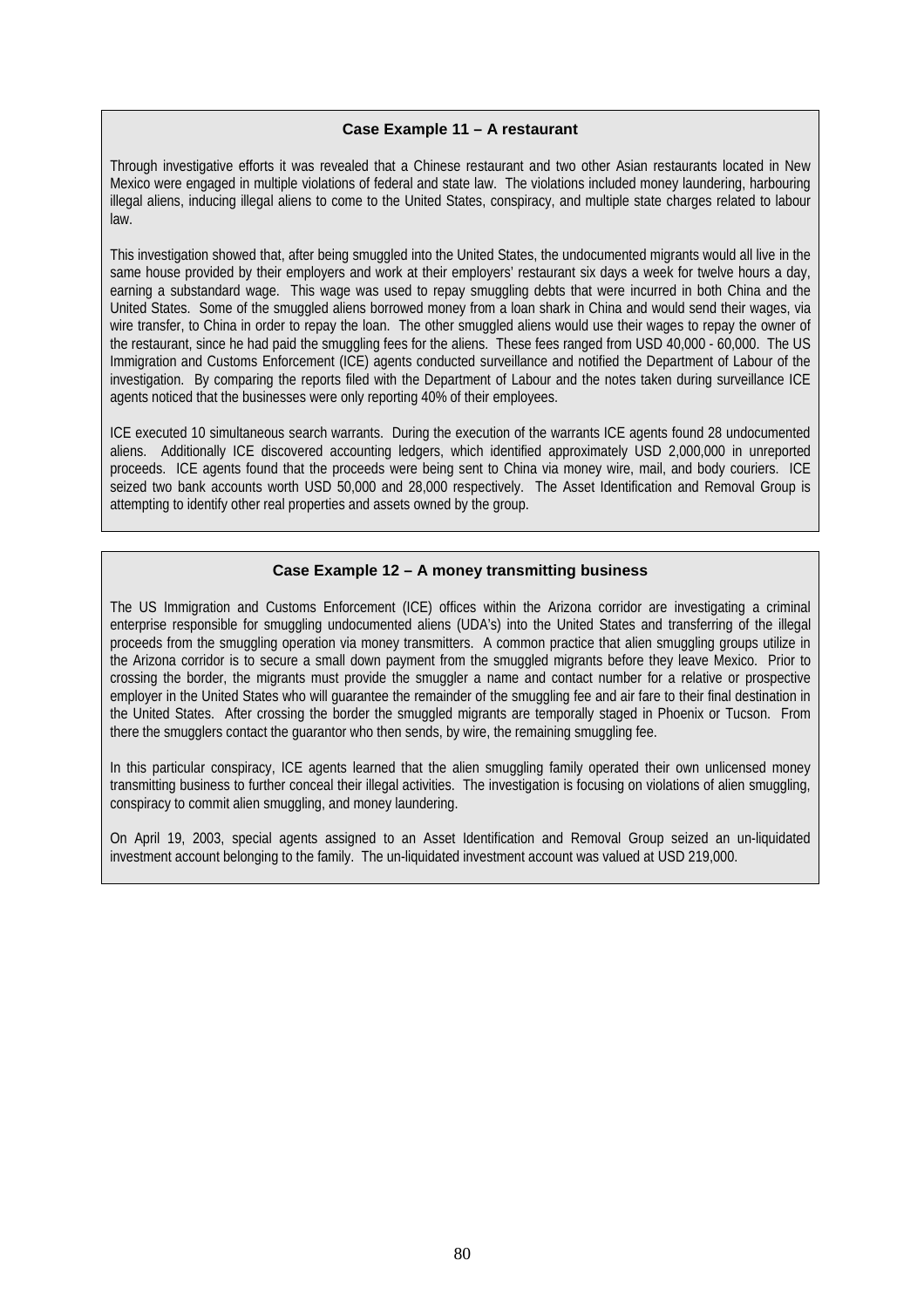### Case Example 11 – A restaurant

Through investigative efforts it was revealed that a Chinese restaurant and two other Asian restaurants located in New Mexico were engaged in multiple violations of federal and state law. The violations included money laundering, harbouring illegal aliens, inducing illegal aliens to come to the United States, conspiracy, and multiple state charges related to labour law.

This investigation showed that, after being smuggled into the United States, the undocumented migrants would all live in the same house provided by their employers and work at their employers' restaurant six days a week for twelve hours a day, earning a substandard wage. This wage was used to repay smuggling debts that were incurred in both China and the United States. Some of the smuggled aliens borrowed money from a loan shark in China and would send their wages, via wire transfer, to China in order to repay the loan. The other smuggled aliens would use their wages to repay the owner of the restaurant, since he had paid the smuggling fees for the aliens. These fees ranged from USD 40,000 - 60,000. The US Immigration and Customs Enforcement (ICE) agents conducted surveillance and notified the Department of Labour of the investigation. By comparing the reports filed with the Department of Labour and the notes taken during surveillance ICE agents noticed that the businesses were only reporting 40% of their employees.

ICE executed 10 simultaneous search warrants. During the execution of the warrants ICE agents found 28 undocumented aliens. Additionally ICE discovered accounting ledgers, which identified approximately USD 2,000,000 in unreported proceeds. ICE agents found that the proceeds were being sent to China via money wire, mail, and body couriers. ICE seized two bank accounts worth USD 50,000 and 28,000 respectively. The Asset Identification and Removal Group is attempting to identify other real properties and assets owned by the group.

### Case Example 12 – A money transmitting business

The US Immigration and Customs Enforcement (ICE) offices within the Arizona corridor are investigating a criminal enterprise responsible for smuggling undocumented aliens (UDA's) into the United States and transferring of the illegal proceeds from the smuggling operation via money transmitters. A common practice that alien smuggling groups utilize in the Arizona corridor is to secure a small down payment from the smuggled migrants before they leave Mexico. Prior to crossing the border, the migrants must provide the smuggler a name and contact number for a relative or prospective employer in the United States who will guarantee the remainder of the smuggling fee and air fare to their final destination in the United States. After crossing the border the smuggled migrants are temporally staged in Phoenix or Tucson. From there the smugglers contact the guarantor who then sends, by wire, the remaining smuggling fee.

In this particular conspiracy, ICE agents learned that the alien smuggling family operated their own unlicensed money transmitting business to further conceal their illegal activities. The investigation is focusing on violations of alien smuggling, conspiracy to commit alien smuggling, and money laundering.

On April 19, 2003, special agents assigned to an Asset Identification and Removal Group seized an un-liquidated investment account belonging to the family. The un-liquidated investment account was valued at USD 219,000.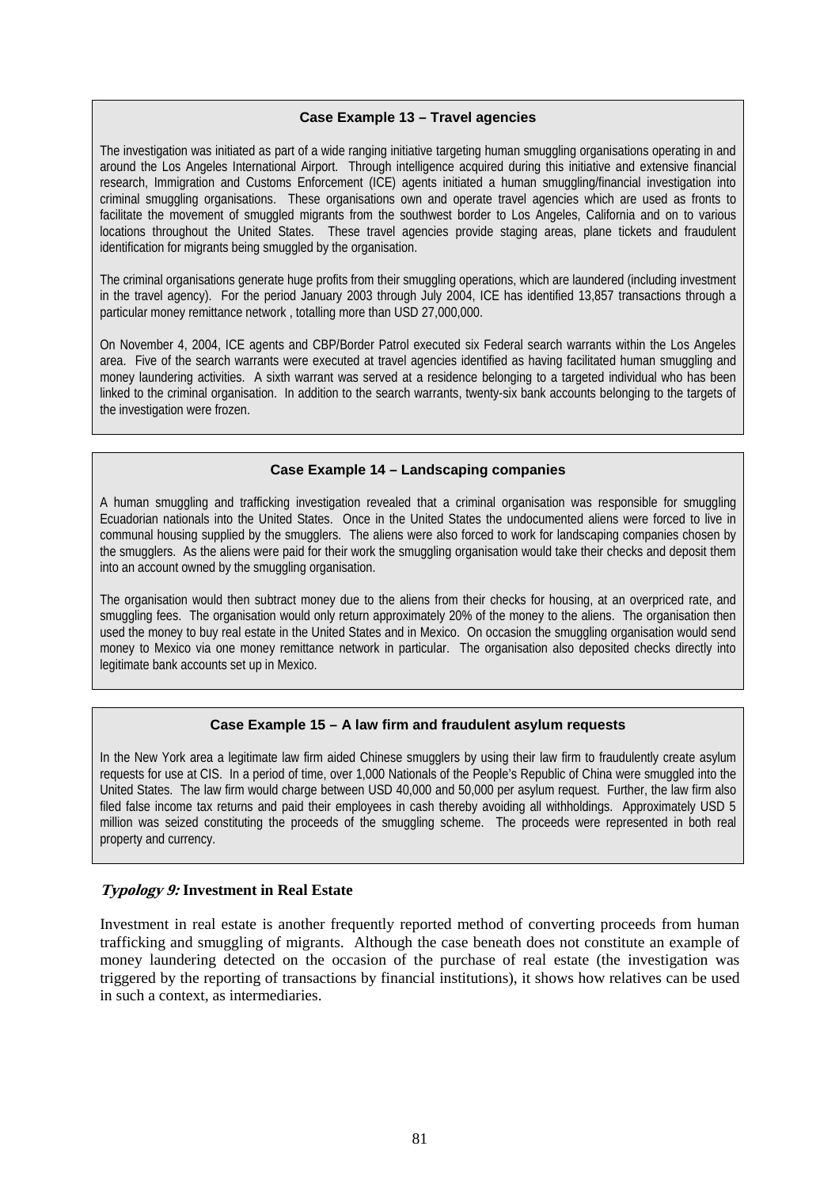**Case Example 13 – Travel agencies**

The investigation was initiated as part of a wide ranging initiative targeting human smuggling organisations operating in and around the Los Angeles International Airport. Through intelligence acquired during this initiative and extensive financial research, Immigration and Customs Enforcement (ICE) agents initiated a human smuggling/financial investigation into criminal smuggling organisations. These organisations own and operate travel agencies which are used as fronts to facilitate the movement of smuggled migrants from the southwest border to Los Angeles, California and on to various locations throughout the United States. These travel agencies provide staging areas, plane tickets and fraudulent identification for migrants being smuggled by the organisation.

The criminal organisations generate huge profits from their smuggling operations, which are laundered (including investment in the travel agency). For the period January 2003 through July 2004, ICE has identified 13,857 transactions through a particular money remittance network , totalling more than USD 27,000,000.

On November 4, 2004, ICE agents and CBP/Border Patrol executed six Federal search warrants within the Los Angeles area. Five of the search warrants were executed at travel agencies identified as having facilitated human smuggling and money laundering activities. A sixth warrant was served at a residence belonging to a targeted individual who has been linked to the criminal organisation. In addition to the search warrants, twenty-six bank accounts belonging to the targets of the investigation were frozen.

**Case Example 14 – Landscaping companies**

A human smuggling and trafficking investigation revealed that a criminal organisation was responsible for smuggling Ecuadorian nationals into the United States. Once in the United States the undocumented aliens were forced to live in communal housing supplied by the smugglers. The aliens were also forced to work for landscaping companies chosen by the smugglers. As the aliens were paid for their work the smuggling organisation would take their checks and deposit them into an account owned by the smuggling organisation.

The organisation would then subtract money due to the aliens from their checks for housing, at an overpriced rate, and smuggling fees. The organisation would only return approximately 20% of the money to the aliens. The organisation then used the money to buy real estate in the United States and in Mexico. On occasion the smuggling organisation would send money to Mexico via one money remittance network in particular. The organisation also deposited checks directly into legitimate bank accounts set up in Mexico.

**Case Example 15 – A law firm and fraudulent asylum requests**

In the New York area a legitimate law firm aided Chinese smugglers by using their law firm to fraudulently create asylum requests for use at CIS. In a period of time, over 1,000 Nationals of the People's Republic of China were smuggled into the United States. The law firm would charge between USD 40,000 and 50,000 per asylum request. Further, the law firm also filed false income tax returns and paid their employees in cash thereby avoiding all withholdings. Approximately USD 5 million was seized constituting the proceeds of the smuggling scheme. The proceeds were represented in both real property and currency.

***Typology 9:* Investment in Real Estate**

Investment in real estate is another frequently reported method of converting proceeds from human trafficking and smuggling of migrants. Although the case beneath does not constitute an example of money laundering detected on the occasion of the purchase of real estate (the investigation was triggered by the reporting of transactions by financial institutions), it shows how relatives can be used in such a context, as intermediaries.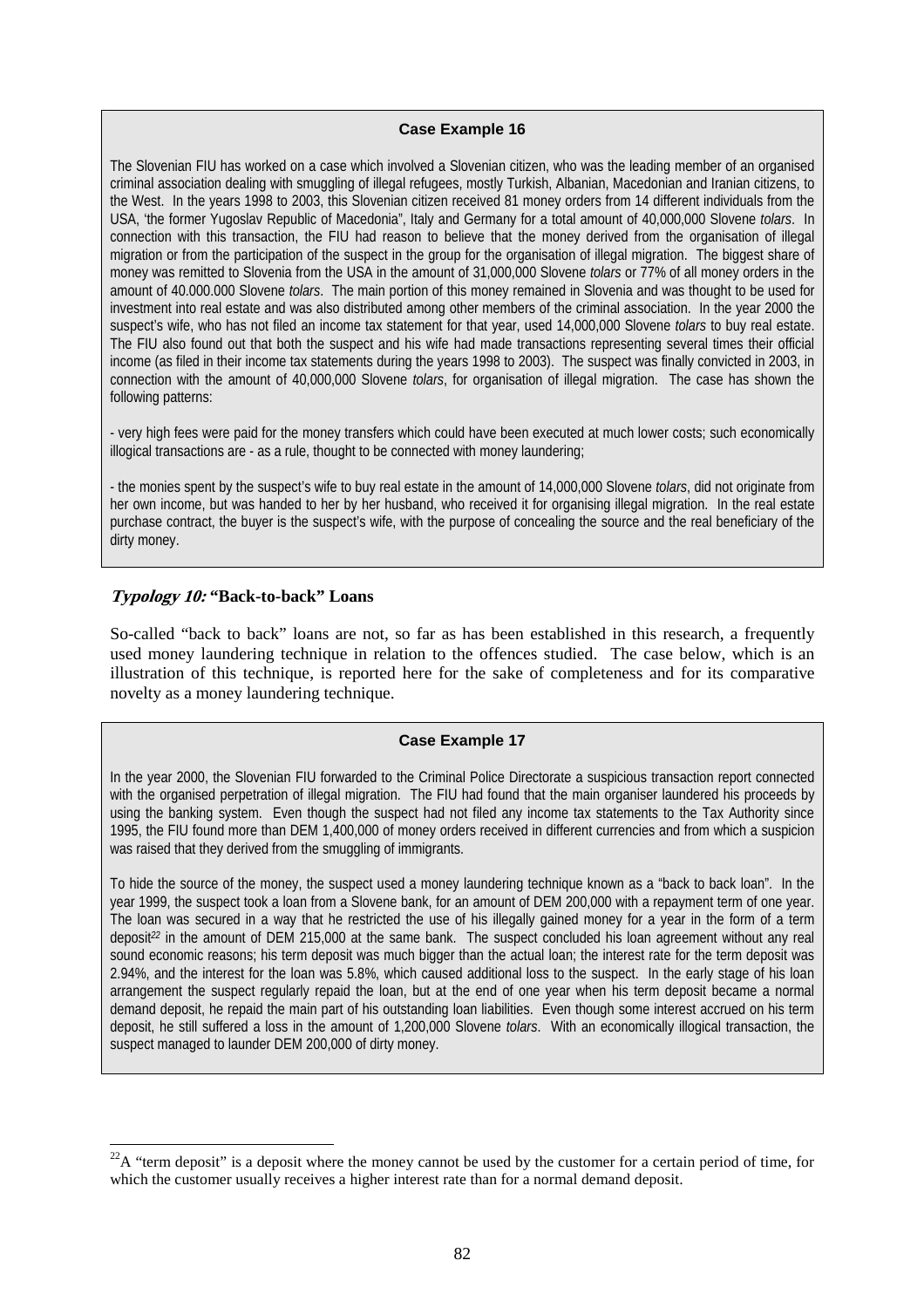**Case Example 16**

The Slovenian FIU has worked on a case which involved a Slovenian citizen, who was the leading member of an organised criminal association dealing with smuggling of illegal refugees, mostly Turkish, Albanian, Macedonian and Iranian citizens, to the West. In the years 1998 to 2003, this Slovenian citizen received 81 money orders from 14 different individuals from the USA, 'the former Yugoslav Republic of Macedonia", Italy and Germany for a total amount of 40,000,000 Slovene *tolars*. In connection with this transaction, the FIU had reason to believe that the money derived from the organisation of illegal migration or from the participation of the suspect in the group for the organisation of illegal migration. The biggest share of money was remitted to Slovenia from the USA in the amount of 31,000,000 Slovene *tolars* or 77% of all money orders in the amount of 40.000.000 Slovene *tolars*. The main portion of this money remained in Slovenia and was thought to be used for investment into real estate and was also distributed among other members of the criminal association. In the year 2000 the suspect's wife, who has not filed an income tax statement for that year, used 14,000,000 Slovene *tolars* to buy real estate. The FIU also found out that both the suspect and his wife had made transactions representing several times their official income (as filed in their income tax statements during the years 1998 to 2003). The suspect was finally convicted in 2003, in connection with the amount of 40,000,000 Slovene *tolars*, for organisation of illegal migration. The case has shown the following patterns:

- very high fees were paid for the money transfers which could have been executed at much lower costs; such economically illogical transactions are - as a rule, thought to be connected with money laundering;

- the monies spent by the suspect's wife to buy real estate in the amount of 14,000,000 Slovene *tolars*, did not originate from her own income, but was handed to her by her husband, who received it for organising illegal migration. In the real estate purchase contract, the buyer is the suspect's wife, with the purpose of concealing the source and the real beneficiary of the dirty money.

### *Typology 10:* "Back-to-back" Loans

So-called "back to back" loans are not, so far as has been established in this research, a frequently used money laundering technique in relation to the offences studied. The case below, which is an illustration of this technique, is reported here for the sake of completeness and for its comparative novelty as a money laundering technique.

**Case Example 17**

In the year 2000, the Slovenian FIU forwarded to the Criminal Police Directorate a suspicious transaction report connected with the organised perpetration of illegal migration. The FIU had found that the main organiser laundered his proceeds by using the banking system. Even though the suspect had not filed any income tax statements to the Tax Authority since 1995, the FIU found more than DEM 1,400,000 of money orders received in different currencies and from which a suspicion was raised that they derived from the smuggling of immigrants.

To hide the source of the money, the suspect used a money laundering technique known as a "back to back loan". In the year 1999, the suspect took a loan from a Slovene bank, for an amount of DEM 200,000 with a repayment term of one year. The loan was secured in a way that he restricted the use of his illegally gained money for a year in the form of a term deposit[22] in the amount of DEM 215,000 at the same bank. The suspect concluded his loan agreement without any real sound economic reasons; his term deposit was much bigger than the actual loan; the interest rate for the term deposit was 2.94%, and the interest for the loan was 5.8%, which caused additional loss to the suspect. In the early stage of his loan arrangement the suspect regularly repaid the loan, but at the end of one year when his term deposit became a normal demand deposit, he repaid the main part of his outstanding loan liabilities. Even though some interest accrued on his term deposit, he still suffered a loss in the amount of 1,200,000 Slovene *tolars*. With an economically illogical transaction, the suspect managed to launder DEM 200,000 of dirty money.

---

[22] A "term deposit" is a deposit where the money cannot be used by the customer for a certain period of time, for which the customer usually receives a higher interest rate than for a normal demand deposit.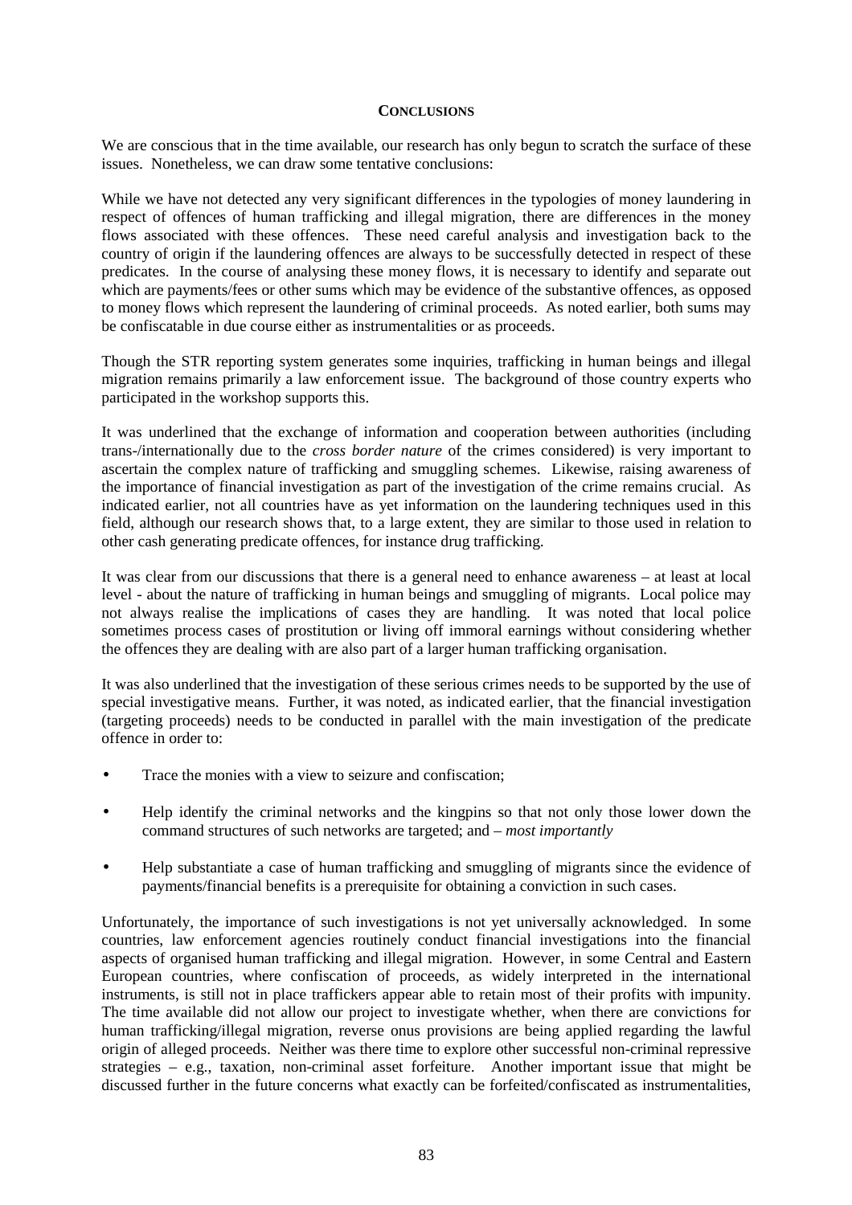## CONCLUSIONS

We are conscious that in the time available, our research has only begun to scratch the surface of these issues. Nonetheless, we can draw some tentative conclusions:

While we have not detected any very significant differences in the typologies of money laundering in respect of offences of human trafficking and illegal migration, there are differences in the money flows associated with these offences. These need careful analysis and investigation back to the country of origin if the laundering offences are always to be successfully detected in respect of these predicates. In the course of analysing these money flows, it is necessary to identify and separate out which are payments/fees or other sums which may be evidence of the substantive offences, as opposed to money flows which represent the laundering of criminal proceeds. As noted earlier, both sums may be confiscatable in due course either as instrumentalities or as proceeds.

Though the STR reporting system generates some inquiries, trafficking in human beings and illegal migration remains primarily a law enforcement issue. The background of those country experts who participated in the workshop supports this.

It was underlined that the exchange of information and cooperation between authorities (including trans-/internationally due to the *cross border nature* of the crimes considered) is very important to ascertain the complex nature of trafficking and smuggling schemes. Likewise, raising awareness of the importance of financial investigation as part of the investigation of the crime remains crucial. As indicated earlier, not all countries have as yet information on the laundering techniques used in this field, although our research shows that, to a large extent, they are similar to those used in relation to other cash generating predicate offences, for instance drug trafficking.

It was clear from our discussions that there is a general need to enhance awareness – at least at local level - about the nature of trafficking in human beings and smuggling of migrants. Local police may not always realise the implications of cases they are handling. It was noted that local police sometimes process cases of prostitution or living off immoral earnings without considering whether the offences they are dealing with are also part of a larger human trafficking organisation.

It was also underlined that the investigation of these serious crimes needs to be supported by the use of special investigative means. Further, it was noted, as indicated earlier, that the financial investigation (targeting proceeds) needs to be conducted in parallel with the main investigation of the predicate offence in order to:

- Trace the monies with a view to seizure and confiscation;
- Help identify the criminal networks and the kingpins so that not only those lower down the command structures of such networks are targeted; and – *most importantly*
- Help substantiate a case of human trafficking and smuggling of migrants since the evidence of payments/financial benefits is a prerequisite for obtaining a conviction in such cases.

Unfortunately, the importance of such investigations is not yet universally acknowledged. In some countries, law enforcement agencies routinely conduct financial investigations into the financial aspects of organised human trafficking and illegal migration. However, in some Central and Eastern European countries, where confiscation of proceeds, as widely interpreted in the international instruments, is still not in place traffickers appear able to retain most of their profits with impunity. The time available did not allow our project to investigate whether, when there are convictions for human trafficking/illegal migration, reverse onus provisions are being applied regarding the lawful origin of alleged proceeds. Neither was there time to explore other successful non-criminal repressive strategies – e.g., taxation, non-criminal asset forfeiture. Another important issue that might be discussed further in the future concerns what exactly can be forfeited/confiscated as instrumentalities,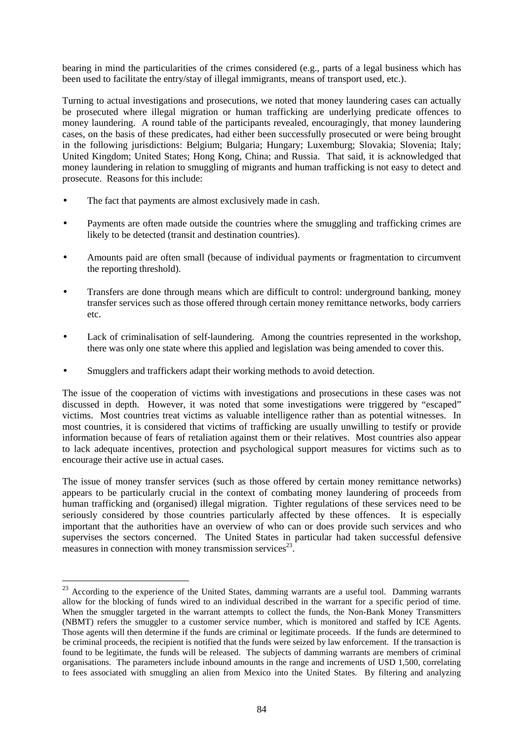bearing in mind the particularities of the crimes considered (e.g., parts of a legal business which has been used to facilitate the entry/stay of illegal immigrants, means of transport used, etc.).

Turning to actual investigations and prosecutions, we noted that money laundering cases can actually be prosecuted where illegal migration or human trafficking are underlying predicate offences to money laundering. A round table of the participants revealed, encouragingly, that money laundering cases, on the basis of these predicates, had either been successfully prosecuted or were being brought in the following jurisdictions: Belgium; Bulgaria; Hungary; Luxemburg; Slovakia; Slovenia; Italy; United Kingdom; United States; Hong Kong, China; and Russia. That said, it is acknowledged that money laundering in relation to smuggling of migrants and human trafficking is not easy to detect and prosecute. Reasons for this include:

- The fact that payments are almost exclusively made in cash.
- Payments are often made outside the countries where the smuggling and trafficking crimes are likely to be detected (transit and destination countries).
- Amounts paid are often small (because of individual payments or fragmentation to circumvent the reporting threshold).
- Transfers are done through means which are difficult to control: underground banking, money transfer services such as those offered through certain money remittance networks, body carriers etc.
- Lack of criminalisation of self-laundering. Among the countries represented in the workshop, there was only one state where this applied and legislation was being amended to cover this.
- Smugglers and traffickers adapt their working methods to avoid detection.

The issue of the cooperation of victims with investigations and prosecutions in these cases was not discussed in depth. However, it was noted that some investigations were triggered by "escaped" victims. Most countries treat victims as valuable intelligence rather than as potential witnesses. In most countries, it is considered that victims of trafficking are usually unwilling to testify or provide information because of fears of retaliation against them or their relatives. Most countries also appear to lack adequate incentives, protection and psychological support measures for victims such as to encourage their active use in actual cases.

The issue of money transfer services (such as those offered by certain money remittance networks) appears to be particularly crucial in the context of combating money laundering of proceeds from human trafficking and (organised) illegal migration. Tighter regulations of these services need to be seriously considered by those countries particularly affected by these offences. It is especially important that the authorities have an overview of who can or does provide such services and who supervises the sectors concerned. The United States in particular had taken successful defensive measures in connection with money transmission services[23].

---

[23] According to the experience of the United States, damming warrants are a useful tool. Damming warrants allow for the blocking of funds wired to an individual described in the warrant for a specific period of time. When the smuggler targeted in the warrant attempts to collect the funds, the Non-Bank Money Transmitters (NBMT) refers the smuggler to a customer service number, which is monitored and staffed by ICE Agents. Those agents will then determine if the funds are criminal or legitimate proceeds. If the funds are determined to be criminal proceeds, the recipient is notified that the funds were seized by law enforcement. If the transaction is found to be legitimate, the funds will be released. The subjects of damming warrants are members of criminal organisations. The parameters include inbound amounts in the range and increments of USD 1,500, correlating to fees associated with smuggling an alien from Mexico into the United States. By filtering and analyzing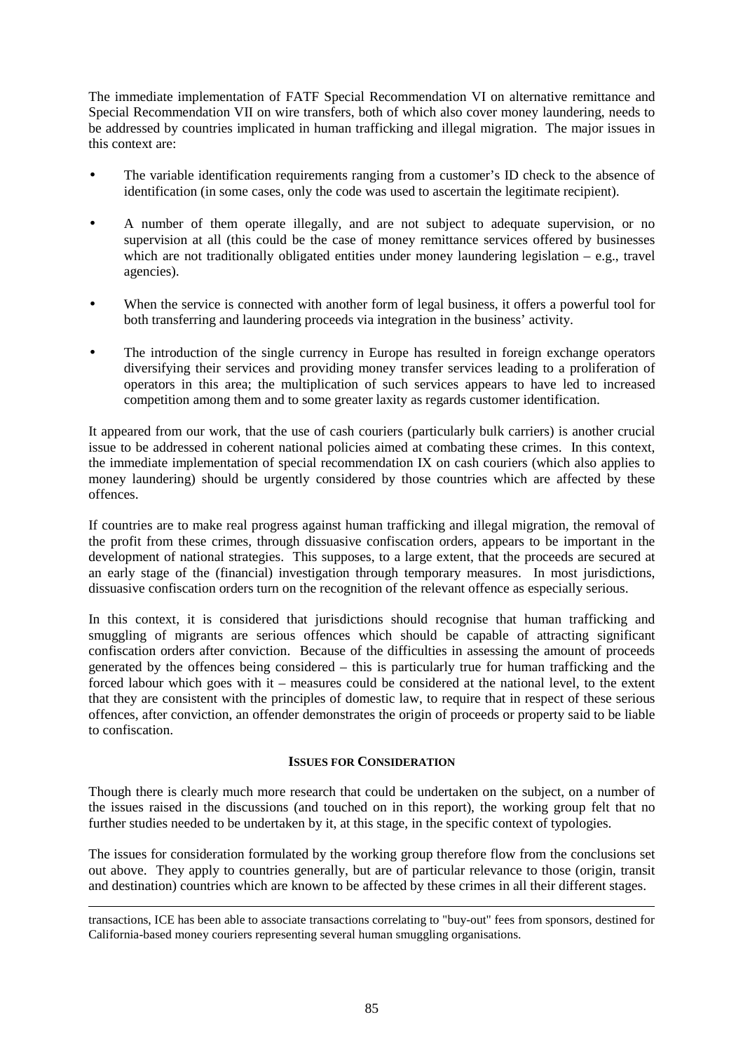The immediate implementation of FATF Special Recommendation VI on alternative remittance and Special Recommendation VII on wire transfers, both of which also cover money laundering, needs to be addressed by countries implicated in human trafficking and illegal migration. The major issues in this context are:

- The variable identification requirements ranging from a customer's ID check to the absence of identification (in some cases, only the code was used to ascertain the legitimate recipient).
- A number of them operate illegally, and are not subject to adequate supervision, or no supervision at all (this could be the case of money remittance services offered by businesses which are not traditionally obligated entities under money laundering legislation – e.g., travel agencies).
- When the service is connected with another form of legal business, it offers a powerful tool for both transferring and laundering proceeds via integration in the business' activity.
- The introduction of the single currency in Europe has resulted in foreign exchange operators diversifying their services and providing money transfer services leading to a proliferation of operators in this area; the multiplication of such services appears to have led to increased competition among them and to some greater laxity as regards customer identification.

It appeared from our work, that the use of cash couriers (particularly bulk carriers) is another crucial issue to be addressed in coherent national policies aimed at combating these crimes. In this context, the immediate implementation of special recommendation IX on cash couriers (which also applies to money laundering) should be urgently considered by those countries which are affected by these offences.

If countries are to make real progress against human trafficking and illegal migration, the removal of the profit from these crimes, through dissuasive confiscation orders, appears to be important in the development of national strategies. This supposes, to a large extent, that the proceeds are secured at an early stage of the (financial) investigation through temporary measures. In most jurisdictions, dissuasive confiscation orders turn on the recognition of the relevant offence as especially serious.

In this context, it is considered that jurisdictions should recognise that human trafficking and smuggling of migrants are serious offences which should be capable of attracting significant confiscation orders after conviction. Because of the difficulties in assessing the amount of proceeds generated by the offences being considered – this is particularly true for human trafficking and the forced labour which goes with it – measures could be considered at the national level, to the extent that they are consistent with the principles of domestic law, to require that in respect of these serious offences, after conviction, an offender demonstrates the origin of proceeds or property said to be liable to confiscation.

## ISSUES FOR CONSIDERATION

Though there is clearly much more research that could be undertaken on the subject, on a number of the issues raised in the discussions (and touched on in this report), the working group felt that no further studies needed to be undertaken by it, at this stage, in the specific context of typologies.

The issues for consideration formulated by the working group therefore flow from the conclusions set out above. They apply to countries generally, but are of particular relevance to those (origin, transit and destination) countries which are known to be affected by these crimes in all their different stages.

---

transactions, ICE has been able to associate transactions correlating to "buy-out" fees from sponsors, destined for California-based money couriers representing several human smuggling organisations.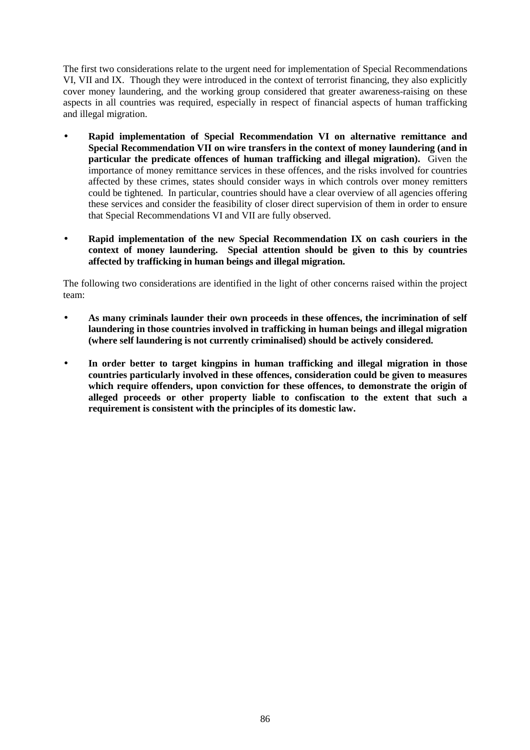The first two considerations relate to the urgent need for implementation of Special Recommendations VI, VII and IX. Though they were introduced in the context of terrorist financing, they also explicitly cover money laundering, and the working group considered that greater awareness-raising on these aspects in all countries was required, especially in respect of financial aspects of human trafficking and illegal migration.

- **Rapid implementation of Special Recommendation VI on alternative remittance and Special Recommendation VII on wire transfers in the context of money laundering (and in particular the predicate offences of human trafficking and illegal migration).** Given the importance of money remittance services in these offences, and the risks involved for countries affected by these crimes, states should consider ways in which controls over money remitters could be tightened. In particular, countries should have a clear overview of all agencies offering these services and consider the feasibility of closer direct supervision of them in order to ensure that Special Recommendations VI and VII are fully observed.

- **Rapid implementation of the new Special Recommendation IX on cash couriers in the context of money laundering. Special attention should be given to this by countries affected by trafficking in human beings and illegal migration.**

The following two considerations are identified in the light of other concerns raised within the project team:

- **As many criminals launder their own proceeds in these offences, the incrimination of self laundering in those countries involved in trafficking in human beings and illegal migration (where self laundering is not currently criminalised) should be actively considered.**

- **In order better to target kingpins in human trafficking and illegal migration in those countries particularly involved in these offences, consideration could be given to measures which require offenders, upon conviction for these offences, to demonstrate the origin of alleged proceeds or other property liable to confiscation to the extent that such a requirement is consistent with the principles of its domestic law.**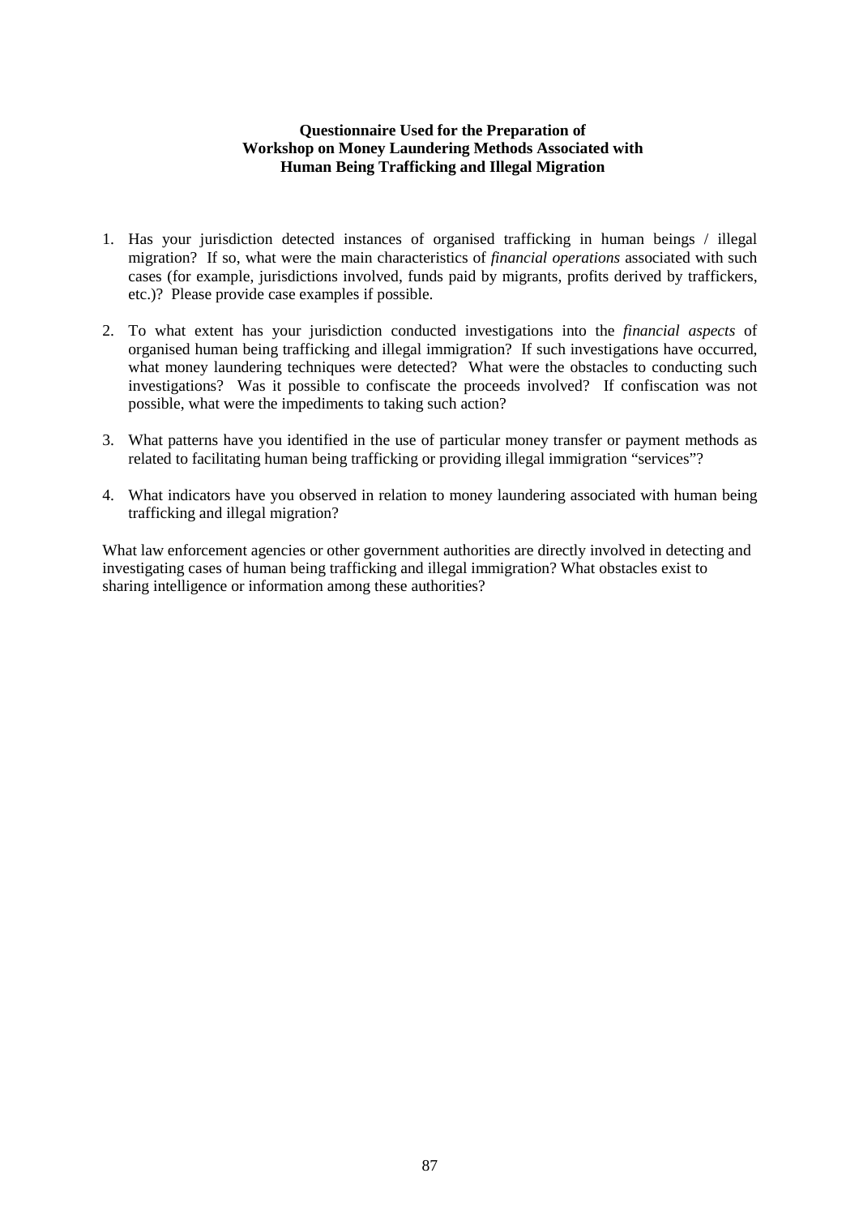**Questionnaire Used for the Preparation of
Workshop on Money Laundering Methods Associated with
Human Being Trafficking and Illegal Migration**

1. Has your jurisdiction detected instances of organised trafficking in human beings / illegal migration? If so, what were the main characteristics of *financial operations* associated with such cases (for example, jurisdictions involved, funds paid by migrants, profits derived by traffickers, etc.)? Please provide case examples if possible.

2. To what extent has your jurisdiction conducted investigations into the *financial aspects* of organised human being trafficking and illegal immigration? If such investigations have occurred, what money laundering techniques were detected? What were the obstacles to conducting such investigations? Was it possible to confiscate the proceeds involved? If confiscation was not possible, what were the impediments to taking such action?

3. What patterns have you identified in the use of particular money transfer or payment methods as related to facilitating human being trafficking or providing illegal immigration "services"?

4. What indicators have you observed in relation to money laundering associated with human being trafficking and illegal migration?

What law enforcement agencies or other government authorities are directly involved in detecting and investigating cases of human being trafficking and illegal immigration? What obstacles exist to sharing intelligence or information among these authorities?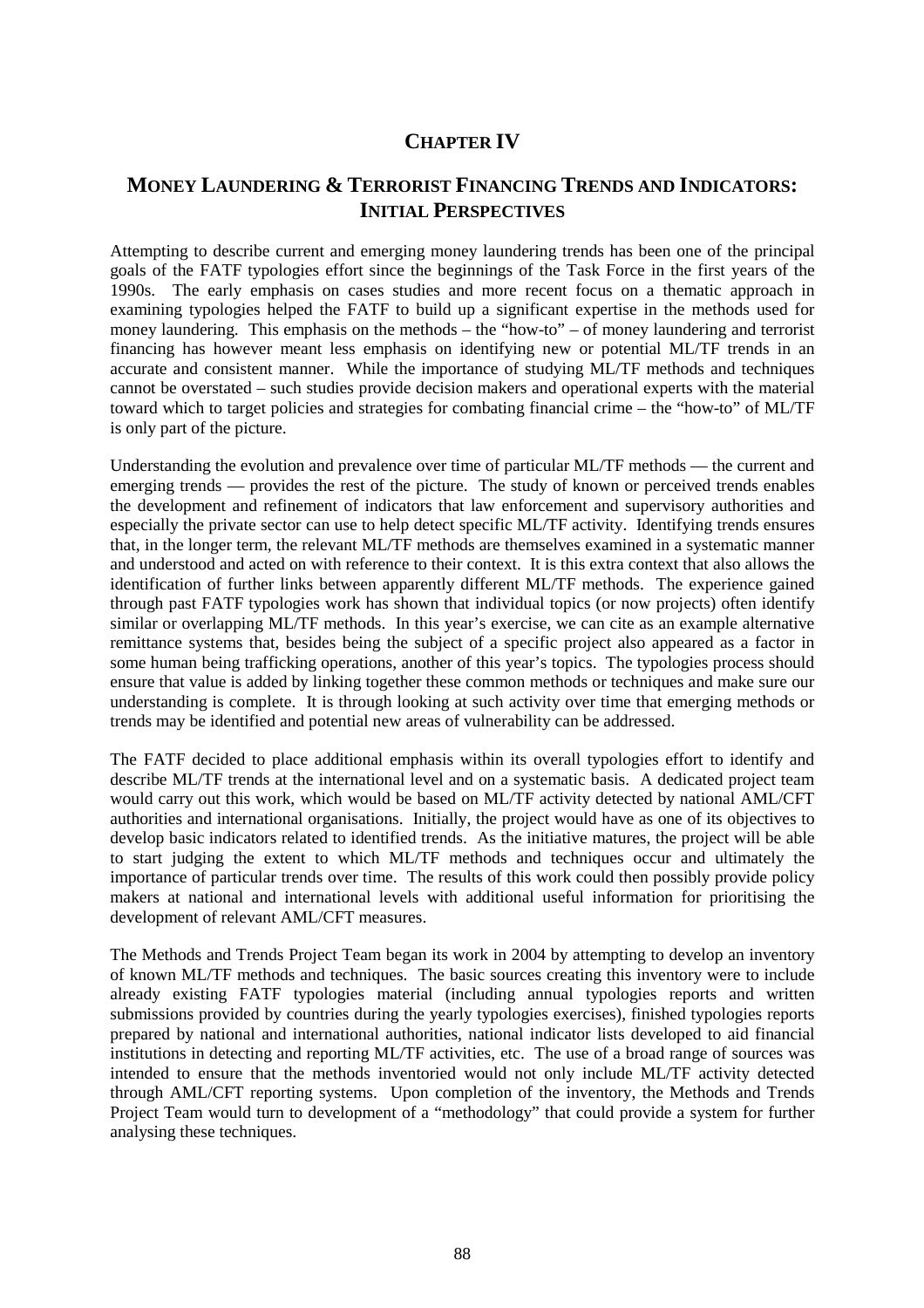# CHAPTER IV

## MONEY LAUNDERING & TERRORIST FINANCING TRENDS AND INDICATORS: INITIAL PERSPECTIVES

Attempting to describe current and emerging money laundering trends has been one of the principal goals of the FATF typologies effort since the beginnings of the Task Force in the first years of the 1990s. The early emphasis on cases studies and more recent focus on a thematic approach in examining typologies helped the FATF to build up a significant expertise in the methods used for money laundering. This emphasis on the methods – the "how-to" – of money laundering and terrorist financing has however meant less emphasis on identifying new or potential ML/TF trends in an accurate and consistent manner. While the importance of studying ML/TF methods and techniques cannot be overstated – such studies provide decision makers and operational experts with the material toward which to target policies and strategies for combating financial crime – the "how-to" of ML/TF is only part of the picture.

Understanding the evolution and prevalence over time of particular ML/TF methods — the current and emerging trends — provides the rest of the picture. The study of known or perceived trends enables the development and refinement of indicators that law enforcement and supervisory authorities and especially the private sector can use to help detect specific ML/TF activity. Identifying trends ensures that, in the longer term, the relevant ML/TF methods are themselves examined in a systematic manner and understood and acted on with reference to their context. It is this extra context that also allows the identification of further links between apparently different ML/TF methods. The experience gained through past FATF typologies work has shown that individual topics (or now projects) often identify similar or overlapping ML/TF methods. In this year's exercise, we can cite as an example alternative remittance systems that, besides being the subject of a specific project also appeared as a factor in some human being trafficking operations, another of this year's topics. The typologies process should ensure that value is added by linking together these common methods or techniques and make sure our understanding is complete. It is through looking at such activity over time that emerging methods or trends may be identified and potential new areas of vulnerability can be addressed.

The FATF decided to place additional emphasis within its overall typologies effort to identify and describe ML/TF trends at the international level and on a systematic basis. A dedicated project team would carry out this work, which would be based on ML/TF activity detected by national AML/CFT authorities and international organisations. Initially, the project would have as one of its objectives to develop basic indicators related to identified trends. As the initiative matures, the project will be able to start judging the extent to which ML/TF methods and techniques occur and ultimately the importance of particular trends over time. The results of this work could then possibly provide policy makers at national and international levels with additional useful information for prioritising the development of relevant AML/CFT measures.

The Methods and Trends Project Team began its work in 2004 by attempting to develop an inventory of known ML/TF methods and techniques. The basic sources creating this inventory were to include already existing FATF typologies material (including annual typologies reports and written submissions provided by countries during the yearly typologies exercises), finished typologies reports prepared by national and international authorities, national indicator lists developed to aid financial institutions in detecting and reporting ML/TF activities, etc. The use of a broad range of sources was intended to ensure that the methods inventoried would not only include ML/TF activity detected through AML/CFT reporting systems. Upon completion of the inventory, the Methods and Trends Project Team would turn to development of a "methodology" that could provide a system for further analysing these techniques.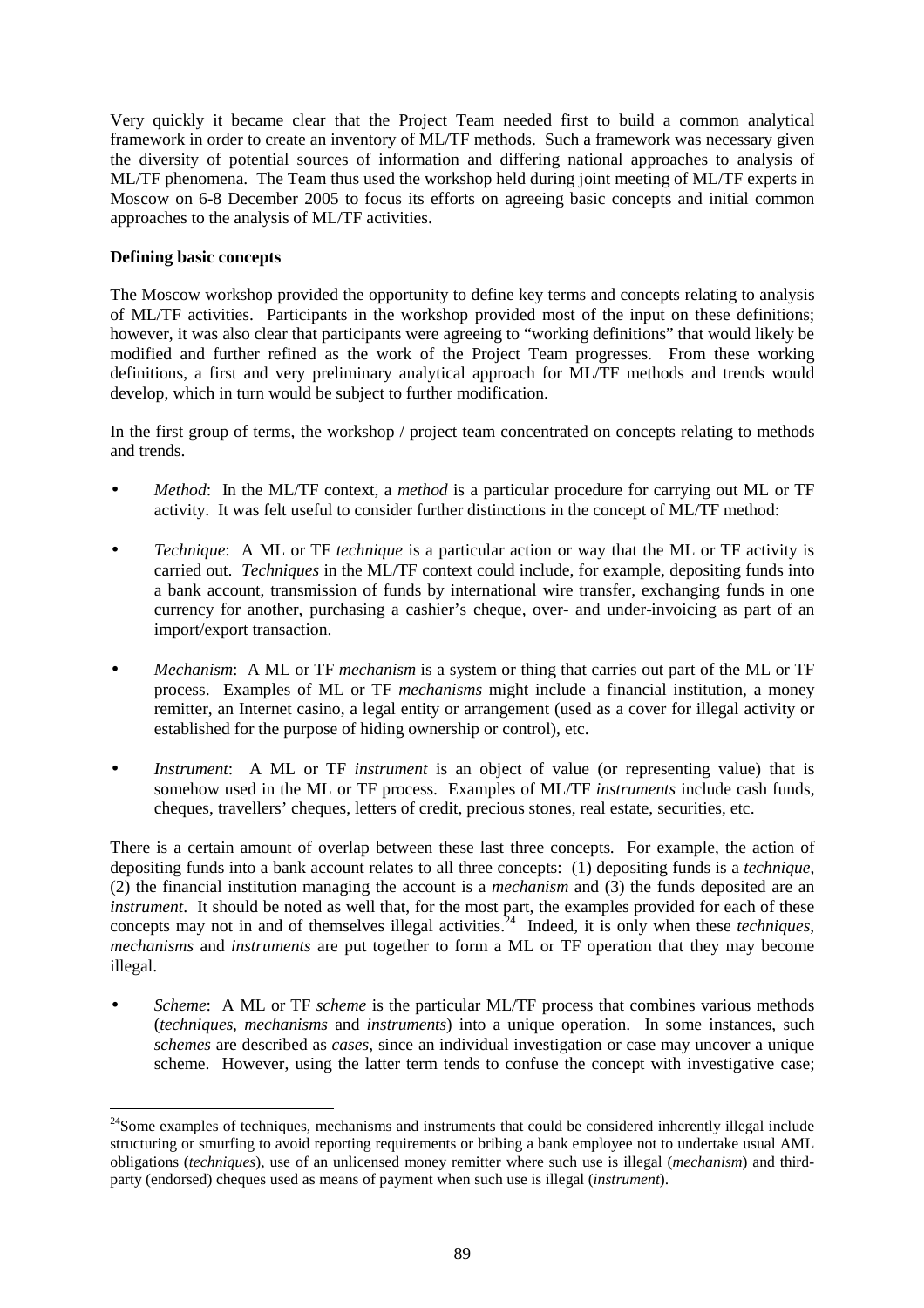Very quickly it became clear that the Project Team needed first to build a common analytical framework in order to create an inventory of ML/TF methods. Such a framework was necessary given the diversity of potential sources of information and differing national approaches to analysis of ML/TF phenomena. The Team thus used the workshop held during joint meeting of ML/TF experts in Moscow on 6-8 December 2005 to focus its efforts on agreeing basic concepts and initial common approaches to the analysis of ML/TF activities.

**Defining basic concepts**

The Moscow workshop provided the opportunity to define key terms and concepts relating to analysis of ML/TF activities. Participants in the workshop provided most of the input on these definitions; however, it was also clear that participants were agreeing to "working definitions" that would likely be modified and further refined as the work of the Project Team progresses. From these working definitions, a first and very preliminary analytical approach for ML/TF methods and trends would develop, which in turn would be subject to further modification.

In the first group of terms, the workshop / project team concentrated on concepts relating to methods and trends.

- *Method*: In the ML/TF context, a *method* is a particular procedure for carrying out ML or TF activity. It was felt useful to consider further distinctions in the concept of ML/TF method:

- *Technique*: A ML or TF *technique* is a particular action or way that the ML or TF activity is carried out. *Techniques* in the ML/TF context could include, for example, depositing funds into a bank account, transmission of funds by international wire transfer, exchanging funds in one currency for another, purchasing a cashier's cheque, over- and under-invoicing as part of an import/export transaction.

- *Mechanism*: A ML or TF *mechanism* is a system or thing that carries out part of the ML or TF process. Examples of ML or TF *mechanisms* might include a financial institution, a money remitter, an Internet casino, a legal entity or arrangement (used as a cover for illegal activity or established for the purpose of hiding ownership or control), etc.

- *Instrument*: A ML or TF *instrument* is an object of value (or representing value) that is somehow used in the ML or TF process. Examples of ML/TF *instruments* include cash funds, cheques, travellers' cheques, letters of credit, precious stones, real estate, securities, etc.

There is a certain amount of overlap between these last three concepts. For example, the action of depositing funds into a bank account relates to all three concepts: (1) depositing funds is a *technique*, (2) the financial institution managing the account is a *mechanism* and (3) the funds deposited are an *instrument*. It should be noted as well that, for the most part, the examples provided for each of these concepts may not in and of themselves illegal activities.[24] Indeed, it is only when these *techniques*, *mechanisms* and *instruments* are put together to form a ML or TF operation that they may become illegal.

- *Scheme*: A ML or TF *scheme* is the particular ML/TF process that combines various methods (*techniques*, *mechanisms* and *instruments*) into a unique operation. In some instances, such *schemes* are described as *cases*, since an individual investigation or case may uncover a unique scheme. However, using the latter term tends to confuse the concept with investigative case;

[24] Some examples of techniques, mechanisms and instruments that could be considered inherently illegal include structuring or smurfing to avoid reporting requirements or bribing a bank employee not to undertake usual AML obligations (*techniques*), use of an unlicensed money remitter where such use is illegal (*mechanism*) and third-party (endorsed) cheques used as means of payment when such use is illegal (*instrument*).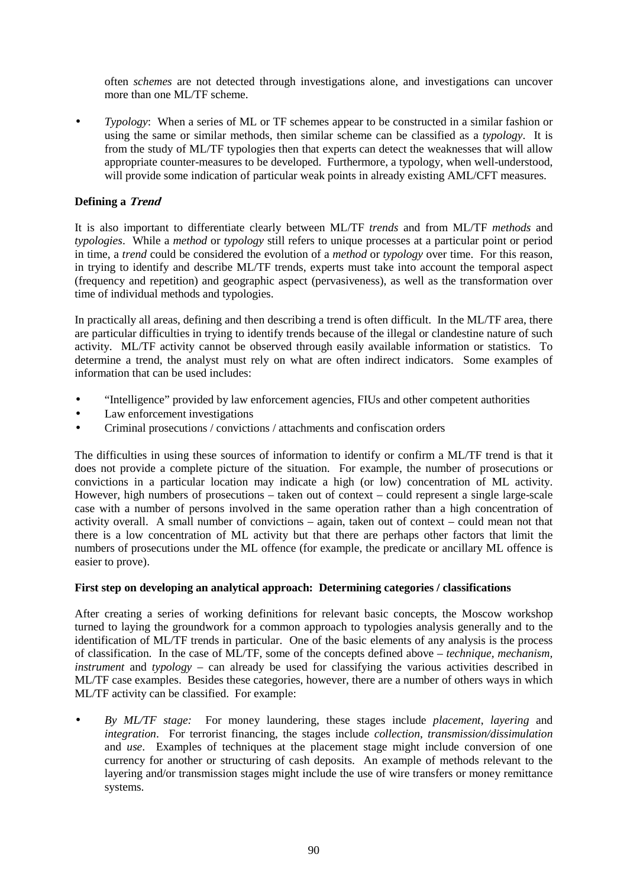often *schemes* are not detected through investigations alone, and investigations can uncover more than one ML/TF scheme.

- *Typology*: When a series of ML or TF schemes appear to be constructed in a similar fashion or using the same or similar methods, then similar scheme can be classified as a *typology*. It is from the study of ML/TF typologies then that experts can detect the weaknesses that will allow appropriate counter-measures to be developed. Furthermore, a typology, when well-understood, will provide some indication of particular weak points in already existing AML/CFT measures.

**Defining a *Trend***

It is also important to differentiate clearly between ML/TF *trends* and from ML/TF *methods* and *typologies*. While a *method* or *typology* still refers to unique processes at a particular point or period in time, a *trend* could be considered the evolution of a *method* or *typology* over time. For this reason, in trying to identify and describe ML/TF trends, experts must take into account the temporal aspect (frequency and repetition) and geographic aspect (pervasiveness), as well as the transformation over time of individual methods and typologies.

In practically all areas, defining and then describing a trend is often difficult. In the ML/TF area, there are particular difficulties in trying to identify trends because of the illegal or clandestine nature of such activity. ML/TF activity cannot be observed through easily available information or statistics. To determine a trend, the analyst must rely on what are often indirect indicators. Some examples of information that can be used includes:

- "Intelligence" provided by law enforcement agencies, FIUs and other competent authorities
- Law enforcement investigations
- Criminal prosecutions / convictions / attachments and confiscation orders

The difficulties in using these sources of information to identify or confirm a ML/TF trend is that it does not provide a complete picture of the situation. For example, the number of prosecutions or convictions in a particular location may indicate a high (or low) concentration of ML activity. However, high numbers of prosecutions – taken out of context – could represent a single large-scale case with a number of persons involved in the same operation rather than a high concentration of activity overall. A small number of convictions – again, taken out of context – could mean not that there is a low concentration of ML activity but that there are perhaps other factors that limit the numbers of prosecutions under the ML offence (for example, the predicate or ancillary ML offence is easier to prove).

**First step on developing an analytical approach: Determining categories / classifications**

After creating a series of working definitions for relevant basic concepts, the Moscow workshop turned to laying the groundwork for a common approach to typologies analysis generally and to the identification of ML/TF trends in particular. One of the basic elements of any analysis is the process of classification. In the case of ML/TF, some of the concepts defined above – *technique, mechanism, instrument* and *typology* – can already be used for classifying the various activities described in ML/TF case examples. Besides these categories, however, there are a number of others ways in which ML/TF activity can be classified. For example:

- *By ML/TF stage:* For money laundering, these stages include *placement*, *layering* and *integration*. For terrorist financing, the stages include *collection*, *transmission/dissimulation* and *use*. Examples of techniques at the placement stage might include conversion of one currency for another or structuring of cash deposits. An example of methods relevant to the layering and/or transmission stages might include the use of wire transfers or money remittance systems.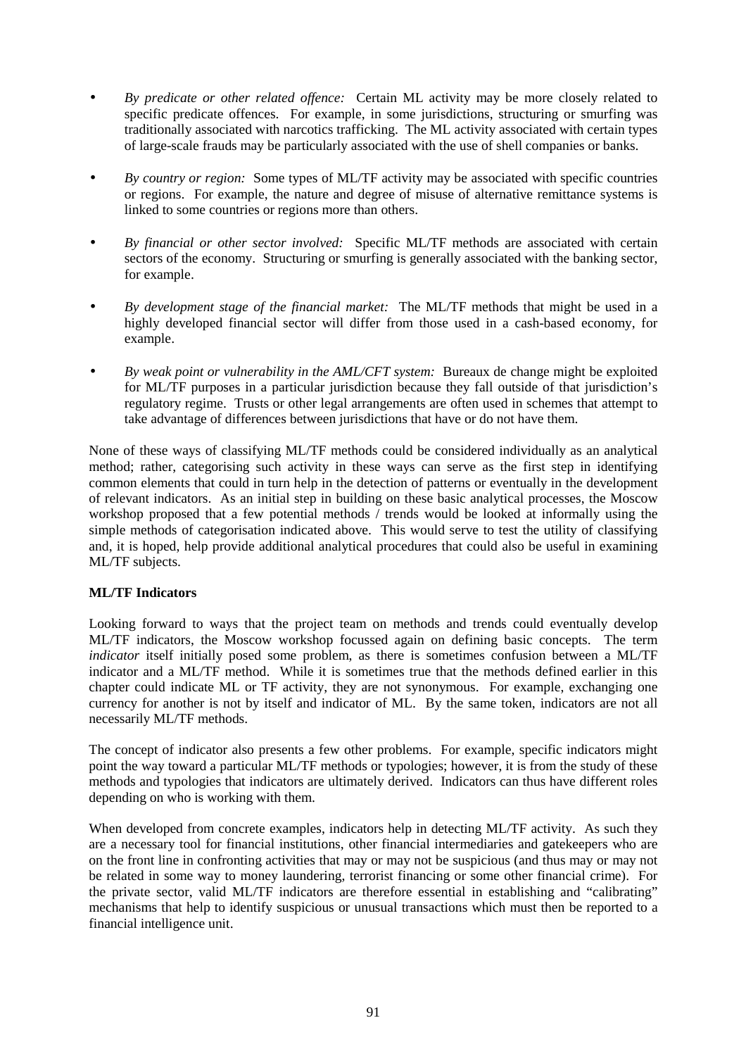- *By predicate or other related offence:* Certain ML activity may be more closely related to specific predicate offences. For example, in some jurisdictions, structuring or smurfing was traditionally associated with narcotics trafficking. The ML activity associated with certain types of large-scale frauds may be particularly associated with the use of shell companies or banks.

- *By country or region:* Some types of ML/TF activity may be associated with specific countries or regions. For example, the nature and degree of misuse of alternative remittance systems is linked to some countries or regions more than others.

- *By financial or other sector involved:* Specific ML/TF methods are associated with certain sectors of the economy. Structuring or smurfing is generally associated with the banking sector, for example.

- *By development stage of the financial market:* The ML/TF methods that might be used in a highly developed financial sector will differ from those used in a cash-based economy, for example.

- *By weak point or vulnerability in the AML/CFT system:* Bureaux de change might be exploited for ML/TF purposes in a particular jurisdiction because they fall outside of that jurisdiction's regulatory regime. Trusts or other legal arrangements are often used in schemes that attempt to take advantage of differences between jurisdictions that have or do not have them.

None of these ways of classifying ML/TF methods could be considered individually as an analytical method; rather, categorising such activity in these ways can serve as the first step in identifying common elements that could in turn help in the detection of patterns or eventually in the development of relevant indicators. As an initial step in building on these basic analytical processes, the Moscow workshop proposed that a few potential methods / trends would be looked at informally using the simple methods of categorisation indicated above. This would serve to test the utility of classifying and, it is hoped, help provide additional analytical procedures that could also be useful in examining ML/TF subjects.

**ML/TF Indicators**

Looking forward to ways that the project team on methods and trends could eventually develop ML/TF indicators, the Moscow workshop focussed again on defining basic concepts. The term *indicator* itself initially posed some problem, as there is sometimes confusion between a ML/TF indicator and a ML/TF method. While it is sometimes true that the methods defined earlier in this chapter could indicate ML or TF activity, they are not synonymous. For example, exchanging one currency for another is not by itself and indicator of ML. By the same token, indicators are not all necessarily ML/TF methods.

The concept of indicator also presents a few other problems. For example, specific indicators might point the way toward a particular ML/TF methods or typologies; however, it is from the study of these methods and typologies that indicators are ultimately derived. Indicators can thus have different roles depending on who is working with them.

When developed from concrete examples, indicators help in detecting ML/TF activity. As such they are a necessary tool for financial institutions, other financial intermediaries and gatekeepers who are on the front line in confronting activities that may or may not be suspicious (and thus may or may not be related in some way to money laundering, terrorist financing or some other financial crime). For the private sector, valid ML/TF indicators are therefore essential in establishing and "calibrating" mechanisms that help to identify suspicious or unusual transactions which must then be reported to a financial intelligence unit.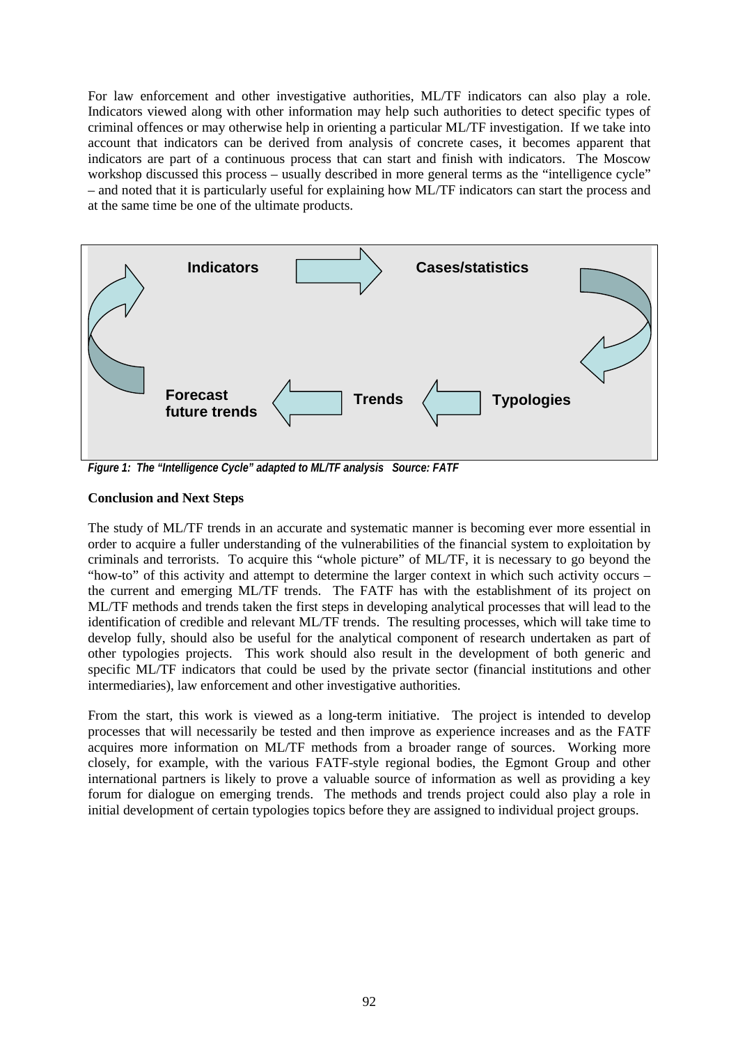For law enforcement and other investigative authorities, ML/TF indicators can also play a role. Indicators viewed along with other information may help such authorities to detect specific types of criminal offences or may otherwise help in orienting a particular ML/TF investigation. If we take into account that indicators can be derived from analysis of concrete cases, it becomes apparent that indicators are part of a continuous process that can start and finish with indicators. The Moscow workshop discussed this process – usually described in more general terms as the "intelligence cycle" – and noted that it is particularly useful for explaining how ML/TF indicators can start the process and at the same time be one of the ultimate products.

Indicators

Cases/statistics

Typologies

Trends

Forecast future trends

*Figure 1: The "Intelligence Cycle" adapted to ML/TF analysis Source: FATF*

**Conclusion and Next Steps**

The study of ML/TF trends in an accurate and systematic manner is becoming ever more essential in order to acquire a fuller understanding of the vulnerabilities of the financial system to exploitation by criminals and terrorists. To acquire this "whole picture" of ML/TF, it is necessary to go beyond the "how-to" of this activity and attempt to determine the larger context in which such activity occurs – the current and emerging ML/TF trends. The FATF has with the establishment of its project on ML/TF methods and trends taken the first steps in developing analytical processes that will lead to the identification of credible and relevant ML/TF trends. The resulting processes, which will take time to develop fully, should also be useful for the analytical component of research undertaken as part of other typologies projects. This work should also result in the development of both generic and specific ML/TF indicators that could be used by the private sector (financial institutions and other intermediaries), law enforcement and other investigative authorities.

From the start, this work is viewed as a long-term initiative. The project is intended to develop processes that will necessarily be tested and then improve as experience increases and as the FATF acquires more information on ML/TF methods from a broader range of sources. Working more closely, for example, with the various FATF-style regional bodies, the Egmont Group and other international partners is likely to prove a valuable source of information as well as providing a key forum for dialogue on emerging trends. The methods and trends project could also play a role in initial development of certain typologies topics before they are assigned to individual project groups.